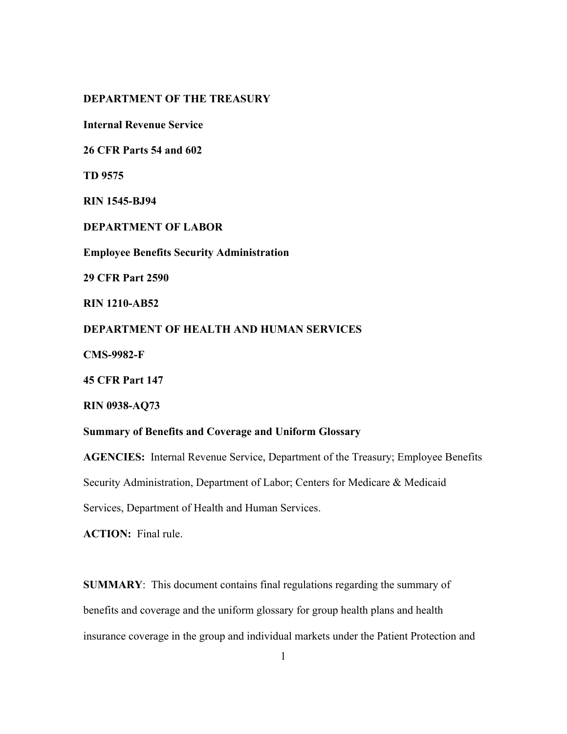**DEPARTMENT OF THE TREASURY**

**Internal Revenue Service**

**26 CFR Parts 54 and 602**

**TD 9575**

**RIN 1545-BJ94**

**DEPARTMENT OF LABOR**

**Employee Benefits Security Administration**

**29 CFR Part 2590**

**RIN 1210-AB52**

**DEPARTMENT OF HEALTH AND HUMAN SERVICES**

**CMS-9982-F**

**45 CFR Part 147**

**RIN 0938-AQ73**

**Summary of Benefits and Coverage and Uniform Glossary**

**AGENCIES:** Internal Revenue Service, Department of the Treasury; Employee Benefits Security Administration, Department of Labor; Centers for Medicare & Medicaid Services, Department of Health and Human Services.

**ACTION:** Final rule.

**SUMMARY**: This document contains final regulations regarding the summary of benefits and coverage and the uniform glossary for group health plans and health insurance coverage in the group and individual markets under the Patient Protection and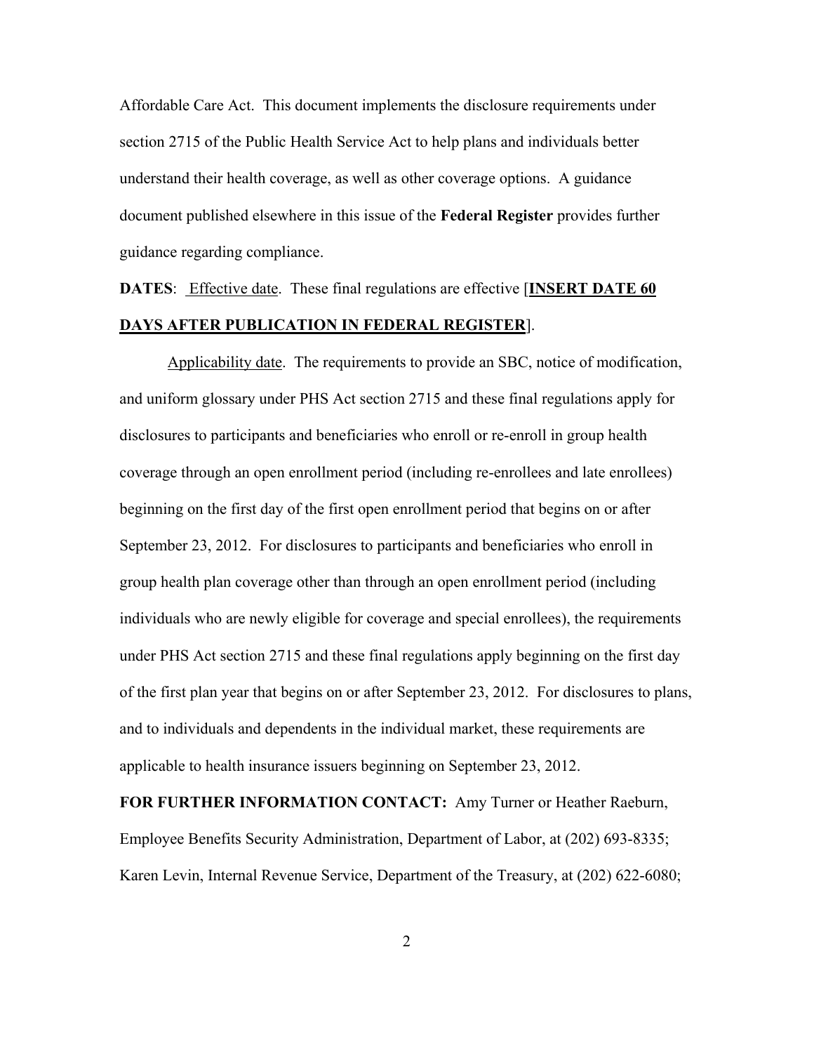Affordable Care Act. This document implements the disclosure requirements under section 2715 of the Public Health Service Act to help plans and individuals better understand their health coverage, as well as other coverage options. A guidance document published elsewhere in this issue of the **Federal Register** provides further guidance regarding compliance.

**DATES**: Effective date. These final regulations are effective [**INSERT DATE 60 DAYS AFTER PUBLICATION IN FEDERAL REGISTER**].

Applicability date. The requirements to provide an SBC, notice of modification, and uniform glossary under PHS Act section 2715 and these final regulations apply for disclosures to participants and beneficiaries who enroll or re-enroll in group health coverage through an open enrollment period (including re-enrollees and late enrollees) beginning on the first day of the first open enrollment period that begins on or after September 23, 2012. For disclosures to participants and beneficiaries who enroll in group health plan coverage other than through an open enrollment period (including individuals who are newly eligible for coverage and special enrollees), the requirements under PHS Act section 2715 and these final regulations apply beginning on the first day of the first plan year that begins on or after September 23, 2012. For disclosures to plans, and to individuals and dependents in the individual market, these requirements are applicable to health insurance issuers beginning on September 23, 2012.

**FOR FURTHER INFORMATION CONTACT:** Amy Turner or Heather Raeburn, Employee Benefits Security Administration, Department of Labor, at (202) 693-8335; Karen Levin, Internal Revenue Service, Department of the Treasury, at (202) 622-6080;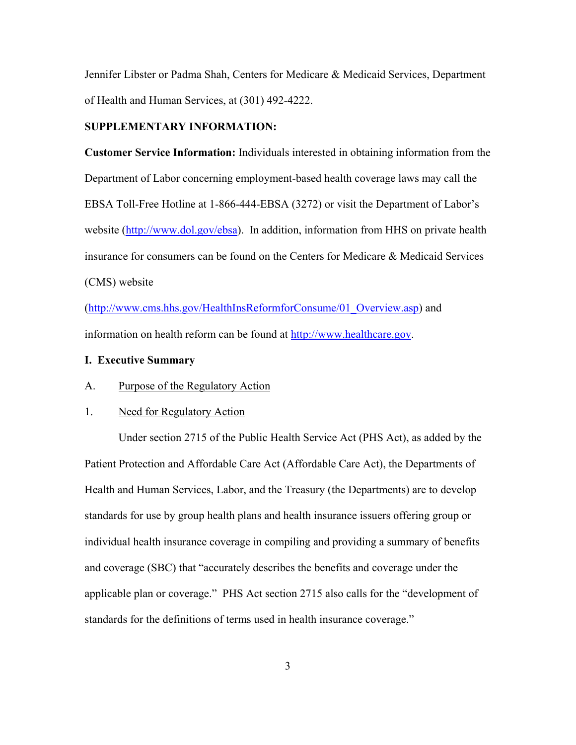Jennifer Libster or Padma Shah, Centers for Medicare & Medicaid Services, Department of Health and Human Services, at (301) 492-4222.

**SUPPLEMENTARY INFORMATION:**

**Customer Service Information:** Individuals interested in obtaining information from the Department of Labor concerning employment-based health coverage laws may call the EBSA Toll-Free Hotline at 1-866-444-EBSA (3272) or visit the Department of Labor's website (http://www.dol.gov/ebsa). In addition, information from HHS on private health insurance for consumers can be found on the Centers for Medicare & Medicaid Services (CMS) website (http://www.cms.hhs.gov/HealthInsReformforConsume/01_Overview.asp) and information on health reform can be found at http://www.healthcare.gov.

## I. Executive Summary

### A. Purpose of the Regulatory Action

#### 1. Need for Regulatory Action

Under section 2715 of the Public Health Service Act (PHS Act), as added by the Patient Protection and Affordable Care Act (Affordable Care Act), the Departments of Health and Human Services, Labor, and the Treasury (the Departments) are to develop standards for use by group health plans and health insurance issuers offering group or individual health insurance coverage in compiling and providing a summary of benefits and coverage (SBC) that "accurately describes the benefits and coverage under the applicable plan or coverage." PHS Act section 2715 also calls for the "development of standards for the definitions of terms used in health insurance coverage."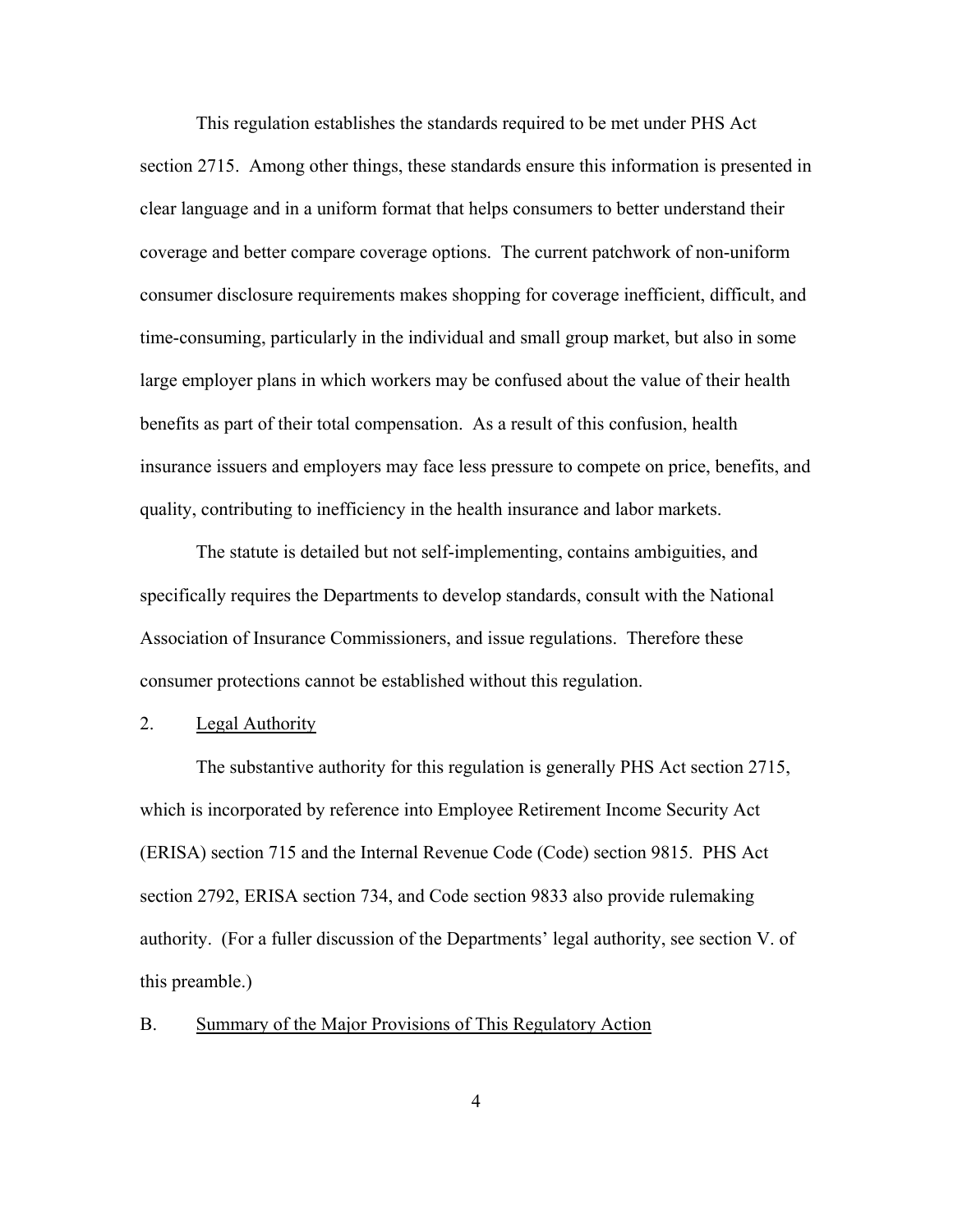This regulation establishes the standards required to be met under PHS Act section 2715. Among other things, these standards ensure this information is presented in clear language and in a uniform format that helps consumers to better understand their coverage and better compare coverage options. The current patchwork of non-uniform consumer disclosure requirements makes shopping for coverage inefficient, difficult, and time-consuming, particularly in the individual and small group market, but also in some large employer plans in which workers may be confused about the value of their health benefits as part of their total compensation. As a result of this confusion, health insurance issuers and employers may face less pressure to compete on price, benefits, and quality, contributing to inefficiency in the health insurance and labor markets.

The statute is detailed but not self-implementing, contains ambiguities, and specifically requires the Departments to develop standards, consult with the National Association of Insurance Commissioners, and issue regulations. Therefore these consumer protections cannot be established without this regulation.

## 2. Legal Authority

The substantive authority for this regulation is generally PHS Act section 2715, which is incorporated by reference into Employee Retirement Income Security Act (ERISA) section 715 and the Internal Revenue Code (Code) section 9815. PHS Act section 2792, ERISA section 734, and Code section 9833 also provide rulemaking authority. (For a fuller discussion of the Departments' legal authority, see section V. of this preamble.)

## B. Summary of the Major Provisions of This Regulatory Action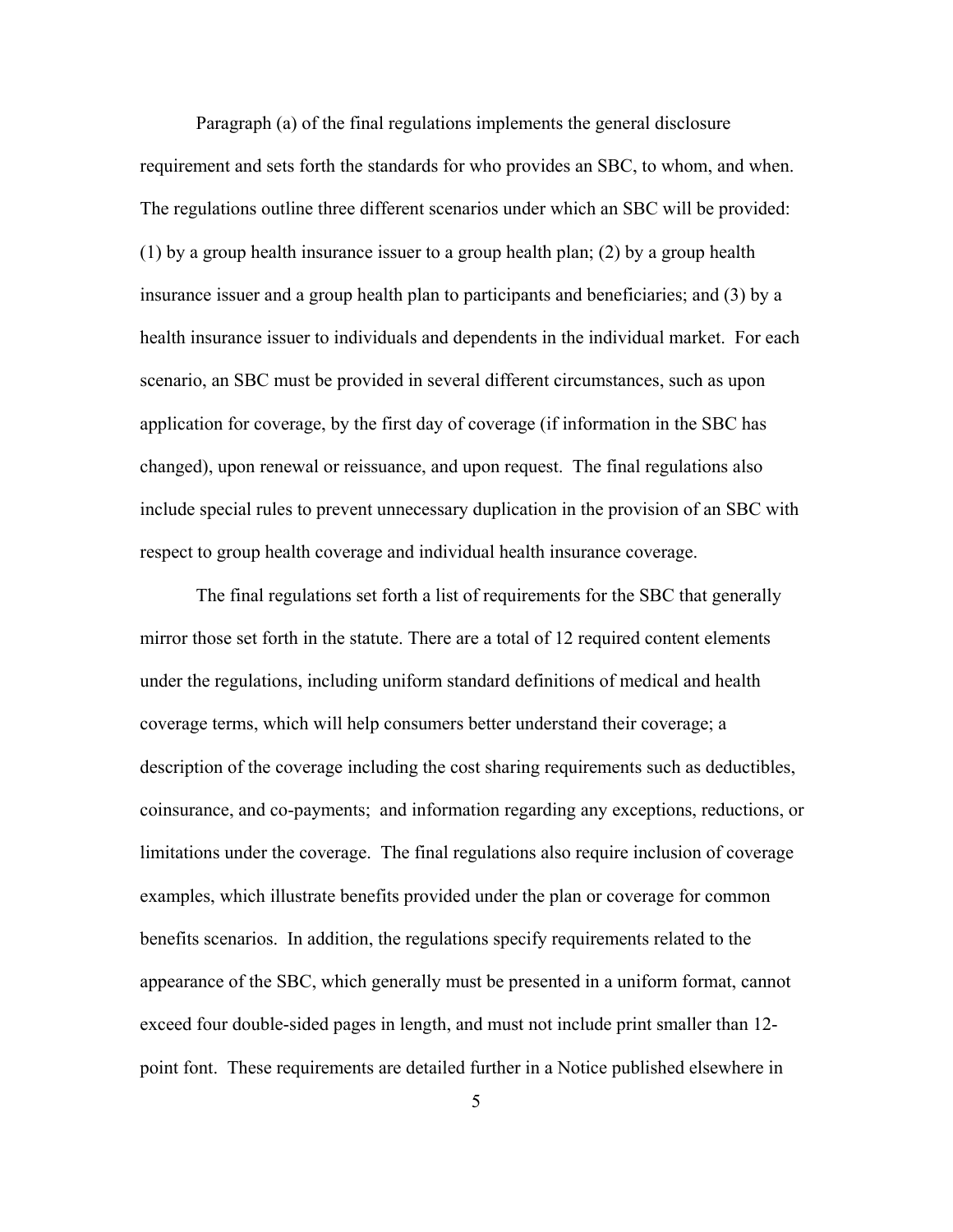Paragraph (a) of the final regulations implements the general disclosure requirement and sets forth the standards for who provides an SBC, to whom, and when. The regulations outline three different scenarios under which an SBC will be provided: (1) by a group health insurance issuer to a group health plan; (2) by a group health insurance issuer and a group health plan to participants and beneficiaries; and (3) by a health insurance issuer to individuals and dependents in the individual market. For each scenario, an SBC must be provided in several different circumstances, such as upon application for coverage, by the first day of coverage (if information in the SBC has changed), upon renewal or reissuance, and upon request. The final regulations also include special rules to prevent unnecessary duplication in the provision of an SBC with respect to group health coverage and individual health insurance coverage.

The final regulations set forth a list of requirements for the SBC that generally mirror those set forth in the statute. There are a total of 12 required content elements under the regulations, including uniform standard definitions of medical and health coverage terms, which will help consumers better understand their coverage; a description of the coverage including the cost sharing requirements such as deductibles, coinsurance, and co-payments; and information regarding any exceptions, reductions, or limitations under the coverage. The final regulations also require inclusion of coverage examples, which illustrate benefits provided under the plan or coverage for common benefits scenarios. In addition, the regulations specify requirements related to the appearance of the SBC, which generally must be presented in a uniform format, cannot exceed four double-sided pages in length, and must not include print smaller than 12-point font. These requirements are detailed further in a Notice published elsewhere in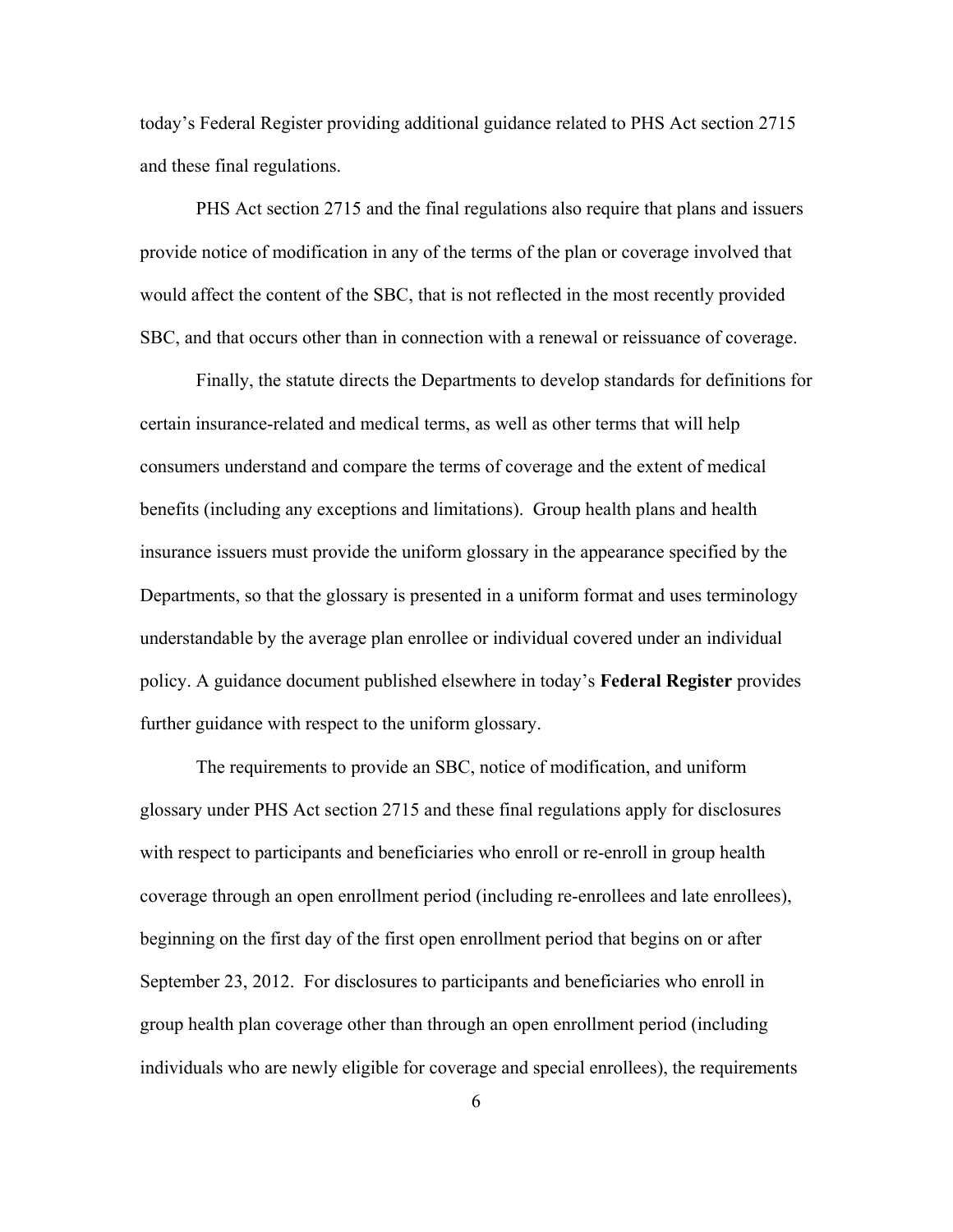today's Federal Register providing additional guidance related to PHS Act section 2715 and these final regulations.

PHS Act section 2715 and the final regulations also require that plans and issuers provide notice of modification in any of the terms of the plan or coverage involved that would affect the content of the SBC, that is not reflected in the most recently provided SBC, and that occurs other than in connection with a renewal or reissuance of coverage.

Finally, the statute directs the Departments to develop standards for definitions for certain insurance-related and medical terms, as well as other terms that will help consumers understand and compare the terms of coverage and the extent of medical benefits (including any exceptions and limitations). Group health plans and health insurance issuers must provide the uniform glossary in the appearance specified by the Departments, so that the glossary is presented in a uniform format and uses terminology understandable by the average plan enrollee or individual covered under an individual policy. A guidance document published elsewhere in today's **Federal Register** provides further guidance with respect to the uniform glossary.

The requirements to provide an SBC, notice of modification, and uniform glossary under PHS Act section 2715 and these final regulations apply for disclosures with respect to participants and beneficiaries who enroll or re-enroll in group health coverage through an open enrollment period (including re-enrollees and late enrollees), beginning on the first day of the first open enrollment period that begins on or after September 23, 2012. For disclosures to participants and beneficiaries who enroll in group health plan coverage other than through an open enrollment period (including individuals who are newly eligible for coverage and special enrollees), the requirements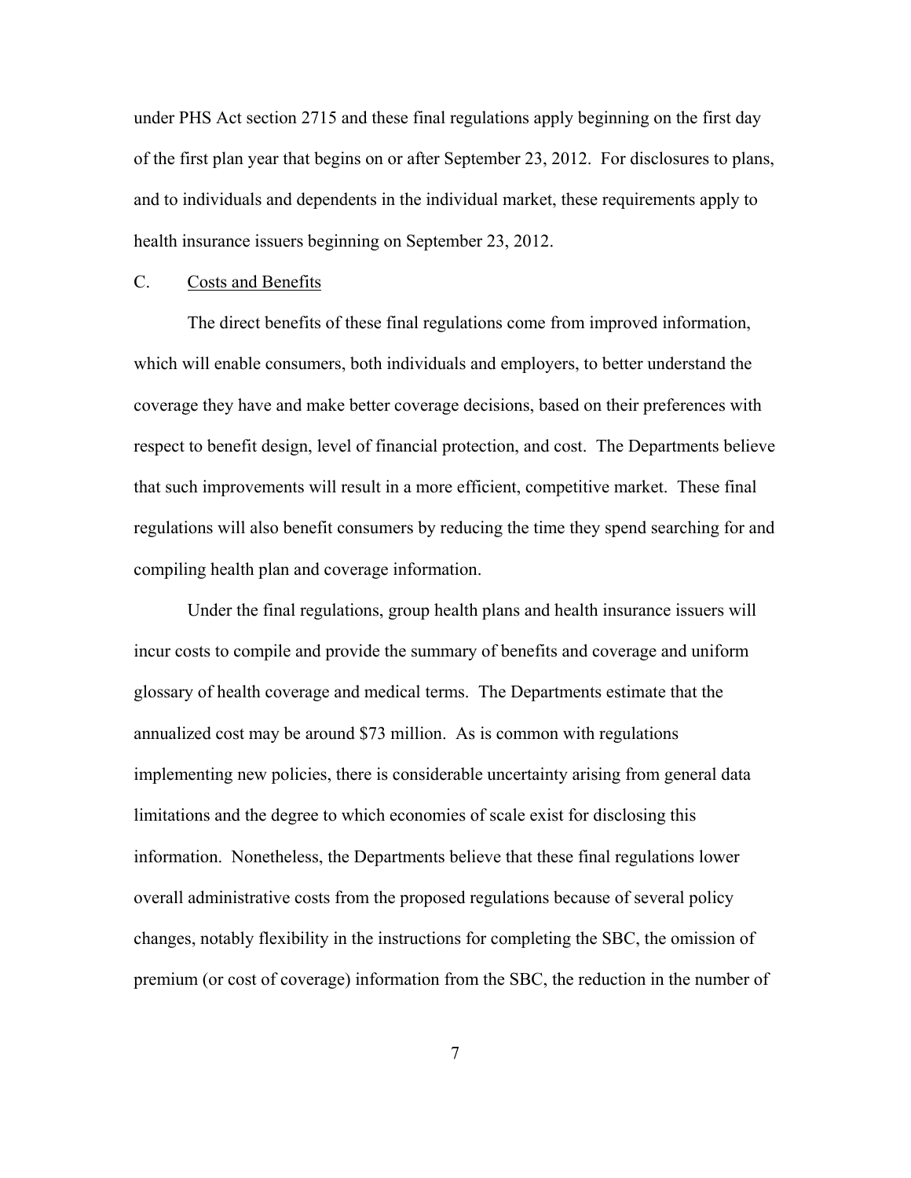under PHS Act section 2715 and these final regulations apply beginning on the first day of the first plan year that begins on or after September 23, 2012. For disclosures to plans, and to individuals and dependents in the individual market, these requirements apply to health insurance issuers beginning on September 23, 2012.

## C. Costs and Benefits

The direct benefits of these final regulations come from improved information, which will enable consumers, both individuals and employers, to better understand the coverage they have and make better coverage decisions, based on their preferences with respect to benefit design, level of financial protection, and cost. The Departments believe that such improvements will result in a more efficient, competitive market. These final regulations will also benefit consumers by reducing the time they spend searching for and compiling health plan and coverage information.

Under the final regulations, group health plans and health insurance issuers will incur costs to compile and provide the summary of benefits and coverage and uniform glossary of health coverage and medical terms. The Departments estimate that the annualized cost may be around $73 million. As is common with regulations implementing new policies, there is considerable uncertainty arising from general data limitations and the degree to which economies of scale exist for disclosing this information. Nonetheless, the Departments believe that these final regulations lower overall administrative costs from the proposed regulations because of several policy changes, notably flexibility in the instructions for completing the SBC, the omission of premium (or cost of coverage) information from the SBC, the reduction in the number of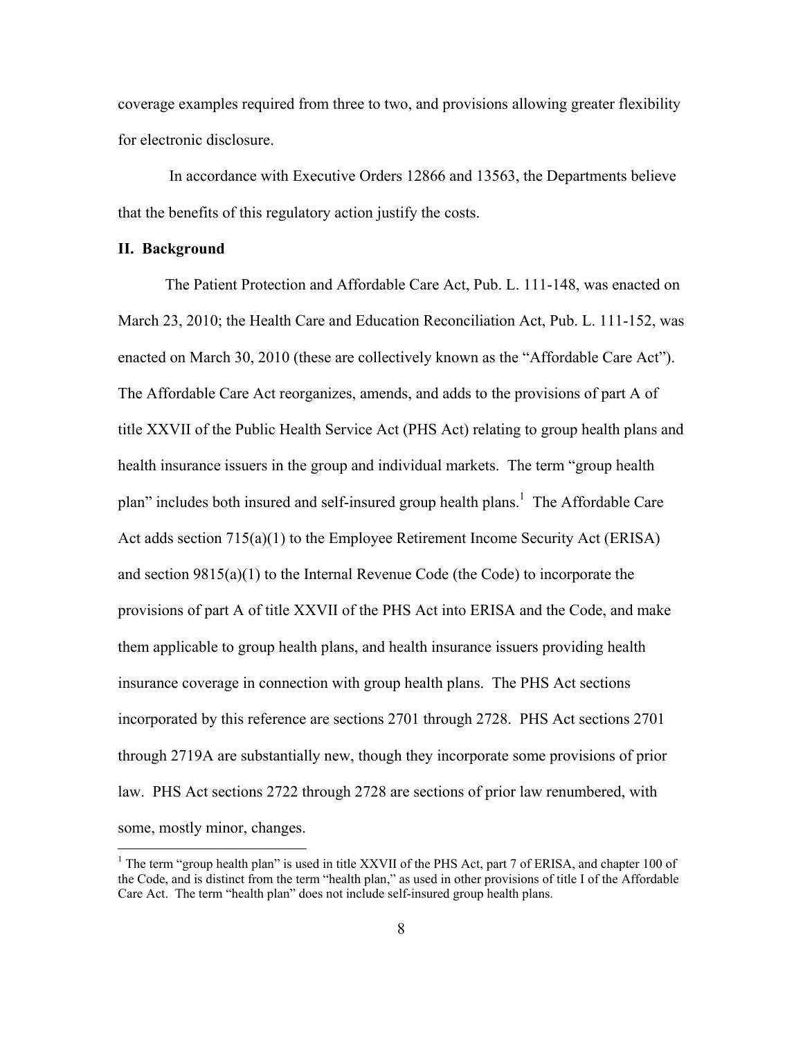coverage examples required from three to two, and provisions allowing greater flexibility for electronic disclosure.

In accordance with Executive Orders 12866 and 13563, the Departments believe that the benefits of this regulatory action justify the costs.

## II. Background

The Patient Protection and Affordable Care Act, Pub. L. 111-148, was enacted on March 23, 2010; the Health Care and Education Reconciliation Act, Pub. L. 111-152, was enacted on March 30, 2010 (these are collectively known as the "Affordable Care Act"). The Affordable Care Act reorganizes, amends, and adds to the provisions of part A of title XXVII of the Public Health Service Act (PHS Act) relating to group health plans and health insurance issuers in the group and individual markets. The term "group health plan" includes both insured and self-insured group health plans.[1] The Affordable Care Act adds section 715(a)(1) to the Employee Retirement Income Security Act (ERISA) and section 9815(a)(1) to the Internal Revenue Code (the Code) to incorporate the provisions of part A of title XXVII of the PHS Act into ERISA and the Code, and make them applicable to group health plans, and health insurance issuers providing health insurance coverage in connection with group health plans. The PHS Act sections incorporated by this reference are sections 2701 through 2728. PHS Act sections 2701 through 2719A are substantially new, though they incorporate some provisions of prior law. PHS Act sections 2722 through 2728 are sections of prior law renumbered, with some, mostly minor, changes.

[1] The term "group health plan" is used in title XXVII of the PHS Act, part 7 of ERISA, and chapter 100 of the Code, and is distinct from the term "health plan," as used in other provisions of title I of the Affordable Care Act. The term "health plan" does not include self-insured group health plans.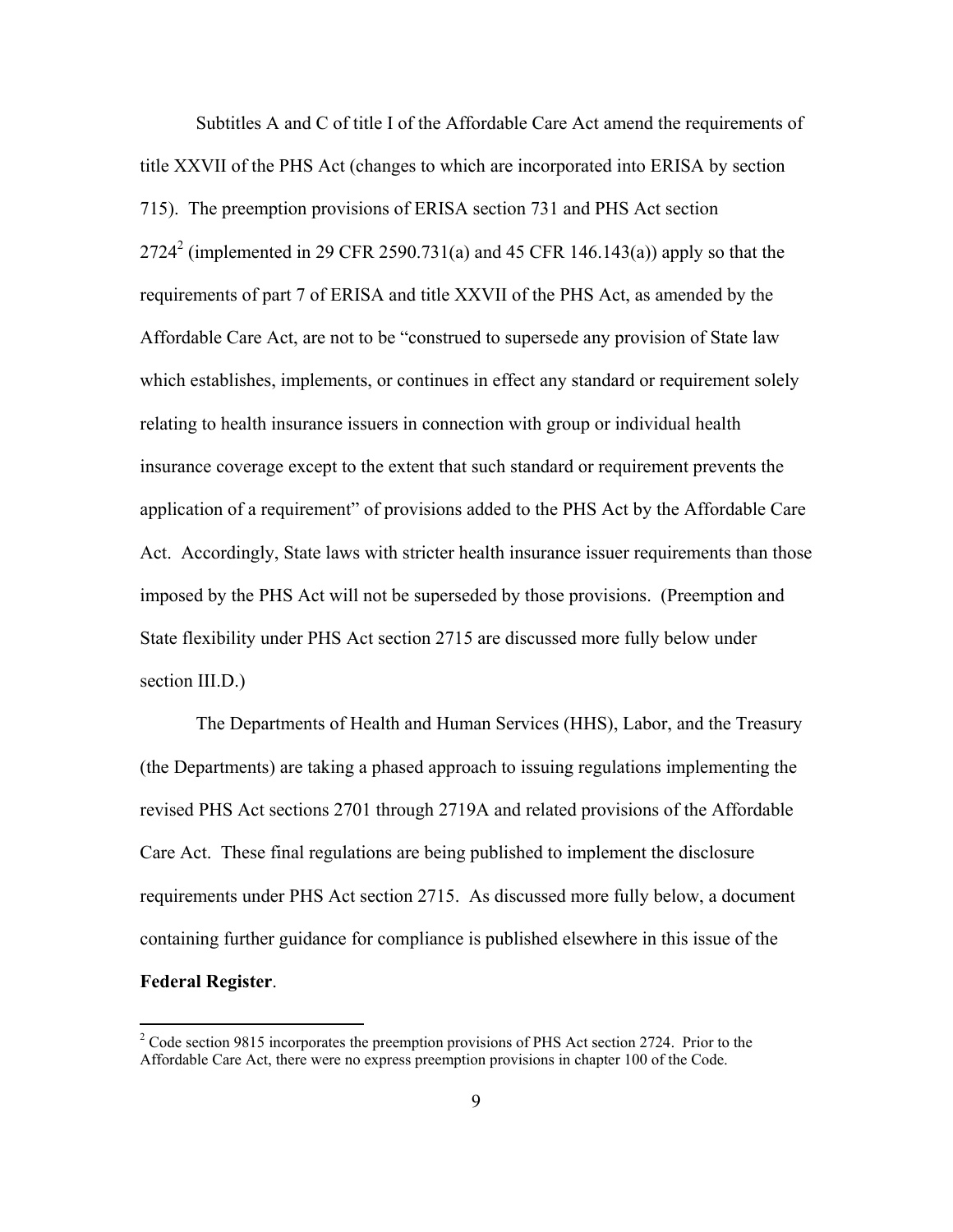Subtitles A and C of title I of the Affordable Care Act amend the requirements of title XXVII of the PHS Act (changes to which are incorporated into ERISA by section 715). The preemption provisions of ERISA section 731 and PHS Act section 2724[2] (implemented in 29 CFR 2590.731(a) and 45 CFR 146.143(a)) apply so that the requirements of part 7 of ERISA and title XXVII of the PHS Act, as amended by the Affordable Care Act, are not to be "construed to supersede any provision of State law which establishes, implements, or continues in effect any standard or requirement solely relating to health insurance issuers in connection with group or individual health insurance coverage except to the extent that such standard or requirement prevents the application of a requirement" of provisions added to the PHS Act by the Affordable Care Act. Accordingly, State laws with stricter health insurance issuer requirements than those imposed by the PHS Act will not be superseded by those provisions. (Preemption and State flexibility under PHS Act section 2715 are discussed more fully below under section III.D.)

The Departments of Health and Human Services (HHS), Labor, and the Treasury (the Departments) are taking a phased approach to issuing regulations implementing the revised PHS Act sections 2701 through 2719A and related provisions of the Affordable Care Act. These final regulations are being published to implement the disclosure requirements under PHS Act section 2715. As discussed more fully below, a document containing further guidance for compliance is published elsewhere in this issue of the **Federal Register**.

[2] Code section 9815 incorporates the preemption provisions of PHS Act section 2724. Prior to the Affordable Care Act, there were no express preemption provisions in chapter 100 of the Code.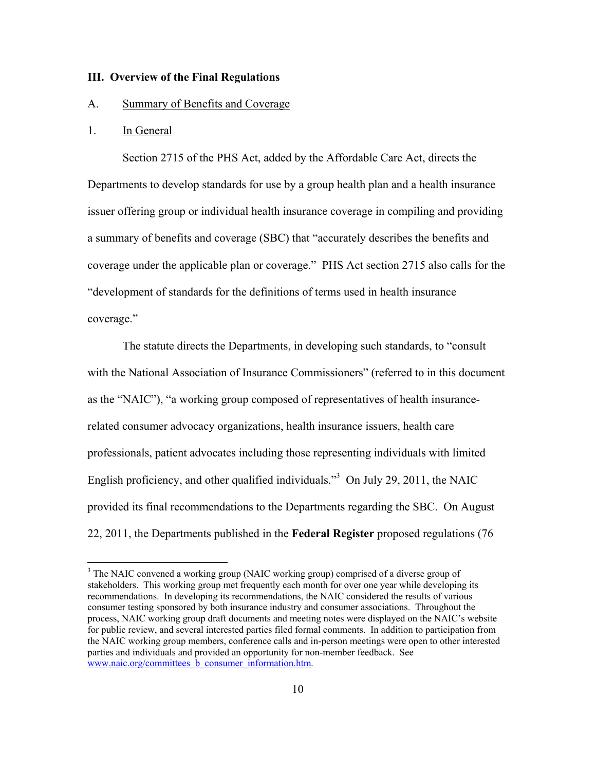## III. Overview of the Final Regulations

### A. Summary of Benefits and Coverage

#### 1. In General

Section 2715 of the PHS Act, added by the Affordable Care Act, directs the Departments to develop standards for use by a group health plan and a health insurance issuer offering group or individual health insurance coverage in compiling and providing a summary of benefits and coverage (SBC) that "accurately describes the benefits and coverage under the applicable plan or coverage." PHS Act section 2715 also calls for the "development of standards for the definitions of terms used in health insurance coverage."

The statute directs the Departments, in developing such standards, to "consult with the National Association of Insurance Commissioners" (referred to in this document as the "NAIC"), "a working group composed of representatives of health insurance-related consumer advocacy organizations, health insurance issuers, health care professionals, patient advocates including those representing individuals with limited English proficiency, and other qualified individuals."[3] On July 29, 2011, the NAIC provided its final recommendations to the Departments regarding the SBC. On August 22, 2011, the Departments published in the **Federal Register** proposed regulations (76

---

[3] The NAIC convened a working group (NAIC working group) comprised of a diverse group of stakeholders. This working group met frequently each month for over one year while developing its recommendations. In developing its recommendations, the NAIC considered the results of various consumer testing sponsored by both insurance industry and consumer associations. Throughout the process, NAIC working group draft documents and meeting notes were displayed on the NAIC's website for public review, and several interested parties filed formal comments. In addition to participation from the NAIC working group members, conference calls and in-person meetings were open to other interested parties and individuals and provided an opportunity for non-member feedback. See www.naic.org/committees_b_consumer_information.htm.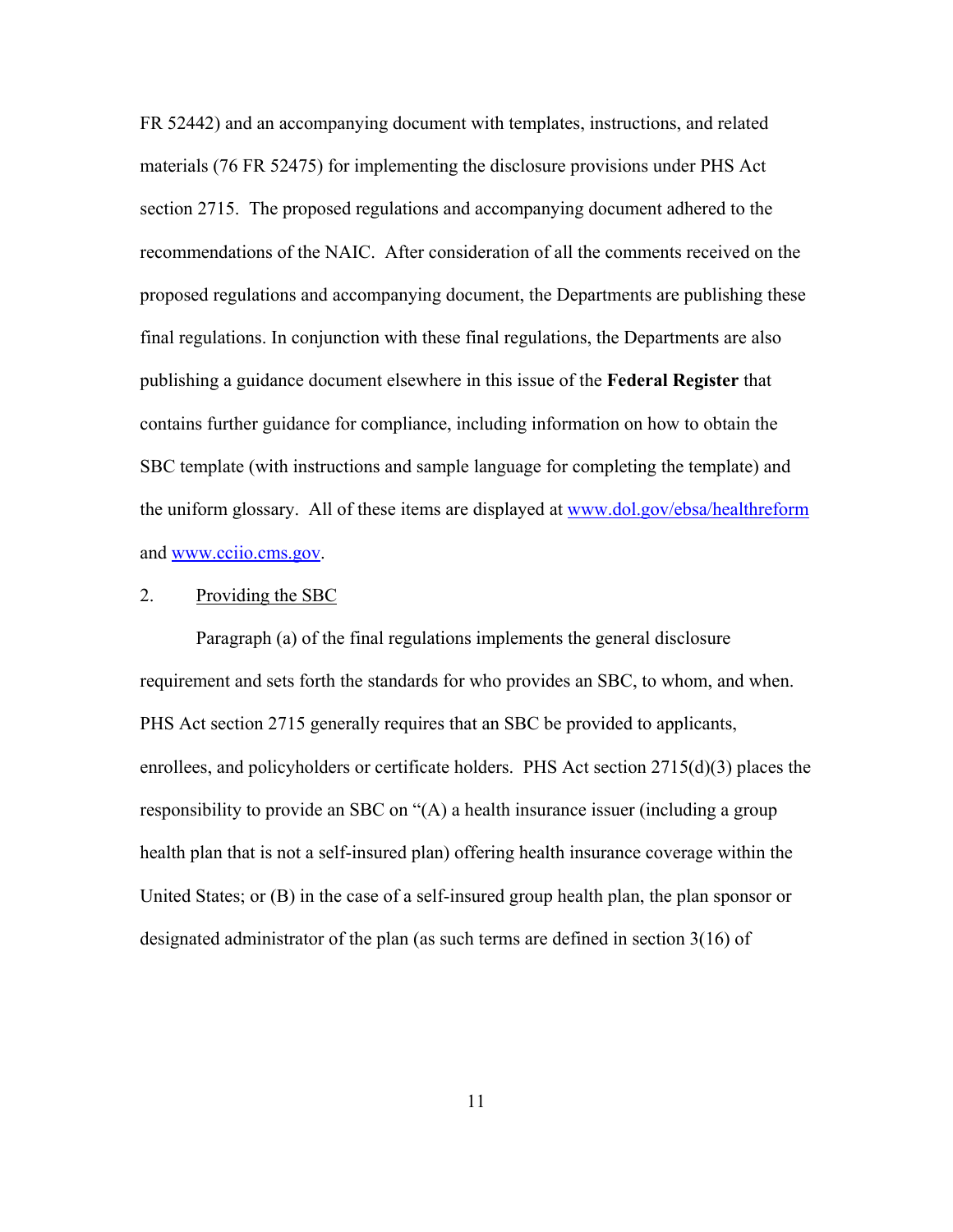FR 52442) and an accompanying document with templates, instructions, and related materials (76 FR 52475) for implementing the disclosure provisions under PHS Act section 2715. The proposed regulations and accompanying document adhered to the recommendations of the NAIC. After consideration of all the comments received on the proposed regulations and accompanying document, the Departments are publishing these final regulations. In conjunction with these final regulations, the Departments are also publishing a guidance document elsewhere in this issue of the **Federal Register** that contains further guidance for compliance, including information on how to obtain the SBC template (with instructions and sample language for completing the template) and the uniform glossary. All of these items are displayed at [www.dol.gov/ebsa/healthreform](www.dol.gov/ebsa/healthreform) and [www.cciio.cms.gov](www.cciio.cms.gov).

2. Providing the SBC

Paragraph (a) of the final regulations implements the general disclosure requirement and sets forth the standards for who provides an SBC, to whom, and when. PHS Act section 2715 generally requires that an SBC be provided to applicants, enrollees, and policyholders or certificate holders. PHS Act section 2715(d)(3) places the responsibility to provide an SBC on "(A) a health insurance issuer (including a group health plan that is not a self-insured plan) offering health insurance coverage within the United States; or (B) in the case of a self-insured group health plan, the plan sponsor or designated administrator of the plan (as such terms are defined in section 3(16) of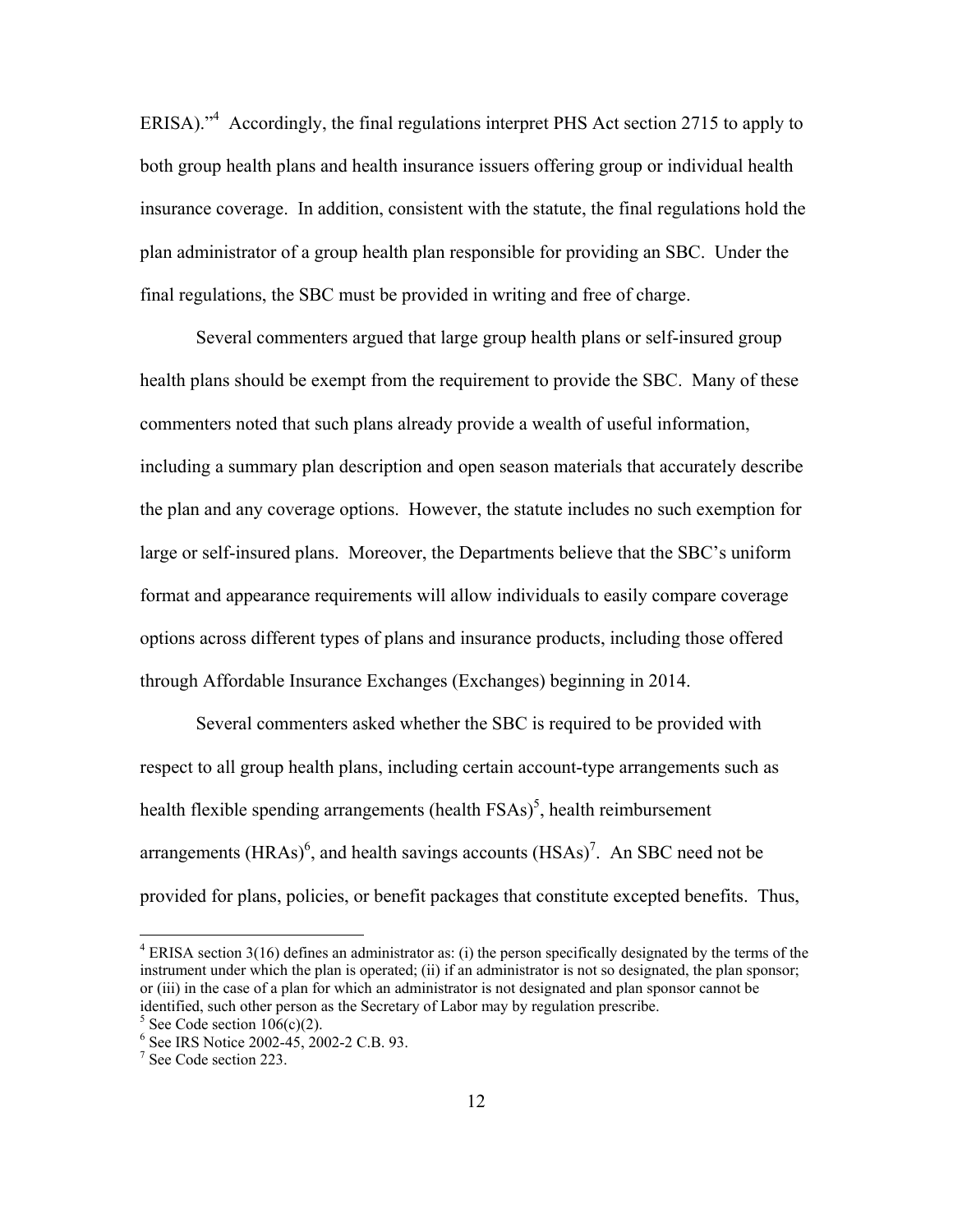ERISA)."[4] Accordingly, the final regulations interpret PHS Act section 2715 to apply to both group health plans and health insurance issuers offering group or individual health insurance coverage. In addition, consistent with the statute, the final regulations hold the plan administrator of a group health plan responsible for providing an SBC. Under the final regulations, the SBC must be provided in writing and free of charge.

Several commenters argued that large group health plans or self-insured group health plans should be exempt from the requirement to provide the SBC. Many of these commenters noted that such plans already provide a wealth of useful information, including a summary plan description and open season materials that accurately describe the plan and any coverage options. However, the statute includes no such exemption for large or self-insured plans. Moreover, the Departments believe that the SBC's uniform format and appearance requirements will allow individuals to easily compare coverage options across different types of plans and insurance products, including those offered through Affordable Insurance Exchanges (Exchanges) beginning in 2014.

Several commenters asked whether the SBC is required to be provided with respect to all group health plans, including certain account-type arrangements such as health flexible spending arrangements (health FSAs)[5], health reimbursement arrangements (HRAs)[6], and health savings accounts (HSAs)[7]. An SBC need not be provided for plans, policies, or benefit packages that constitute excepted benefits. Thus,

---

[4] ERISA section 3(16) defines an administrator as: (i) the person specifically designated by the terms of the instrument under which the plan is operated; (ii) if an administrator is not so designated, the plan sponsor; or (iii) in the case of a plan for which an administrator is not designated and plan sponsor cannot be identified, such other person as the Secretary of Labor may by regulation prescribe.

[5] See Code section 106(c)(2).

[6] See IRS Notice 2002-45, 2002-2 C.B. 93.

[7] See Code section 223.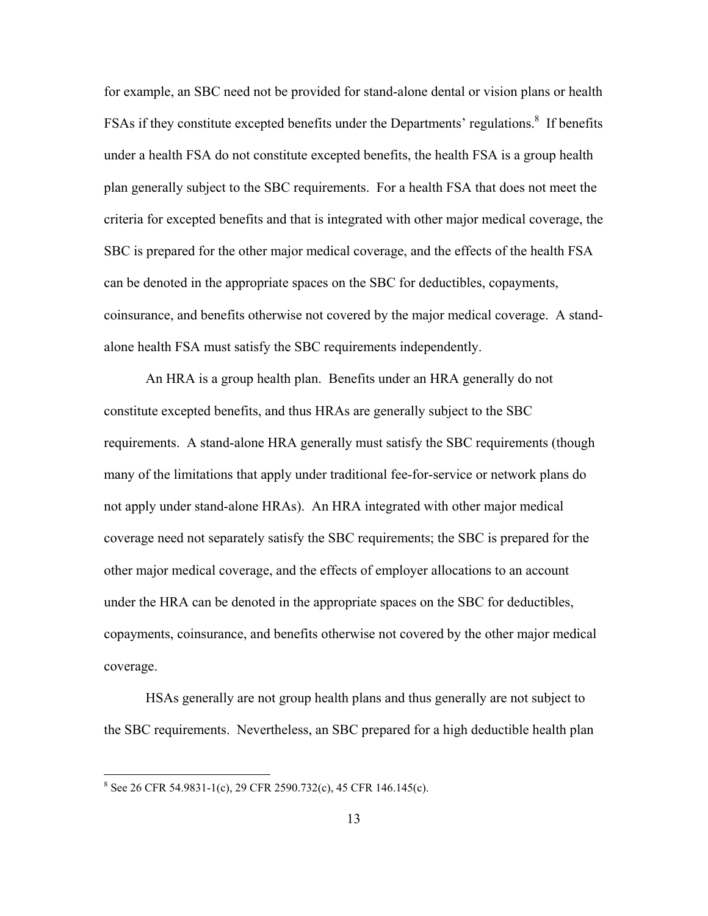for example, an SBC need not be provided for stand-alone dental or vision plans or health FSAs if they constitute excepted benefits under the Departments' regulations.[8] If benefits under a health FSA do not constitute excepted benefits, the health FSA is a group health plan generally subject to the SBC requirements. For a health FSA that does not meet the criteria for excepted benefits and that is integrated with other major medical coverage, the SBC is prepared for the other major medical coverage, and the effects of the health FSA can be denoted in the appropriate spaces on the SBC for deductibles, copayments, coinsurance, and benefits otherwise not covered by the major medical coverage. A stand-alone health FSA must satisfy the SBC requirements independently.

An HRA is a group health plan. Benefits under an HRA generally do not constitute excepted benefits, and thus HRAs are generally subject to the SBC requirements. A stand-alone HRA generally must satisfy the SBC requirements (though many of the limitations that apply under traditional fee-for-service or network plans do not apply under stand-alone HRAs). An HRA integrated with other major medical coverage need not separately satisfy the SBC requirements; the SBC is prepared for the other major medical coverage, and the effects of employer allocations to an account under the HRA can be denoted in the appropriate spaces on the SBC for deductibles, copayments, coinsurance, and benefits otherwise not covered by the other major medical coverage.

HSAs generally are not group health plans and thus generally are not subject to the SBC requirements. Nevertheless, an SBC prepared for a high deductible health plan

---

[8] See 26 CFR 54.9831-1(c), 29 CFR 2590.732(c), 45 CFR 146.145(c).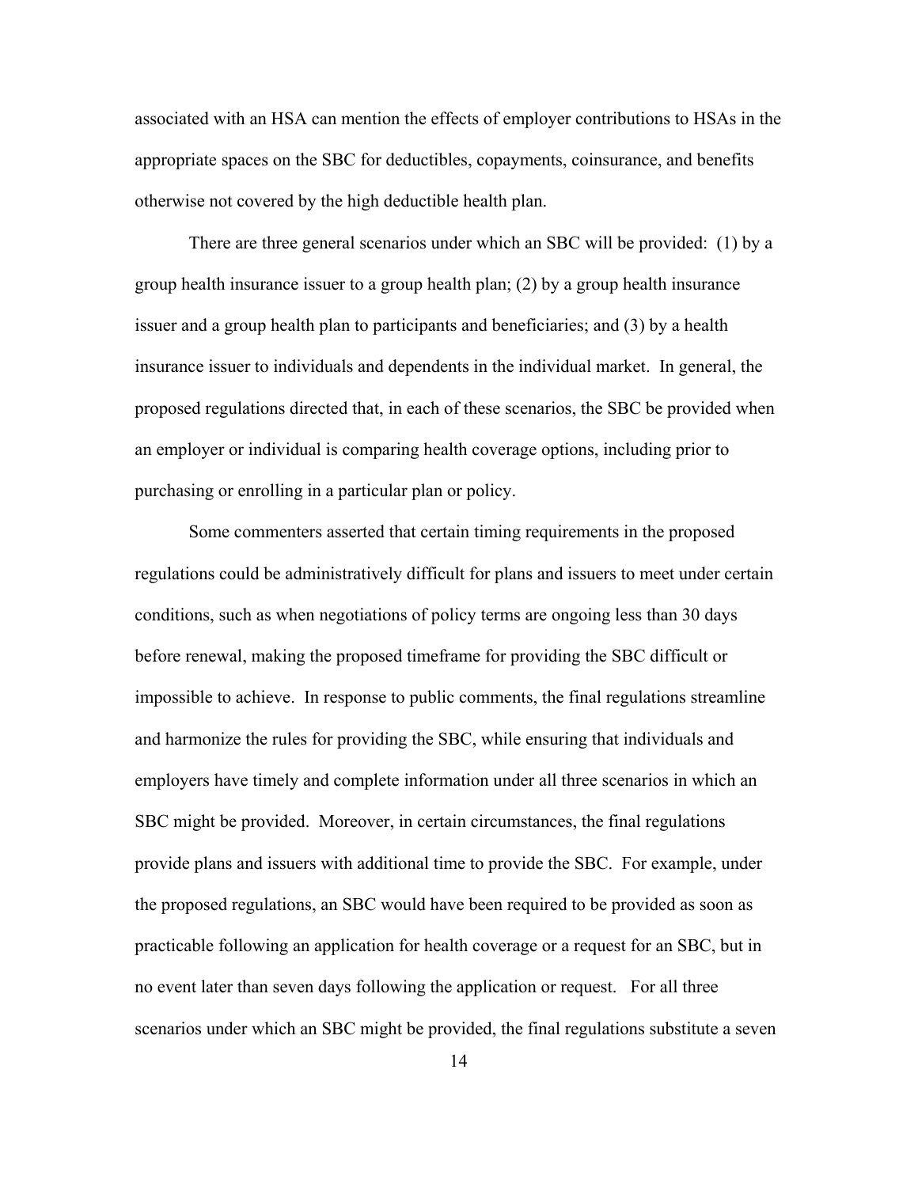associated with an HSA can mention the effects of employer contributions to HSAs in the appropriate spaces on the SBC for deductibles, copayments, coinsurance, and benefits otherwise not covered by the high deductible health plan.

There are three general scenarios under which an SBC will be provided: (1) by a group health insurance issuer to a group health plan; (2) by a group health insurance issuer and a group health plan to participants and beneficiaries; and (3) by a health insurance issuer to individuals and dependents in the individual market. In general, the proposed regulations directed that, in each of these scenarios, the SBC be provided when an employer or individual is comparing health coverage options, including prior to purchasing or enrolling in a particular plan or policy.

Some commenters asserted that certain timing requirements in the proposed regulations could be administratively difficult for plans and issuers to meet under certain conditions, such as when negotiations of policy terms are ongoing less than 30 days before renewal, making the proposed timeframe for providing the SBC difficult or impossible to achieve. In response to public comments, the final regulations streamline and harmonize the rules for providing the SBC, while ensuring that individuals and employers have timely and complete information under all three scenarios in which an SBC might be provided. Moreover, in certain circumstances, the final regulations provide plans and issuers with additional time to provide the SBC. For example, under the proposed regulations, an SBC would have been required to be provided as soon as practicable following an application for health coverage or a request for an SBC, but in no event later than seven days following the application or request. For all three scenarios under which an SBC might be provided, the final regulations substitute a seven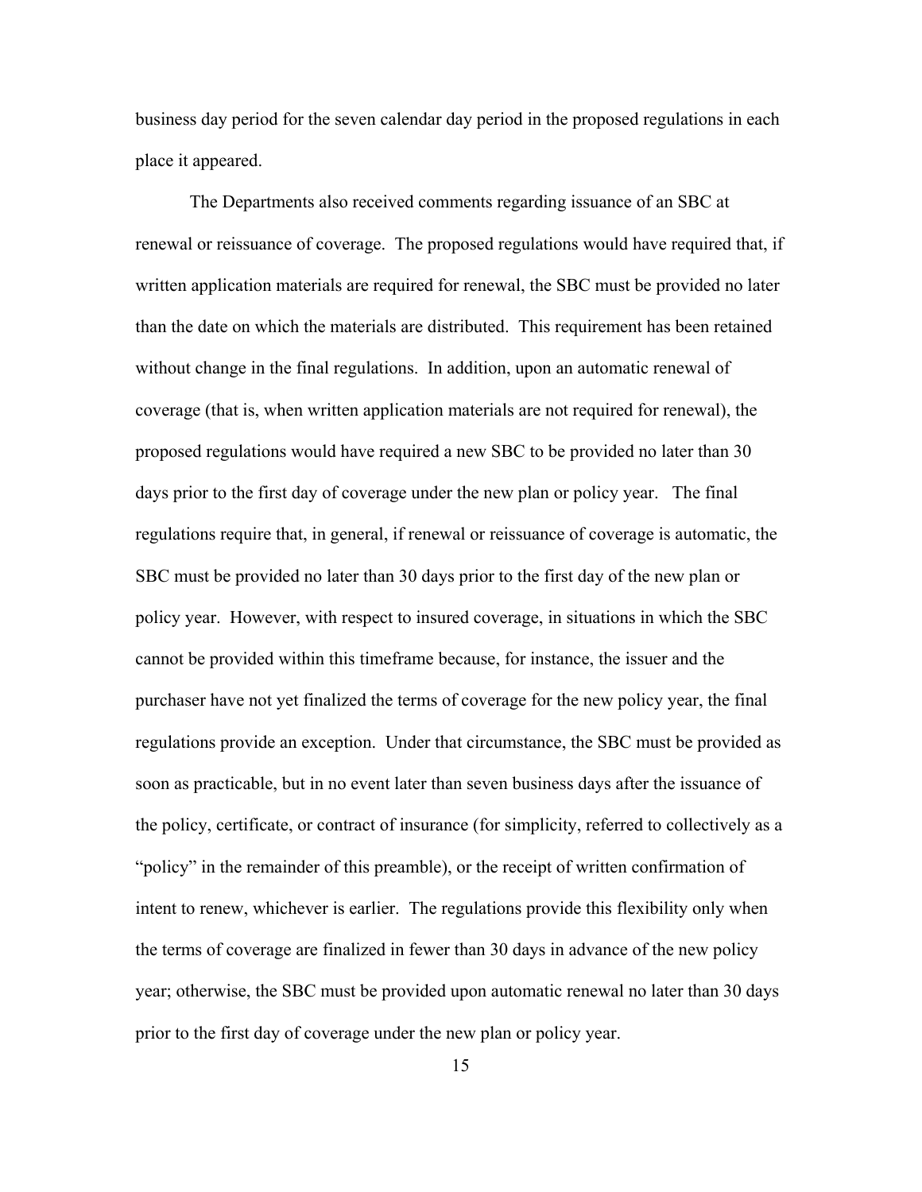business day period for the seven calendar day period in the proposed regulations in each place it appeared.

The Departments also received comments regarding issuance of an SBC at renewal or reissuance of coverage. The proposed regulations would have required that, if written application materials are required for renewal, the SBC must be provided no later than the date on which the materials are distributed. This requirement has been retained without change in the final regulations. In addition, upon an automatic renewal of coverage (that is, when written application materials are not required for renewal), the proposed regulations would have required a new SBC to be provided no later than 30 days prior to the first day of coverage under the new plan or policy year. The final regulations require that, in general, if renewal or reissuance of coverage is automatic, the SBC must be provided no later than 30 days prior to the first day of the new plan or policy year. However, with respect to insured coverage, in situations in which the SBC cannot be provided within this timeframe because, for instance, the issuer and the purchaser have not yet finalized the terms of coverage for the new policy year, the final regulations provide an exception. Under that circumstance, the SBC must be provided as soon as practicable, but in no event later than seven business days after the issuance of the policy, certificate, or contract of insurance (for simplicity, referred to collectively as a "policy" in the remainder of this preamble), or the receipt of written confirmation of intent to renew, whichever is earlier. The regulations provide this flexibility only when the terms of coverage are finalized in fewer than 30 days in advance of the new policy year; otherwise, the SBC must be provided upon automatic renewal no later than 30 days prior to the first day of coverage under the new plan or policy year.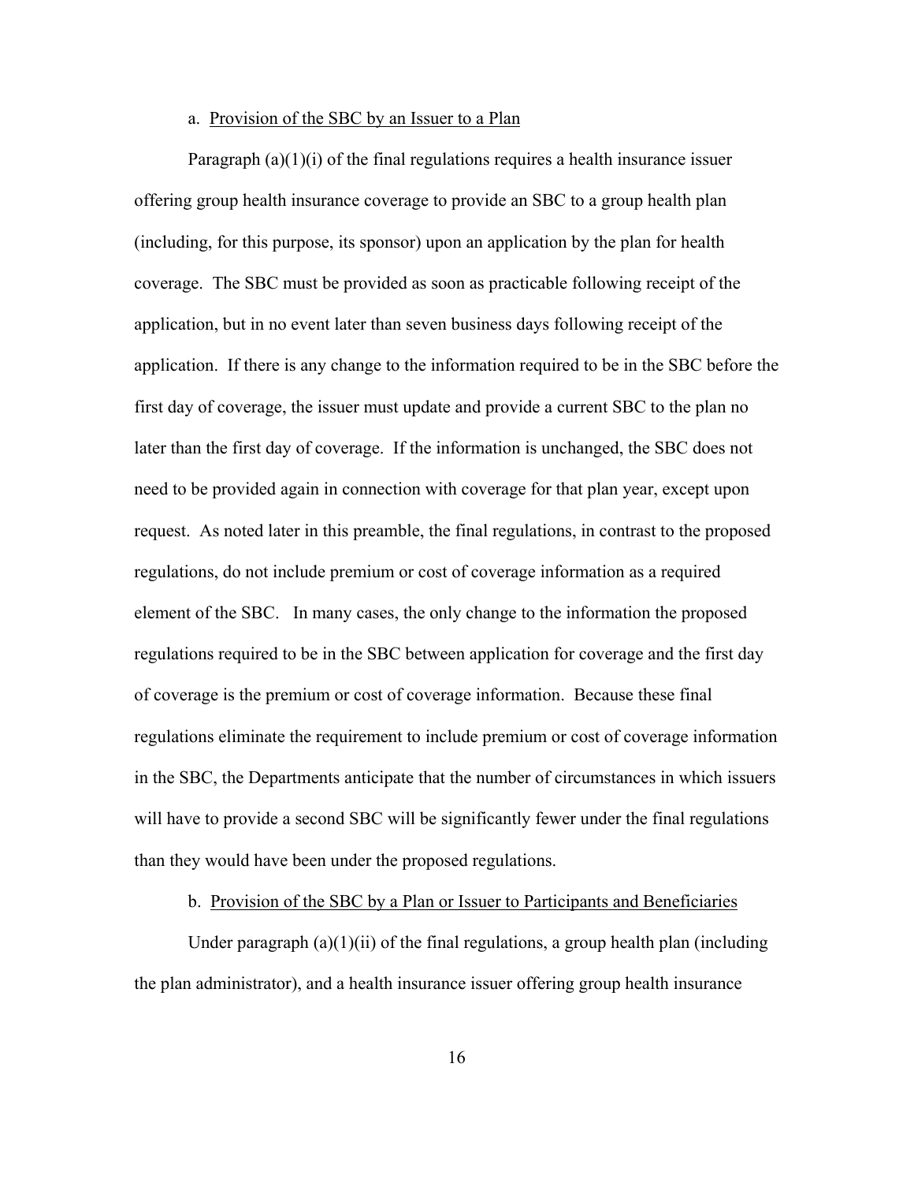a. Provision of the SBC by an Issuer to a Plan

Paragraph (a)(1)(i) of the final regulations requires a health insurance issuer offering group health insurance coverage to provide an SBC to a group health plan (including, for this purpose, its sponsor) upon an application by the plan for health coverage. The SBC must be provided as soon as practicable following receipt of the application, but in no event later than seven business days following receipt of the application. If there is any change to the information required to be in the SBC before the first day of coverage, the issuer must update and provide a current SBC to the plan no later than the first day of coverage. If the information is unchanged, the SBC does not need to be provided again in connection with coverage for that plan year, except upon request. As noted later in this preamble, the final regulations, in contrast to the proposed regulations, do not include premium or cost of coverage information as a required element of the SBC. In many cases, the only change to the information the proposed regulations required to be in the SBC between application for coverage and the first day of coverage is the premium or cost of coverage information. Because these final regulations eliminate the requirement to include premium or cost of coverage information in the SBC, the Departments anticipate that the number of circumstances in which issuers will have to provide a second SBC will be significantly fewer under the final regulations than they would have been under the proposed regulations.

b. Provision of the SBC by a Plan or Issuer to Participants and Beneficiaries

Under paragraph (a)(1)(ii) of the final regulations, a group health plan (including the plan administrator), and a health insurance issuer offering group health insurance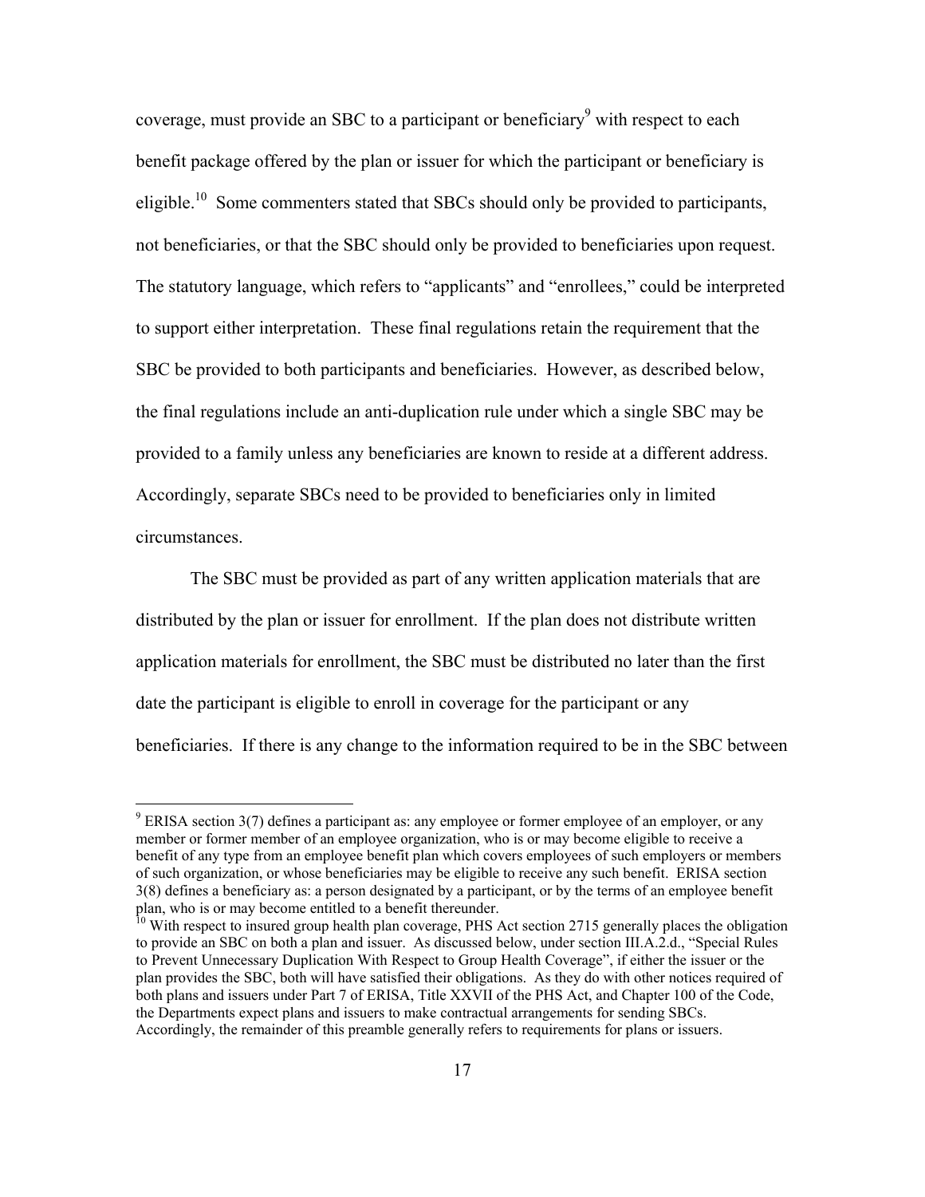coverage, must provide an SBC to a participant or beneficiary[9] with respect to each benefit package offered by the plan or issuer for which the participant or beneficiary is eligible.[10] Some commenters stated that SBCs should only be provided to participants, not beneficiaries, or that the SBC should only be provided to beneficiaries upon request. The statutory language, which refers to "applicants" and "enrollees," could be interpreted to support either interpretation. These final regulations retain the requirement that the SBC be provided to both participants and beneficiaries. However, as described below, the final regulations include an anti-duplication rule under which a single SBC may be provided to a family unless any beneficiaries are known to reside at a different address. Accordingly, separate SBCs need to be provided to beneficiaries only in limited circumstances.

The SBC must be provided as part of any written application materials that are distributed by the plan or issuer for enrollment. If the plan does not distribute written application materials for enrollment, the SBC must be distributed no later than the first date the participant is eligible to enroll in coverage for the participant or any beneficiaries. If there is any change to the information required to be in the SBC between

---

[9] ERISA section 3(7) defines a participant as: any employee or former employee of an employer, or any member or former member of an employee organization, who is or may become eligible to receive a benefit of any type from an employee benefit plan which covers employees of such employers or members of such organization, or whose beneficiaries may be eligible to receive any such benefit. ERISA section 3(8) defines a beneficiary as: a person designated by a participant, or by the terms of an employee benefit plan, who is or may become entitled to a benefit thereunder.

[10] With respect to insured group health plan coverage, PHS Act section 2715 generally places the obligation to provide an SBC on both a plan and issuer. As discussed below, under section III.A.2.d., "Special Rules to Prevent Unnecessary Duplication With Respect to Group Health Coverage", if either the issuer or the plan provides the SBC, both will have satisfied their obligations. As they do with other notices required of both plans and issuers under Part 7 of ERISA, Title XXVII of the PHS Act, and Chapter 100 of the Code, the Departments expect plans and issuers to make contractual arrangements for sending SBCs. Accordingly, the remainder of this preamble generally refers to requirements for plans or issuers.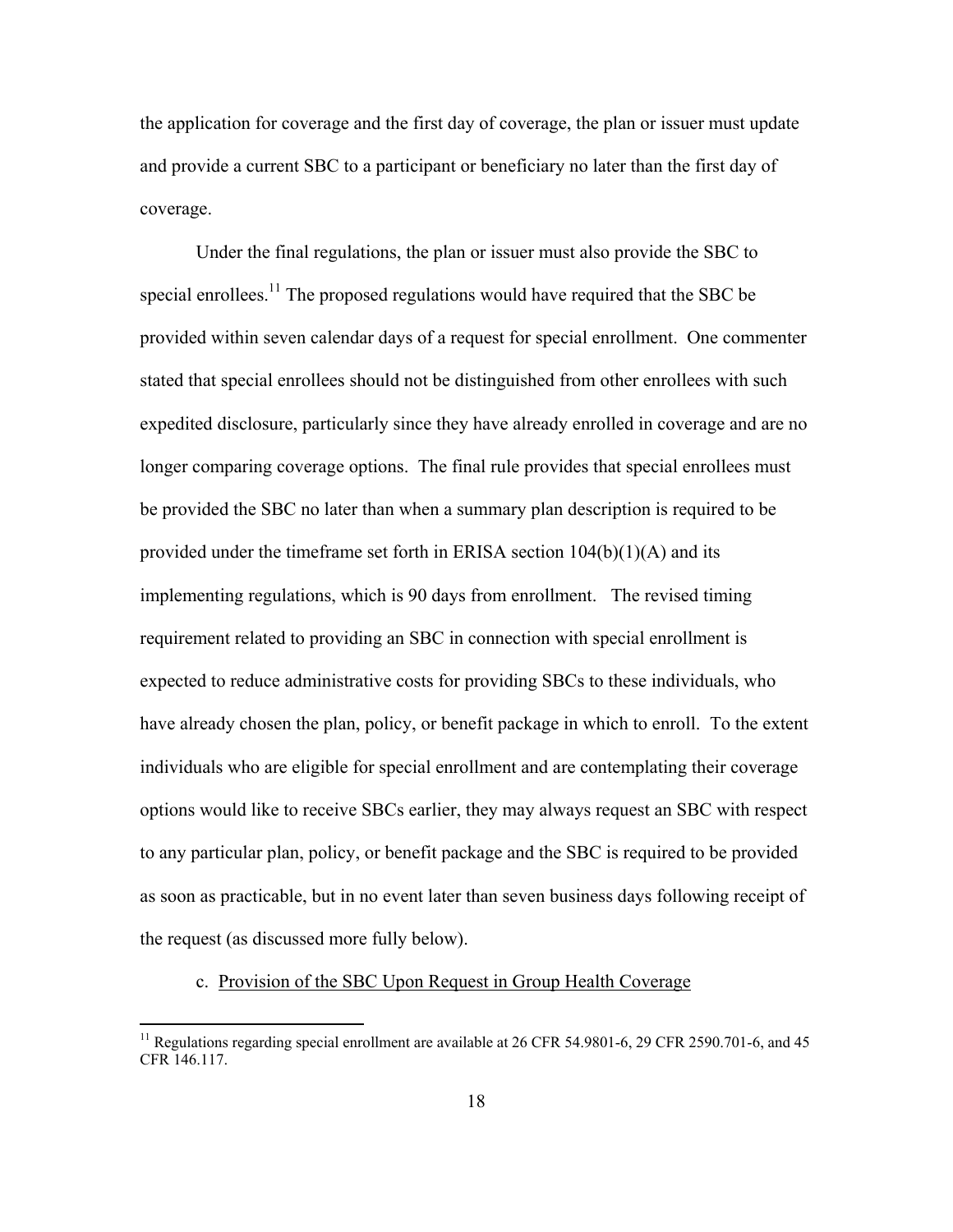the application for coverage and the first day of coverage, the plan or issuer must update and provide a current SBC to a participant or beneficiary no later than the first day of coverage.

Under the final regulations, the plan or issuer must also provide the SBC to special enrollees.[11] The proposed regulations would have required that the SBC be provided within seven calendar days of a request for special enrollment. One commenter stated that special enrollees should not be distinguished from other enrollees with such expedited disclosure, particularly since they have already enrolled in coverage and are no longer comparing coverage options. The final rule provides that special enrollees must be provided the SBC no later than when a summary plan description is required to be provided under the timeframe set forth in ERISA section 104(b)(1)(A) and its implementing regulations, which is 90 days from enrollment. The revised timing requirement related to providing an SBC in connection with special enrollment is expected to reduce administrative costs for providing SBCs to these individuals, who have already chosen the plan, policy, or benefit package in which to enroll. To the extent individuals who are eligible for special enrollment and are contemplating their coverage options would like to receive SBCs earlier, they may always request an SBC with respect to any particular plan, policy, or benefit package and the SBC is required to be provided as soon as practicable, but in no event later than seven business days following receipt of the request (as discussed more fully below).

c. Provision of the SBC Upon Request in Group Health Coverage

[11] Regulations regarding special enrollment are available at 26 CFR 54.9801-6, 29 CFR 2590.701-6, and 45 CFR 146.117.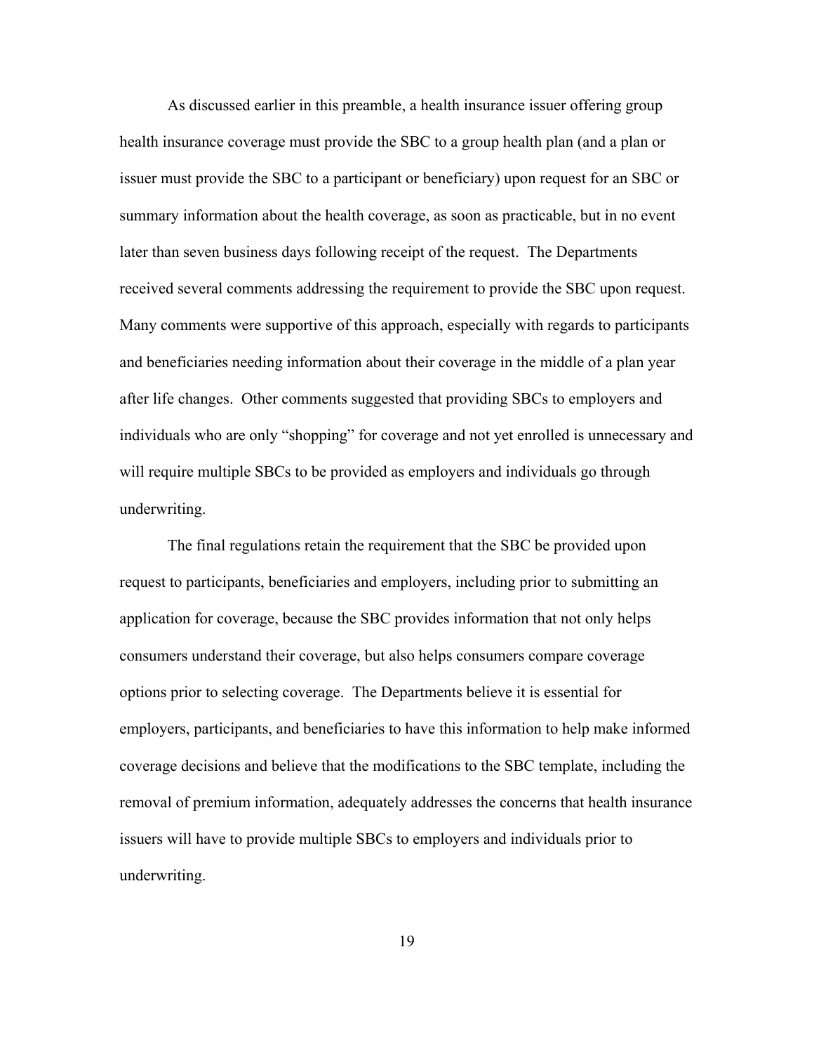As discussed earlier in this preamble, a health insurance issuer offering group health insurance coverage must provide the SBC to a group health plan (and a plan or issuer must provide the SBC to a participant or beneficiary) upon request for an SBC or summary information about the health coverage, as soon as practicable, but in no event later than seven business days following receipt of the request. The Departments received several comments addressing the requirement to provide the SBC upon request. Many comments were supportive of this approach, especially with regards to participants and beneficiaries needing information about their coverage in the middle of a plan year after life changes. Other comments suggested that providing SBCs to employers and individuals who are only "shopping" for coverage and not yet enrolled is unnecessary and will require multiple SBCs to be provided as employers and individuals go through underwriting.

The final regulations retain the requirement that the SBC be provided upon request to participants, beneficiaries and employers, including prior to submitting an application for coverage, because the SBC provides information that not only helps consumers understand their coverage, but also helps consumers compare coverage options prior to selecting coverage. The Departments believe it is essential for employers, participants, and beneficiaries to have this information to help make informed coverage decisions and believe that the modifications to the SBC template, including the removal of premium information, adequately addresses the concerns that health insurance issuers will have to provide multiple SBCs to employers and individuals prior to underwriting.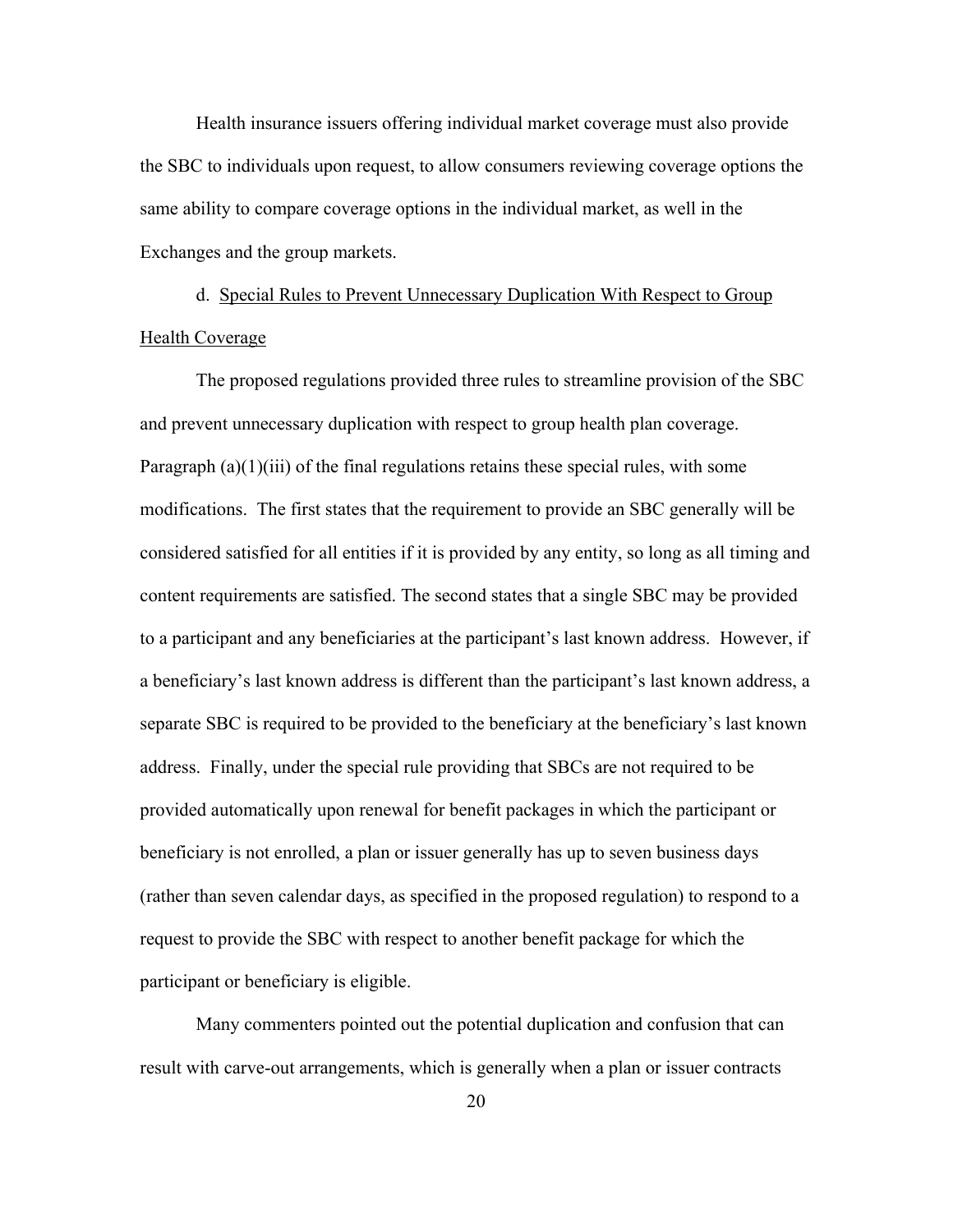Health insurance issuers offering individual market coverage must also provide the SBC to individuals upon request, to allow consumers reviewing coverage options the same ability to compare coverage options in the individual market, as well in the Exchanges and the group markets.

d. Special Rules to Prevent Unnecessary Duplication With Respect to Group Health Coverage

The proposed regulations provided three rules to streamline provision of the SBC and prevent unnecessary duplication with respect to group health plan coverage. Paragraph (a)(1)(iii) of the final regulations retains these special rules, with some modifications. The first states that the requirement to provide an SBC generally will be considered satisfied for all entities if it is provided by any entity, so long as all timing and content requirements are satisfied. The second states that a single SBC may be provided to a participant and any beneficiaries at the participant's last known address. However, if a beneficiary's last known address is different than the participant's last known address, a separate SBC is required to be provided to the beneficiary at the beneficiary's last known address. Finally, under the special rule providing that SBCs are not required to be provided automatically upon renewal for benefit packages in which the participant or beneficiary is not enrolled, a plan or issuer generally has up to seven business days (rather than seven calendar days, as specified in the proposed regulation) to respond to a request to provide the SBC with respect to another benefit package for which the participant or beneficiary is eligible.

Many commenters pointed out the potential duplication and confusion that can result with carve-out arrangements, which is generally when a plan or issuer contracts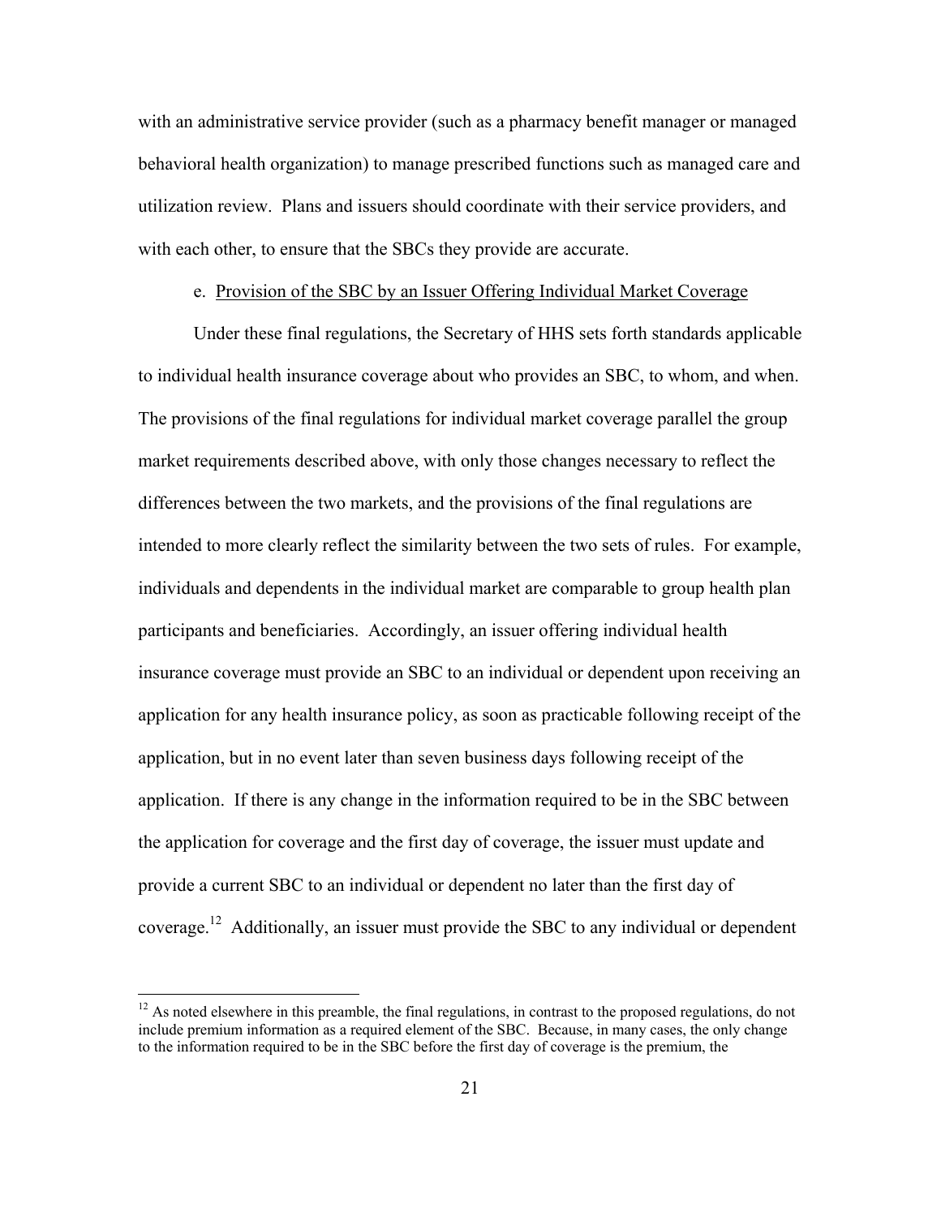with an administrative service provider (such as a pharmacy benefit manager or managed behavioral health organization) to manage prescribed functions such as managed care and utilization review. Plans and issuers should coordinate with their service providers, and with each other, to ensure that the SBCs they provide are accurate.

e. Provision of the SBC by an Issuer Offering Individual Market Coverage

Under these final regulations, the Secretary of HHS sets forth standards applicable to individual health insurance coverage about who provides an SBC, to whom, and when. The provisions of the final regulations for individual market coverage parallel the group market requirements described above, with only those changes necessary to reflect the differences between the two markets, and the provisions of the final regulations are intended to more clearly reflect the similarity between the two sets of rules. For example, individuals and dependents in the individual market are comparable to group health plan participants and beneficiaries. Accordingly, an issuer offering individual health insurance coverage must provide an SBC to an individual or dependent upon receiving an application for any health insurance policy, as soon as practicable following receipt of the application, but in no event later than seven business days following receipt of the application. If there is any change in the information required to be in the SBC between the application for coverage and the first day of coverage, the issuer must update and provide a current SBC to an individual or dependent no later than the first day of coverage.[12] Additionally, an issuer must provide the SBC to any individual or dependent

[12] As noted elsewhere in this preamble, the final regulations, in contrast to the proposed regulations, do not include premium information as a required element of the SBC. Because, in many cases, the only change to the information required to be in the SBC before the first day of coverage is the premium, the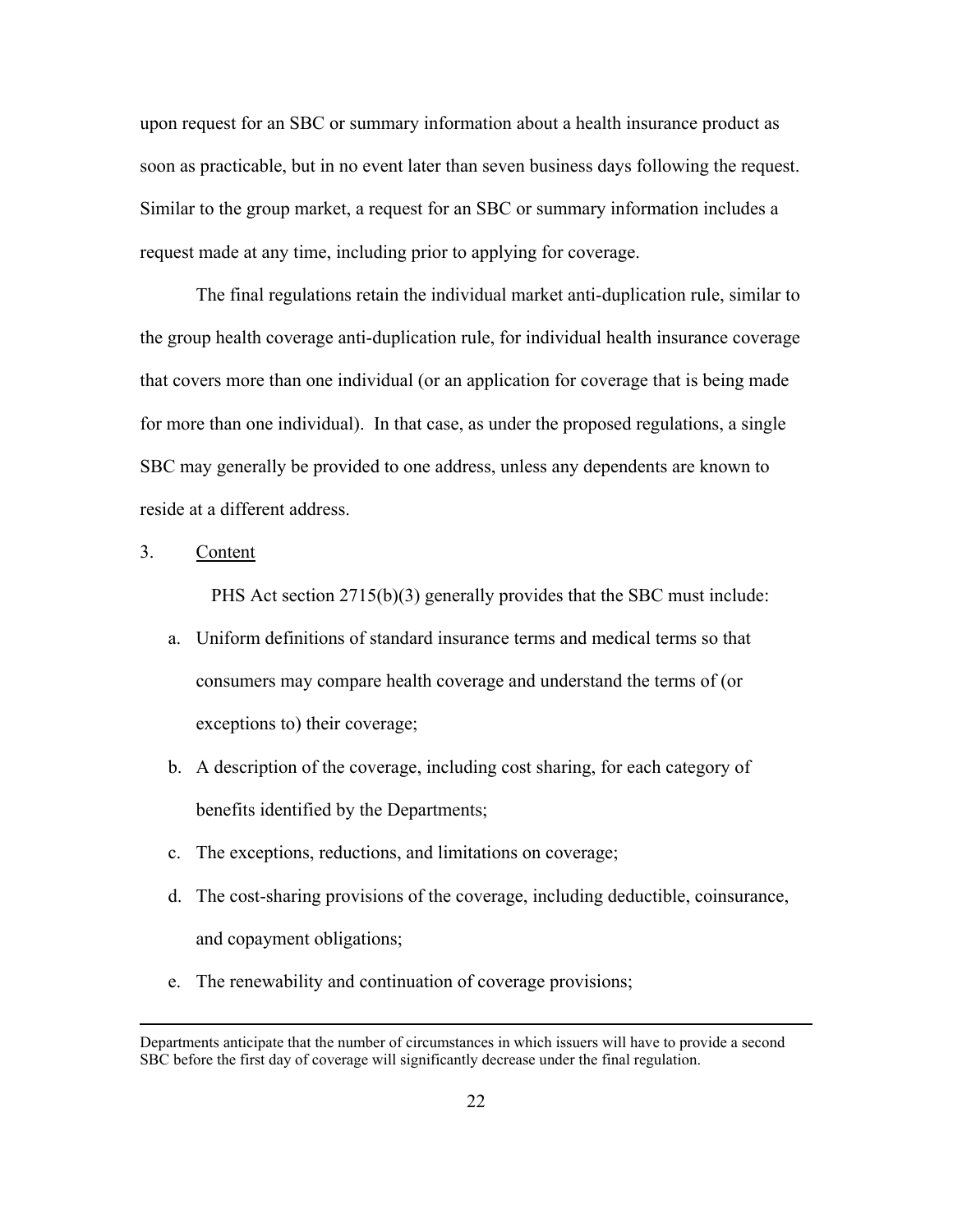upon request for an SBC or summary information about a health insurance product as soon as practicable, but in no event later than seven business days following the request. Similar to the group market, a request for an SBC or summary information includes a request made at any time, including prior to applying for coverage.

The final regulations retain the individual market anti-duplication rule, similar to the group health coverage anti-duplication rule, for individual health insurance coverage that covers more than one individual (or an application for coverage that is being made for more than one individual). In that case, as under the proposed regulations, a single SBC may generally be provided to one address, unless any dependents are known to reside at a different address.

3. <u>Content</u>

PHS Act section 2715(b)(3) generally provides that the SBC must include:

a. Uniform definitions of standard insurance terms and medical terms so that consumers may compare health coverage and understand the terms of (or exceptions to) their coverage;
b. A description of the coverage, including cost sharing, for each category of benefits identified by the Departments;
c. The exceptions, reductions, and limitations on coverage;
d. The cost-sharing provisions of the coverage, including deductible, coinsurance, and copayment obligations;
e. The renewability and continuation of coverage provisions;

---

Departments anticipate that the number of circumstances in which issuers will have to provide a second SBC before the first day of coverage will significantly decrease under the final regulation.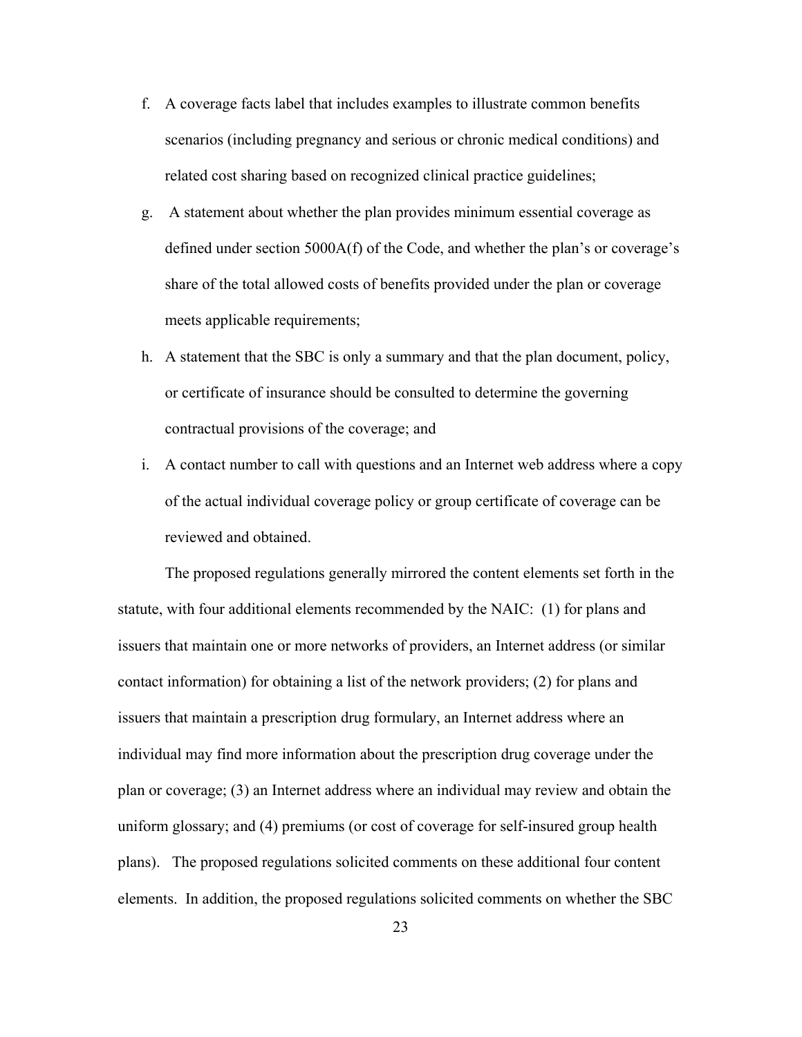f. A coverage facts label that includes examples to illustrate common benefits scenarios (including pregnancy and serious or chronic medical conditions) and related cost sharing based on recognized clinical practice guidelines;

g. A statement about whether the plan provides minimum essential coverage as defined under section 5000A(f) of the Code, and whether the plan's or coverage's share of the total allowed costs of benefits provided under the plan or coverage meets applicable requirements;

h. A statement that the SBC is only a summary and that the plan document, policy, or certificate of insurance should be consulted to determine the governing contractual provisions of the coverage; and

i. A contact number to call with questions and an Internet web address where a copy of the actual individual coverage policy or group certificate of coverage can be reviewed and obtained.

The proposed regulations generally mirrored the content elements set forth in the statute, with four additional elements recommended by the NAIC: (1) for plans and issuers that maintain one or more networks of providers, an Internet address (or similar contact information) for obtaining a list of the network providers; (2) for plans and issuers that maintain a prescription drug formulary, an Internet address where an individual may find more information about the prescription drug coverage under the plan or coverage; (3) an Internet address where an individual may review and obtain the uniform glossary; and (4) premiums (or cost of coverage for self-insured group health plans). The proposed regulations solicited comments on these additional four content elements. In addition, the proposed regulations solicited comments on whether the SBC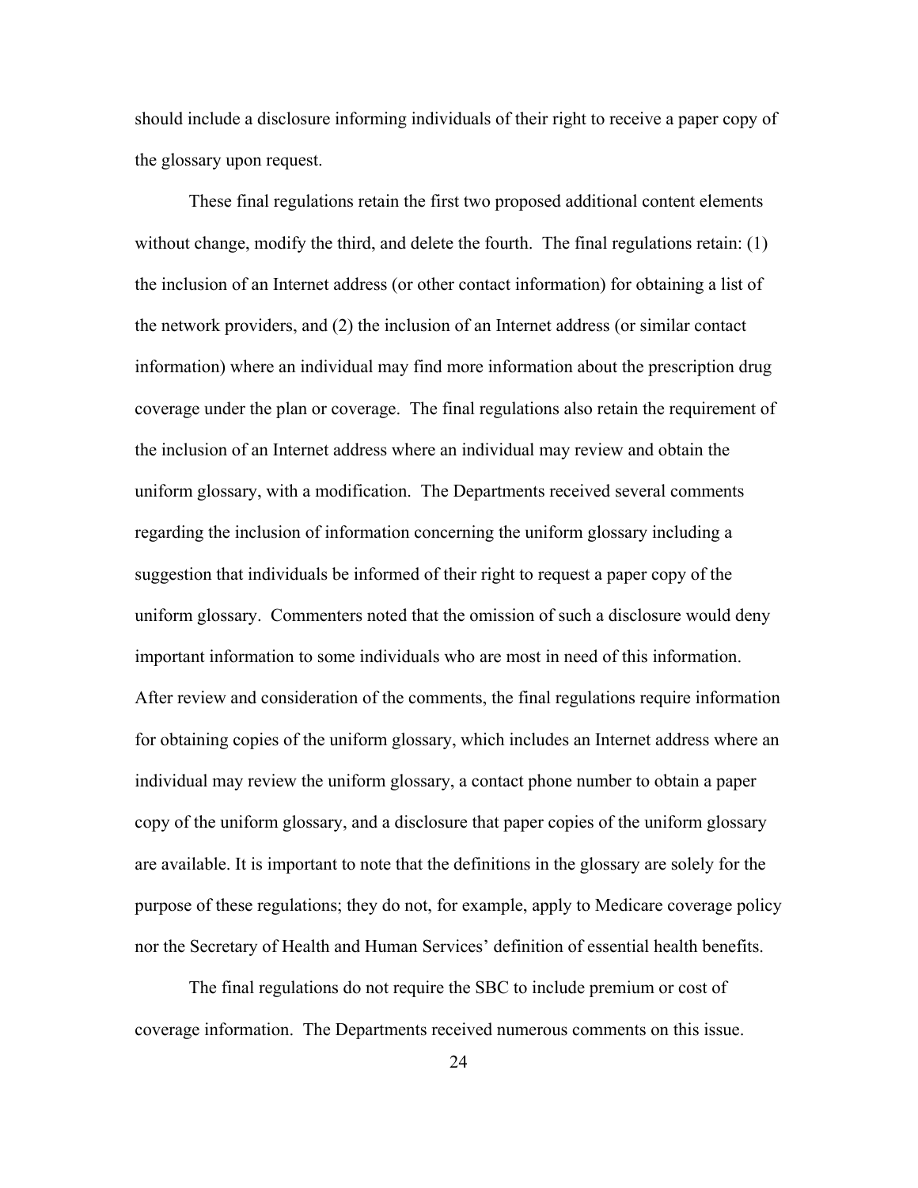should include a disclosure informing individuals of their right to receive a paper copy of the glossary upon request.

These final regulations retain the first two proposed additional content elements without change, modify the third, and delete the fourth. The final regulations retain: (1) the inclusion of an Internet address (or other contact information) for obtaining a list of the network providers, and (2) the inclusion of an Internet address (or similar contact information) where an individual may find more information about the prescription drug coverage under the plan or coverage. The final regulations also retain the requirement of the inclusion of an Internet address where an individual may review and obtain the uniform glossary, with a modification. The Departments received several comments regarding the inclusion of information concerning the uniform glossary including a suggestion that individuals be informed of their right to request a paper copy of the uniform glossary. Commenters noted that the omission of such a disclosure would deny important information to some individuals who are most in need of this information. After review and consideration of the comments, the final regulations require information for obtaining copies of the uniform glossary, which includes an Internet address where an individual may review the uniform glossary, a contact phone number to obtain a paper copy of the uniform glossary, and a disclosure that paper copies of the uniform glossary are available. It is important to note that the definitions in the glossary are solely for the purpose of these regulations; they do not, for example, apply to Medicare coverage policy nor the Secretary of Health and Human Services' definition of essential health benefits.

The final regulations do not require the SBC to include premium or cost of coverage information. The Departments received numerous comments on this issue.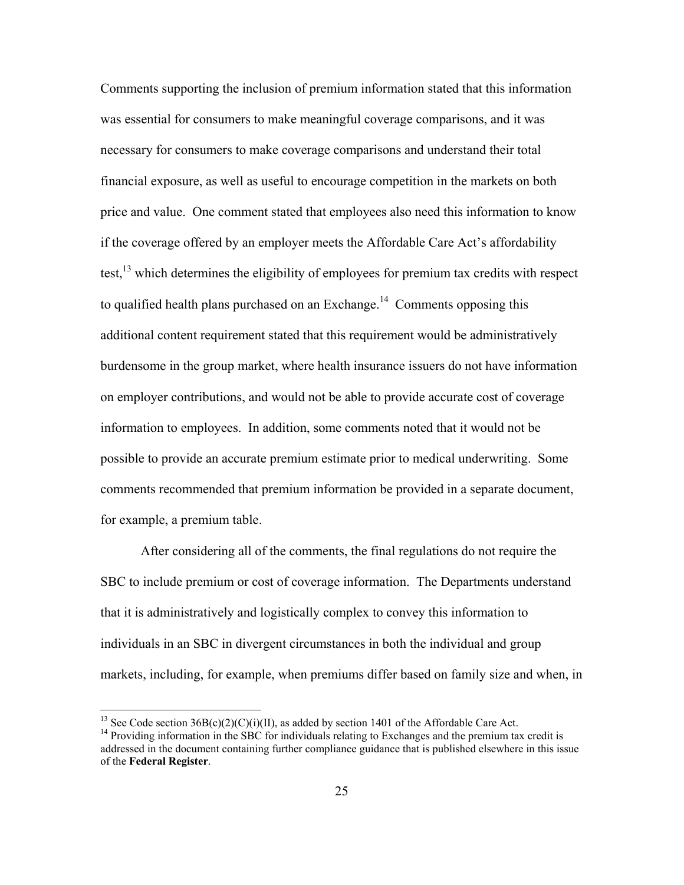Comments supporting the inclusion of premium information stated that this information was essential for consumers to make meaningful coverage comparisons, and it was necessary for consumers to make coverage comparisons and understand their total financial exposure, as well as useful to encourage competition in the markets on both price and value. One comment stated that employees also need this information to know if the coverage offered by an employer meets the Affordable Care Act's affordability test,[13] which determines the eligibility of employees for premium tax credits with respect to qualified health plans purchased on an Exchange.[14] Comments opposing this additional content requirement stated that this requirement would be administratively burdensome in the group market, where health insurance issuers do not have information on employer contributions, and would not be able to provide accurate cost of coverage information to employees. In addition, some comments noted that it would not be possible to provide an accurate premium estimate prior to medical underwriting. Some comments recommended that premium information be provided in a separate document, for example, a premium table.

After considering all of the comments, the final regulations do not require the SBC to include premium or cost of coverage information. The Departments understand that it is administratively and logistically complex to convey this information to individuals in an SBC in divergent circumstances in both the individual and group markets, including, for example, when premiums differ based on family size and when, in

---

[13] See Code section 36B(c)(2)(C)(i)(II), as added by section 1401 of the Affordable Care Act.

[14] Providing information in the SBC for individuals relating to Exchanges and the premium tax credit is addressed in the document containing further compliance guidance that is published elsewhere in this issue of the **Federal Register**.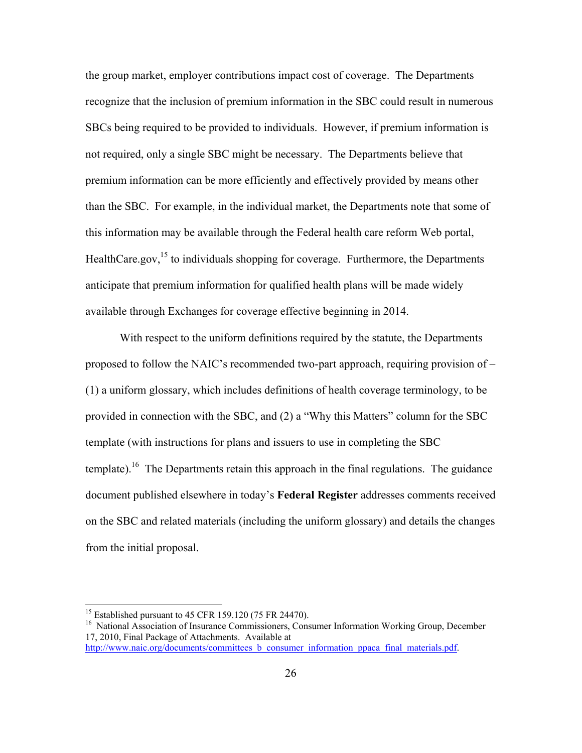the group market, employer contributions impact cost of coverage. The Departments recognize that the inclusion of premium information in the SBC could result in numerous SBCs being required to be provided to individuals. However, if premium information is not required, only a single SBC might be necessary. The Departments believe that premium information can be more efficiently and effectively provided by means other than the SBC. For example, in the individual market, the Departments note that some of this information may be available through the Federal health care reform Web portal, HealthCare.gov,[15] to individuals shopping for coverage. Furthermore, the Departments anticipate that premium information for qualified health plans will be made widely available through Exchanges for coverage effective beginning in 2014.

With respect to the uniform definitions required by the statute, the Departments proposed to follow the NAIC's recommended two-part approach, requiring provision of – (1) a uniform glossary, which includes definitions of health coverage terminology, to be provided in connection with the SBC, and (2) a "Why this Matters" column for the SBC template (with instructions for plans and issuers to use in completing the SBC template).[16] The Departments retain this approach in the final regulations. The guidance document published elsewhere in today's **Federal Register** addresses comments received on the SBC and related materials (including the uniform glossary) and details the changes from the initial proposal.

---

[15] Established pursuant to 45 CFR 159.120 (75 FR 24470).

[16] National Association of Insurance Commissioners, Consumer Information Working Group, December 17, 2010, Final Package of Attachments. Available at http://www.naic.org/documents/committees_b_consumer_information_ppaca_final_materials.pdf.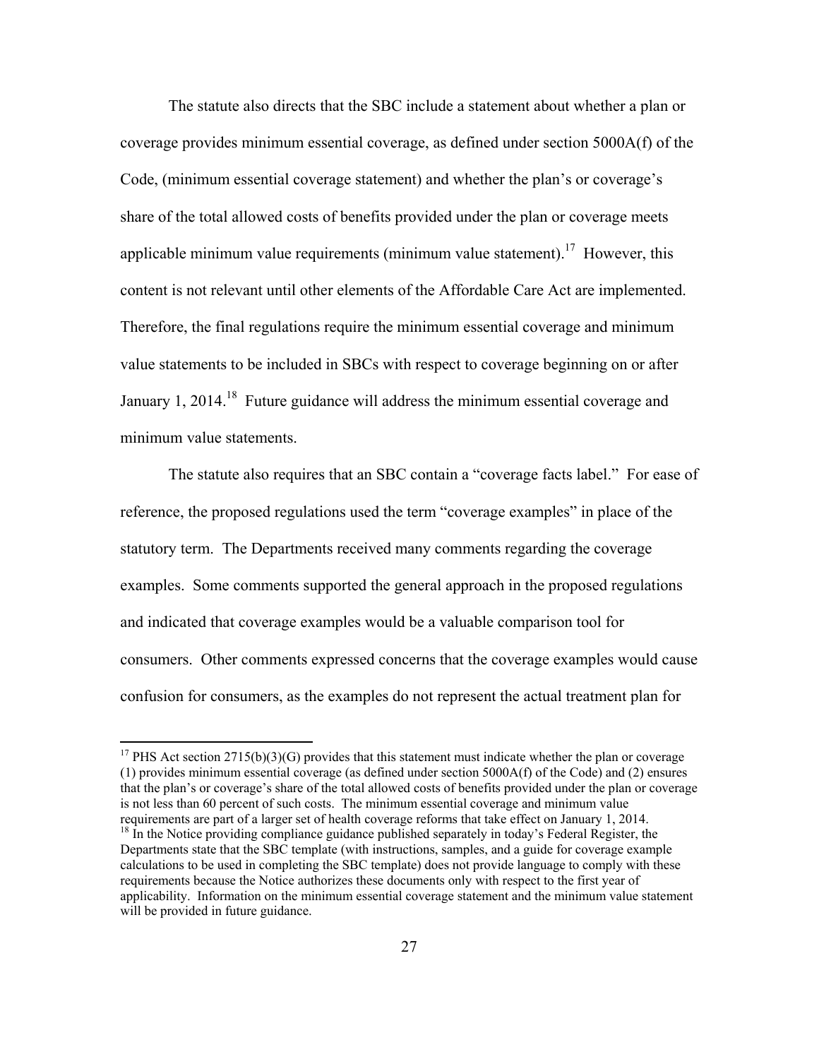The statute also directs that the SBC include a statement about whether a plan or coverage provides minimum essential coverage, as defined under section 5000A(f) of the Code, (minimum essential coverage statement) and whether the plan's or coverage's share of the total allowed costs of benefits provided under the plan or coverage meets applicable minimum value requirements (minimum value statement).[17] However, this content is not relevant until other elements of the Affordable Care Act are implemented. Therefore, the final regulations require the minimum essential coverage and minimum value statements to be included in SBCs with respect to coverage beginning on or after January 1, 2014.[18] Future guidance will address the minimum essential coverage and minimum value statements.

The statute also requires that an SBC contain a "coverage facts label." For ease of reference, the proposed regulations used the term "coverage examples" in place of the statutory term. The Departments received many comments regarding the coverage examples. Some comments supported the general approach in the proposed regulations and indicated that coverage examples would be a valuable comparison tool for consumers. Other comments expressed concerns that the coverage examples would cause confusion for consumers, as the examples do not represent the actual treatment plan for

---

[17] PHS Act section 2715(b)(3)(G) provides that this statement must indicate whether the plan or coverage (1) provides minimum essential coverage (as defined under section 5000A(f) of the Code) and (2) ensures that the plan's or coverage's share of the total allowed costs of benefits provided under the plan or coverage is not less than 60 percent of such costs. The minimum essential coverage and minimum value requirements are part of a larger set of health coverage reforms that take effect on January 1, 2014.

[18] In the Notice providing compliance guidance published separately in today's Federal Register, the Departments state that the SBC template (with instructions, samples, and a guide for coverage example calculations to be used in completing the SBC template) does not provide language to comply with these requirements because the Notice authorizes these documents only with respect to the first year of applicability. Information on the minimum essential coverage statement and the minimum value statement will be provided in future guidance.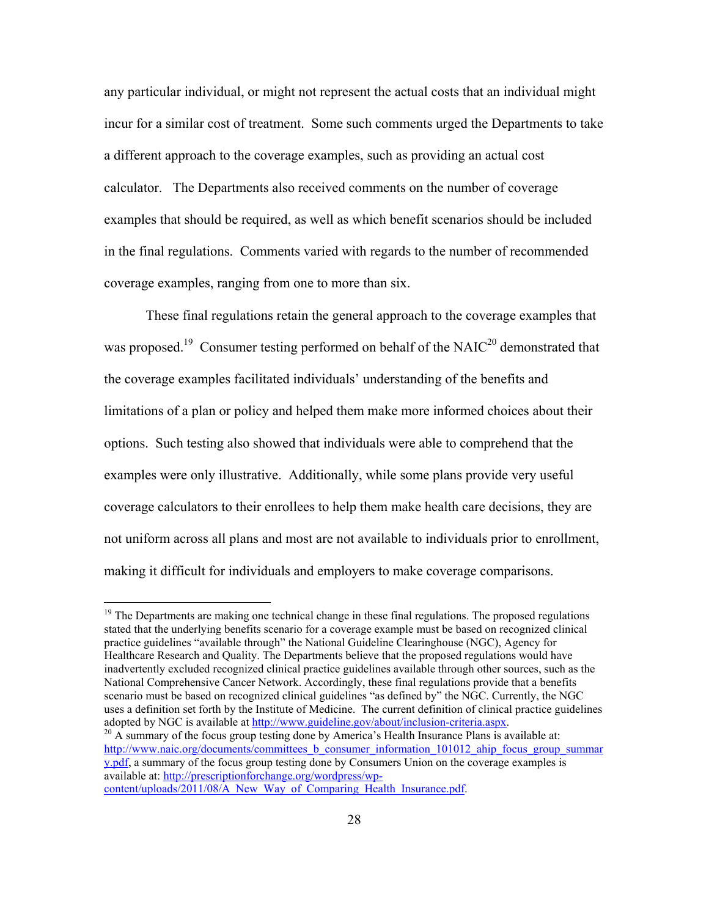any particular individual, or might not represent the actual costs that an individual might incur for a similar cost of treatment. Some such comments urged the Departments to take a different approach to the coverage examples, such as providing an actual cost calculator. The Departments also received comments on the number of coverage examples that should be required, as well as which benefit scenarios should be included in the final regulations. Comments varied with regards to the number of recommended coverage examples, ranging from one to more than six.

These final regulations retain the general approach to the coverage examples that was proposed.[19] Consumer testing performed on behalf of the NAIC[20] demonstrated that the coverage examples facilitated individuals' understanding of the benefits and limitations of a plan or policy and helped them make more informed choices about their options. Such testing also showed that individuals were able to comprehend that the examples were only illustrative. Additionally, while some plans provide very useful coverage calculators to their enrollees to help them make health care decisions, they are not uniform across all plans and most are not available to individuals prior to enrollment, making it difficult for individuals and employers to make coverage comparisons.

---

[19] The Departments are making one technical change in these final regulations. The proposed regulations stated that the underlying benefits scenario for a coverage example must be based on recognized clinical practice guidelines "available through" the National Guideline Clearinghouse (NGC), Agency for Healthcare Research and Quality. The Departments believe that the proposed regulations would have inadvertently excluded recognized clinical practice guidelines available through other sources, such as the National Comprehensive Cancer Network. Accordingly, these final regulations provide that a benefits scenario must be based on recognized clinical guidelines "as defined by" the NGC. Currently, the NGC uses a definition set forth by the Institute of Medicine. The current definition of clinical practice guidelines adopted by NGC is available at http://www.guideline.gov/about/inclusion-criteria.aspx.

[20] A summary of the focus group testing done by America's Health Insurance Plans is available at: http://www.naic.org/documents/committees_b_consumer_information_101012_ahip_focus_group_summary.pdf, a summary of the focus group testing done by Consumers Union on the coverage examples is available at: http://prescriptionforchange.org/wordpress/wp-content/uploads/2011/08/A_New_Way_of_Comparing_Health_Insurance.pdf.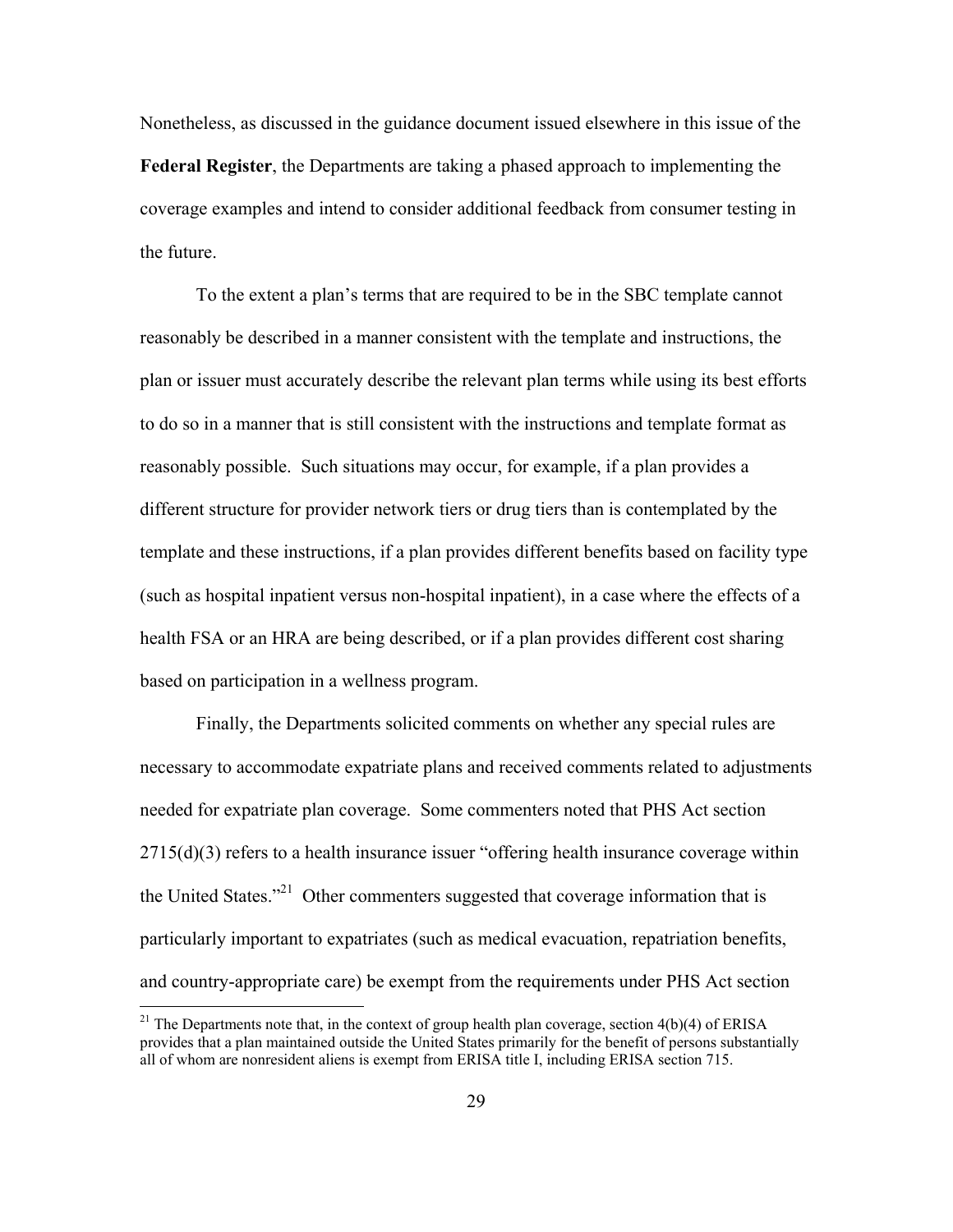Nonetheless, as discussed in the guidance document issued elsewhere in this issue of the **Federal Register**, the Departments are taking a phased approach to implementing the coverage examples and intend to consider additional feedback from consumer testing in the future.

To the extent a plan's terms that are required to be in the SBC template cannot reasonably be described in a manner consistent with the template and instructions, the plan or issuer must accurately describe the relevant plan terms while using its best efforts to do so in a manner that is still consistent with the instructions and template format as reasonably possible. Such situations may occur, for example, if a plan provides a different structure for provider network tiers or drug tiers than is contemplated by the template and these instructions, if a plan provides different benefits based on facility type (such as hospital inpatient versus non-hospital inpatient), in a case where the effects of a health FSA or an HRA are being described, or if a plan provides different cost sharing based on participation in a wellness program.

Finally, the Departments solicited comments on whether any special rules are necessary to accommodate expatriate plans and received comments related to adjustments needed for expatriate plan coverage. Some commenters noted that PHS Act section 2715(d)(3) refers to a health insurance issuer "offering health insurance coverage within the United States."[21] Other commenters suggested that coverage information that is particularly important to expatriates (such as medical evacuation, repatriation benefits, and country-appropriate care) be exempt from the requirements under PHS Act section

[21] The Departments note that, in the context of group health plan coverage, section 4(b)(4) of ERISA provides that a plan maintained outside the United States primarily for the benefit of persons substantially all of whom are nonresident aliens is exempt from ERISA title I, including ERISA section 715.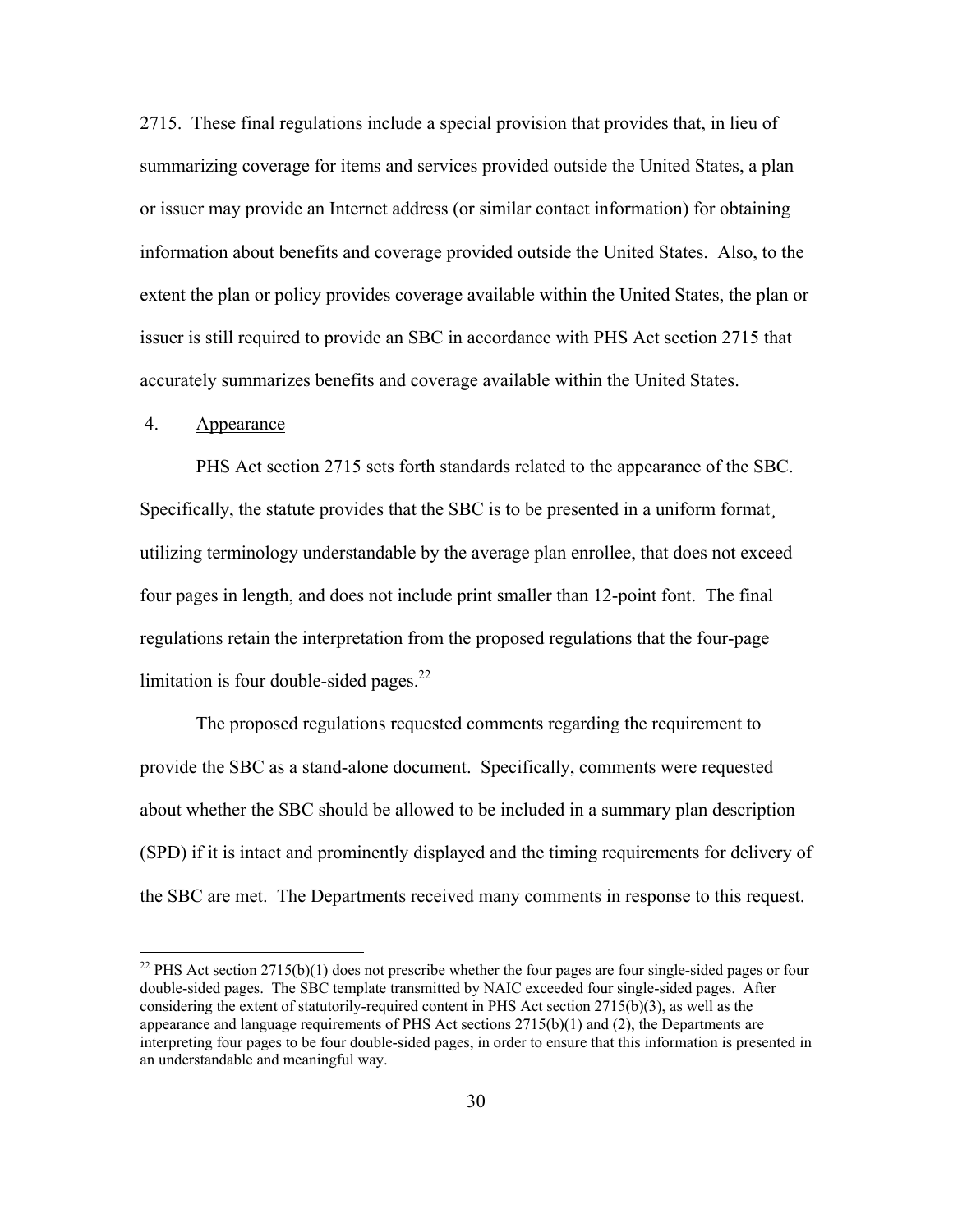2715. These final regulations include a special provision that provides that, in lieu of summarizing coverage for items and services provided outside the United States, a plan or issuer may provide an Internet address (or similar contact information) for obtaining information about benefits and coverage provided outside the United States. Also, to the extent the plan or policy provides coverage available within the United States, the plan or issuer is still required to provide an SBC in accordance with PHS Act section 2715 that accurately summarizes benefits and coverage available within the United States.

4. Appearance

PHS Act section 2715 sets forth standards related to the appearance of the SBC. Specifically, the statute provides that the SBC is to be presented in a uniform format¸ utilizing terminology understandable by the average plan enrollee, that does not exceed four pages in length, and does not include print smaller than 12-point font. The final regulations retain the interpretation from the proposed regulations that the four-page limitation is four double-sided pages.[22]

The proposed regulations requested comments regarding the requirement to provide the SBC as a stand-alone document. Specifically, comments were requested about whether the SBC should be allowed to be included in a summary plan description (SPD) if it is intact and prominently displayed and the timing requirements for delivery of the SBC are met. The Departments received many comments in response to this request.

[22] PHS Act section 2715(b)(1) does not prescribe whether the four pages are four single-sided pages or four double-sided pages. The SBC template transmitted by NAIC exceeded four single-sided pages. After considering the extent of statutorily-required content in PHS Act section 2715(b)(3), as well as the appearance and language requirements of PHS Act sections 2715(b)(1) and (2), the Departments are interpreting four pages to be four double-sided pages, in order to ensure that this information is presented in an understandable and meaningful way.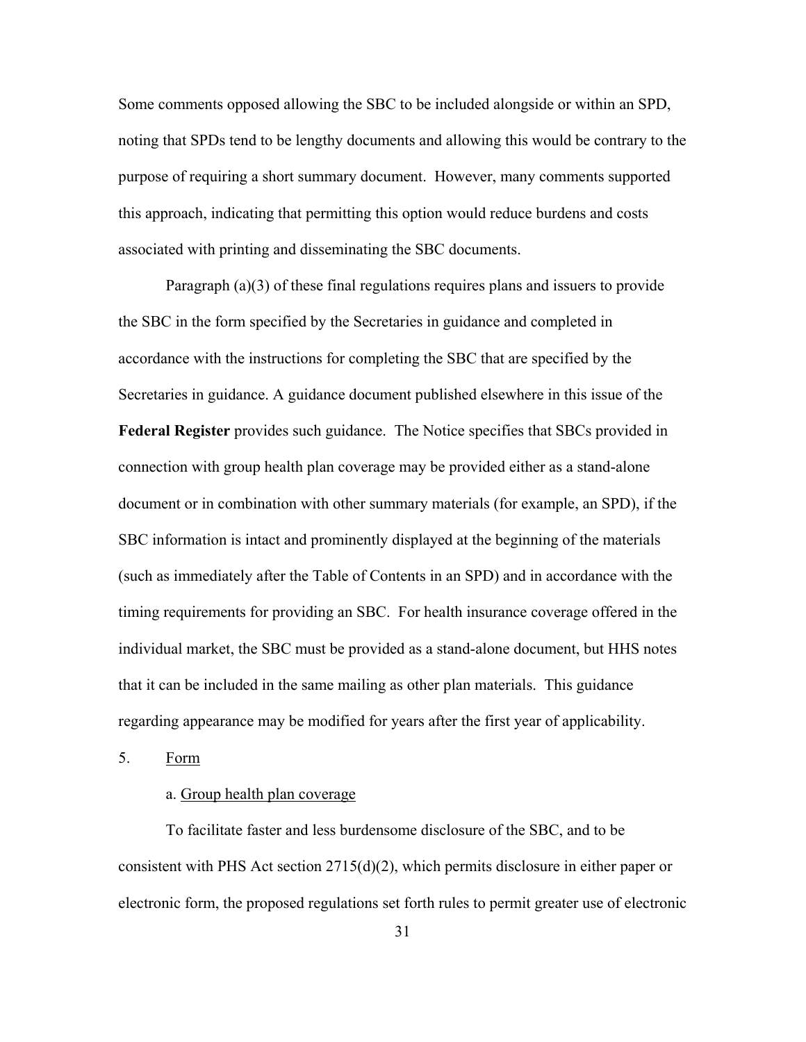Some comments opposed allowing the SBC to be included alongside or within an SPD, noting that SPDs tend to be lengthy documents and allowing this would be contrary to the purpose of requiring a short summary document. However, many comments supported this approach, indicating that permitting this option would reduce burdens and costs associated with printing and disseminating the SBC documents.

Paragraph (a)(3) of these final regulations requires plans and issuers to provide the SBC in the form specified by the Secretaries in guidance and completed in accordance with the instructions for completing the SBC that are specified by the Secretaries in guidance. A guidance document published elsewhere in this issue of the **Federal Register** provides such guidance. The Notice specifies that SBCs provided in connection with group health plan coverage may be provided either as a stand-alone document or in combination with other summary materials (for example, an SPD), if the SBC information is intact and prominently displayed at the beginning of the materials (such as immediately after the Table of Contents in an SPD) and in accordance with the timing requirements for providing an SBC. For health insurance coverage offered in the individual market, the SBC must be provided as a stand-alone document, but HHS notes that it can be included in the same mailing as other plan materials. This guidance regarding appearance may be modified for years after the first year of applicability.

5. Form

a. Group health plan coverage

To facilitate faster and less burdensome disclosure of the SBC, and to be consistent with PHS Act section 2715(d)(2), which permits disclosure in either paper or electronic form, the proposed regulations set forth rules to permit greater use of electronic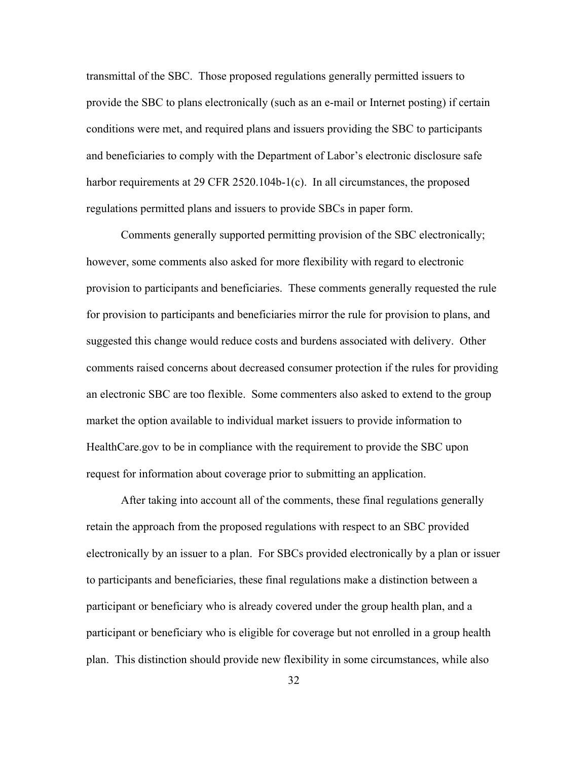transmittal of the SBC. Those proposed regulations generally permitted issuers to provide the SBC to plans electronically (such as an e-mail or Internet posting) if certain conditions were met, and required plans and issuers providing the SBC to participants and beneficiaries to comply with the Department of Labor's electronic disclosure safe harbor requirements at 29 CFR 2520.104b-1(c). In all circumstances, the proposed regulations permitted plans and issuers to provide SBCs in paper form.

Comments generally supported permitting provision of the SBC electronically; however, some comments also asked for more flexibility with regard to electronic provision to participants and beneficiaries. These comments generally requested the rule for provision to participants and beneficiaries mirror the rule for provision to plans, and suggested this change would reduce costs and burdens associated with delivery. Other comments raised concerns about decreased consumer protection if the rules for providing an electronic SBC are too flexible. Some commenters also asked to extend to the group market the option available to individual market issuers to provide information to HealthCare.gov to be in compliance with the requirement to provide the SBC upon request for information about coverage prior to submitting an application.

After taking into account all of the comments, these final regulations generally retain the approach from the proposed regulations with respect to an SBC provided electronically by an issuer to a plan. For SBCs provided electronically by a plan or issuer to participants and beneficiaries, these final regulations make a distinction between a participant or beneficiary who is already covered under the group health plan, and a participant or beneficiary who is eligible for coverage but not enrolled in a group health plan. This distinction should provide new flexibility in some circumstances, while also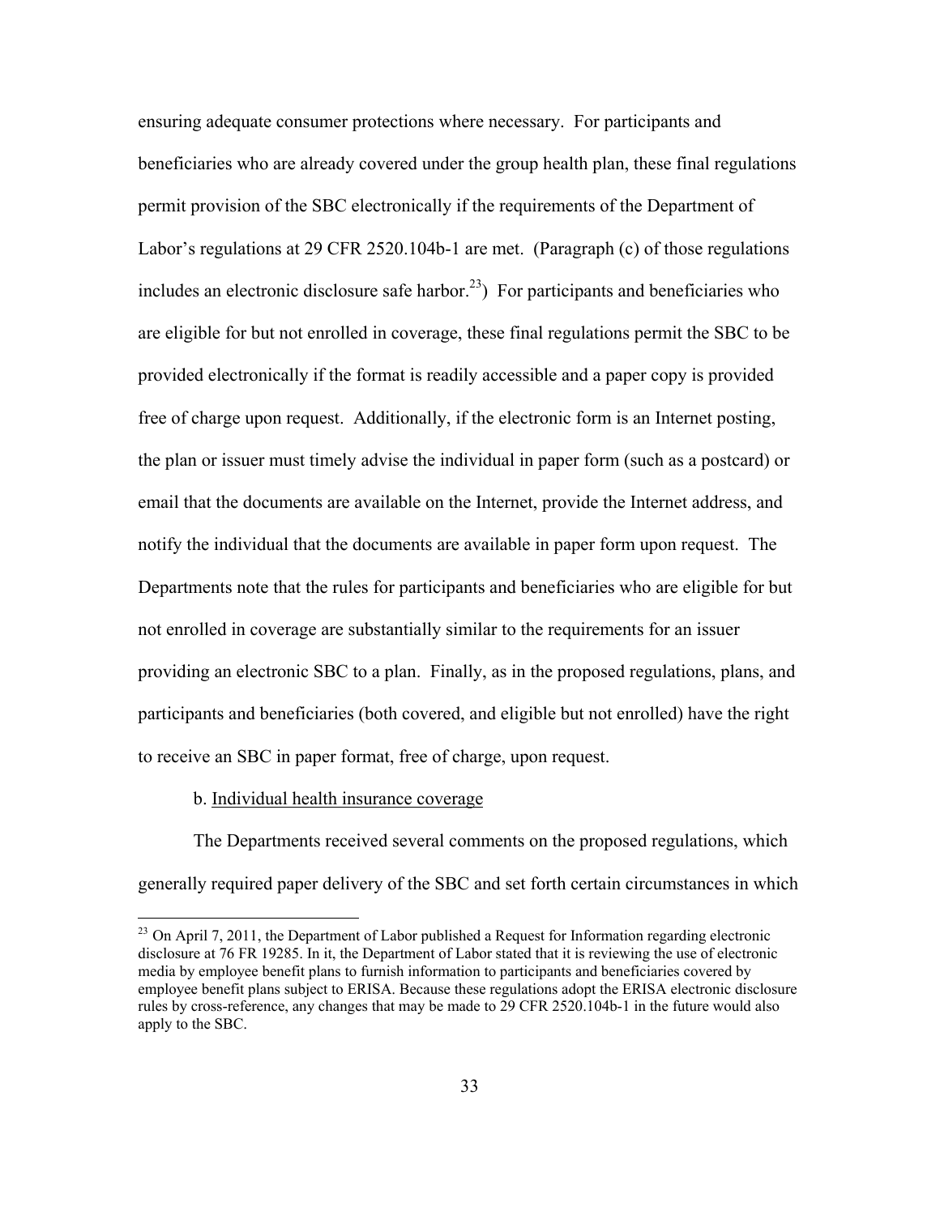ensuring adequate consumer protections where necessary. For participants and beneficiaries who are already covered under the group health plan, these final regulations permit provision of the SBC electronically if the requirements of the Department of Labor's regulations at 29 CFR 2520.104b-1 are met. (Paragraph (c) of those regulations includes an electronic disclosure safe harbor.[23]) For participants and beneficiaries who are eligible for but not enrolled in coverage, these final regulations permit the SBC to be provided electronically if the format is readily accessible and a paper copy is provided free of charge upon request. Additionally, if the electronic form is an Internet posting, the plan or issuer must timely advise the individual in paper form (such as a postcard) or email that the documents are available on the Internet, provide the Internet address, and notify the individual that the documents are available in paper form upon request. The Departments note that the rules for participants and beneficiaries who are eligible for but not enrolled in coverage are substantially similar to the requirements for an issuer providing an electronic SBC to a plan. Finally, as in the proposed regulations, plans, and participants and beneficiaries (both covered, and eligible but not enrolled) have the right to receive an SBC in paper format, free of charge, upon request.

b. Individual health insurance coverage

The Departments received several comments on the proposed regulations, which generally required paper delivery of the SBC and set forth certain circumstances in which

[23] On April 7, 2011, the Department of Labor published a Request for Information regarding electronic disclosure at 76 FR 19285. In it, the Department of Labor stated that it is reviewing the use of electronic media by employee benefit plans to furnish information to participants and beneficiaries covered by employee benefit plans subject to ERISA. Because these regulations adopt the ERISA electronic disclosure rules by cross-reference, any changes that may be made to 29 CFR 2520.104b-1 in the future would also apply to the SBC.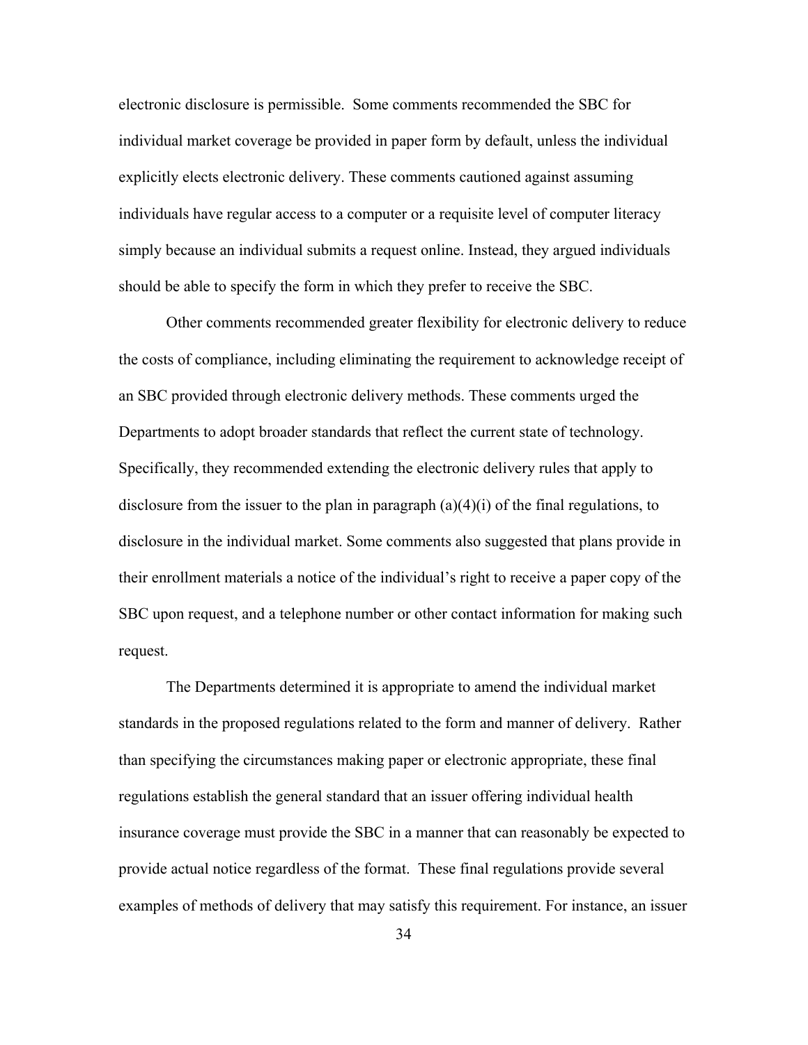electronic disclosure is permissible. Some comments recommended the SBC for individual market coverage be provided in paper form by default, unless the individual explicitly elects electronic delivery. These comments cautioned against assuming individuals have regular access to a computer or a requisite level of computer literacy simply because an individual submits a request online. Instead, they argued individuals should be able to specify the form in which they prefer to receive the SBC.

Other comments recommended greater flexibility for electronic delivery to reduce the costs of compliance, including eliminating the requirement to acknowledge receipt of an SBC provided through electronic delivery methods. These comments urged the Departments to adopt broader standards that reflect the current state of technology. Specifically, they recommended extending the electronic delivery rules that apply to disclosure from the issuer to the plan in paragraph (a)(4)(i) of the final regulations, to disclosure in the individual market. Some comments also suggested that plans provide in their enrollment materials a notice of the individual's right to receive a paper copy of the SBC upon request, and a telephone number or other contact information for making such request.

The Departments determined it is appropriate to amend the individual market standards in the proposed regulations related to the form and manner of delivery. Rather than specifying the circumstances making paper or electronic appropriate, these final regulations establish the general standard that an issuer offering individual health insurance coverage must provide the SBC in a manner that can reasonably be expected to provide actual notice regardless of the format. These final regulations provide several examples of methods of delivery that may satisfy this requirement. For instance, an issuer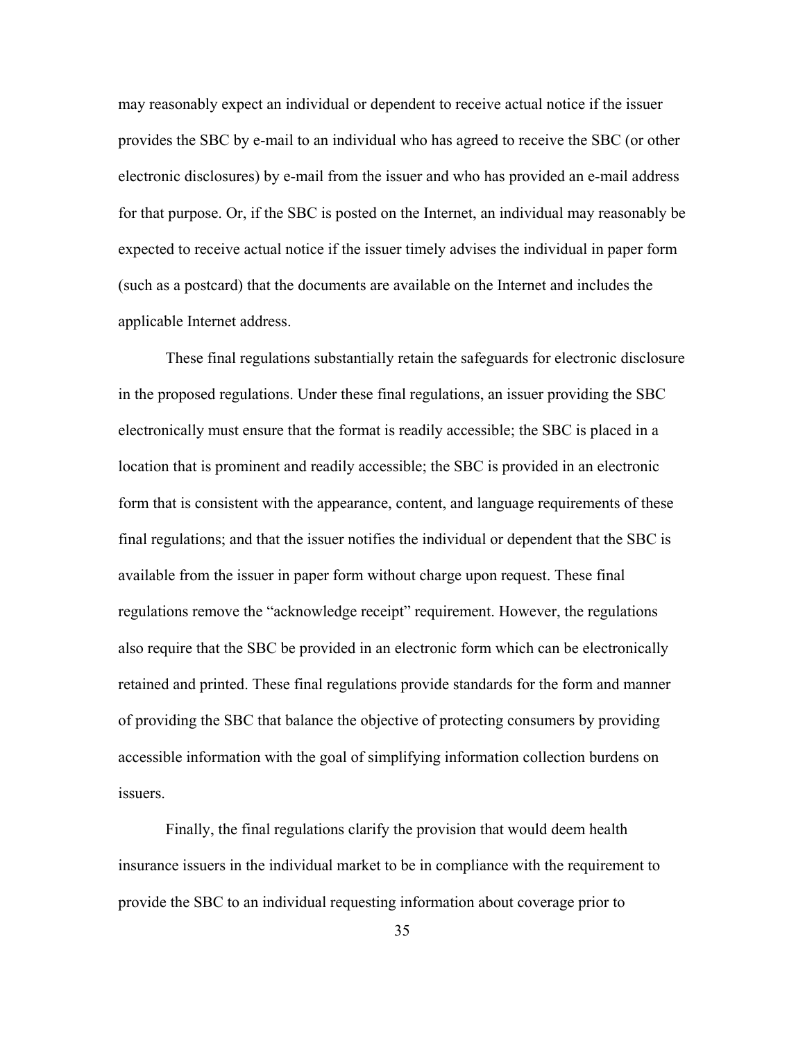may reasonably expect an individual or dependent to receive actual notice if the issuer provides the SBC by e-mail to an individual who has agreed to receive the SBC (or other electronic disclosures) by e-mail from the issuer and who has provided an e-mail address for that purpose. Or, if the SBC is posted on the Internet, an individual may reasonably be expected to receive actual notice if the issuer timely advises the individual in paper form (such as a postcard) that the documents are available on the Internet and includes the applicable Internet address.

These final regulations substantially retain the safeguards for electronic disclosure in the proposed regulations. Under these final regulations, an issuer providing the SBC electronically must ensure that the format is readily accessible; the SBC is placed in a location that is prominent and readily accessible; the SBC is provided in an electronic form that is consistent with the appearance, content, and language requirements of these final regulations; and that the issuer notifies the individual or dependent that the SBC is available from the issuer in paper form without charge upon request. These final regulations remove the "acknowledge receipt" requirement. However, the regulations also require that the SBC be provided in an electronic form which can be electronically retained and printed. These final regulations provide standards for the form and manner of providing the SBC that balance the objective of protecting consumers by providing accessible information with the goal of simplifying information collection burdens on issuers.

Finally, the final regulations clarify the provision that would deem health insurance issuers in the individual market to be in compliance with the requirement to provide the SBC to an individual requesting information about coverage prior to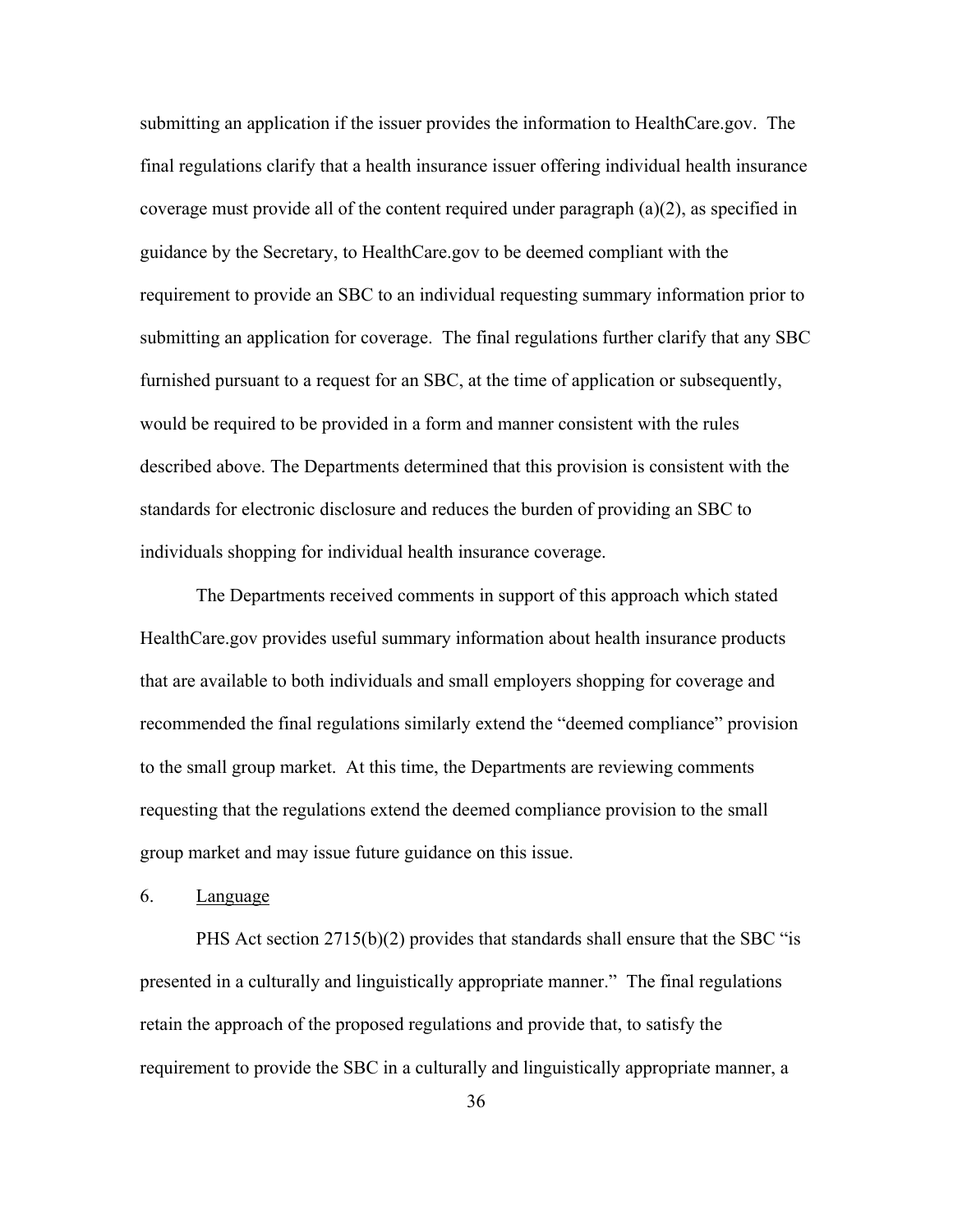submitting an application if the issuer provides the information to HealthCare.gov. The final regulations clarify that a health insurance issuer offering individual health insurance coverage must provide all of the content required under paragraph (a)(2), as specified in guidance by the Secretary, to HealthCare.gov to be deemed compliant with the requirement to provide an SBC to an individual requesting summary information prior to submitting an application for coverage. The final regulations further clarify that any SBC furnished pursuant to a request for an SBC, at the time of application or subsequently, would be required to be provided in a form and manner consistent with the rules described above. The Departments determined that this provision is consistent with the standards for electronic disclosure and reduces the burden of providing an SBC to individuals shopping for individual health insurance coverage.

The Departments received comments in support of this approach which stated HealthCare.gov provides useful summary information about health insurance products that are available to both individuals and small employers shopping for coverage and recommended the final regulations similarly extend the "deemed compliance" provision to the small group market. At this time, the Departments are reviewing comments requesting that the regulations extend the deemed compliance provision to the small group market and may issue future guidance on this issue.

6. Language

PHS Act section 2715(b)(2) provides that standards shall ensure that the SBC "is presented in a culturally and linguistically appropriate manner." The final regulations retain the approach of the proposed regulations and provide that, to satisfy the requirement to provide the SBC in a culturally and linguistically appropriate manner, a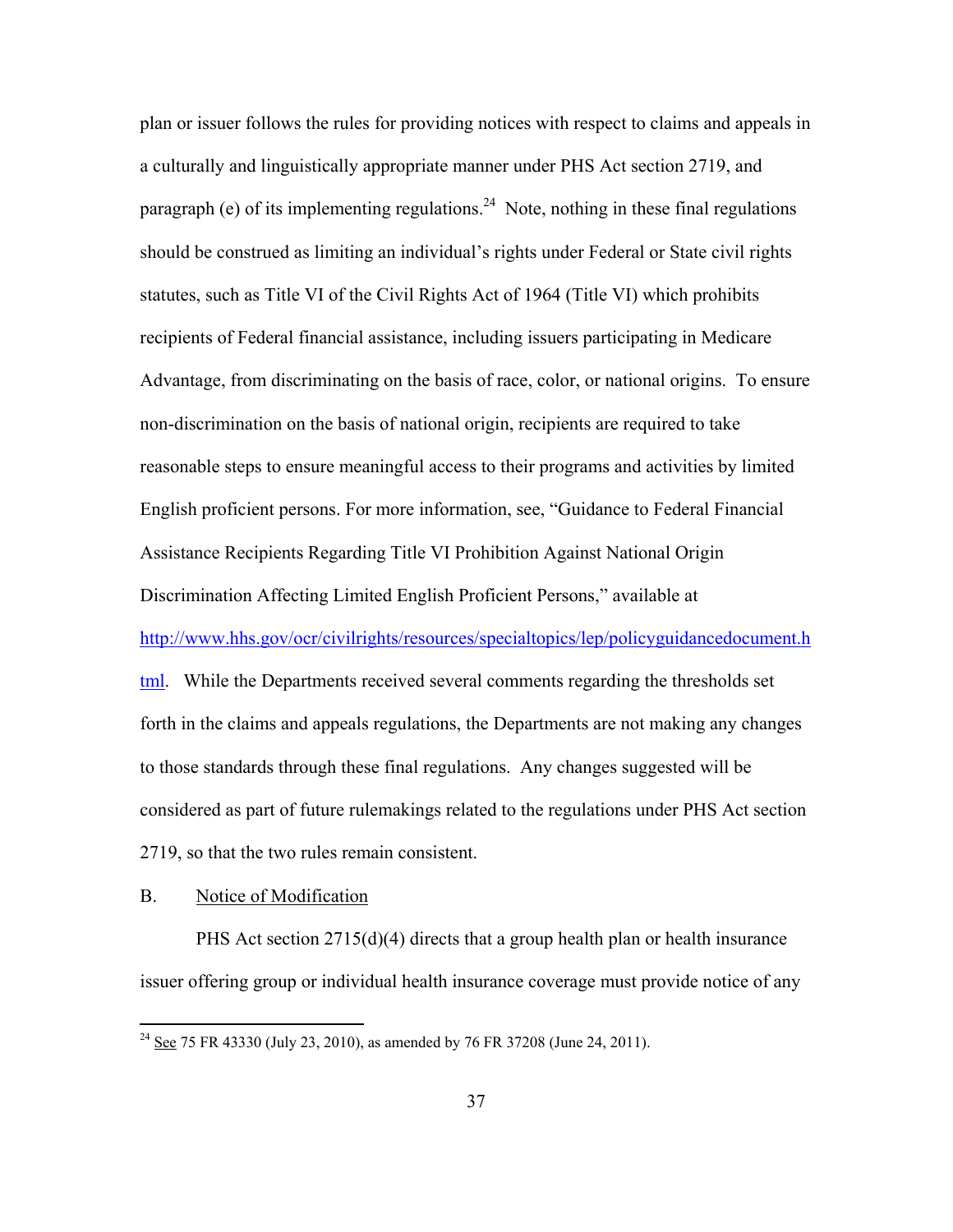plan or issuer follows the rules for providing notices with respect to claims and appeals in a culturally and linguistically appropriate manner under PHS Act section 2719, and paragraph (e) of its implementing regulations.[24] Note, nothing in these final regulations should be construed as limiting an individual's rights under Federal or State civil rights statutes, such as Title VI of the Civil Rights Act of 1964 (Title VI) which prohibits recipients of Federal financial assistance, including issuers participating in Medicare Advantage, from discriminating on the basis of race, color, or national origins. To ensure non-discrimination on the basis of national origin, recipients are required to take reasonable steps to ensure meaningful access to their programs and activities by limited English proficient persons. For more information, see, "Guidance to Federal Financial Assistance Recipients Regarding Title VI Prohibition Against National Origin Discrimination Affecting Limited English Proficient Persons," available at http://www.hhs.gov/ocr/civilrights/resources/specialtopics/lep/policyguidancedocument.html. While the Departments received several comments regarding the thresholds set forth in the claims and appeals regulations, the Departments are not making any changes to those standards through these final regulations. Any changes suggested will be considered as part of future rulemakings related to the regulations under PHS Act section 2719, so that the two rules remain consistent.

## B. Notice of Modification

PHS Act section 2715(d)(4) directs that a group health plan or health insurance issuer offering group or individual health insurance coverage must provide notice of any

---

[24] See 75 FR 43330 (July 23, 2010), as amended by 76 FR 37208 (June 24, 2011).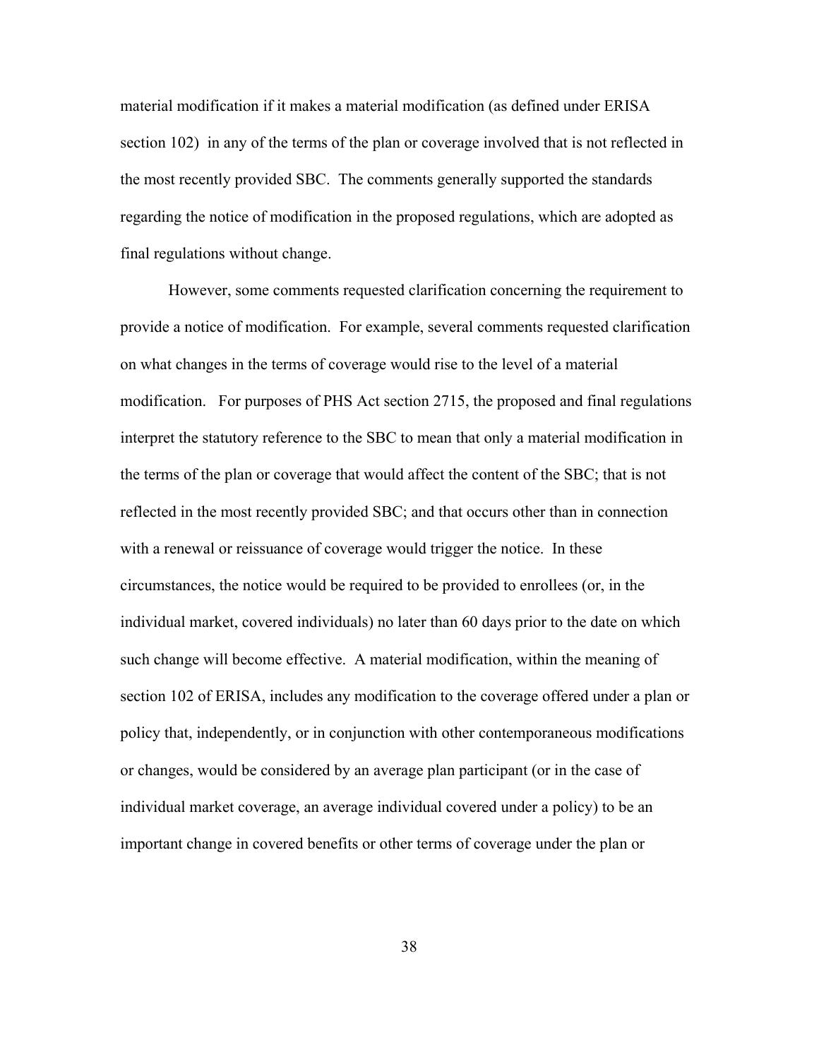material modification if it makes a material modification (as defined under ERISA section 102) in any of the terms of the plan or coverage involved that is not reflected in the most recently provided SBC. The comments generally supported the standards regarding the notice of modification in the proposed regulations, which are adopted as final regulations without change.

However, some comments requested clarification concerning the requirement to provide a notice of modification. For example, several comments requested clarification on what changes in the terms of coverage would rise to the level of a material modification. For purposes of PHS Act section 2715, the proposed and final regulations interpret the statutory reference to the SBC to mean that only a material modification in the terms of the plan or coverage that would affect the content of the SBC; that is not reflected in the most recently provided SBC; and that occurs other than in connection with a renewal or reissuance of coverage would trigger the notice. In these circumstances, the notice would be required to be provided to enrollees (or, in the individual market, covered individuals) no later than 60 days prior to the date on which such change will become effective. A material modification, within the meaning of section 102 of ERISA, includes any modification to the coverage offered under a plan or policy that, independently, or in conjunction with other contemporaneous modifications or changes, would be considered by an average plan participant (or in the case of individual market coverage, an average individual covered under a policy) to be an important change in covered benefits or other terms of coverage under the plan or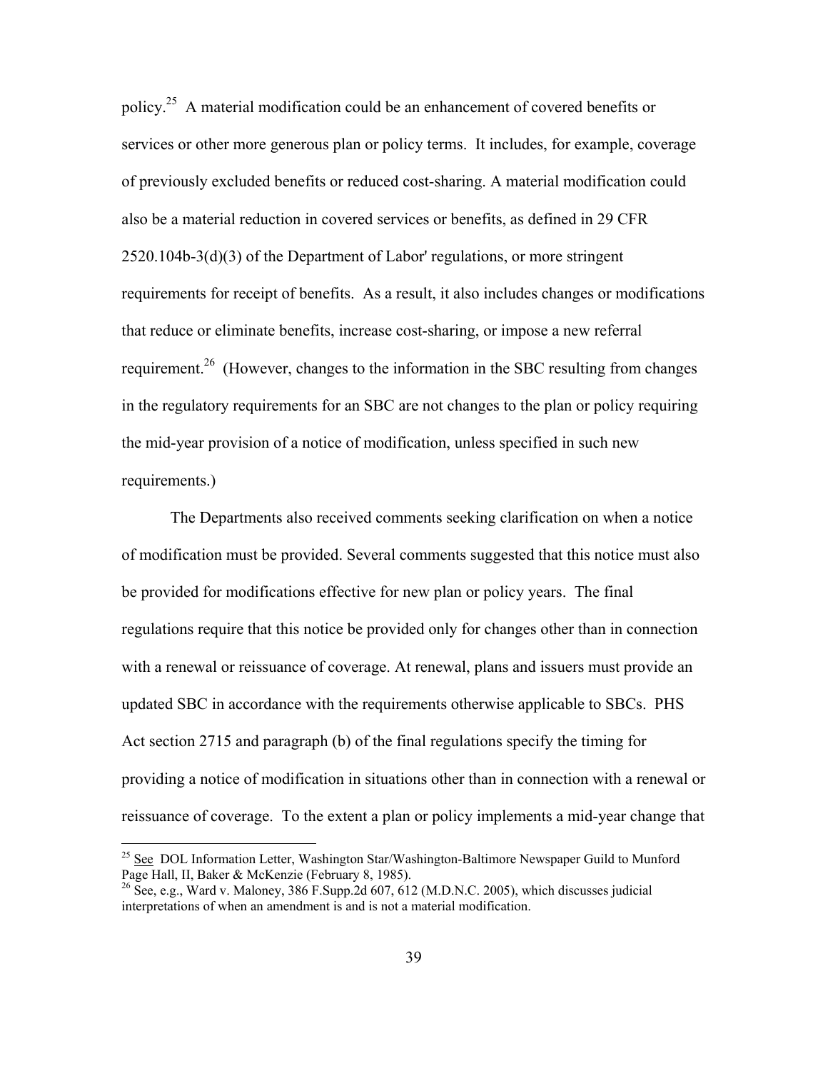policy.[25] A material modification could be an enhancement of covered benefits or services or other more generous plan or policy terms. It includes, for example, coverage of previously excluded benefits or reduced cost-sharing. A material modification could also be a material reduction in covered services or benefits, as defined in 29 CFR 2520.104b-3(d)(3) of the Department of Labor' regulations, or more stringent requirements for receipt of benefits. As a result, it also includes changes or modifications that reduce or eliminate benefits, increase cost-sharing, or impose a new referral requirement.[26] (However, changes to the information in the SBC resulting from changes in the regulatory requirements for an SBC are not changes to the plan or policy requiring the mid-year provision of a notice of modification, unless specified in such new requirements.)

The Departments also received comments seeking clarification on when a notice of modification must be provided. Several comments suggested that this notice must also be provided for modifications effective for new plan or policy years. The final regulations require that this notice be provided only for changes other than in connection with a renewal or reissuance of coverage. At renewal, plans and issuers must provide an updated SBC in accordance with the requirements otherwise applicable to SBCs. PHS Act section 2715 and paragraph (b) of the final regulations specify the timing for providing a notice of modification in situations other than in connection with a renewal or reissuance of coverage. To the extent a plan or policy implements a mid-year change that

---

[25] See DOL Information Letter, Washington Star/Washington-Baltimore Newspaper Guild to Munford Page Hall, II, Baker & McKenzie (February 8, 1985).

[26] See, e.g., Ward v. Maloney, 386 F.Supp.2d 607, 612 (M.D.N.C. 2005), which discusses judicial interpretations of when an amendment is and is not a material modification.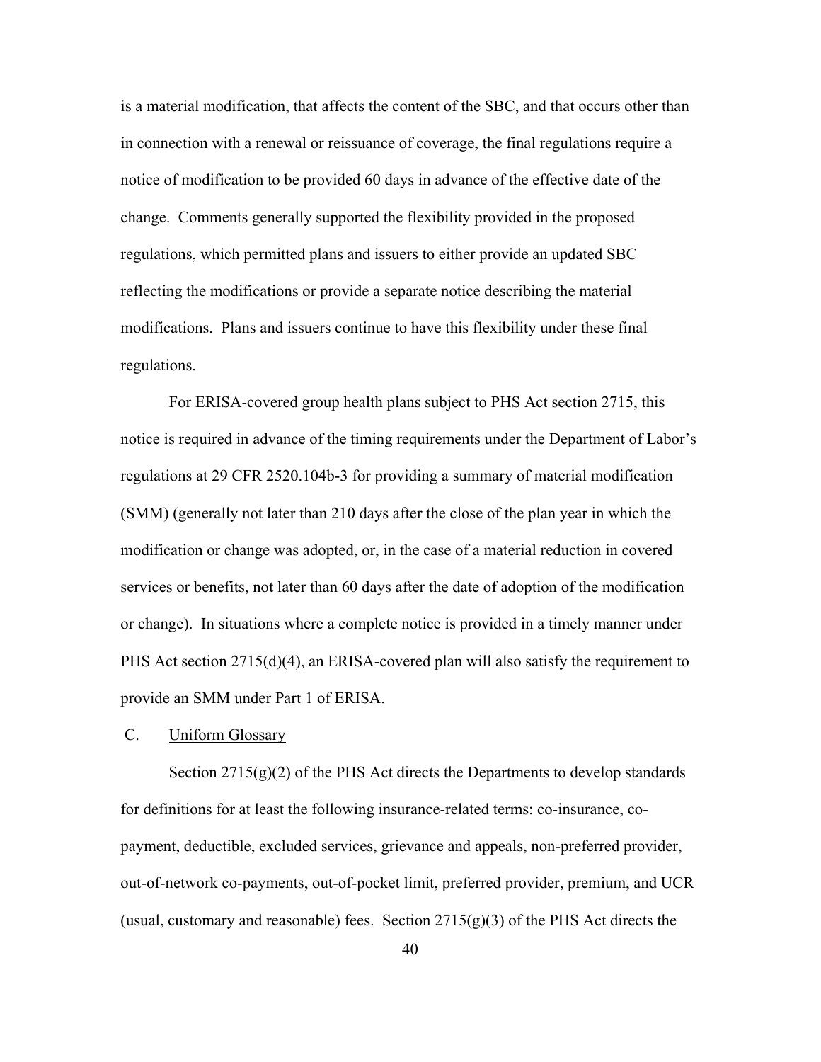is a material modification, that affects the content of the SBC, and that occurs other than in connection with a renewal or reissuance of coverage, the final regulations require a notice of modification to be provided 60 days in advance of the effective date of the change. Comments generally supported the flexibility provided in the proposed regulations, which permitted plans and issuers to either provide an updated SBC reflecting the modifications or provide a separate notice describing the material modifications. Plans and issuers continue to have this flexibility under these final regulations.

For ERISA-covered group health plans subject to PHS Act section 2715, this notice is required in advance of the timing requirements under the Department of Labor's regulations at 29 CFR 2520.104b-3 for providing a summary of material modification (SMM) (generally not later than 210 days after the close of the plan year in which the modification or change was adopted, or, in the case of a material reduction in covered services or benefits, not later than 60 days after the date of adoption of the modification or change). In situations where a complete notice is provided in a timely manner under PHS Act section 2715(d)(4), an ERISA-covered plan will also satisfy the requirement to provide an SMM under Part 1 of ERISA.

C. Uniform Glossary

Section 2715(g)(2) of the PHS Act directs the Departments to develop standards for definitions for at least the following insurance-related terms: co-insurance, co-payment, deductible, excluded services, grievance and appeals, non-preferred provider, out-of-network co-payments, out-of-pocket limit, preferred provider, premium, and UCR (usual, customary and reasonable) fees. Section 2715(g)(3) of the PHS Act directs the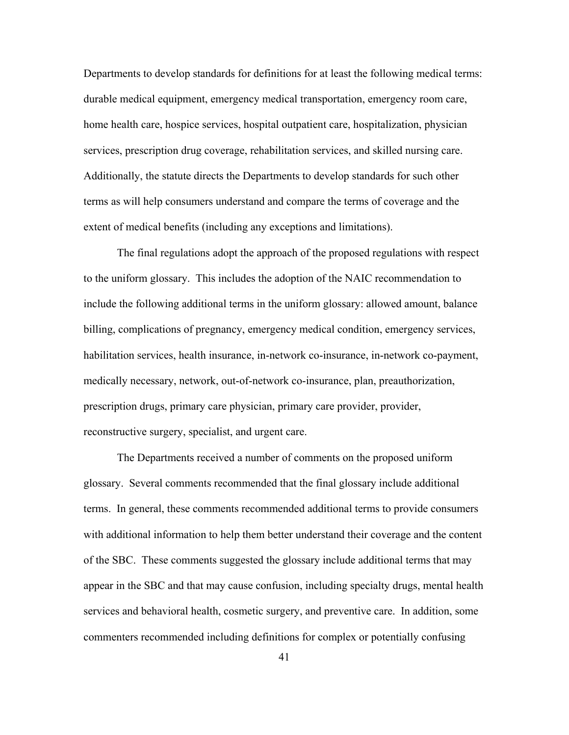Departments to develop standards for definitions for at least the following medical terms: durable medical equipment, emergency medical transportation, emergency room care, home health care, hospice services, hospital outpatient care, hospitalization, physician services, prescription drug coverage, rehabilitation services, and skilled nursing care. Additionally, the statute directs the Departments to develop standards for such other terms as will help consumers understand and compare the terms of coverage and the extent of medical benefits (including any exceptions and limitations).

The final regulations adopt the approach of the proposed regulations with respect to the uniform glossary. This includes the adoption of the NAIC recommendation to include the following additional terms in the uniform glossary: allowed amount, balance billing, complications of pregnancy, emergency medical condition, emergency services, habilitation services, health insurance, in-network co-insurance, in-network co-payment, medically necessary, network, out-of-network co-insurance, plan, preauthorization, prescription drugs, primary care physician, primary care provider, provider, reconstructive surgery, specialist, and urgent care.

The Departments received a number of comments on the proposed uniform glossary. Several comments recommended that the final glossary include additional terms. In general, these comments recommended additional terms to provide consumers with additional information to help them better understand their coverage and the content of the SBC. These comments suggested the glossary include additional terms that may appear in the SBC and that may cause confusion, including specialty drugs, mental health services and behavioral health, cosmetic surgery, and preventive care. In addition, some commenters recommended including definitions for complex or potentially confusing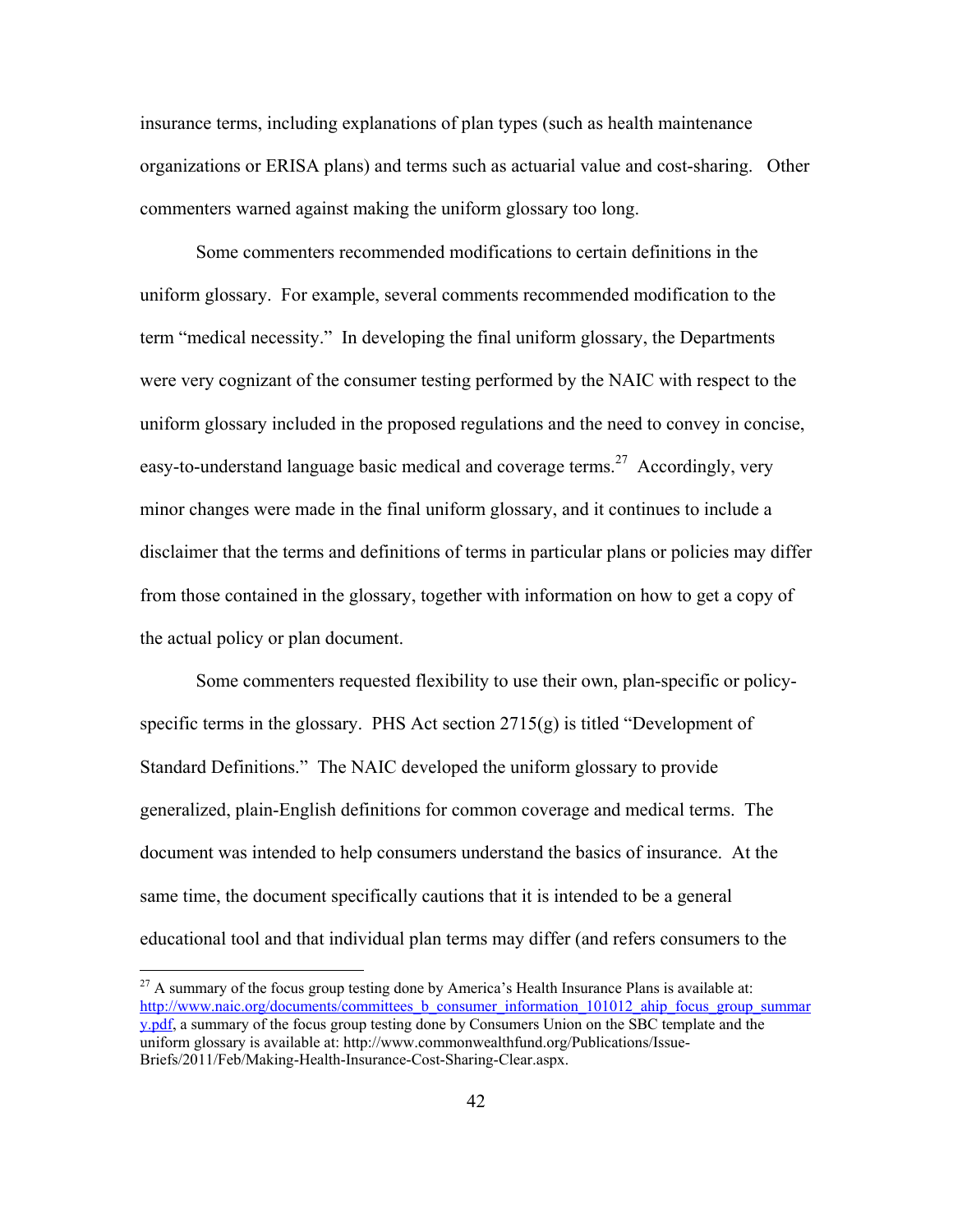insurance terms, including explanations of plan types (such as health maintenance organizations or ERISA plans) and terms such as actuarial value and cost-sharing. Other commenters warned against making the uniform glossary too long.

Some commenters recommended modifications to certain definitions in the uniform glossary. For example, several comments recommended modification to the term "medical necessity." In developing the final uniform glossary, the Departments were very cognizant of the consumer testing performed by the NAIC with respect to the uniform glossary included in the proposed regulations and the need to convey in concise, easy-to-understand language basic medical and coverage terms.[27] Accordingly, very minor changes were made in the final uniform glossary, and it continues to include a disclaimer that the terms and definitions of terms in particular plans or policies may differ from those contained in the glossary, together with information on how to get a copy of the actual policy or plan document.

Some commenters requested flexibility to use their own, plan-specific or policy-specific terms in the glossary. PHS Act section 2715(g) is titled "Development of Standard Definitions." The NAIC developed the uniform glossary to provide generalized, plain-English definitions for common coverage and medical terms. The document was intended to help consumers understand the basics of insurance. At the same time, the document specifically cautions that it is intended to be a general educational tool and that individual plan terms may differ (and refers consumers to the

[27] A summary of the focus group testing done by America's Health Insurance Plans is available at: http://www.naic.org/documents/committees_b_consumer_information_101012_ahip_focus_group_summary.pdf, a summary of the focus group testing done by Consumers Union on the SBC template and the uniform glossary is available at: http://www.commonwealthfund.org/Publications/Issue-Briefs/2011/Feb/Making-Health-Insurance-Cost-Sharing-Clear.aspx.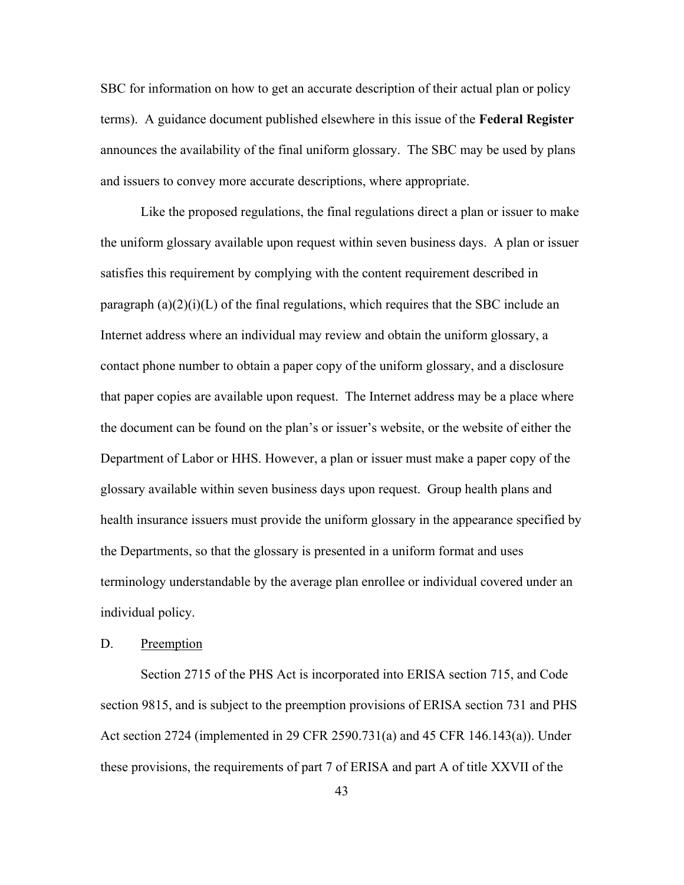SBC for information on how to get an accurate description of their actual plan or policy terms). A guidance document published elsewhere in this issue of the **Federal Register** announces the availability of the final uniform glossary. The SBC may be used by plans and issuers to convey more accurate descriptions, where appropriate.

Like the proposed regulations, the final regulations direct a plan or issuer to make the uniform glossary available upon request within seven business days. A plan or issuer satisfies this requirement by complying with the content requirement described in paragraph (a)(2)(i)(L) of the final regulations, which requires that the SBC include an Internet address where an individual may review and obtain the uniform glossary, a contact phone number to obtain a paper copy of the uniform glossary, and a disclosure that paper copies are available upon request. The Internet address may be a place where the document can be found on the plan's or issuer's website, or the website of either the Department of Labor or HHS. However, a plan or issuer must make a paper copy of the glossary available within seven business days upon request. Group health plans and health insurance issuers must provide the uniform glossary in the appearance specified by the Departments, so that the glossary is presented in a uniform format and uses terminology understandable by the average plan enrollee or individual covered under an individual policy.

D. Preemption

Section 2715 of the PHS Act is incorporated into ERISA section 715, and Code section 9815, and is subject to the preemption provisions of ERISA section 731 and PHS Act section 2724 (implemented in 29 CFR 2590.731(a) and 45 CFR 146.143(a)). Under these provisions, the requirements of part 7 of ERISA and part A of title XXVII of the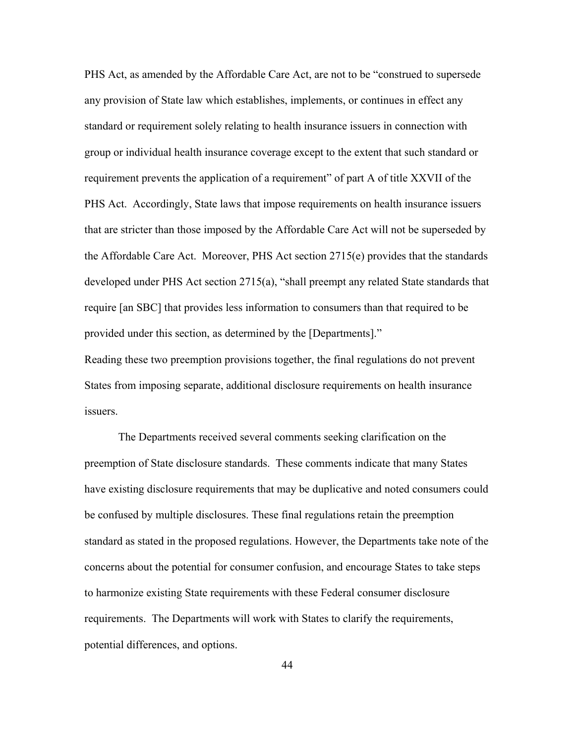PHS Act, as amended by the Affordable Care Act, are not to be "construed to supersede any provision of State law which establishes, implements, or continues in effect any standard or requirement solely relating to health insurance issuers in connection with group or individual health insurance coverage except to the extent that such standard or requirement prevents the application of a requirement" of part A of title XXVII of the PHS Act. Accordingly, State laws that impose requirements on health insurance issuers that are stricter than those imposed by the Affordable Care Act will not be superseded by the Affordable Care Act. Moreover, PHS Act section 2715(e) provides that the standards developed under PHS Act section 2715(a), "shall preempt any related State standards that require [an SBC] that provides less information to consumers than that required to be provided under this section, as determined by the [Departments]."

Reading these two preemption provisions together, the final regulations do not prevent States from imposing separate, additional disclosure requirements on health insurance issuers.

The Departments received several comments seeking clarification on the preemption of State disclosure standards. These comments indicate that many States have existing disclosure requirements that may be duplicative and noted consumers could be confused by multiple disclosures. These final regulations retain the preemption standard as stated in the proposed regulations. However, the Departments take note of the concerns about the potential for consumer confusion, and encourage States to take steps to harmonize existing State requirements with these Federal consumer disclosure requirements. The Departments will work with States to clarify the requirements, potential differences, and options.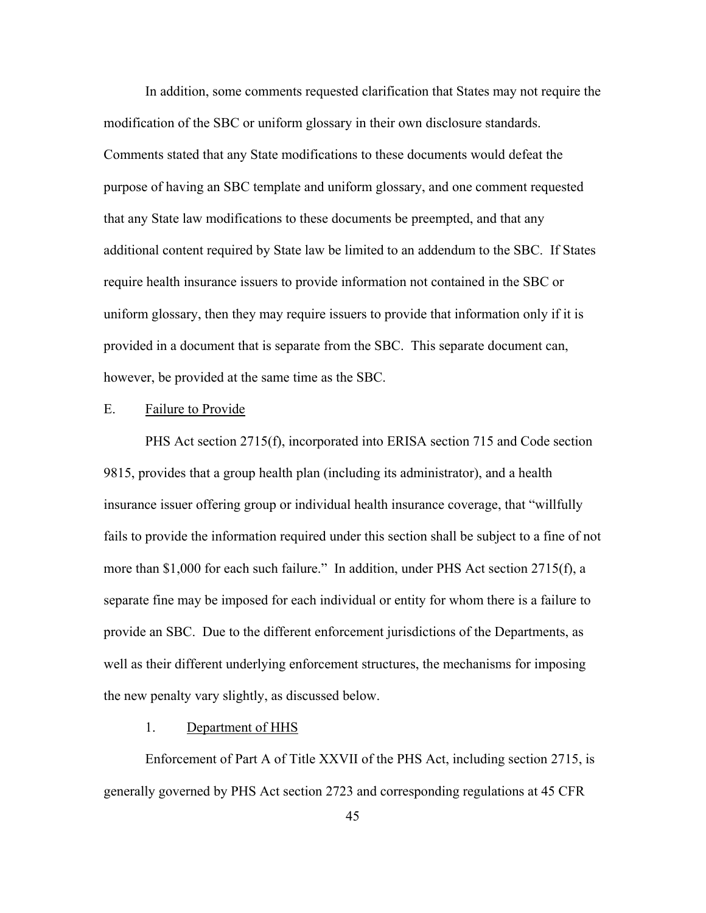In addition, some comments requested clarification that States may not require the modification of the SBC or uniform glossary in their own disclosure standards. Comments stated that any State modifications to these documents would defeat the purpose of having an SBC template and uniform glossary, and one comment requested that any State law modifications to these documents be preempted, and that any additional content required by State law be limited to an addendum to the SBC. If States require health insurance issuers to provide information not contained in the SBC or uniform glossary, then they may require issuers to provide that information only if it is provided in a document that is separate from the SBC. This separate document can, however, be provided at the same time as the SBC.

## E. Failure to Provide

PHS Act section 2715(f), incorporated into ERISA section 715 and Code section 9815, provides that a group health plan (including its administrator), and a health insurance issuer offering group or individual health insurance coverage, that "willfully fails to provide the information required under this section shall be subject to a fine of not more than $1,000 for each such failure." In addition, under PHS Act section 2715(f), a separate fine may be imposed for each individual or entity for whom there is a failure to provide an SBC. Due to the different enforcement jurisdictions of the Departments, as well as their different underlying enforcement structures, the mechanisms for imposing the new penalty vary slightly, as discussed below.

### 1. Department of HHS

Enforcement of Part A of Title XXVII of the PHS Act, including section 2715, is generally governed by PHS Act section 2723 and corresponding regulations at 45 CFR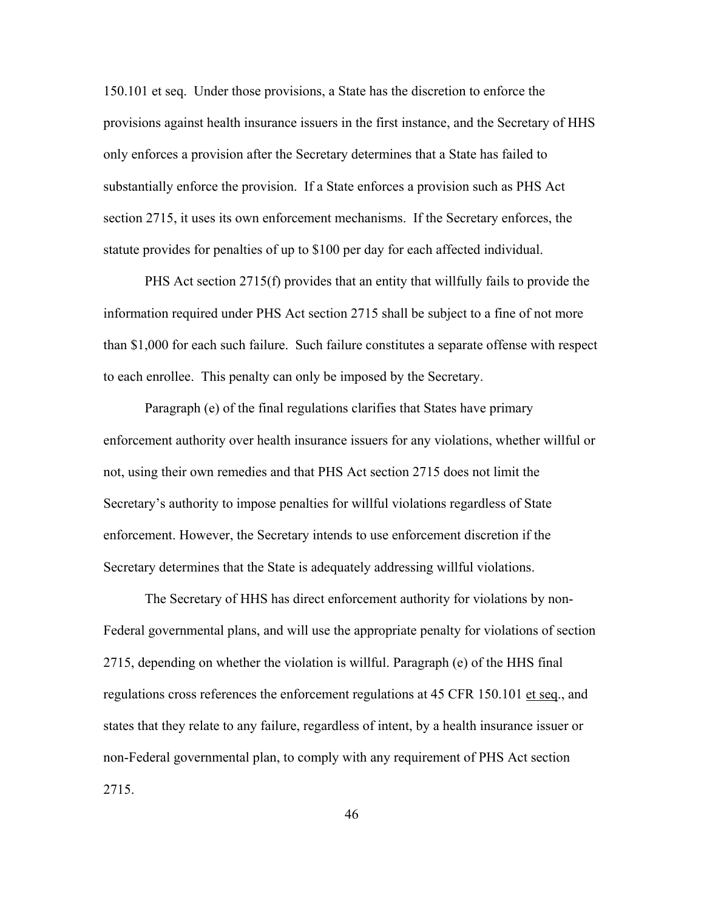150.101 et seq. Under those provisions, a State has the discretion to enforce the provisions against health insurance issuers in the first instance, and the Secretary of HHS only enforces a provision after the Secretary determines that a State has failed to substantially enforce the provision. If a State enforces a provision such as PHS Act section 2715, it uses its own enforcement mechanisms. If the Secretary enforces, the statute provides for penalties of up to $100 per day for each affected individual.

PHS Act section 2715(f) provides that an entity that willfully fails to provide the information required under PHS Act section 2715 shall be subject to a fine of not more than $1,000 for each such failure. Such failure constitutes a separate offense with respect to each enrollee. This penalty can only be imposed by the Secretary.

Paragraph (e) of the final regulations clarifies that States have primary enforcement authority over health insurance issuers for any violations, whether willful or not, using their own remedies and that PHS Act section 2715 does not limit the Secretary's authority to impose penalties for willful violations regardless of State enforcement. However, the Secretary intends to use enforcement discretion if the Secretary determines that the State is adequately addressing willful violations.

The Secretary of HHS has direct enforcement authority for violations by non-Federal governmental plans, and will use the appropriate penalty for violations of section 2715, depending on whether the violation is willful. Paragraph (e) of the HHS final regulations cross references the enforcement regulations at 45 CFR 150.101 et seq., and states that they relate to any failure, regardless of intent, by a health insurance issuer or non-Federal governmental plan, to comply with any requirement of PHS Act section 2715.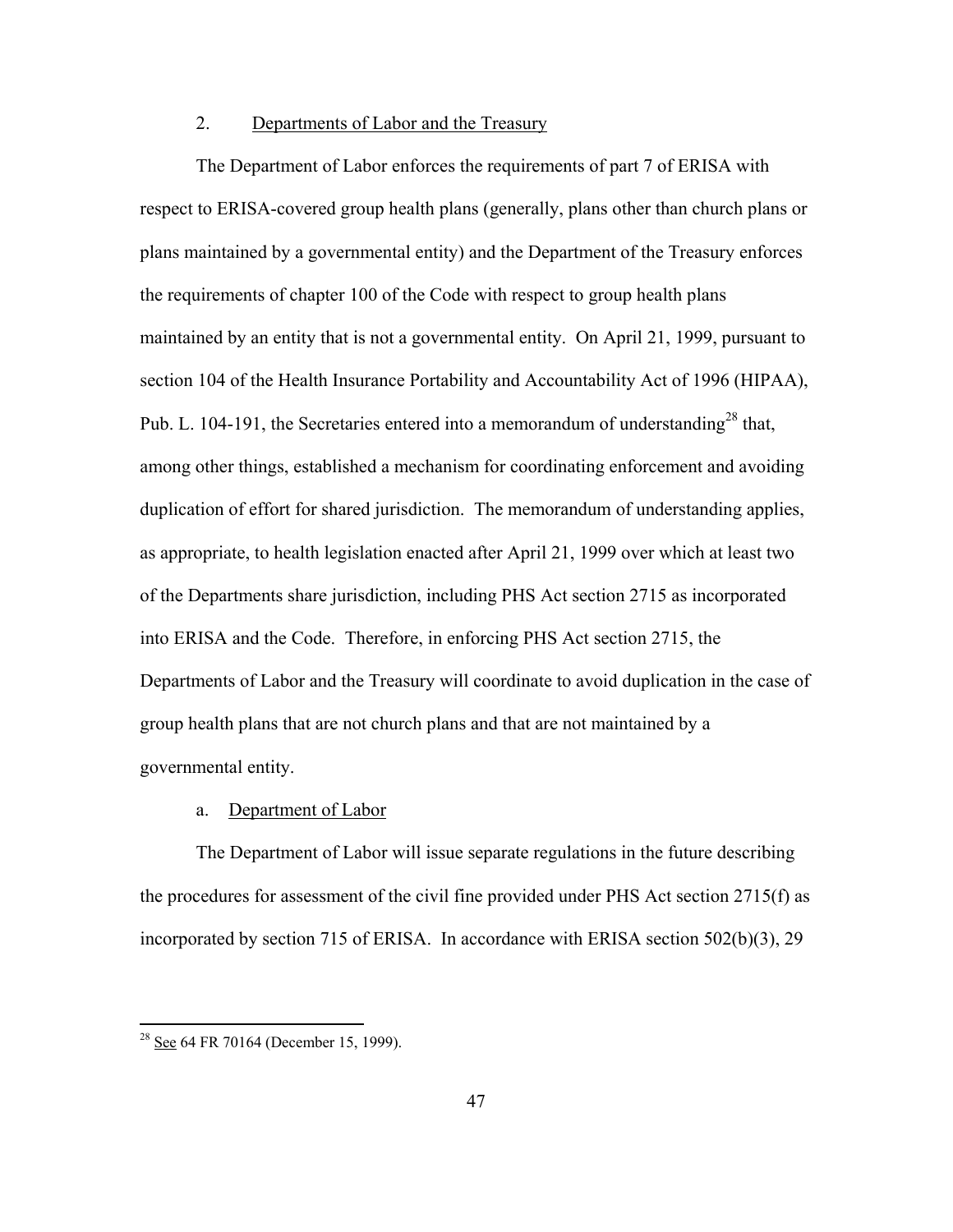### 2. Departments of Labor and the Treasury

The Department of Labor enforces the requirements of part 7 of ERISA with respect to ERISA-covered group health plans (generally, plans other than church plans or plans maintained by a governmental entity) and the Department of the Treasury enforces the requirements of chapter 100 of the Code with respect to group health plans maintained by an entity that is not a governmental entity. On April 21, 1999, pursuant to section 104 of the Health Insurance Portability and Accountability Act of 1996 (HIPAA), Pub. L. 104-191, the Secretaries entered into a memorandum of understanding[28] that, among other things, established a mechanism for coordinating enforcement and avoiding duplication of effort for shared jurisdiction. The memorandum of understanding applies, as appropriate, to health legislation enacted after April 21, 1999 over which at least two of the Departments share jurisdiction, including PHS Act section 2715 as incorporated into ERISA and the Code. Therefore, in enforcing PHS Act section 2715, the Departments of Labor and the Treasury will coordinate to avoid duplication in the case of group health plans that are not church plans and that are not maintained by a governmental entity.

#### a. Department of Labor

The Department of Labor will issue separate regulations in the future describing the procedures for assessment of the civil fine provided under PHS Act section 2715(f) as incorporated by section 715 of ERISA. In accordance with ERISA section 502(b)(3), 29

---

[28] See 64 FR 70164 (December 15, 1999).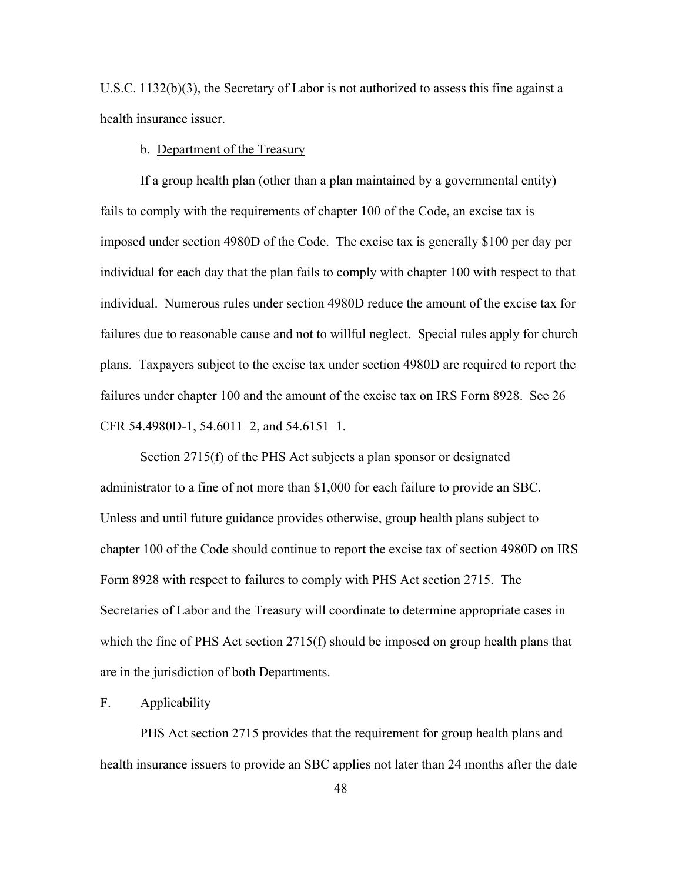U.S.C. 1132(b)(3), the Secretary of Labor is not authorized to assess this fine against a health insurance issuer.

b. Department of the Treasury

If a group health plan (other than a plan maintained by a governmental entity) fails to comply with the requirements of chapter 100 of the Code, an excise tax is imposed under section 4980D of the Code. The excise tax is generally $100 per day per individual for each day that the plan fails to comply with chapter 100 with respect to that individual. Numerous rules under section 4980D reduce the amount of the excise tax for failures due to reasonable cause and not to willful neglect. Special rules apply for church plans. Taxpayers subject to the excise tax under section 4980D are required to report the failures under chapter 100 and the amount of the excise tax on IRS Form 8928. See 26 CFR 54.4980D-1, 54.6011–2, and 54.6151–1.

Section 2715(f) of the PHS Act subjects a plan sponsor or designated administrator to a fine of not more than $1,000 for each failure to provide an SBC. Unless and until future guidance provides otherwise, group health plans subject to chapter 100 of the Code should continue to report the excise tax of section 4980D on IRS Form 8928 with respect to failures to comply with PHS Act section 2715. The Secretaries of Labor and the Treasury will coordinate to determine appropriate cases in which the fine of PHS Act section 2715(f) should be imposed on group health plans that are in the jurisdiction of both Departments.

## F. Applicability

PHS Act section 2715 provides that the requirement for group health plans and health insurance issuers to provide an SBC applies not later than 24 months after the date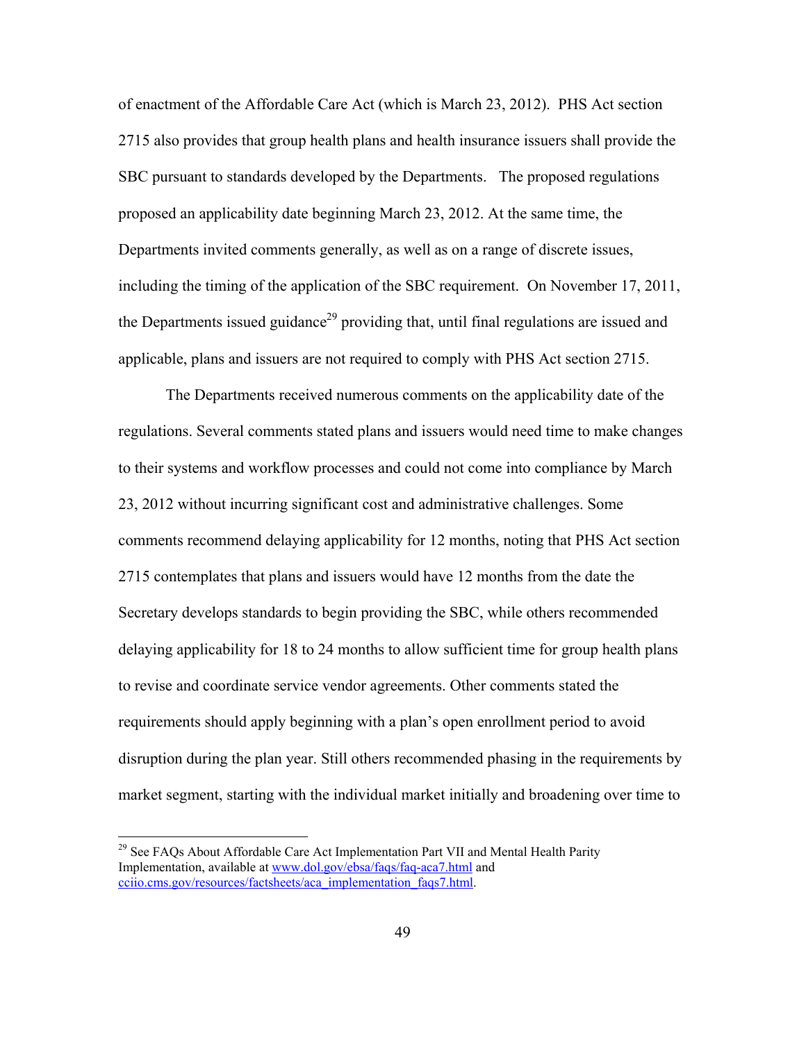of enactment of the Affordable Care Act (which is March 23, 2012). PHS Act section 2715 also provides that group health plans and health insurance issuers shall provide the SBC pursuant to standards developed by the Departments. The proposed regulations proposed an applicability date beginning March 23, 2012. At the same time, the Departments invited comments generally, as well as on a range of discrete issues, including the timing of the application of the SBC requirement. On November 17, 2011, the Departments issued guidance[29] providing that, until final regulations are issued and applicable, plans and issuers are not required to comply with PHS Act section 2715.

The Departments received numerous comments on the applicability date of the regulations. Several comments stated plans and issuers would need time to make changes to their systems and workflow processes and could not come into compliance by March 23, 2012 without incurring significant cost and administrative challenges. Some comments recommend delaying applicability for 12 months, noting that PHS Act section 2715 contemplates that plans and issuers would have 12 months from the date the Secretary develops standards to begin providing the SBC, while others recommended delaying applicability for 18 to 24 months to allow sufficient time for group health plans to revise and coordinate service vendor agreements. Other comments stated the requirements should apply beginning with a plan's open enrollment period to avoid disruption during the plan year. Still others recommended phasing in the requirements by market segment, starting with the individual market initially and broadening over time to

[29] See FAQs About Affordable Care Act Implementation Part VII and Mental Health Parity Implementation, available at www.dol.gov/ebsa/faqs/faq-aca7.html and cciio.cms.gov/resources/factsheets/aca_implementation_faqs7.html.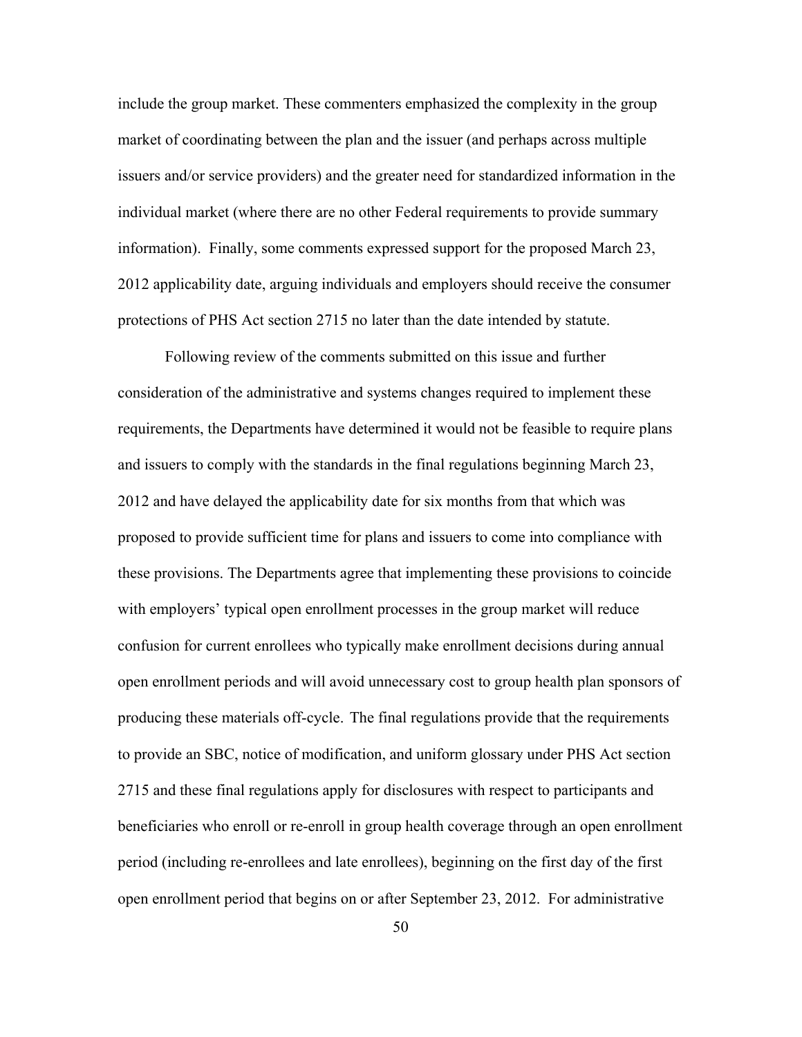include the group market. These commenters emphasized the complexity in the group market of coordinating between the plan and the issuer (and perhaps across multiple issuers and/or service providers) and the greater need for standardized information in the individual market (where there are no other Federal requirements to provide summary information). Finally, some comments expressed support for the proposed March 23, 2012 applicability date, arguing individuals and employers should receive the consumer protections of PHS Act section 2715 no later than the date intended by statute.

Following review of the comments submitted on this issue and further consideration of the administrative and systems changes required to implement these requirements, the Departments have determined it would not be feasible to require plans and issuers to comply with the standards in the final regulations beginning March 23, 2012 and have delayed the applicability date for six months from that which was proposed to provide sufficient time for plans and issuers to come into compliance with these provisions. The Departments agree that implementing these provisions to coincide with employers' typical open enrollment processes in the group market will reduce confusion for current enrollees who typically make enrollment decisions during annual open enrollment periods and will avoid unnecessary cost to group health plan sponsors of producing these materials off-cycle. The final regulations provide that the requirements to provide an SBC, notice of modification, and uniform glossary under PHS Act section 2715 and these final regulations apply for disclosures with respect to participants and beneficiaries who enroll or re-enroll in group health coverage through an open enrollment period (including re-enrollees and late enrollees), beginning on the first day of the first open enrollment period that begins on or after September 23, 2012. For administrative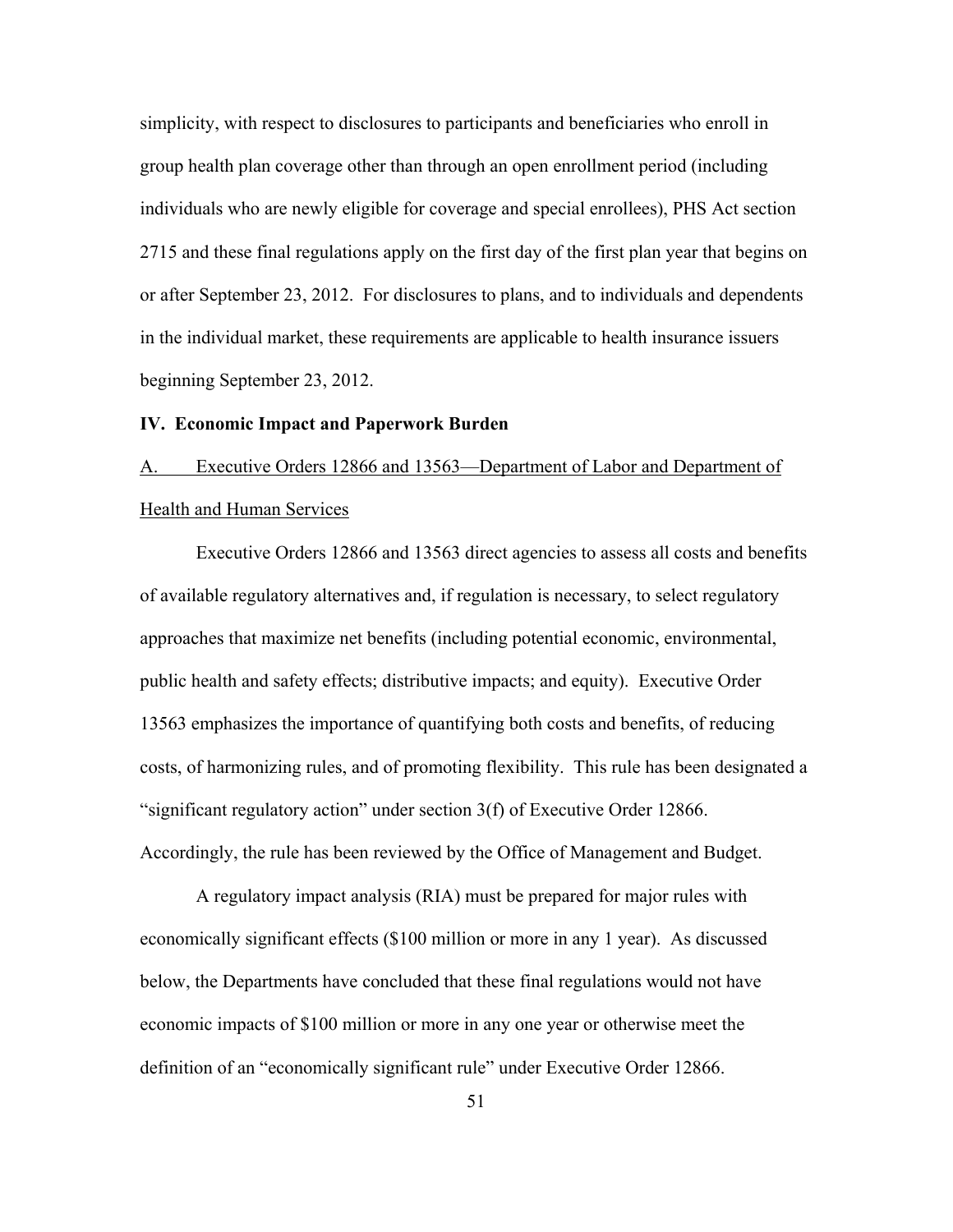simplicity, with respect to disclosures to participants and beneficiaries who enroll in group health plan coverage other than through an open enrollment period (including individuals who are newly eligible for coverage and special enrollees), PHS Act section 2715 and these final regulations apply on the first day of the first plan year that begins on or after September 23, 2012. For disclosures to plans, and to individuals and dependents in the individual market, these requirements are applicable to health insurance issuers beginning September 23, 2012.

## IV. Economic Impact and Paperwork Burden

### A. Executive Orders 12866 and 13563—Department of Labor and Department of Health and Human Services

Executive Orders 12866 and 13563 direct agencies to assess all costs and benefits of available regulatory alternatives and, if regulation is necessary, to select regulatory approaches that maximize net benefits (including potential economic, environmental, public health and safety effects; distributive impacts; and equity). Executive Order 13563 emphasizes the importance of quantifying both costs and benefits, of reducing costs, of harmonizing rules, and of promoting flexibility. This rule has been designated a "significant regulatory action" under section 3(f) of Executive Order 12866. Accordingly, the rule has been reviewed by the Office of Management and Budget.

A regulatory impact analysis (RIA) must be prepared for major rules with economically significant effects ($100 million or more in any 1 year). As discussed below, the Departments have concluded that these final regulations would not have economic impacts of $100 million or more in any one year or otherwise meet the definition of an "economically significant rule" under Executive Order 12866.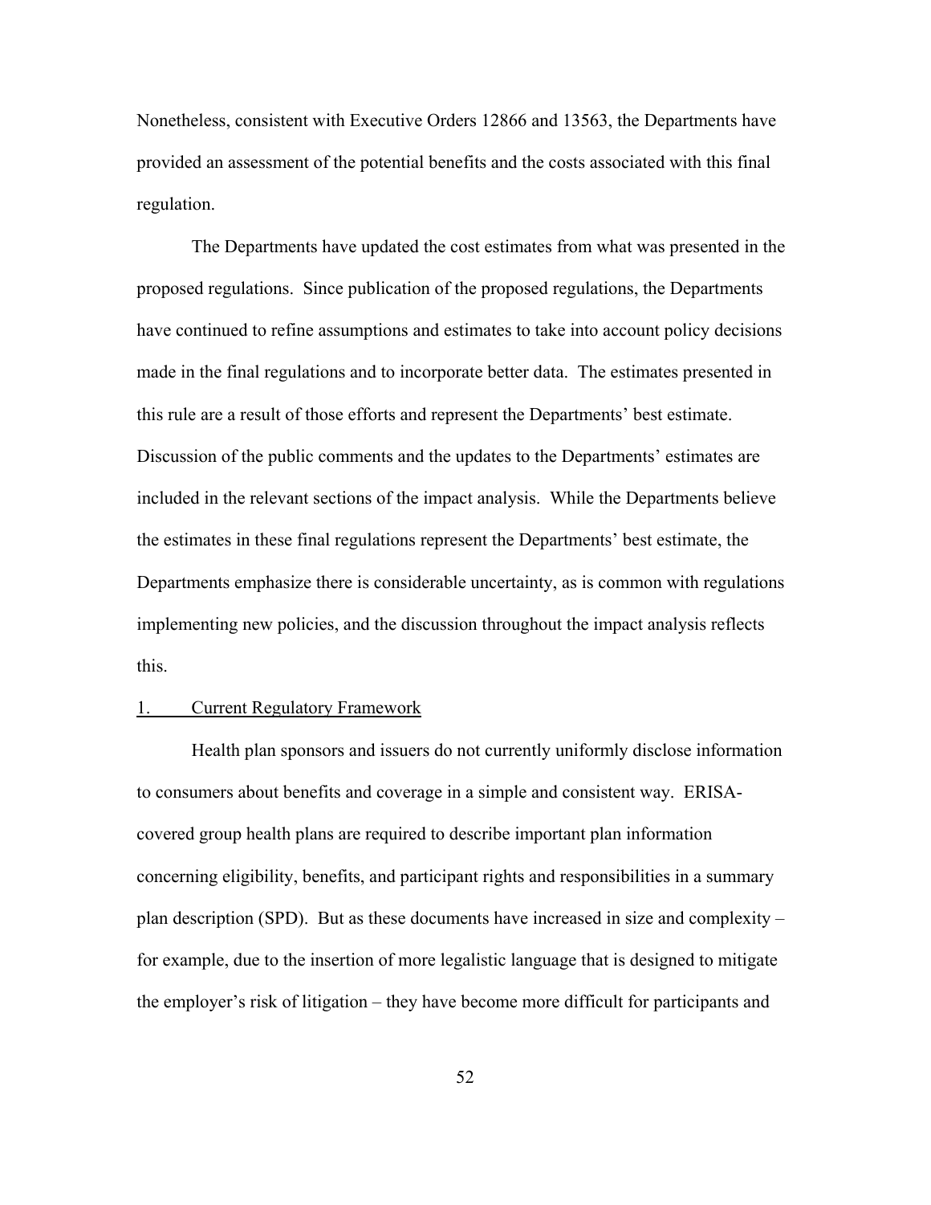Nonetheless, consistent with Executive Orders 12866 and 13563, the Departments have provided an assessment of the potential benefits and the costs associated with this final regulation.

The Departments have updated the cost estimates from what was presented in the proposed regulations. Since publication of the proposed regulations, the Departments have continued to refine assumptions and estimates to take into account policy decisions made in the final regulations and to incorporate better data. The estimates presented in this rule are a result of those efforts and represent the Departments' best estimate. Discussion of the public comments and the updates to the Departments' estimates are included in the relevant sections of the impact analysis. While the Departments believe the estimates in these final regulations represent the Departments' best estimate, the Departments emphasize there is considerable uncertainty, as is common with regulations implementing new policies, and the discussion throughout the impact analysis reflects this.

1. Current Regulatory Framework

Health plan sponsors and issuers do not currently uniformly disclose information to consumers about benefits and coverage in a simple and consistent way. ERISA-covered group health plans are required to describe important plan information concerning eligibility, benefits, and participant rights and responsibilities in a summary plan description (SPD). But as these documents have increased in size and complexity – for example, due to the insertion of more legalistic language that is designed to mitigate the employer's risk of litigation – they have become more difficult for participants and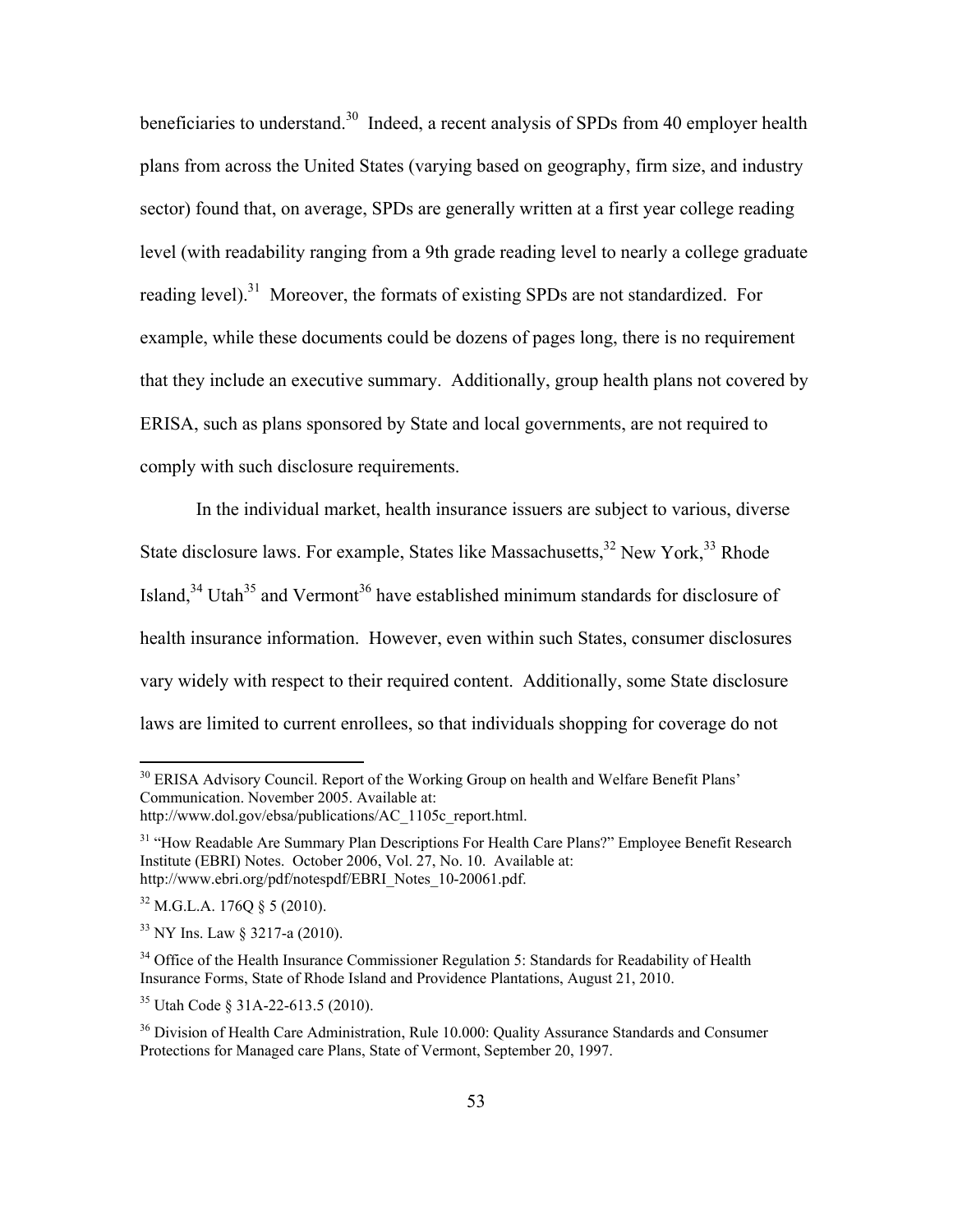beneficiaries to understand.[30] Indeed, a recent analysis of SPDs from 40 employer health plans from across the United States (varying based on geography, firm size, and industry sector) found that, on average, SPDs are generally written at a first year college reading level (with readability ranging from a 9th grade reading level to nearly a college graduate reading level).[31] Moreover, the formats of existing SPDs are not standardized. For example, while these documents could be dozens of pages long, there is no requirement that they include an executive summary. Additionally, group health plans not covered by ERISA, such as plans sponsored by State and local governments, are not required to comply with such disclosure requirements.

In the individual market, health insurance issuers are subject to various, diverse State disclosure laws. For example, States like Massachusetts,[32] New York,[33] Rhode Island,[34] Utah[35] and Vermont[36] have established minimum standards for disclosure of health insurance information. However, even within such States, consumer disclosures vary widely with respect to their required content. Additionally, some State disclosure laws are limited to current enrollees, so that individuals shopping for coverage do not

---

[30] ERISA Advisory Council. Report of the Working Group on health and Welfare Benefit Plans' Communication. November 2005. Available at: http://www.dol.gov/ebsa/publications/AC_1105c_report.html.

[31] "How Readable Are Summary Plan Descriptions For Health Care Plans?" Employee Benefit Research Institute (EBRI) Notes. October 2006, Vol. 27, No. 10. Available at: http://www.ebri.org/pdf/notespdf/EBRI_Notes_10-20061.pdf.

[32] M.G.L.A. 176Q § 5 (2010).

[33] NY Ins. Law § 3217-a (2010).

[34] Office of the Health Insurance Commissioner Regulation 5: Standards for Readability of Health Insurance Forms, State of Rhode Island and Providence Plantations, August 21, 2010.

[35] Utah Code § 31A-22-613.5 (2010).

[36] Division of Health Care Administration, Rule 10.000: Quality Assurance Standards and Consumer Protections for Managed care Plans, State of Vermont, September 20, 1997.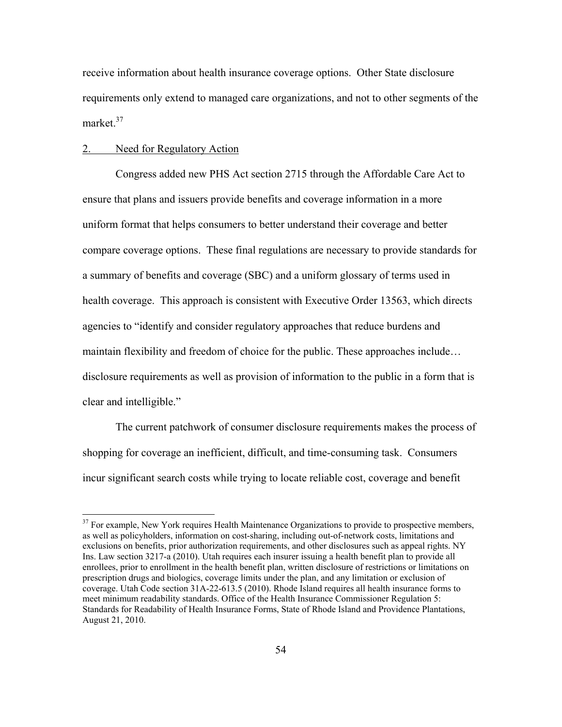receive information about health insurance coverage options. Other State disclosure requirements only extend to managed care organizations, and not to other segments of the market.[37]

## 2. Need for Regulatory Action

Congress added new PHS Act section 2715 through the Affordable Care Act to ensure that plans and issuers provide benefits and coverage information in a more uniform format that helps consumers to better understand their coverage and better compare coverage options. These final regulations are necessary to provide standards for a summary of benefits and coverage (SBC) and a uniform glossary of terms used in health coverage. This approach is consistent with Executive Order 13563, which directs agencies to "identify and consider regulatory approaches that reduce burdens and maintain flexibility and freedom of choice for the public. These approaches include… disclosure requirements as well as provision of information to the public in a form that is clear and intelligible."

The current patchwork of consumer disclosure requirements makes the process of shopping for coverage an inefficient, difficult, and time-consuming task. Consumers incur significant search costs while trying to locate reliable cost, coverage and benefit

---

[37] For example, New York requires Health Maintenance Organizations to provide to prospective members, as well as policyholders, information on cost-sharing, including out-of-network costs, limitations and exclusions on benefits, prior authorization requirements, and other disclosures such as appeal rights. NY Ins. Law section 3217-a (2010). Utah requires each insurer issuing a health benefit plan to provide all enrollees, prior to enrollment in the health benefit plan, written disclosure of restrictions or limitations on prescription drugs and biologics, coverage limits under the plan, and any limitation or exclusion of coverage. Utah Code section 31A-22-613.5 (2010). Rhode Island requires all health insurance forms to meet minimum readability standards. Office of the Health Insurance Commissioner Regulation 5: Standards for Readability of Health Insurance Forms, State of Rhode Island and Providence Plantations, August 21, 2010.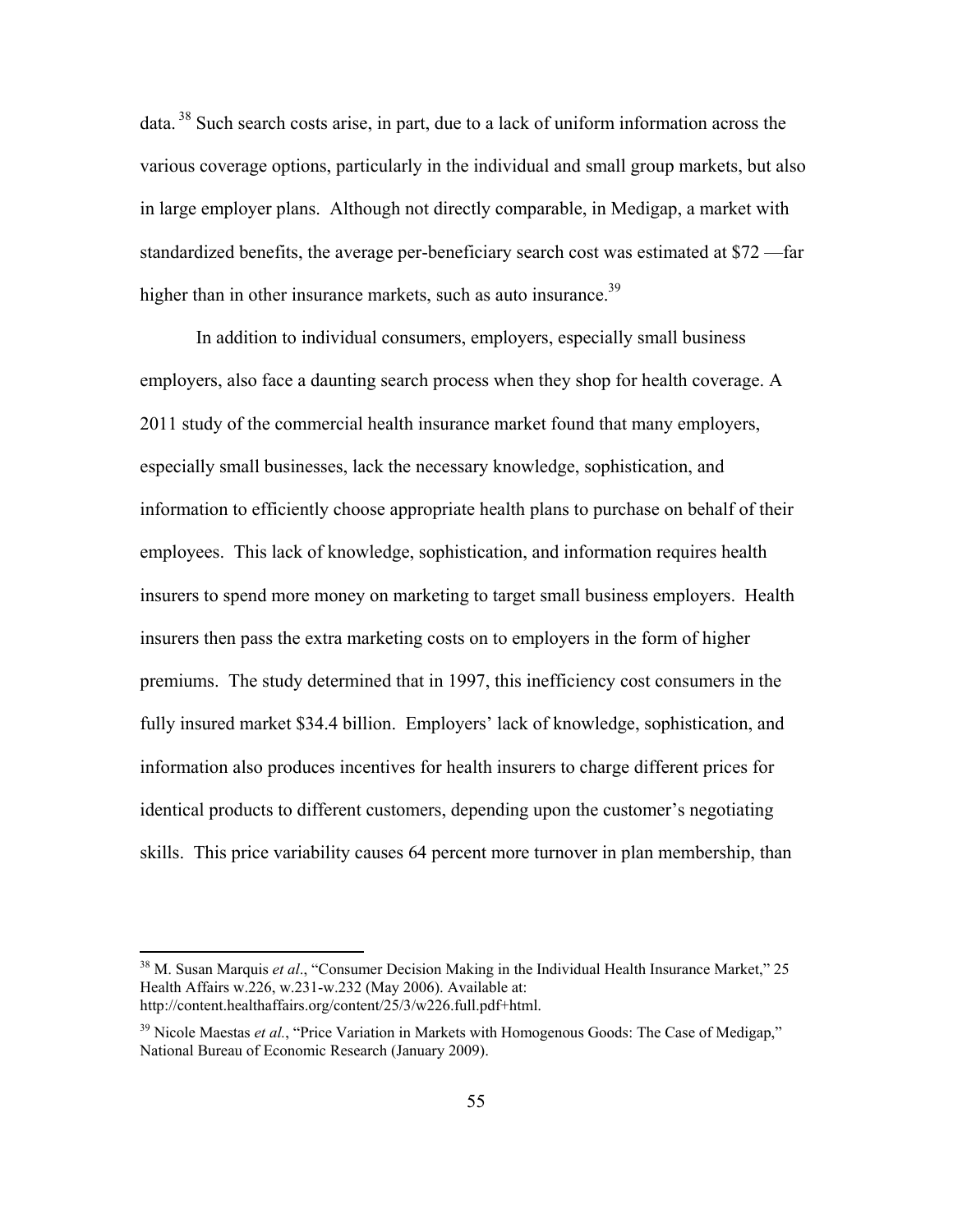data.[38] Such search costs arise, in part, due to a lack of uniform information across the various coverage options, particularly in the individual and small group markets, but also in large employer plans. Although not directly comparable, in Medigap, a market with standardized benefits, the average per-beneficiary search cost was estimated at $72 —far higher than in other insurance markets, such as auto insurance.[39]

In addition to individual consumers, employers, especially small business employers, also face a daunting search process when they shop for health coverage. A 2011 study of the commercial health insurance market found that many employers, especially small businesses, lack the necessary knowledge, sophistication, and information to efficiently choose appropriate health plans to purchase on behalf of their employees. This lack of knowledge, sophistication, and information requires health insurers to spend more money on marketing to target small business employers. Health insurers then pass the extra marketing costs on to employers in the form of higher premiums. The study determined that in 1997, this inefficiency cost consumers in the fully insured market $34.4 billion. Employers' lack of knowledge, sophistication, and information also produces incentives for health insurers to charge different prices for identical products to different customers, depending upon the customer's negotiating skills. This price variability causes 64 percent more turnover in plan membership, than

---

[38] M. Susan Marquis *et al*., "Consumer Decision Making in the Individual Health Insurance Market," 25 Health Affairs w.226, w.231-w.232 (May 2006). Available at: http://content.healthaffairs.org/content/25/3/w226.full.pdf+html.

[39] Nicole Maestas *et al.*, "Price Variation in Markets with Homogenous Goods: The Case of Medigap," National Bureau of Economic Research (January 2009).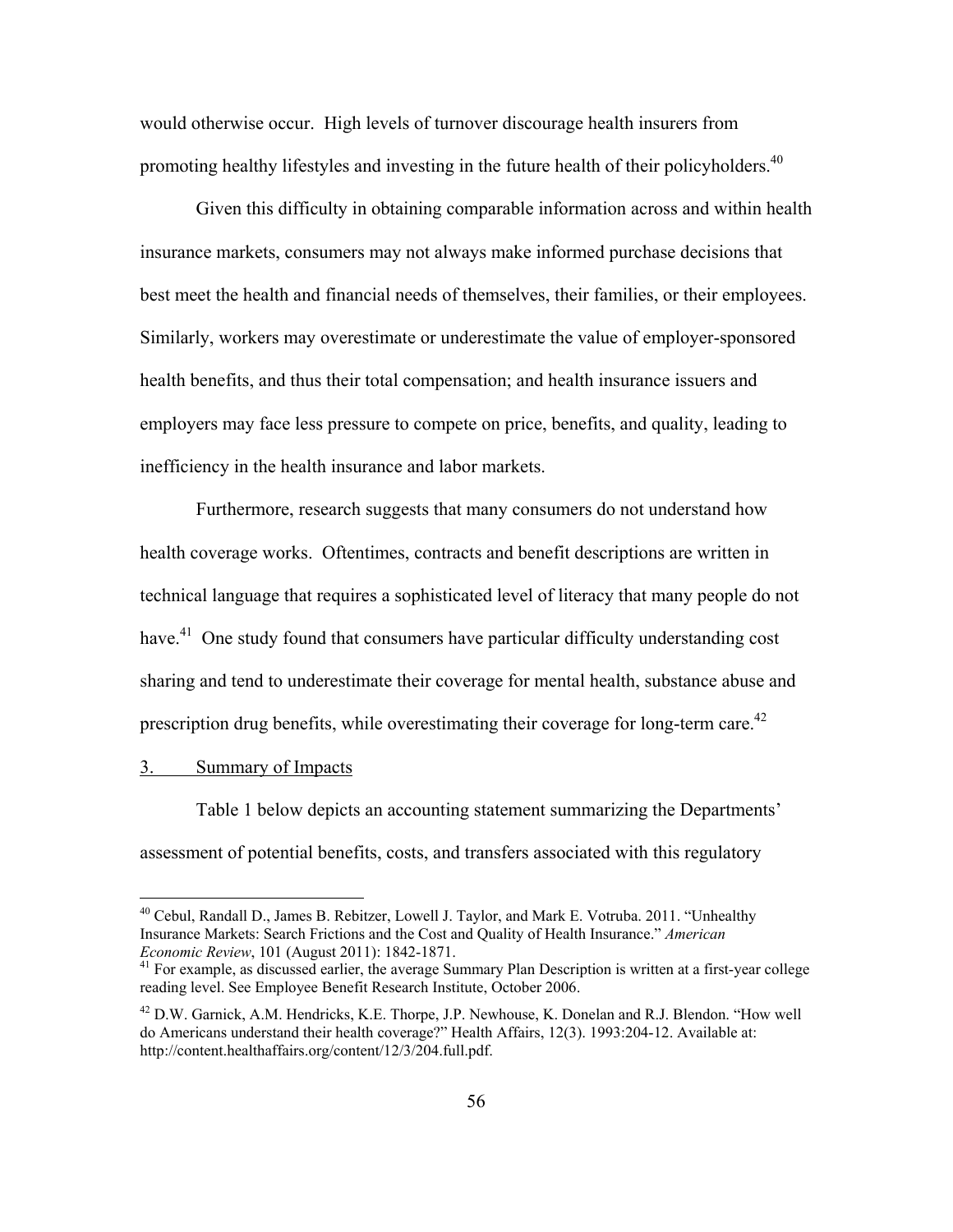would otherwise occur. High levels of turnover discourage health insurers from promoting healthy lifestyles and investing in the future health of their policyholders.[40]

Given this difficulty in obtaining comparable information across and within health insurance markets, consumers may not always make informed purchase decisions that best meet the health and financial needs of themselves, their families, or their employees. Similarly, workers may overestimate or underestimate the value of employer-sponsored health benefits, and thus their total compensation; and health insurance issuers and employers may face less pressure to compete on price, benefits, and quality, leading to inefficiency in the health insurance and labor markets.

Furthermore, research suggests that many consumers do not understand how health coverage works. Oftentimes, contracts and benefit descriptions are written in technical language that requires a sophisticated level of literacy that many people do not have.[41] One study found that consumers have particular difficulty understanding cost sharing and tend to underestimate their coverage for mental health, substance abuse and prescription drug benefits, while overestimating their coverage for long-term care.[42]

3. Summary of Impacts

Table 1 below depicts an accounting statement summarizing the Departments' assessment of potential benefits, costs, and transfers associated with this regulatory

---

[40] Cebul, Randall D., James B. Rebitzer, Lowell J. Taylor, and Mark E. Votruba. 2011. "Unhealthy Insurance Markets: Search Frictions and the Cost and Quality of Health Insurance." *American Economic Review*, 101 (August 2011): 1842-1871.

[41] For example, as discussed earlier, the average Summary Plan Description is written at a first-year college reading level. See Employee Benefit Research Institute, October 2006.

[42] D.W. Garnick, A.M. Hendricks, K.E. Thorpe, J.P. Newhouse, K. Donelan and R.J. Blendon. "How well do Americans understand their health coverage?" Health Affairs, 12(3). 1993:204-12. Available at: http://content.healthaffairs.org/content/12/3/204.full.pdf.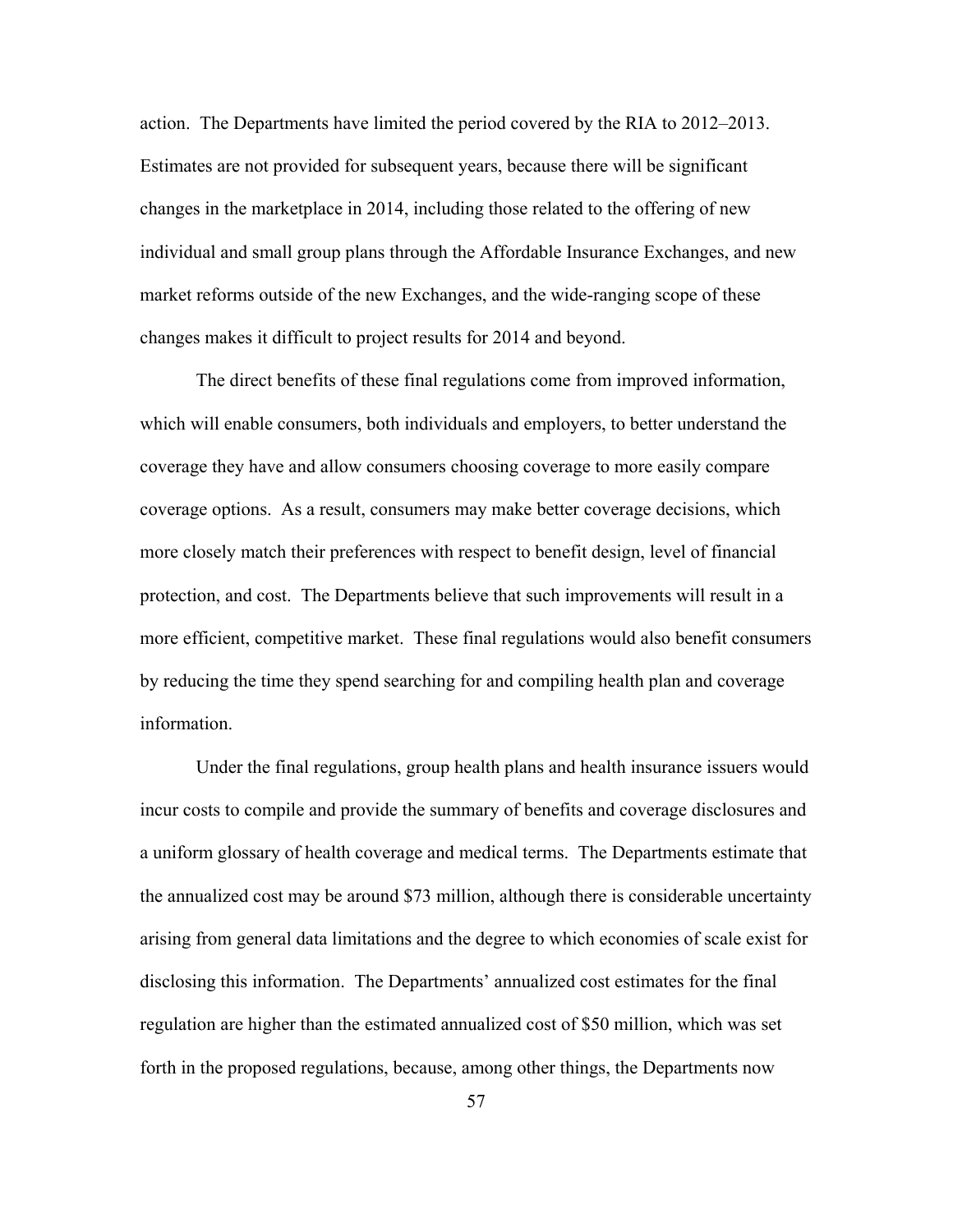action.  The Departments have limited the period covered by the RIA to 2012–2013. Estimates are not provided for subsequent years, because there will be significant changes in the marketplace in 2014, including those related to the offering of new individual and small group plans through the Affordable Insurance Exchanges, and new market reforms outside of the new Exchanges, and the wide-ranging scope of these changes makes it difficult to project results for 2014 and beyond.

The direct benefits of these final regulations come from improved information, which will enable consumers, both individuals and employers, to better understand the coverage they have and allow consumers choosing coverage to more easily compare coverage options.  As a result, consumers may make better coverage decisions, which more closely match their preferences with respect to benefit design, level of financial protection, and cost.  The Departments believe that such improvements will result in a more efficient, competitive market.  These final regulations would also benefit consumers by reducing the time they spend searching for and compiling health plan and coverage information.

Under the final regulations, group health plans and health insurance issuers would incur costs to compile and provide the summary of benefits and coverage disclosures and a uniform glossary of health coverage and medical terms.  The Departments estimate that the annualized cost may be around $73 million, although there is considerable uncertainty arising from general data limitations and the degree to which economies of scale exist for disclosing this information.  The Departments' annualized cost estimates for the final regulation are higher than the estimated annualized cost of $50 million, which was set forth in the proposed regulations, because, among other things, the Departments now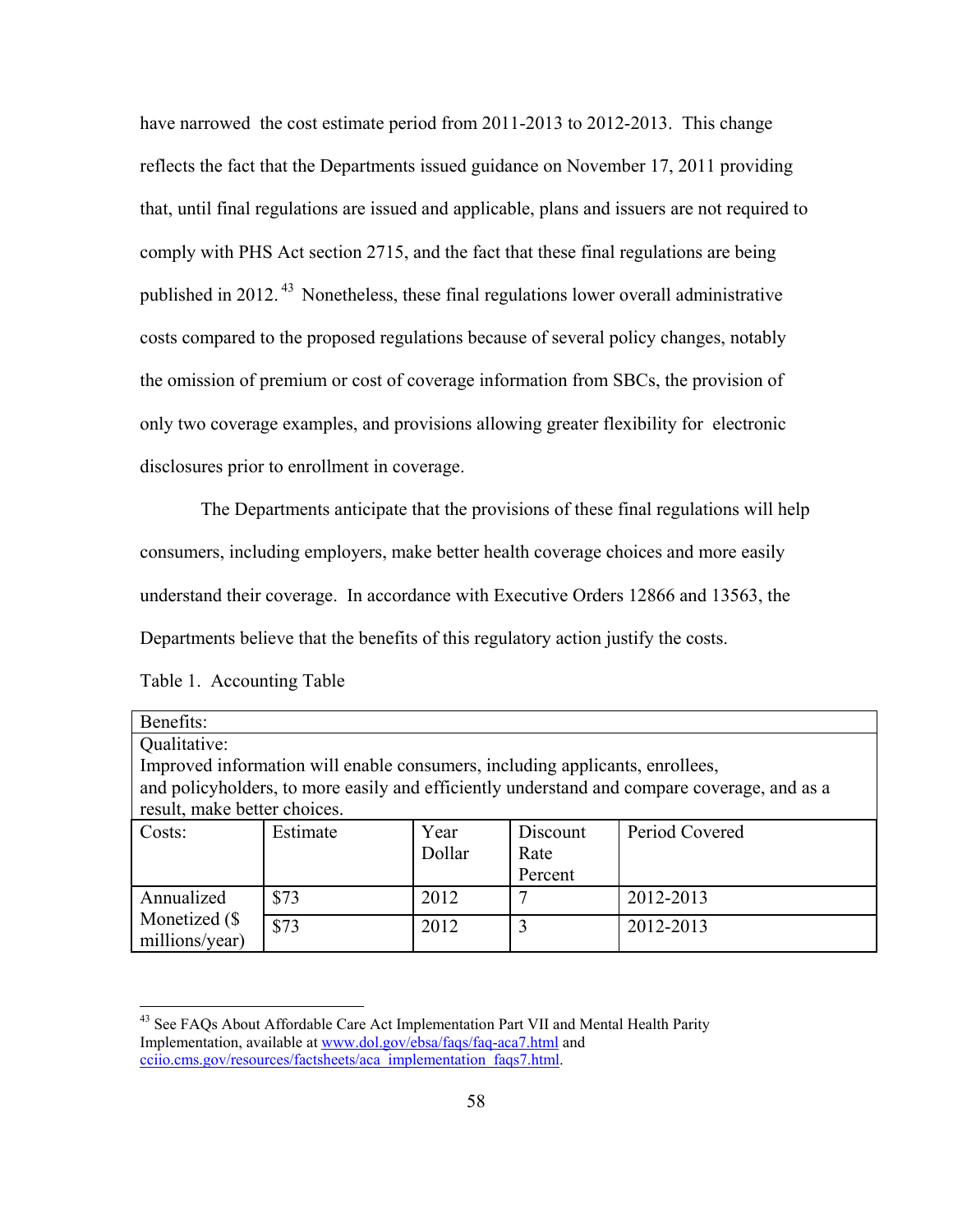have narrowed the cost estimate period from 2011-2013 to 2012-2013. This change reflects the fact that the Departments issued guidance on November 17, 2011 providing that, until final regulations are issued and applicable, plans and issuers are not required to comply with PHS Act section 2715, and the fact that these final regulations are being published in 2012.[43] Nonetheless, these final regulations lower overall administrative costs compared to the proposed regulations because of several policy changes, notably the omission of premium or cost of coverage information from SBCs, the provision of only two coverage examples, and provisions allowing greater flexibility for electronic disclosures prior to enrollment in coverage.

The Departments anticipate that the provisions of these final regulations will help consumers, including employers, make better health coverage choices and more easily understand their coverage. In accordance with Executive Orders 12866 and 13563, the Departments believe that the benefits of this regulatory action justify the costs.

Table 1. Accounting Table

| Benefits: | | | | |
|---|---|---|---|---|
| Qualitative:<br>Improved information will enable consumers, including applicants, enrollees, and policyholders, to more easily and efficiently understand and compare coverage, and as a result, make better choices. | | | | |
| Costs: | Estimate | Year Dollar | Discount Rate Percent | Period Covered |
| Annualized Monetized ($ millions/year) | $73 | 2012 | 7 | 2012-2013 |
| | $73 | 2012 | 3 | 2012-2013 |

[43] See FAQs About Affordable Care Act Implementation Part VII and Mental Health Parity Implementation, available at www.dol.gov/ebsa/faqs/faq-aca7.html and cciio.cms.gov/resources/factsheets/aca_implementation_faqs7.html.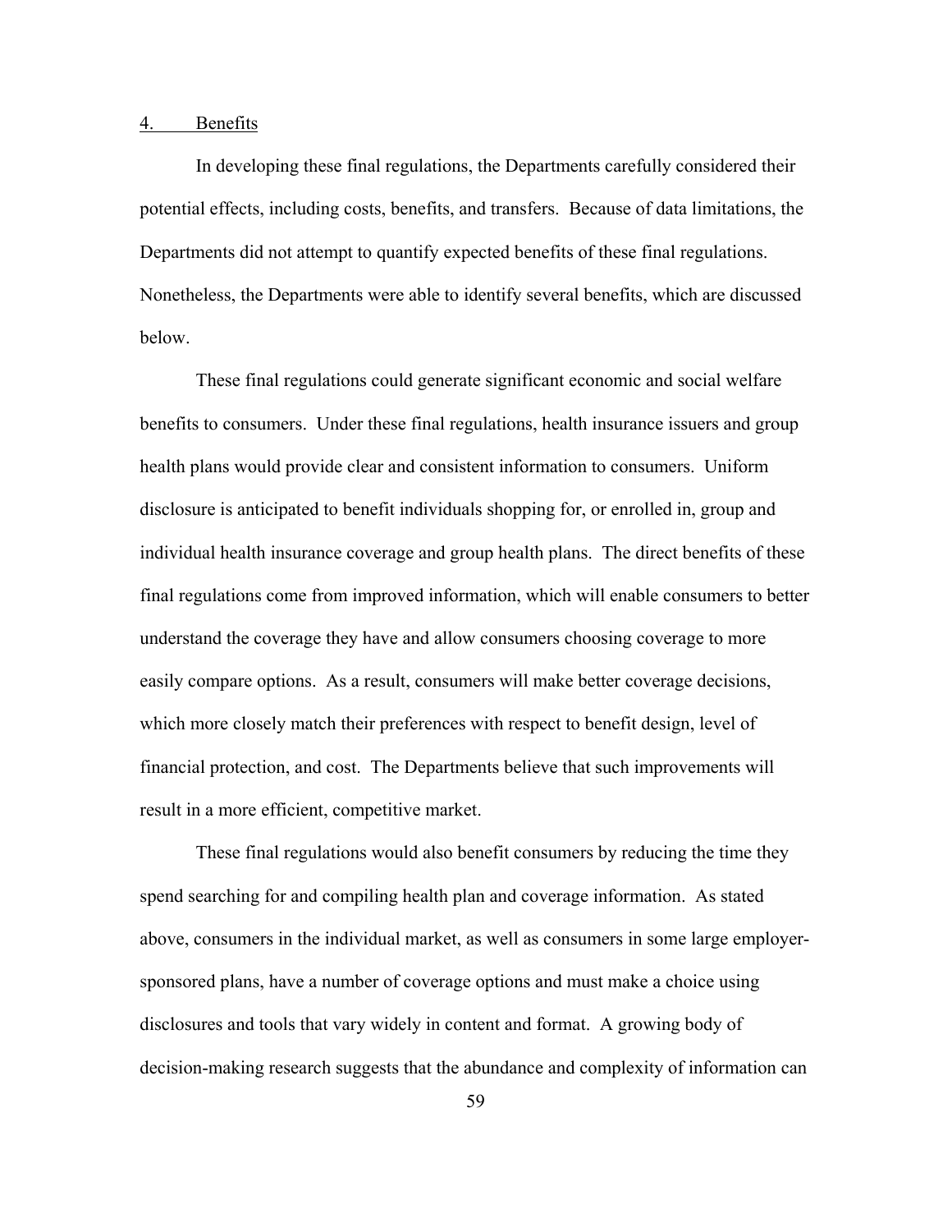### 4. Benefits

In developing these final regulations, the Departments carefully considered their potential effects, including costs, benefits, and transfers. Because of data limitations, the Departments did not attempt to quantify expected benefits of these final regulations. Nonetheless, the Departments were able to identify several benefits, which are discussed below.

These final regulations could generate significant economic and social welfare benefits to consumers. Under these final regulations, health insurance issuers and group health plans would provide clear and consistent information to consumers. Uniform disclosure is anticipated to benefit individuals shopping for, or enrolled in, group and individual health insurance coverage and group health plans. The direct benefits of these final regulations come from improved information, which will enable consumers to better understand the coverage they have and allow consumers choosing coverage to more easily compare options. As a result, consumers will make better coverage decisions, which more closely match their preferences with respect to benefit design, level of financial protection, and cost. The Departments believe that such improvements will result in a more efficient, competitive market.

These final regulations would also benefit consumers by reducing the time they spend searching for and compiling health plan and coverage information. As stated above, consumers in the individual market, as well as consumers in some large employer-sponsored plans, have a number of coverage options and must make a choice using disclosures and tools that vary widely in content and format. A growing body of decision-making research suggests that the abundance and complexity of information can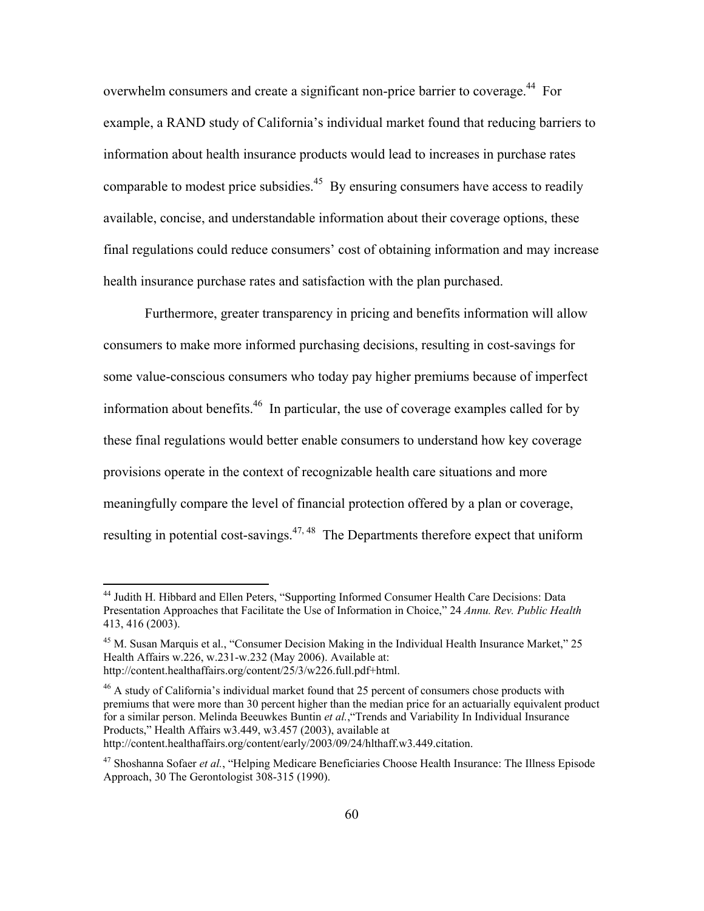overwhelm consumers and create a significant non-price barrier to coverage.[44] For example, a RAND study of California's individual market found that reducing barriers to information about health insurance products would lead to increases in purchase rates comparable to modest price subsidies.[45] By ensuring consumers have access to readily available, concise, and understandable information about their coverage options, these final regulations could reduce consumers' cost of obtaining information and may increase health insurance purchase rates and satisfaction with the plan purchased.

Furthermore, greater transparency in pricing and benefits information will allow consumers to make more informed purchasing decisions, resulting in cost-savings for some value-conscious consumers who today pay higher premiums because of imperfect information about benefits.[46] In particular, the use of coverage examples called for by these final regulations would better enable consumers to understand how key coverage provisions operate in the context of recognizable health care situations and more meaningfully compare the level of financial protection offered by a plan or coverage, resulting in potential cost-savings.[47, 48] The Departments therefore expect that uniform

---

[44] Judith H. Hibbard and Ellen Peters, "Supporting Informed Consumer Health Care Decisions: Data Presentation Approaches that Facilitate the Use of Information in Choice," 24 *Annu. Rev. Public Health* 413, 416 (2003).

[45] M. Susan Marquis et al., "Consumer Decision Making in the Individual Health Insurance Market," 25 Health Affairs w.226, w.231-w.232 (May 2006). Available at: http://content.healthaffairs.org/content/25/3/w226.full.pdf+html.

[46] A study of California's individual market found that 25 percent of consumers chose products with premiums that were more than 30 percent higher than the median price for an actuarially equivalent product for a similar person. Melinda Beeuwkes Buntin *et al.*,"Trends and Variability In Individual Insurance Products," Health Affairs w3.449, w3.457 (2003), available at http://content.healthaffairs.org/content/early/2003/09/24/hlthaff.w3.449.citation.

[47] Shoshanna Sofaer *et al.*, "Helping Medicare Beneficiaries Choose Health Insurance: The Illness Episode Approach, 30 The Gerontologist 308-315 (1990).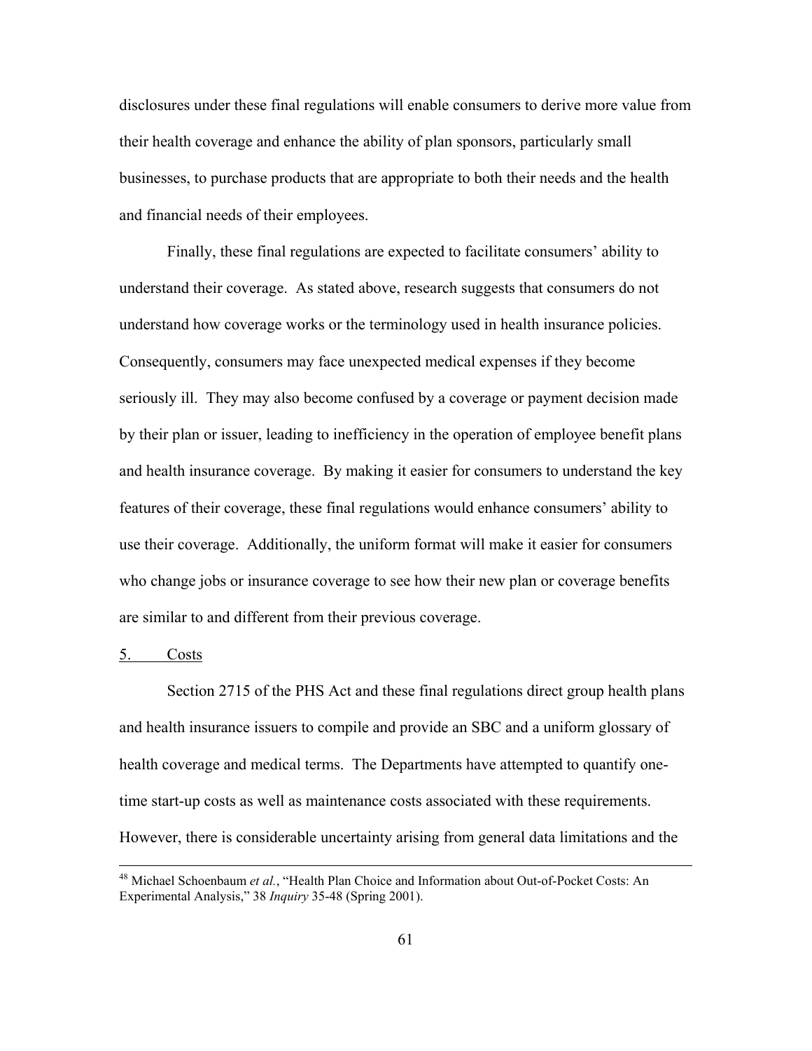disclosures under these final regulations will enable consumers to derive more value from their health coverage and enhance the ability of plan sponsors, particularly small businesses, to purchase products that are appropriate to both their needs and the health and financial needs of their employees.

Finally, these final regulations are expected to facilitate consumers' ability to understand their coverage. As stated above, research suggests that consumers do not understand how coverage works or the terminology used in health insurance policies. Consequently, consumers may face unexpected medical expenses if they become seriously ill. They may also become confused by a coverage or payment decision made by their plan or issuer, leading to inefficiency in the operation of employee benefit plans and health insurance coverage. By making it easier for consumers to understand the key features of their coverage, these final regulations would enhance consumers' ability to use their coverage. Additionally, the uniform format will make it easier for consumers who change jobs or insurance coverage to see how their new plan or coverage benefits are similar to and different from their previous coverage.

5. Costs

Section 2715 of the PHS Act and these final regulations direct group health plans and health insurance issuers to compile and provide an SBC and a uniform glossary of health coverage and medical terms. The Departments have attempted to quantify one-time start-up costs as well as maintenance costs associated with these requirements. However, there is considerable uncertainty arising from general data limitations and the

[48] Michael Schoenbaum *et al.*, "Health Plan Choice and Information about Out-of-Pocket Costs: An Experimental Analysis," 38 *Inquiry* 35-48 (Spring 2001).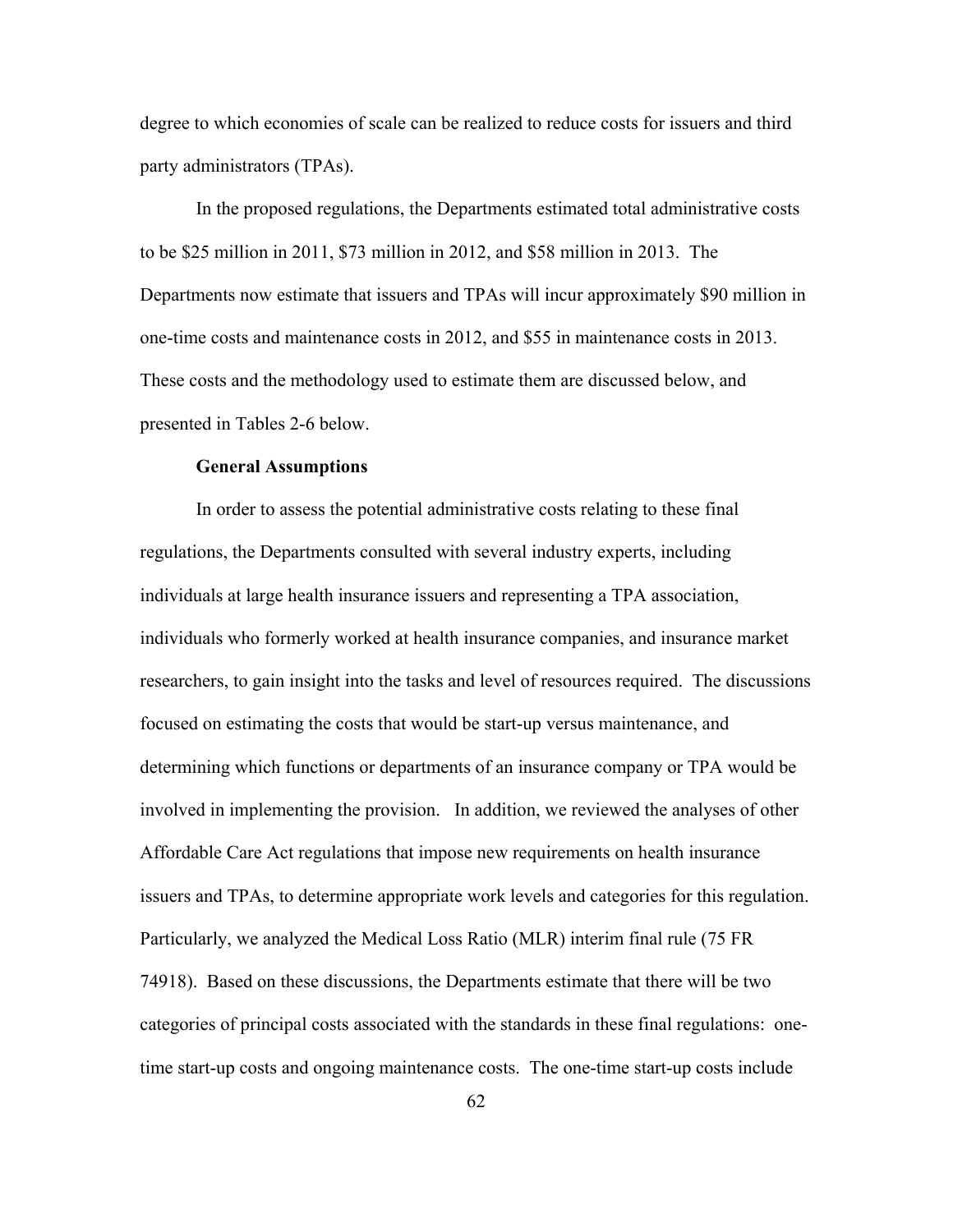degree to which economies of scale can be realized to reduce costs for issuers and third party administrators (TPAs).

In the proposed regulations, the Departments estimated total administrative costs to be $25 million in 2011, $73 million in 2012, and $58 million in 2013. The Departments now estimate that issuers and TPAs will incur approximately $90 million in one-time costs and maintenance costs in 2012, and $55 in maintenance costs in 2013. These costs and the methodology used to estimate them are discussed below, and presented in Tables 2-6 below.

**General Assumptions**

In order to assess the potential administrative costs relating to these final regulations, the Departments consulted with several industry experts, including individuals at large health insurance issuers and representing a TPA association, individuals who formerly worked at health insurance companies, and insurance market researchers, to gain insight into the tasks and level of resources required. The discussions focused on estimating the costs that would be start-up versus maintenance, and determining which functions or departments of an insurance company or TPA would be involved in implementing the provision. In addition, we reviewed the analyses of other Affordable Care Act regulations that impose new requirements on health insurance issuers and TPAs, to determine appropriate work levels and categories for this regulation. Particularly, we analyzed the Medical Loss Ratio (MLR) interim final rule (75 FR 74918). Based on these discussions, the Departments estimate that there will be two categories of principal costs associated with the standards in these final regulations: one-time start-up costs and ongoing maintenance costs. The one-time start-up costs include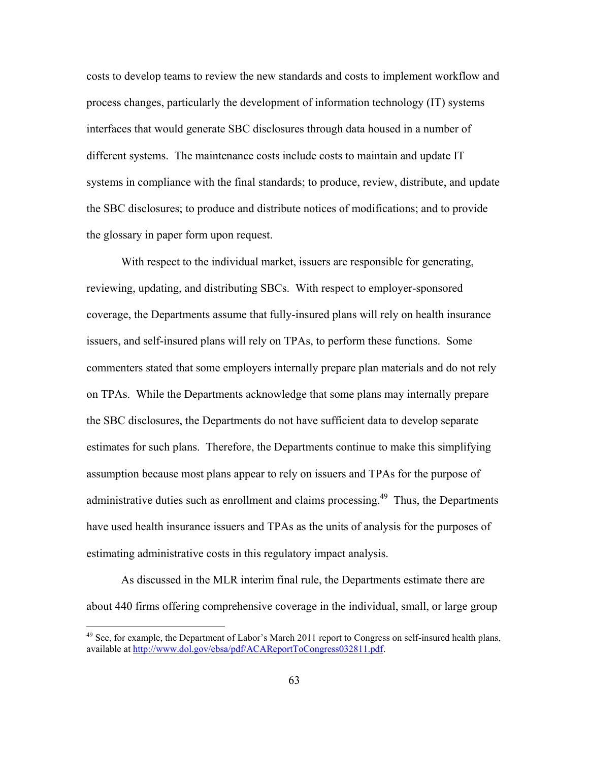costs to develop teams to review the new standards and costs to implement workflow and process changes, particularly the development of information technology (IT) systems interfaces that would generate SBC disclosures through data housed in a number of different systems. The maintenance costs include costs to maintain and update IT systems in compliance with the final standards; to produce, review, distribute, and update the SBC disclosures; to produce and distribute notices of modifications; and to provide the glossary in paper form upon request.

With respect to the individual market, issuers are responsible for generating, reviewing, updating, and distributing SBCs. With respect to employer-sponsored coverage, the Departments assume that fully-insured plans will rely on health insurance issuers, and self-insured plans will rely on TPAs, to perform these functions. Some commenters stated that some employers internally prepare plan materials and do not rely on TPAs. While the Departments acknowledge that some plans may internally prepare the SBC disclosures, the Departments do not have sufficient data to develop separate estimates for such plans. Therefore, the Departments continue to make this simplifying assumption because most plans appear to rely on issuers and TPAs for the purpose of administrative duties such as enrollment and claims processing.[49] Thus, the Departments have used health insurance issuers and TPAs as the units of analysis for the purposes of estimating administrative costs in this regulatory impact analysis.

As discussed in the MLR interim final rule, the Departments estimate there are about 440 firms offering comprehensive coverage in the individual, small, or large group

---

[49] See, for example, the Department of Labor's March 2011 report to Congress on self-insured health plans, available at http://www.dol.gov/ebsa/pdf/ACAReportToCongress032811.pdf.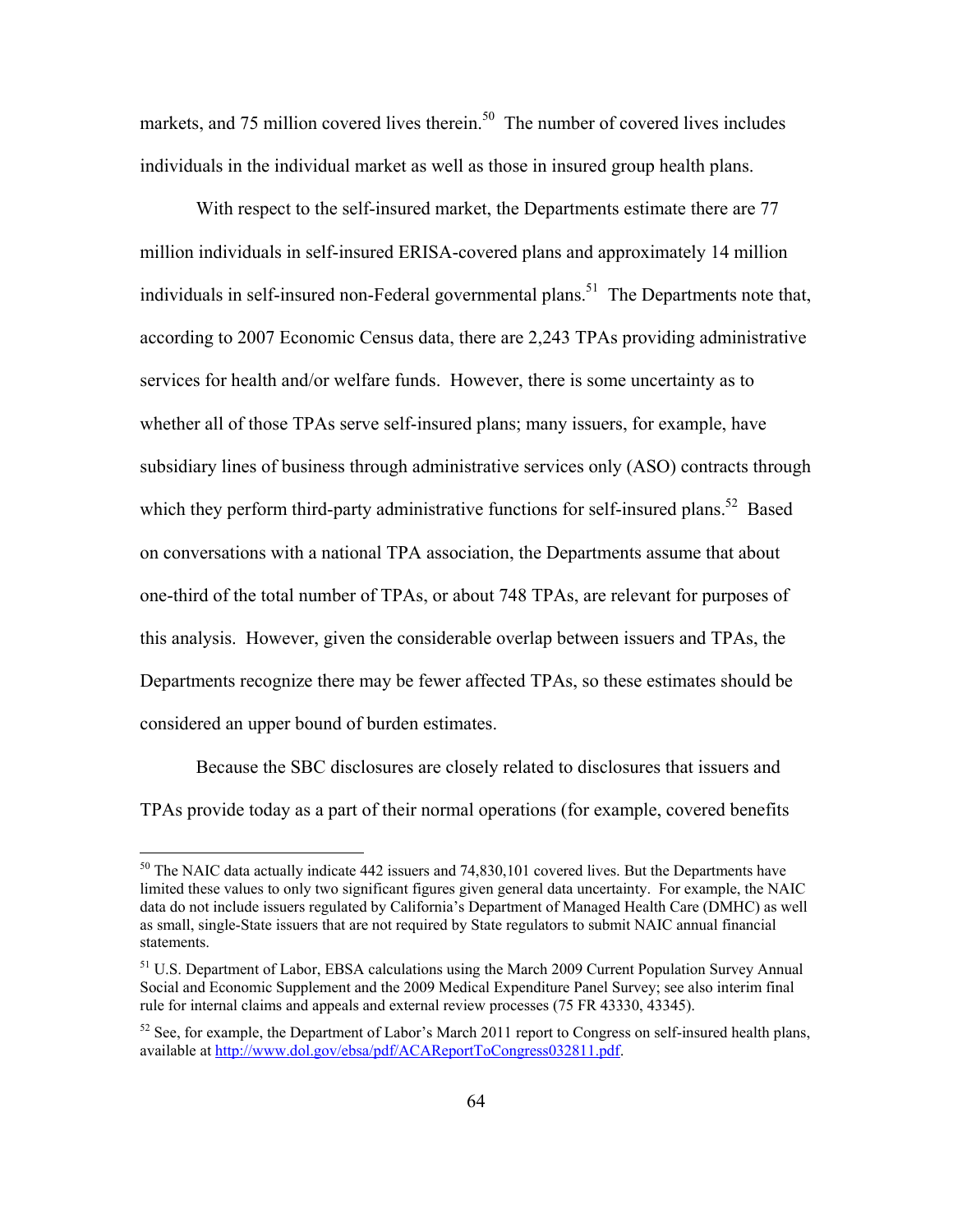markets, and 75 million covered lives therein.[50] The number of covered lives includes individuals in the individual market as well as those in insured group health plans.

With respect to the self-insured market, the Departments estimate there are 77 million individuals in self-insured ERISA-covered plans and approximately 14 million individuals in self-insured non-Federal governmental plans.[51] The Departments note that, according to 2007 Economic Census data, there are 2,243 TPAs providing administrative services for health and/or welfare funds. However, there is some uncertainty as to whether all of those TPAs serve self-insured plans; many issuers, for example, have subsidiary lines of business through administrative services only (ASO) contracts through which they perform third-party administrative functions for self-insured plans.[52] Based on conversations with a national TPA association, the Departments assume that about one-third of the total number of TPAs, or about 748 TPAs, are relevant for purposes of this analysis. However, given the considerable overlap between issuers and TPAs, the Departments recognize there may be fewer affected TPAs, so these estimates should be considered an upper bound of burden estimates.

Because the SBC disclosures are closely related to disclosures that issuers and TPAs provide today as a part of their normal operations (for example, covered benefits

---

[50] The NAIC data actually indicate 442 issuers and 74,830,101 covered lives. But the Departments have limited these values to only two significant figures given general data uncertainty. For example, the NAIC data do not include issuers regulated by California's Department of Managed Health Care (DMHC) as well as small, single-State issuers that are not required by State regulators to submit NAIC annual financial statements.

[51] U.S. Department of Labor, EBSA calculations using the March 2009 Current Population Survey Annual Social and Economic Supplement and the 2009 Medical Expenditure Panel Survey; see also interim final rule for internal claims and appeals and external review processes (75 FR 43330, 43345).

[52] See, for example, the Department of Labor's March 2011 report to Congress on self-insured health plans, available at http://www.dol.gov/ebsa/pdf/ACAReportToCongress032811.pdf.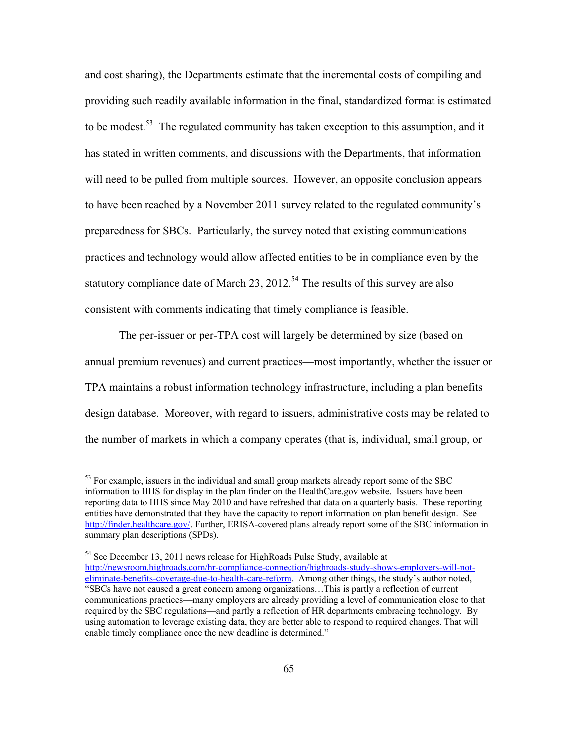and cost sharing), the Departments estimate that the incremental costs of compiling and providing such readily available information in the final, standardized format is estimated to be modest.[53] The regulated community has taken exception to this assumption, and it has stated in written comments, and discussions with the Departments, that information will need to be pulled from multiple sources. However, an opposite conclusion appears to have been reached by a November 2011 survey related to the regulated community's preparedness for SBCs. Particularly, the survey noted that existing communications practices and technology would allow affected entities to be in compliance even by the statutory compliance date of March 23, 2012.[54] The results of this survey are also consistent with comments indicating that timely compliance is feasible.

The per-issuer or per-TPA cost will largely be determined by size (based on annual premium revenues) and current practices—most importantly, whether the issuer or TPA maintains a robust information technology infrastructure, including a plan benefits design database. Moreover, with regard to issuers, administrative costs may be related to the number of markets in which a company operates (that is, individual, small group, or

---

[53] For example, issuers in the individual and small group markets already report some of the SBC information to HHS for display in the plan finder on the HealthCare.gov website. Issuers have been reporting data to HHS since May 2010 and have refreshed that data on a quarterly basis. These reporting entities have demonstrated that they have the capacity to report information on plan benefit design. See http://finder.healthcare.gov/. Further, ERISA-covered plans already report some of the SBC information in summary plan descriptions (SPDs).

[54] See December 13, 2011 news release for HighRoads Pulse Study, available at http://newsroom.highroads.com/hr-compliance-connection/highroads-study-shows-employers-will-not-eliminate-benefits-coverage-due-to-health-care-reform. Among other things, the study's author noted, "SBCs have not caused a great concern among organizations…This is partly a reflection of current communications practices—many employers are already providing a level of communication close to that required by the SBC regulations—and partly a reflection of HR departments embracing technology. By using automation to leverage existing data, they are better able to respond to required changes. That will enable timely compliance once the new deadline is determined."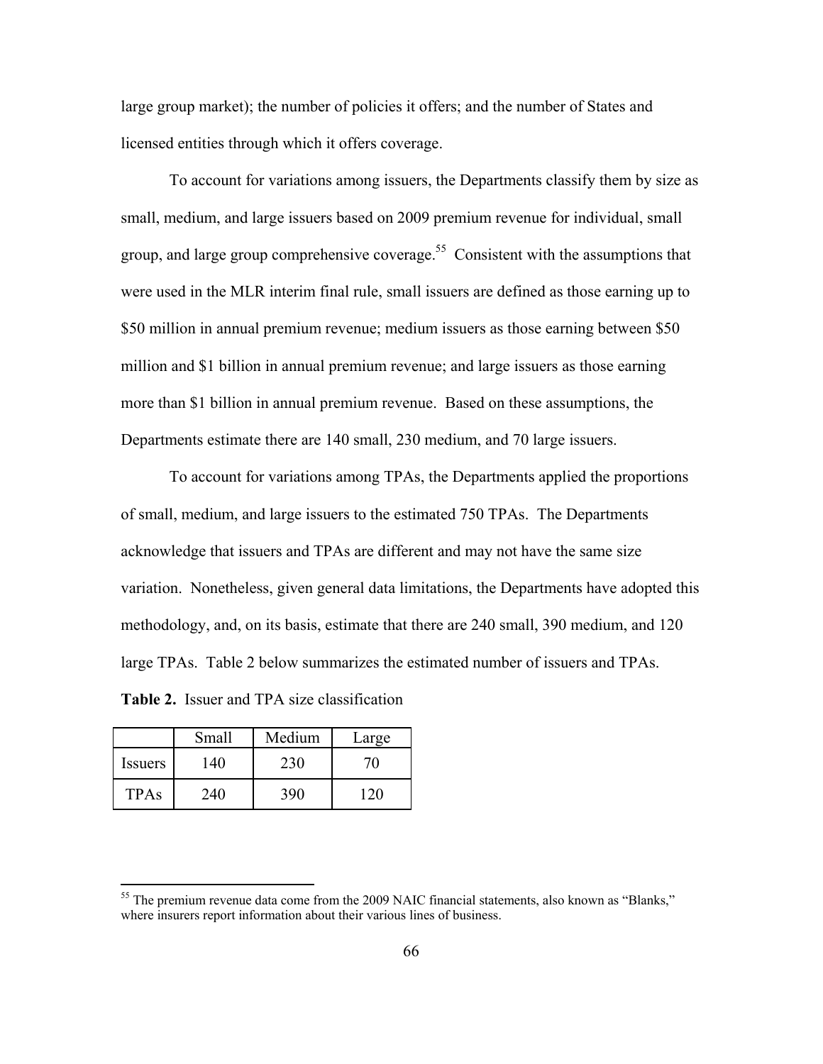large group market); the number of policies it offers; and the number of States and licensed entities through which it offers coverage.

To account for variations among issuers, the Departments classify them by size as small, medium, and large issuers based on 2009 premium revenue for individual, small group, and large group comprehensive coverage.[55] Consistent with the assumptions that were used in the MLR interim final rule, small issuers are defined as those earning up to $50 million in annual premium revenue; medium issuers as those earning between $50 million and $1 billion in annual premium revenue; and large issuers as those earning more than $1 billion in annual premium revenue. Based on these assumptions, the Departments estimate there are 140 small, 230 medium, and 70 large issuers.

To account for variations among TPAs, the Departments applied the proportions of small, medium, and large issuers to the estimated 750 TPAs. The Departments acknowledge that issuers and TPAs are different and may not have the same size variation. Nonetheless, given general data limitations, the Departments have adopted this methodology, and, on its basis, estimate that there are 240 small, 390 medium, and 120 large TPAs. Table 2 below summarizes the estimated number of issuers and TPAs.

**Table 2.** Issuer and TPA size classification

| | Small | Medium | Large |
|---|---|---|---|
| Issuers | 140 | 230 | 70 |
| TPAs | 240 | 390 | 120 |

[55] The premium revenue data come from the 2009 NAIC financial statements, also known as "Blanks," where insurers report information about their various lines of business.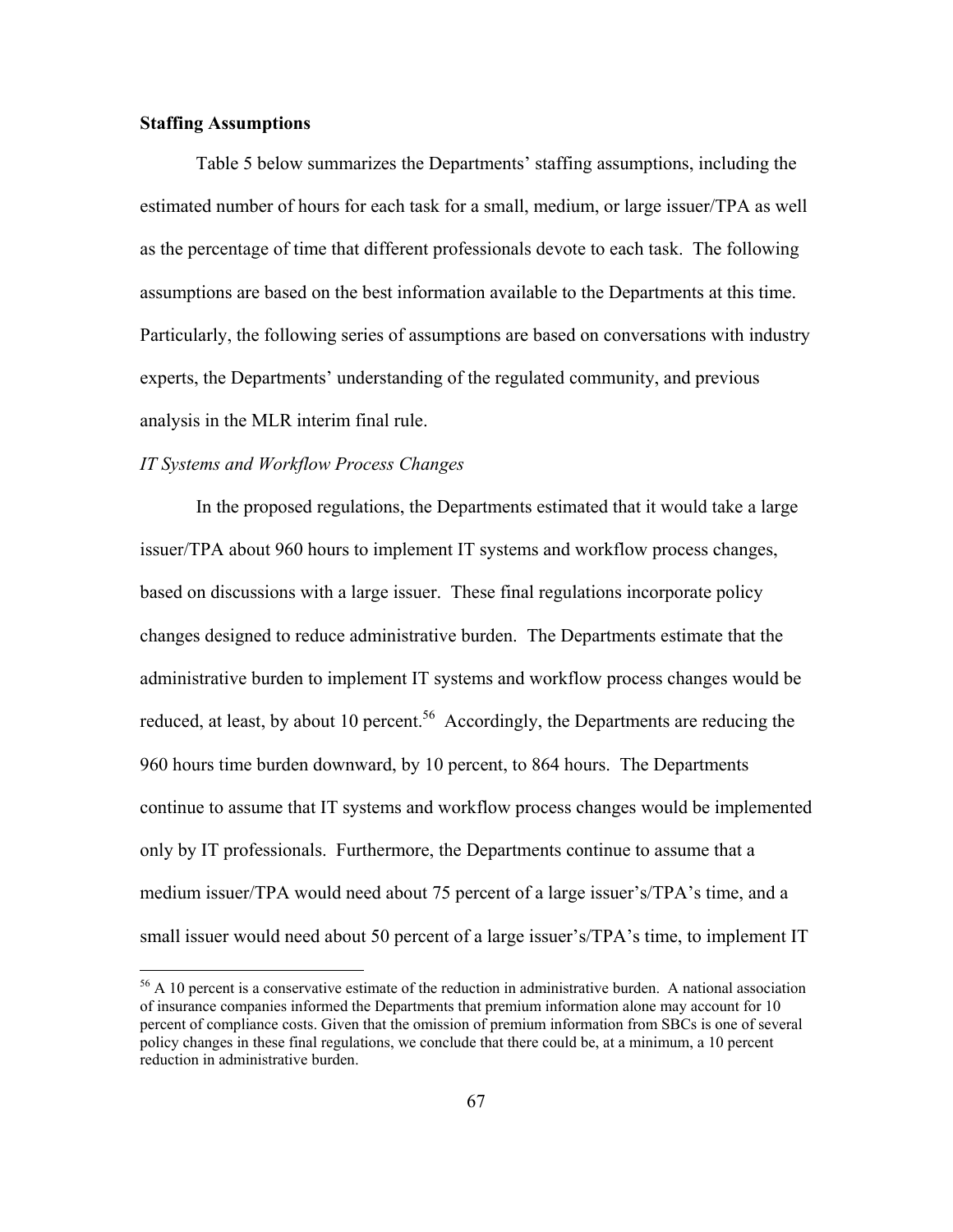**Staffing Assumptions**

Table 5 below summarizes the Departments' staffing assumptions, including the estimated number of hours for each task for a small, medium, or large issuer/TPA as well as the percentage of time that different professionals devote to each task. The following assumptions are based on the best information available to the Departments at this time. Particularly, the following series of assumptions are based on conversations with industry experts, the Departments' understanding of the regulated community, and previous analysis in the MLR interim final rule.

*IT Systems and Workflow Process Changes*

In the proposed regulations, the Departments estimated that it would take a large issuer/TPA about 960 hours to implement IT systems and workflow process changes, based on discussions with a large issuer. These final regulations incorporate policy changes designed to reduce administrative burden. The Departments estimate that the administrative burden to implement IT systems and workflow process changes would be reduced, at least, by about 10 percent.[56] Accordingly, the Departments are reducing the 960 hours time burden downward, by 10 percent, to 864 hours. The Departments continue to assume that IT systems and workflow process changes would be implemented only by IT professionals. Furthermore, the Departments continue to assume that a medium issuer/TPA would need about 75 percent of a large issuer's/TPA's time, and a small issuer would need about 50 percent of a large issuer's/TPA's time, to implement IT

[56] A 10 percent is a conservative estimate of the reduction in administrative burden. A national association of insurance companies informed the Departments that premium information alone may account for 10 percent of compliance costs. Given that the omission of premium information from SBCs is one of several policy changes in these final regulations, we conclude that there could be, at a minimum, a 10 percent reduction in administrative burden.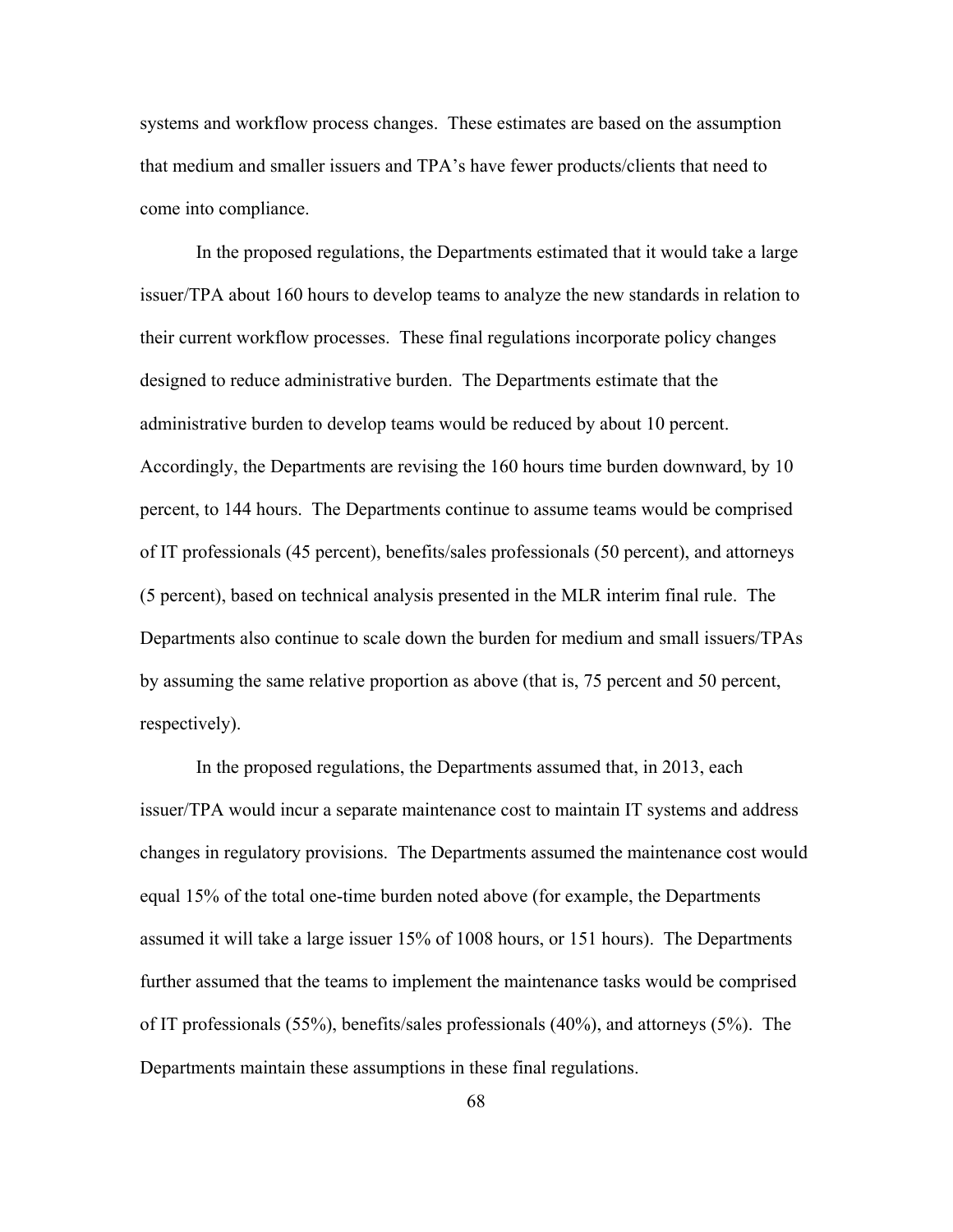systems and workflow process changes. These estimates are based on the assumption that medium and smaller issuers and TPA's have fewer products/clients that need to come into compliance.

In the proposed regulations, the Departments estimated that it would take a large issuer/TPA about 160 hours to develop teams to analyze the new standards in relation to their current workflow processes. These final regulations incorporate policy changes designed to reduce administrative burden. The Departments estimate that the administrative burden to develop teams would be reduced by about 10 percent. Accordingly, the Departments are revising the 160 hours time burden downward, by 10 percent, to 144 hours. The Departments continue to assume teams would be comprised of IT professionals (45 percent), benefits/sales professionals (50 percent), and attorneys (5 percent), based on technical analysis presented in the MLR interim final rule. The Departments also continue to scale down the burden for medium and small issuers/TPAs by assuming the same relative proportion as above (that is, 75 percent and 50 percent, respectively).

In the proposed regulations, the Departments assumed that, in 2013, each issuer/TPA would incur a separate maintenance cost to maintain IT systems and address changes in regulatory provisions. The Departments assumed the maintenance cost would equal 15% of the total one-time burden noted above (for example, the Departments assumed it will take a large issuer 15% of 1008 hours, or 151 hours). The Departments further assumed that the teams to implement the maintenance tasks would be comprised of IT professionals (55%), benefits/sales professionals (40%), and attorneys (5%). The Departments maintain these assumptions in these final regulations.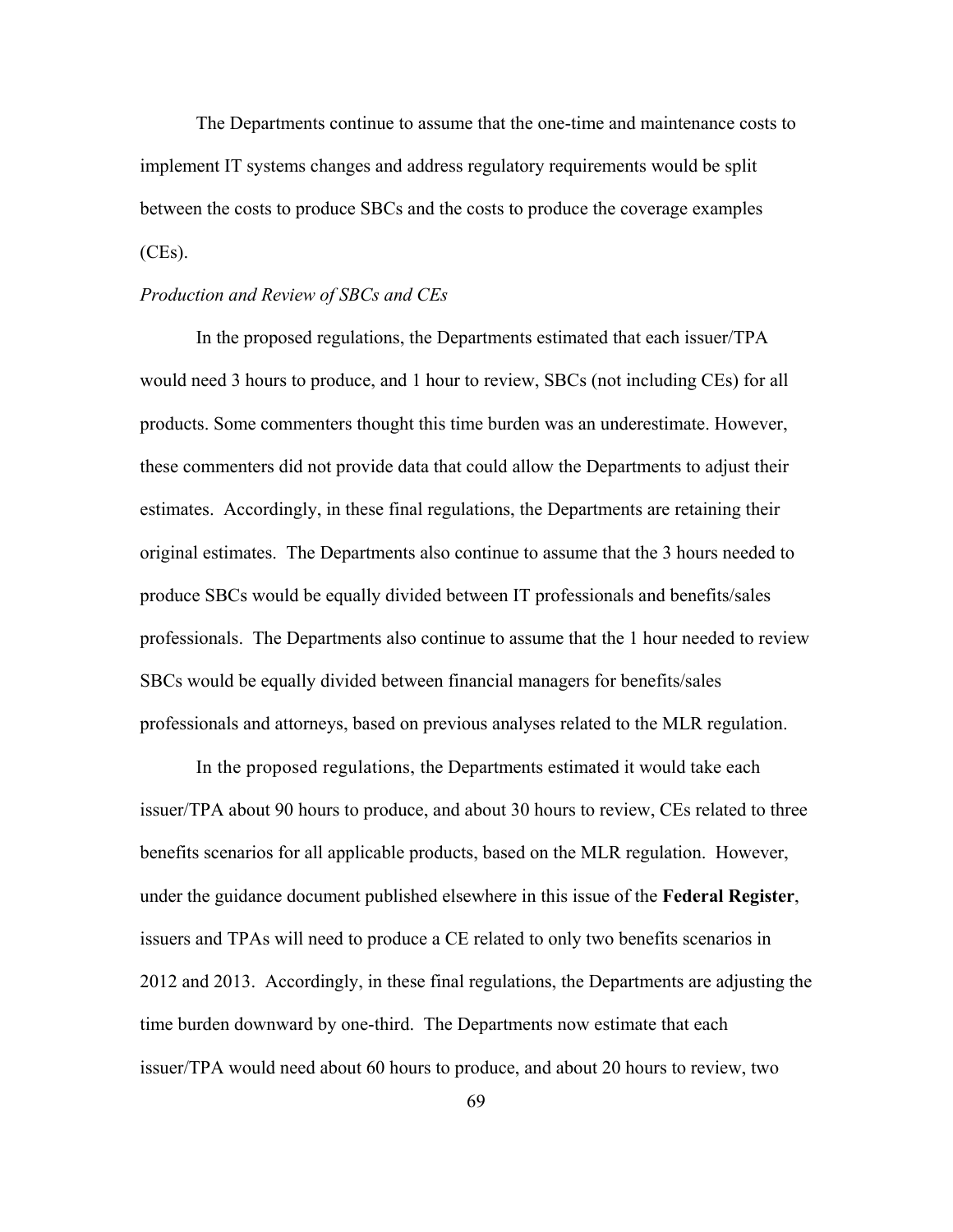The Departments continue to assume that the one-time and maintenance costs to implement IT systems changes and address regulatory requirements would be split between the costs to produce SBCs and the costs to produce the coverage examples (CEs).

*Production and Review of SBCs and CEs*

In the proposed regulations, the Departments estimated that each issuer/TPA would need 3 hours to produce, and 1 hour to review, SBCs (not including CEs) for all products. Some commenters thought this time burden was an underestimate. However, these commenters did not provide data that could allow the Departments to adjust their estimates. Accordingly, in these final regulations, the Departments are retaining their original estimates. The Departments also continue to assume that the 3 hours needed to produce SBCs would be equally divided between IT professionals and benefits/sales professionals. The Departments also continue to assume that the 1 hour needed to review SBCs would be equally divided between financial managers for benefits/sales professionals and attorneys, based on previous analyses related to the MLR regulation.

In the proposed regulations, the Departments estimated it would take each issuer/TPA about 90 hours to produce, and about 30 hours to review, CEs related to three benefits scenarios for all applicable products, based on the MLR regulation. However, under the guidance document published elsewhere in this issue of the **Federal Register**, issuers and TPAs will need to produce a CE related to only two benefits scenarios in 2012 and 2013. Accordingly, in these final regulations, the Departments are adjusting the time burden downward by one-third. The Departments now estimate that each issuer/TPA would need about 60 hours to produce, and about 20 hours to review, two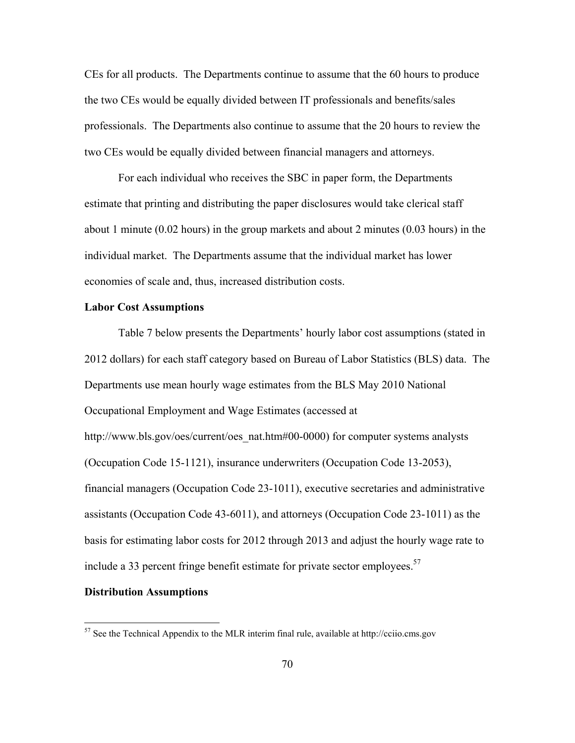CEs for all products. The Departments continue to assume that the 60 hours to produce the two CEs would be equally divided between IT professionals and benefits/sales professionals. The Departments also continue to assume that the 20 hours to review the two CEs would be equally divided between financial managers and attorneys.

For each individual who receives the SBC in paper form, the Departments estimate that printing and distributing the paper disclosures would take clerical staff about 1 minute (0.02 hours) in the group markets and about 2 minutes (0.03 hours) in the individual market. The Departments assume that the individual market has lower economies of scale and, thus, increased distribution costs.

**Labor Cost Assumptions**

Table 7 below presents the Departments' hourly labor cost assumptions (stated in 2012 dollars) for each staff category based on Bureau of Labor Statistics (BLS) data. The Departments use mean hourly wage estimates from the BLS May 2010 National Occupational Employment and Wage Estimates (accessed at http://www.bls.gov/oes/current/oes_nat.htm#00-0000) for computer systems analysts (Occupation Code 15-1121), insurance underwriters (Occupation Code 13-2053), financial managers (Occupation Code 23-1011), executive secretaries and administrative assistants (Occupation Code 43-6011), and attorneys (Occupation Code 23-1011) as the basis for estimating labor costs for 2012 through 2013 and adjust the hourly wage rate to include a 33 percent fringe benefit estimate for private sector employees.[57]

**Distribution Assumptions**

---

[57] See the Technical Appendix to the MLR interim final rule, available at http://cciio.cms.gov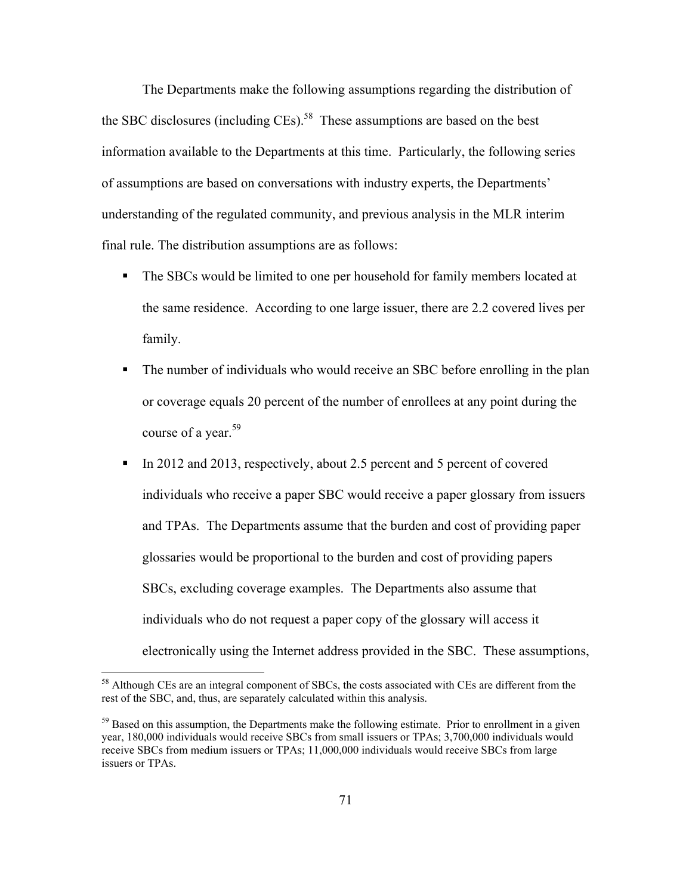The Departments make the following assumptions regarding the distribution of the SBC disclosures (including CEs).[58] These assumptions are based on the best information available to the Departments at this time. Particularly, the following series of assumptions are based on conversations with industry experts, the Departments' understanding of the regulated community, and previous analysis in the MLR interim final rule. The distribution assumptions are as follows:

- The SBCs would be limited to one per household for family members located at the same residence. According to one large issuer, there are 2.2 covered lives per family.
- The number of individuals who would receive an SBC before enrolling in the plan or coverage equals 20 percent of the number of enrollees at any point during the course of a year.[59]
- In 2012 and 2013, respectively, about 2.5 percent and 5 percent of covered individuals who receive a paper SBC would receive a paper glossary from issuers and TPAs. The Departments assume that the burden and cost of providing paper glossaries would be proportional to the burden and cost of providing papers SBCs, excluding coverage examples. The Departments also assume that individuals who do not request a paper copy of the glossary will access it electronically using the Internet address provided in the SBC. These assumptions,

[58] Although CEs are an integral component of SBCs, the costs associated with CEs are different from the rest of the SBC, and, thus, are separately calculated within this analysis.

[59] Based on this assumption, the Departments make the following estimate. Prior to enrollment in a given year, 180,000 individuals would receive SBCs from small issuers or TPAs; 3,700,000 individuals would receive SBCs from medium issuers or TPAs; 11,000,000 individuals would receive SBCs from large issuers or TPAs.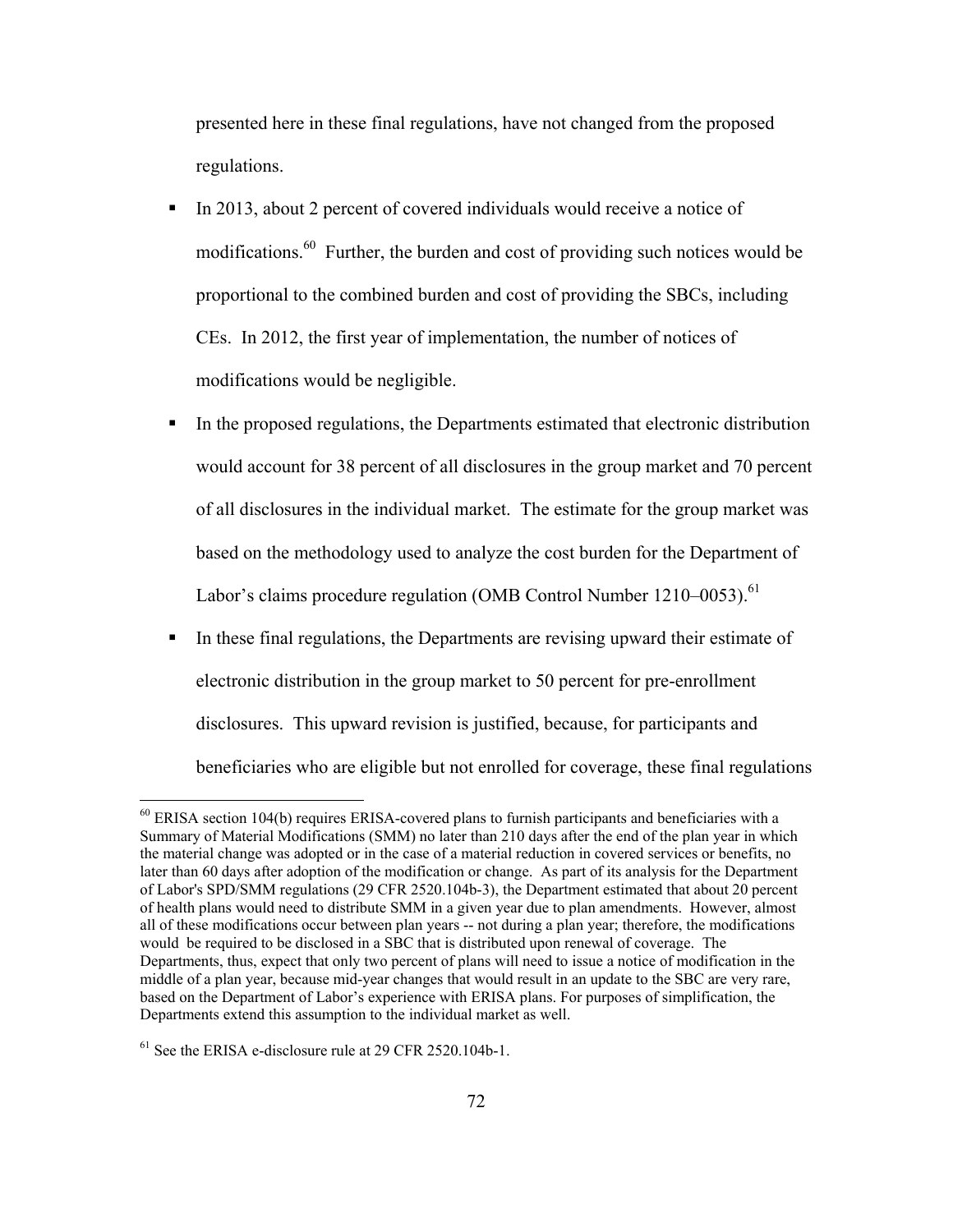presented here in these final regulations, have not changed from the proposed regulations.

- In 2013, about 2 percent of covered individuals would receive a notice of modifications.[60] Further, the burden and cost of providing such notices would be proportional to the combined burden and cost of providing the SBCs, including CEs. In 2012, the first year of implementation, the number of notices of modifications would be negligible.
- In the proposed regulations, the Departments estimated that electronic distribution would account for 38 percent of all disclosures in the group market and 70 percent of all disclosures in the individual market. The estimate for the group market was based on the methodology used to analyze the cost burden for the Department of Labor's claims procedure regulation (OMB Control Number 1210–0053).[61]
- In these final regulations, the Departments are revising upward their estimate of electronic distribution in the group market to 50 percent for pre-enrollment disclosures. This upward revision is justified, because, for participants and beneficiaries who are eligible but not enrolled for coverage, these final regulations

[60] ERISA section 104(b) requires ERISA-covered plans to furnish participants and beneficiaries with a Summary of Material Modifications (SMM) no later than 210 days after the end of the plan year in which the material change was adopted or in the case of a material reduction in covered services or benefits, no later than 60 days after adoption of the modification or change. As part of its analysis for the Department of Labor's SPD/SMM regulations (29 CFR 2520.104b-3), the Department estimated that about 20 percent of health plans would need to distribute SMM in a given year due to plan amendments. However, almost all of these modifications occur between plan years -- not during a plan year; therefore, the modifications would be required to be disclosed in a SBC that is distributed upon renewal of coverage. The Departments, thus, expect that only two percent of plans will need to issue a notice of modification in the middle of a plan year, because mid-year changes that would result in an update to the SBC are very rare, based on the Department of Labor's experience with ERISA plans. For purposes of simplification, the Departments extend this assumption to the individual market as well.

[61] See the ERISA e-disclosure rule at 29 CFR 2520.104b-1.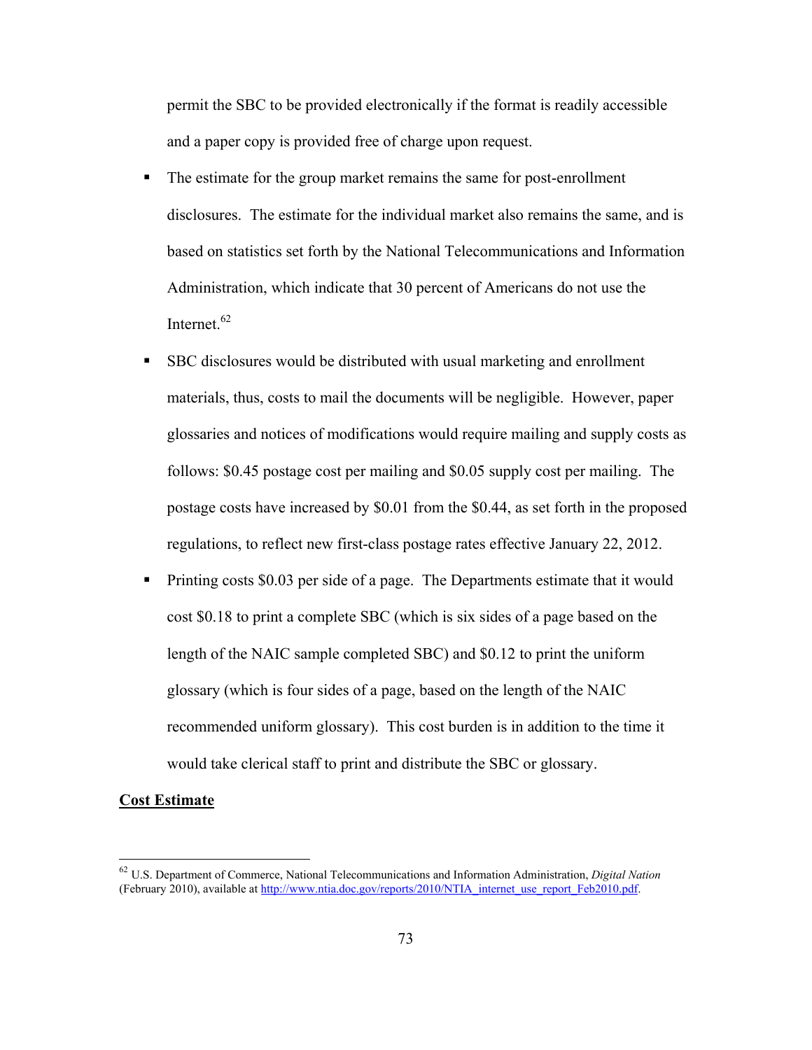permit the SBC to be provided electronically if the format is readily accessible and a paper copy is provided free of charge upon request.

- The estimate for the group market remains the same for post-enrollment disclosures. The estimate for the individual market also remains the same, and is based on statistics set forth by the National Telecommunications and Information Administration, which indicate that 30 percent of Americans do not use the Internet.[62]
- SBC disclosures would be distributed with usual marketing and enrollment materials, thus, costs to mail the documents will be negligible. However, paper glossaries and notices of modifications would require mailing and supply costs as follows: $0.45 postage cost per mailing and $0.05 supply cost per mailing. The postage costs have increased by $0.01 from the $0.44, as set forth in the proposed regulations, to reflect new first-class postage rates effective January 22, 2012.
- Printing costs $0.03 per side of a page. The Departments estimate that it would cost $0.18 to print a complete SBC (which is six sides of a page based on the length of the NAIC sample completed SBC) and $0.12 to print the uniform glossary (which is four sides of a page, based on the length of the NAIC recommended uniform glossary). This cost burden is in addition to the time it would take clerical staff to print and distribute the SBC or glossary.

**Cost Estimate**

[62] U.S. Department of Commerce, National Telecommunications and Information Administration, *Digital Nation* (February 2010), available at http://www.ntia.doc.gov/reports/2010/NTIA_internet_use_report_Feb2010.pdf.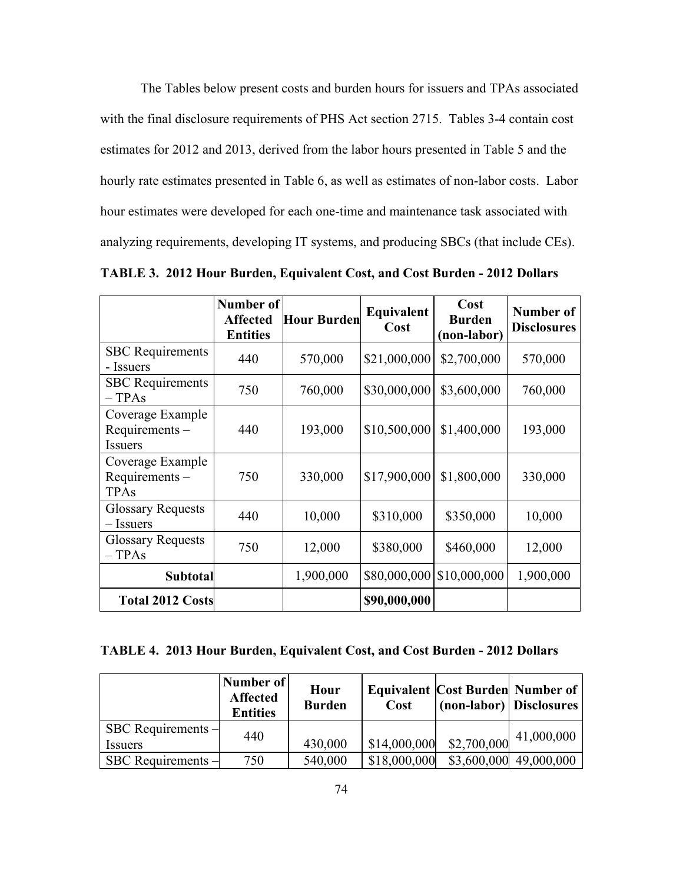The Tables below present costs and burden hours for issuers and TPAs associated with the final disclosure requirements of PHS Act section 2715. Tables 3-4 contain cost estimates for 2012 and 2013, derived from the labor hours presented in Table 5 and the hourly rate estimates presented in Table 6, as well as estimates of non-labor costs. Labor hour estimates were developed for each one-time and maintenance task associated with analyzing requirements, developing IT systems, and producing SBCs (that include CEs).

**TABLE 3. 2012 Hour Burden, Equivalent Cost, and Cost Burden - 2012 Dollars**

| | Number of Affected Entities | Hour Burden | Equivalent Cost | Cost Burden (non-labor) | Number of Disclosures |
|---|---|---|---|---|---|
| SBC Requirements - Issuers | 440 | 570,000 | $21,000,000 | $2,700,000 | 570,000 |
| SBC Requirements – TPAs | 750 | 760,000 | $30,000,000 | $3,600,000 | 760,000 |
| Coverage Example Requirements – Issuers | 440 | 193,000 | $10,500,000 | $1,400,000 | 193,000 |
| Coverage Example Requirements – TPAs | 750 | 330,000 | $17,900,000 | $1,800,000 | 330,000 |
| Glossary Requests – Issuers | 440 | 10,000 | $310,000 | $350,000 | 10,000 |
| Glossary Requests – TPAs | 750 | 12,000 | $380,000 | $460,000 | 12,000 |
| **Subtotal** | | 1,900,000 | $80,000,000 | $10,000,000 | 1,900,000 |
| **Total 2012 Costs** | | | **$90,000,000** | | |

**TABLE 4. 2013 Hour Burden, Equivalent Cost, and Cost Burden - 2012 Dollars**

| | Number of Affected Entities | Hour Burden | Equivalent Cost | Cost Burden (non-labor) | Number of Disclosures |
|---|---|---|---|---|---|
| SBC Requirements – Issuers | 440 | 430,000 | $14,000,000 | $2,700,000 | 41,000,000 |
| SBC Requirements – | 750 | 540,000 | $18,000,000 | $3,600,000 | 49,000,000 |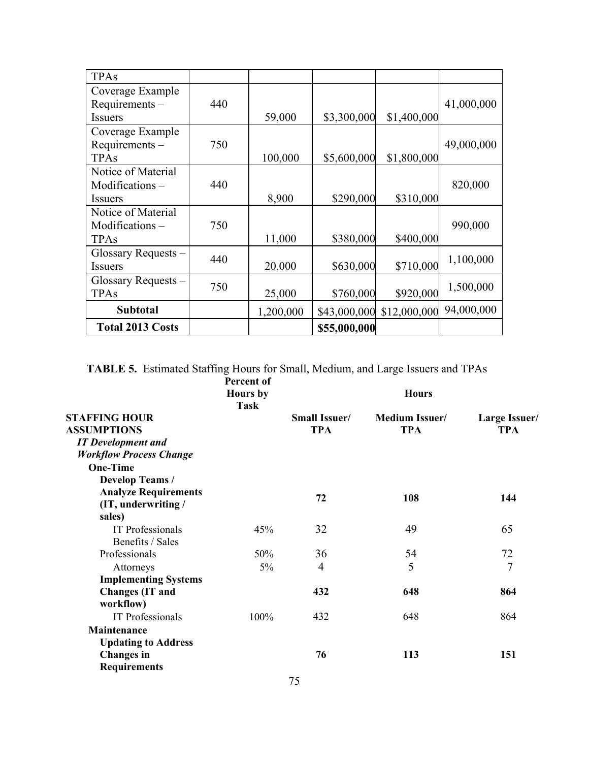| TPAs | | | | | |
|---|---|---|---|---|---|
| Coverage Example Requirements – Issuers | 440 | 59,000 | $3,300,000 | $1,400,000 | 41,000,000 |
| Coverage Example Requirements – TPAs | 750 | 100,000 | $5,600,000 | $1,800,000 | 49,000,000 |
| Notice of Material Modifications – Issuers | 440 | 8,900 | $290,000 | $310,000 | 820,000 |
| Notice of Material Modifications – TPAs | 750 | 11,000 | $380,000 | $400,000 | 990,000 |
| Glossary Requests – Issuers | 440 | 20,000 | $630,000 | $710,000 | 1,100,000 |
| Glossary Requests – TPAs | 750 | 25,000 | $760,000 | $920,000 | 1,500,000 |
| **Subtotal** | | 1,200,000 | $43,000,000 | $12,000,000 | 94,000,000 |
| **Total 2013 Costs** | | | **$55,000,000** | | |

**TABLE 5.** Estimated Staffing Hours for Small, Medium, and Large Issuers and TPAs

| | **Percent of Hours by Task** | **Hours** | | |
|---|---|---|---|---|
| **STAFFING HOUR ASSUMPTIONS** | | **Small Issuer/ TPA** | **Medium Issuer/ TPA** | **Large Issuer/ TPA** |
| ***IT Development and Workflow Process Change*** | | | | |
| **One-Time** | | | | |
| **Develop Teams / Analyze Requirements (IT, underwriting / sales)** | | **72** | **108** | **144** |
| IT Professionals | 45% | 32 | 49 | 65 |
| Benefits / Sales Professionals | 50% | 36 | 54 | 72 |
| Attorneys | 5% | 4 | 5 | 7 |
| **Implementing Systems Changes (IT and workflow)** | | **432** | **648** | **864** |
| IT Professionals | 100% | 432 | 648 | 864 |
| **Maintenance** | | | | |
| **Updating to Address Changes in Requirements** | | **76** | **113** | **151** |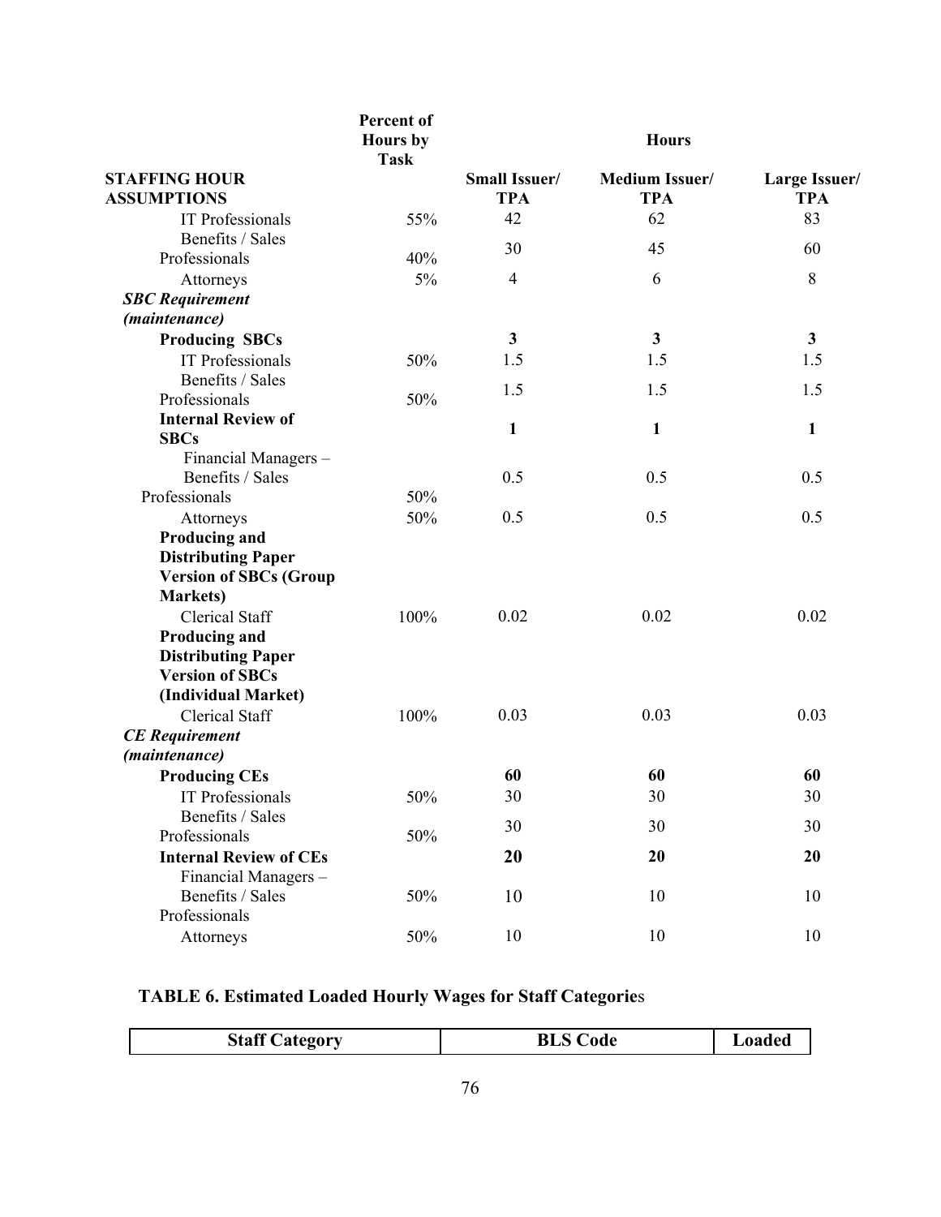| | Percent of Hours by Task | Hours | | |
|---|---|---|---|---|
| **STAFFING HOUR ASSUMPTIONS** | | **Small Issuer/ TPA** | **Medium Issuer/ TPA** | **Large Issuer/ TPA** |
| IT Professionals | 55% | 42 | 62 | 83 |
| Benefits / Sales Professionals | 40% | 30 | 45 | 60 |
| Attorneys | 5% | 4 | 6 | 8 |
| ***SBC Requirement (maintenance)*** | | | | |
| **Producing SBCs** | | **3** | **3** | **3** |
| IT Professionals | 50% | 1.5 | 1.5 | 1.5 |
| Benefits / Sales Professionals | 50% | 1.5 | 1.5 | 1.5 |
| **Internal Review of SBCs** | | **1** | **1** | **1** |
| Financial Managers – Benefits / Sales Professionals | 50% | 0.5 | 0.5 | 0.5 |
| Attorneys | 50% | 0.5 | 0.5 | 0.5 |
| **Producing and Distributing Paper Version of SBCs (Group Markets)** | | | | |
| Clerical Staff | 100% | 0.02 | 0.02 | 0.02 |
| **Producing and Distributing Paper Version of SBCs (Individual Market)** | | | | |
| Clerical Staff | 100% | 0.03 | 0.03 | 0.03 |
| ***CE Requirement (maintenance)*** | | | | |
| **Producing CEs** | | **60** | **60** | **60** |
| IT Professionals | 50% | 30 | 30 | 30 |
| Benefits / Sales Professionals | 50% | 30 | 30 | 30 |
| **Internal Review of CEs** | | **20** | **20** | **20** |
| Financial Managers – Benefits / Sales Professionals | 50% | 10 | 10 | 10 |
| Attorneys | 50% | 10 | 10 | 10 |

**TABLE 6. Estimated Loaded Hourly Wages for Staff Categories**

| Staff Category | BLS Code | Loaded |
|---|---|---|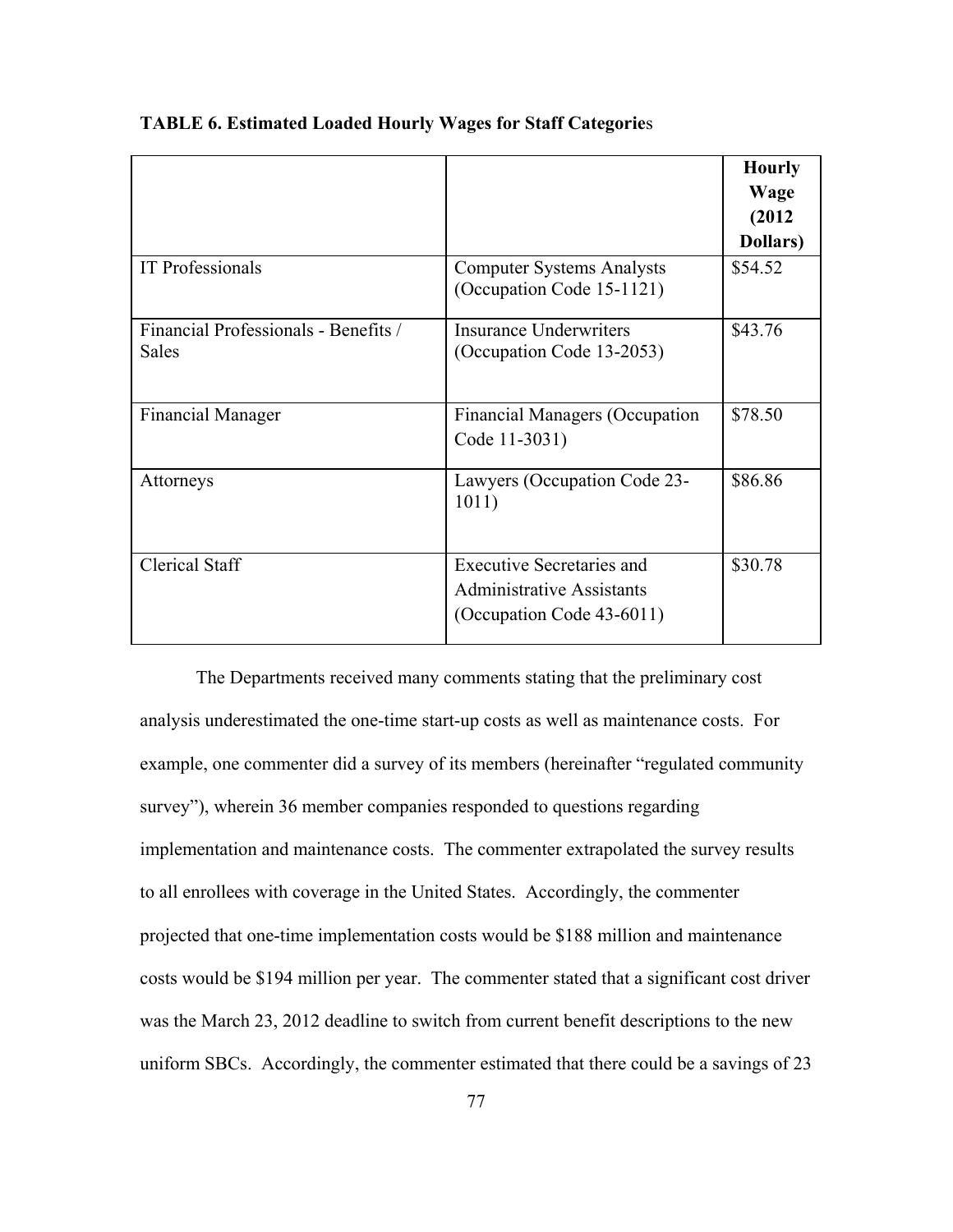**TABLE 6. Estimated Loaded Hourly Wages for Staff Categories**

| | | Hourly Wage (2012 Dollars) |
|---|---|---|
| IT Professionals | Computer Systems Analysts (Occupation Code 15-1121) | $54.52 |
| Financial Professionals - Benefits / Sales | Insurance Underwriters (Occupation Code 13-2053) | $43.76 |
| Financial Manager | Financial Managers (Occupation Code 11-3031) | $78.50 |
| Attorneys | Lawyers (Occupation Code 23-1011) | $86.86 |
| Clerical Staff | Executive Secretaries and Administrative Assistants (Occupation Code 43-6011) | $30.78 |

The Departments received many comments stating that the preliminary cost analysis underestimated the one-time start-up costs as well as maintenance costs. For example, one commenter did a survey of its members (hereinafter "regulated community survey"), wherein 36 member companies responded to questions regarding implementation and maintenance costs. The commenter extrapolated the survey results to all enrollees with coverage in the United States. Accordingly, the commenter projected that one-time implementation costs would be $188 million and maintenance costs would be $194 million per year. The commenter stated that a significant cost driver was the March 23, 2012 deadline to switch from current benefit descriptions to the new uniform SBCs. Accordingly, the commenter estimated that there could be a savings of 23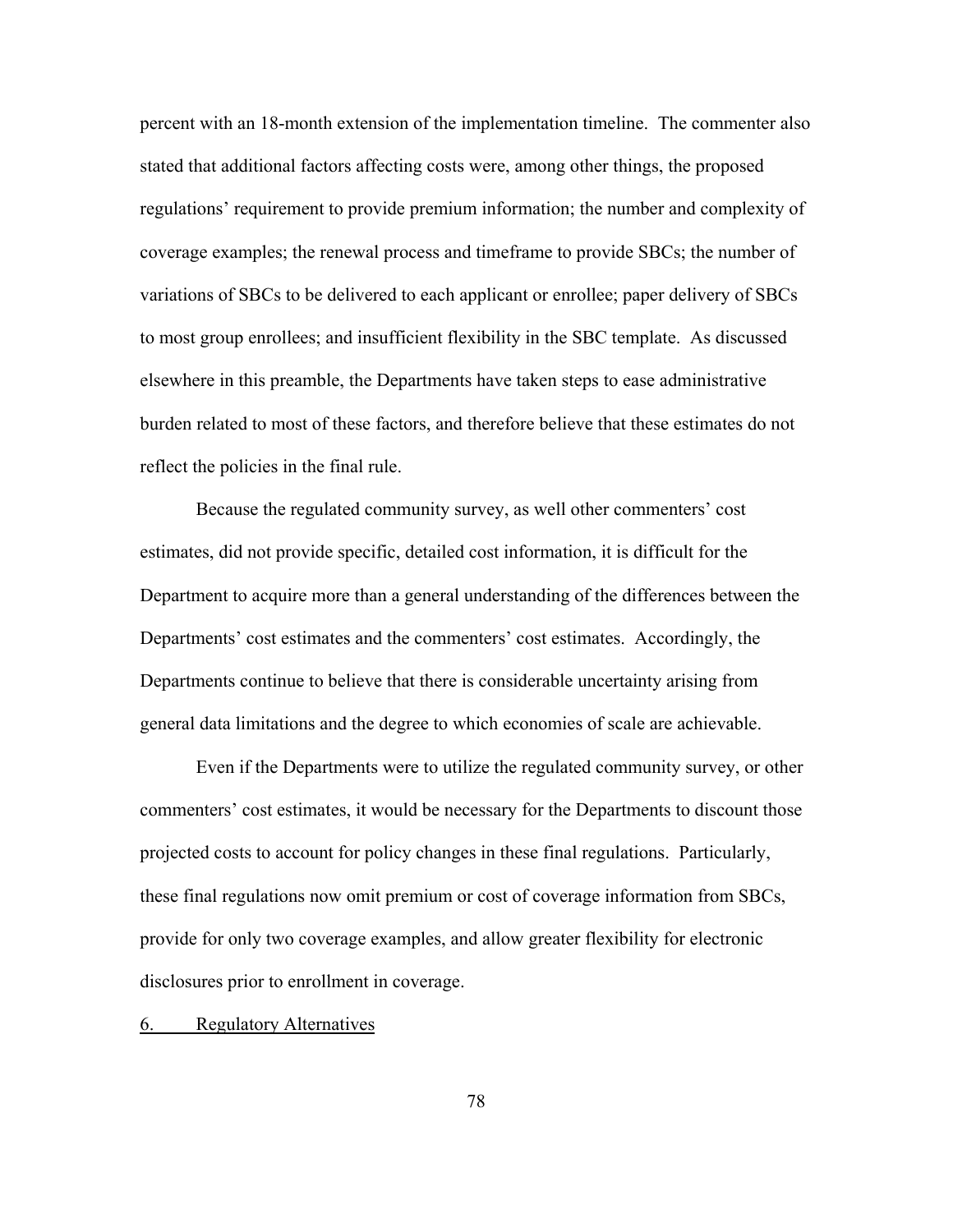percent with an 18-month extension of the implementation timeline. The commenter also stated that additional factors affecting costs were, among other things, the proposed regulations' requirement to provide premium information; the number and complexity of coverage examples; the renewal process and timeframe to provide SBCs; the number of variations of SBCs to be delivered to each applicant or enrollee; paper delivery of SBCs to most group enrollees; and insufficient flexibility in the SBC template. As discussed elsewhere in this preamble, the Departments have taken steps to ease administrative burden related to most of these factors, and therefore believe that these estimates do not reflect the policies in the final rule.

Because the regulated community survey, as well other commenters' cost estimates, did not provide specific, detailed cost information, it is difficult for the Department to acquire more than a general understanding of the differences between the Departments' cost estimates and the commenters' cost estimates. Accordingly, the Departments continue to believe that there is considerable uncertainty arising from general data limitations and the degree to which economies of scale are achievable.

Even if the Departments were to utilize the regulated community survey, or other commenters' cost estimates, it would be necessary for the Departments to discount those projected costs to account for policy changes in these final regulations. Particularly, these final regulations now omit premium or cost of coverage information from SBCs, provide for only two coverage examples, and allow greater flexibility for electronic disclosures prior to enrollment in coverage.

6. Regulatory Alternatives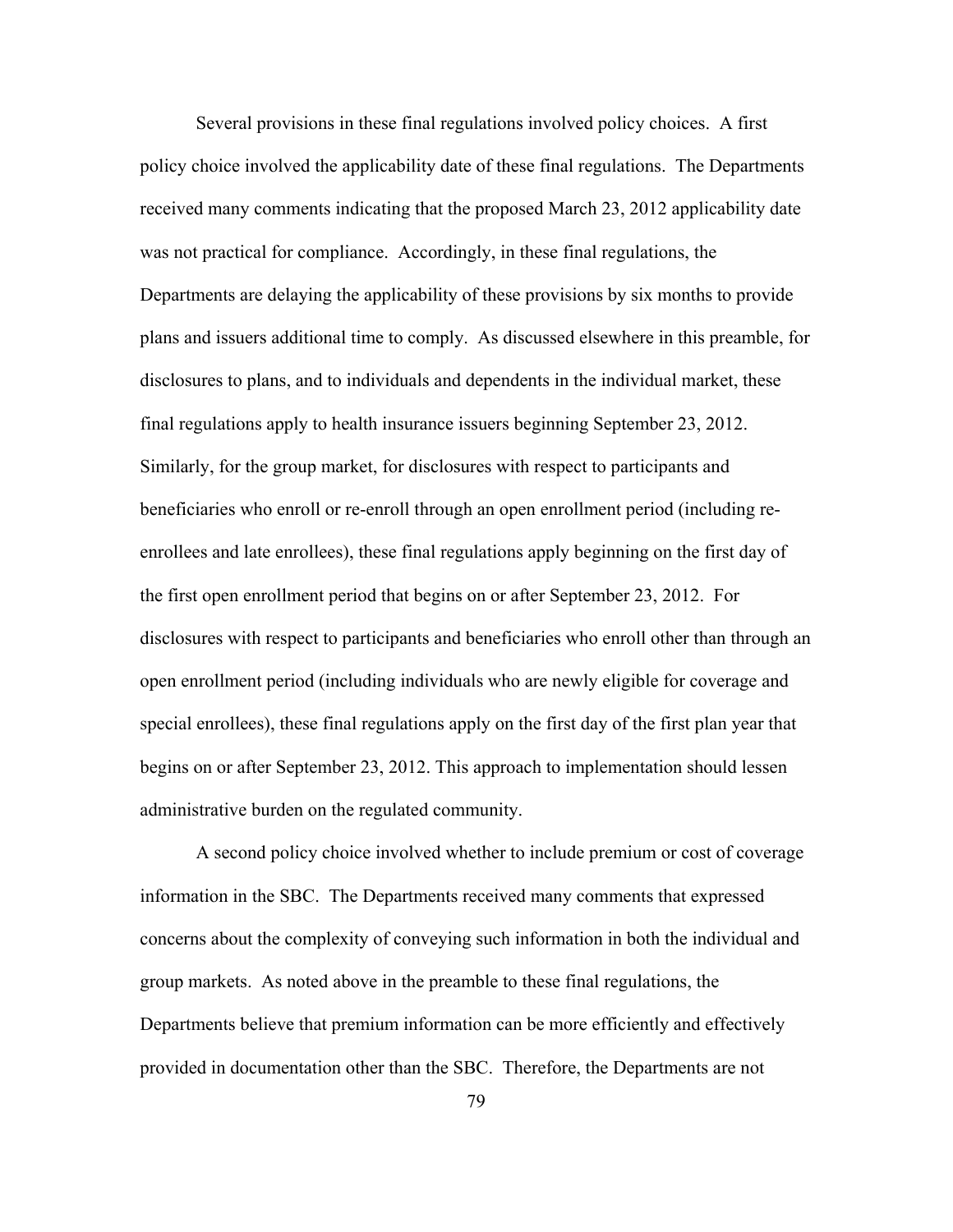Several provisions in these final regulations involved policy choices. A first policy choice involved the applicability date of these final regulations. The Departments received many comments indicating that the proposed March 23, 2012 applicability date was not practical for compliance. Accordingly, in these final regulations, the Departments are delaying the applicability of these provisions by six months to provide plans and issuers additional time to comply. As discussed elsewhere in this preamble, for disclosures to plans, and to individuals and dependents in the individual market, these final regulations apply to health insurance issuers beginning September 23, 2012. Similarly, for the group market, for disclosures with respect to participants and beneficiaries who enroll or re-enroll through an open enrollment period (including re-enrollees and late enrollees), these final regulations apply beginning on the first day of the first open enrollment period that begins on or after September 23, 2012. For disclosures with respect to participants and beneficiaries who enroll other than through an open enrollment period (including individuals who are newly eligible for coverage and special enrollees), these final regulations apply on the first day of the first plan year that begins on or after September 23, 2012. This approach to implementation should lessen administrative burden on the regulated community.

A second policy choice involved whether to include premium or cost of coverage information in the SBC. The Departments received many comments that expressed concerns about the complexity of conveying such information in both the individual and group markets. As noted above in the preamble to these final regulations, the Departments believe that premium information can be more efficiently and effectively provided in documentation other than the SBC. Therefore, the Departments are not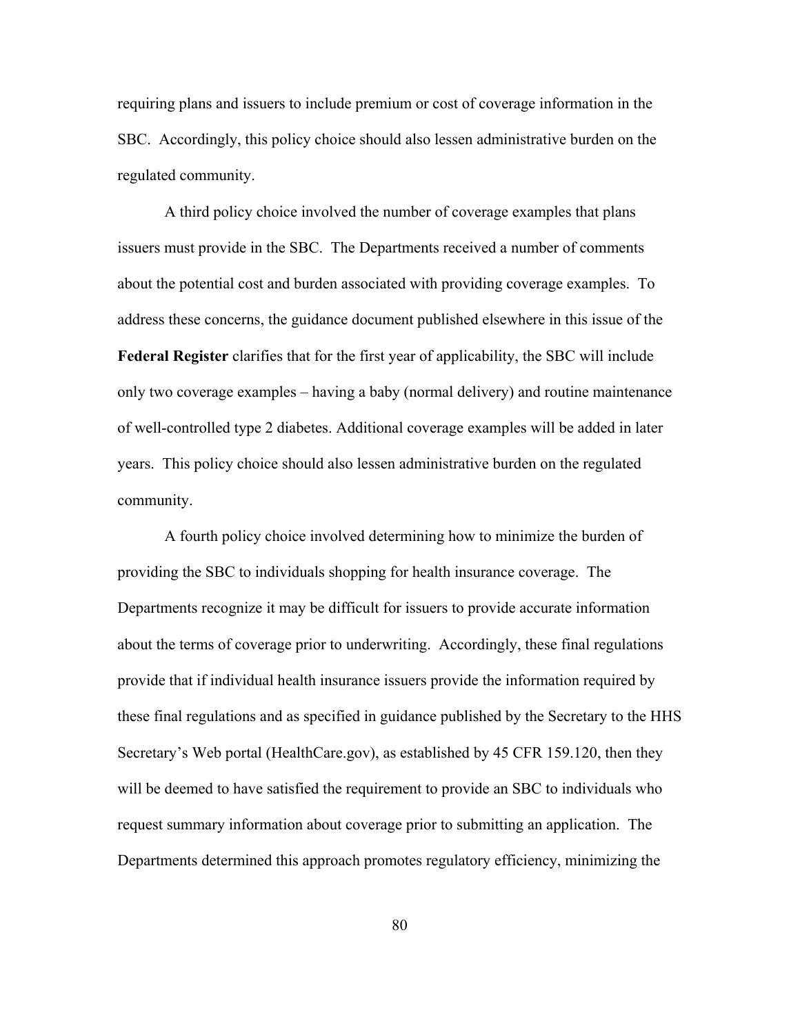requiring plans and issuers to include premium or cost of coverage information in the SBC. Accordingly, this policy choice should also lessen administrative burden on the regulated community.

A third policy choice involved the number of coverage examples that plans issuers must provide in the SBC. The Departments received a number of comments about the potential cost and burden associated with providing coverage examples. To address these concerns, the guidance document published elsewhere in this issue of the **Federal Register** clarifies that for the first year of applicability, the SBC will include only two coverage examples – having a baby (normal delivery) and routine maintenance of well-controlled type 2 diabetes. Additional coverage examples will be added in later years. This policy choice should also lessen administrative burden on the regulated community.

A fourth policy choice involved determining how to minimize the burden of providing the SBC to individuals shopping for health insurance coverage. The Departments recognize it may be difficult for issuers to provide accurate information about the terms of coverage prior to underwriting. Accordingly, these final regulations provide that if individual health insurance issuers provide the information required by these final regulations and as specified in guidance published by the Secretary to the HHS Secretary's Web portal (HealthCare.gov), as established by 45 CFR 159.120, then they will be deemed to have satisfied the requirement to provide an SBC to individuals who request summary information about coverage prior to submitting an application. The Departments determined this approach promotes regulatory efficiency, minimizing the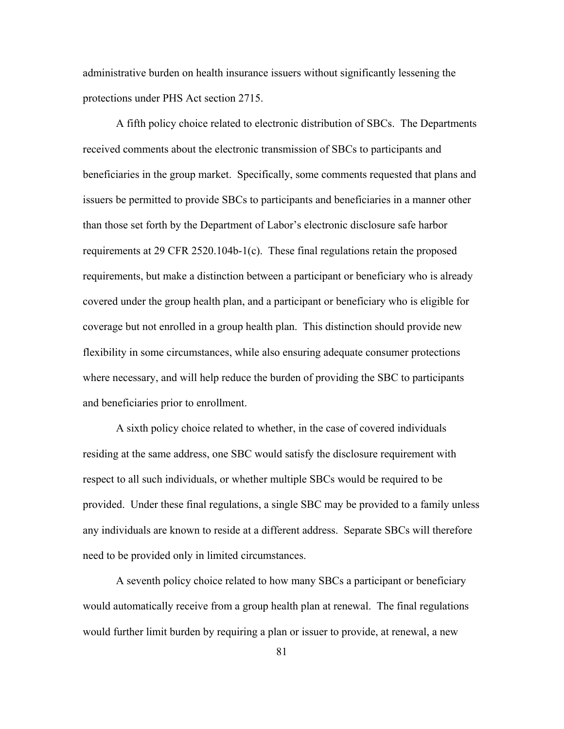administrative burden on health insurance issuers without significantly lessening the protections under PHS Act section 2715.

A fifth policy choice related to electronic distribution of SBCs. The Departments received comments about the electronic transmission of SBCs to participants and beneficiaries in the group market. Specifically, some comments requested that plans and issuers be permitted to provide SBCs to participants and beneficiaries in a manner other than those set forth by the Department of Labor's electronic disclosure safe harbor requirements at 29 CFR 2520.104b-1(c). These final regulations retain the proposed requirements, but make a distinction between a participant or beneficiary who is already covered under the group health plan, and a participant or beneficiary who is eligible for coverage but not enrolled in a group health plan. This distinction should provide new flexibility in some circumstances, while also ensuring adequate consumer protections where necessary, and will help reduce the burden of providing the SBC to participants and beneficiaries prior to enrollment.

A sixth policy choice related to whether, in the case of covered individuals residing at the same address, one SBC would satisfy the disclosure requirement with respect to all such individuals, or whether multiple SBCs would be required to be provided. Under these final regulations, a single SBC may be provided to a family unless any individuals are known to reside at a different address. Separate SBCs will therefore need to be provided only in limited circumstances.

A seventh policy choice related to how many SBCs a participant or beneficiary would automatically receive from a group health plan at renewal. The final regulations would further limit burden by requiring a plan or issuer to provide, at renewal, a new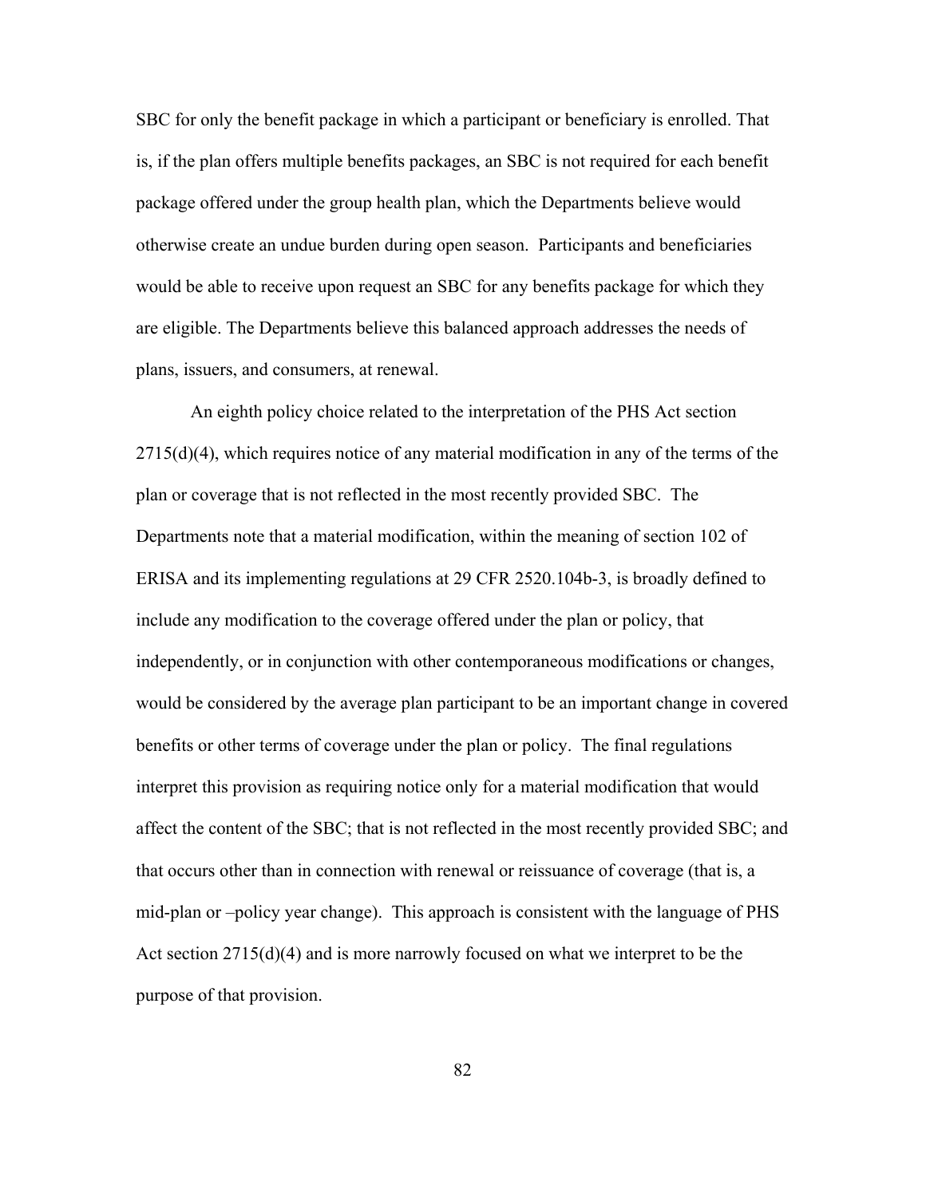SBC for only the benefit package in which a participant or beneficiary is enrolled. That is, if the plan offers multiple benefits packages, an SBC is not required for each benefit package offered under the group health plan, which the Departments believe would otherwise create an undue burden during open season.  Participants and beneficiaries would be able to receive upon request an SBC for any benefits package for which they are eligible. The Departments believe this balanced approach addresses the needs of plans, issuers, and consumers, at renewal.

An eighth policy choice related to the interpretation of the PHS Act section 2715(d)(4), which requires notice of any material modification in any of the terms of the plan or coverage that is not reflected in the most recently provided SBC.  The Departments note that a material modification, within the meaning of section 102 of ERISA and its implementing regulations at 29 CFR 2520.104b-3, is broadly defined to include any modification to the coverage offered under the plan or policy, that independently, or in conjunction with other contemporaneous modifications or changes, would be considered by the average plan participant to be an important change in covered benefits or other terms of coverage under the plan or policy.  The final regulations interpret this provision as requiring notice only for a material modification that would affect the content of the SBC; that is not reflected in the most recently provided SBC; and that occurs other than in connection with renewal or reissuance of coverage (that is, a mid-plan or –policy year change).  This approach is consistent with the language of PHS Act section 2715(d)(4) and is more narrowly focused on what we interpret to be the purpose of that provision.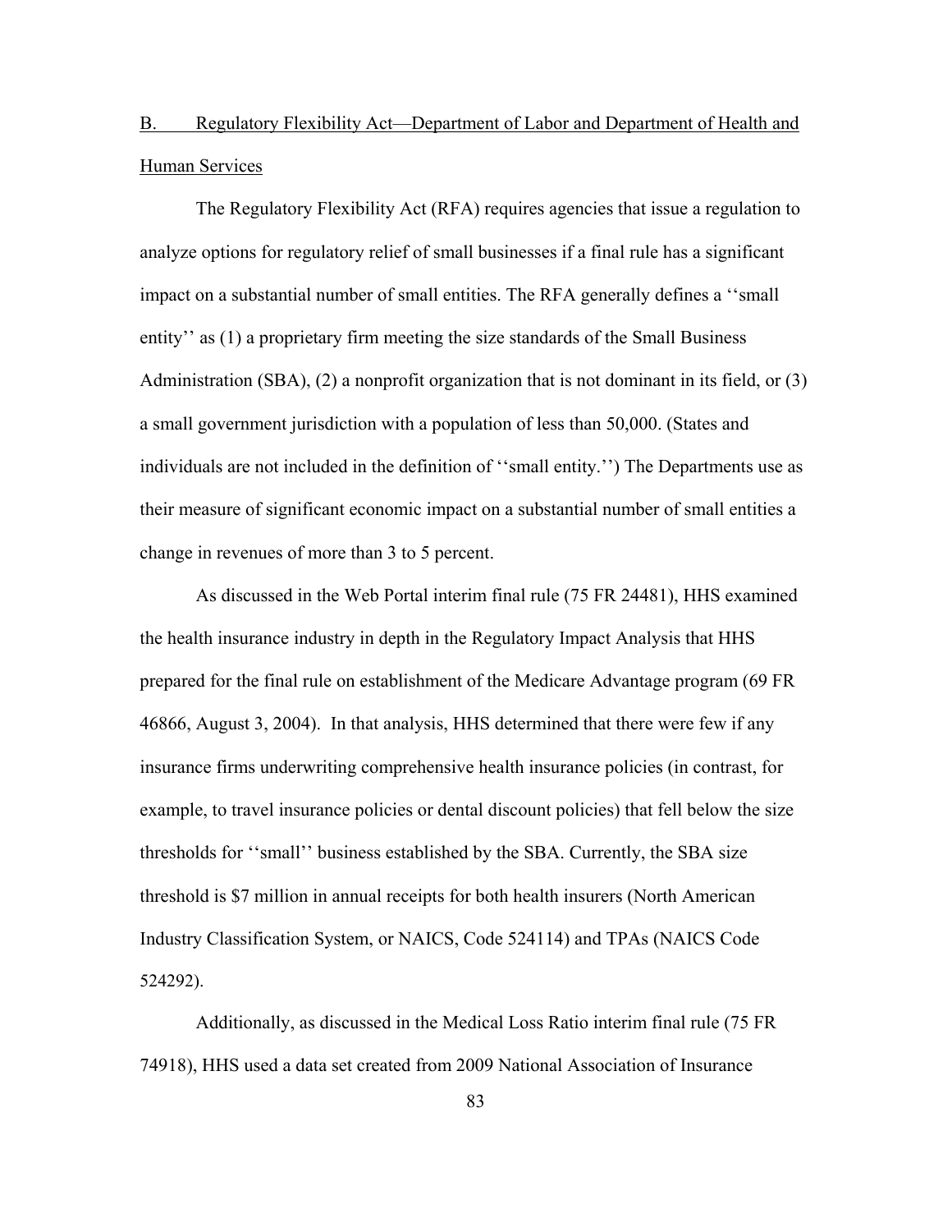## B. Regulatory Flexibility Act—Department of Labor and Department of Health and Human Services

The Regulatory Flexibility Act (RFA) requires agencies that issue a regulation to analyze options for regulatory relief of small businesses if a final rule has a significant impact on a substantial number of small entities. The RFA generally defines a ''small entity'' as (1) a proprietary firm meeting the size standards of the Small Business Administration (SBA), (2) a nonprofit organization that is not dominant in its field, or (3) a small government jurisdiction with a population of less than 50,000. (States and individuals are not included in the definition of ''small entity.'') The Departments use as their measure of significant economic impact on a substantial number of small entities a change in revenues of more than 3 to 5 percent.

As discussed in the Web Portal interim final rule (75 FR 24481), HHS examined the health insurance industry in depth in the Regulatory Impact Analysis that HHS prepared for the final rule on establishment of the Medicare Advantage program (69 FR 46866, August 3, 2004). In that analysis, HHS determined that there were few if any insurance firms underwriting comprehensive health insurance policies (in contrast, for example, to travel insurance policies or dental discount policies) that fell below the size thresholds for ''small'' business established by the SBA. Currently, the SBA size threshold is $7 million in annual receipts for both health insurers (North American Industry Classification System, or NAICS, Code 524114) and TPAs (NAICS Code 524292).

Additionally, as discussed in the Medical Loss Ratio interim final rule (75 FR 74918), HHS used a data set created from 2009 National Association of Insurance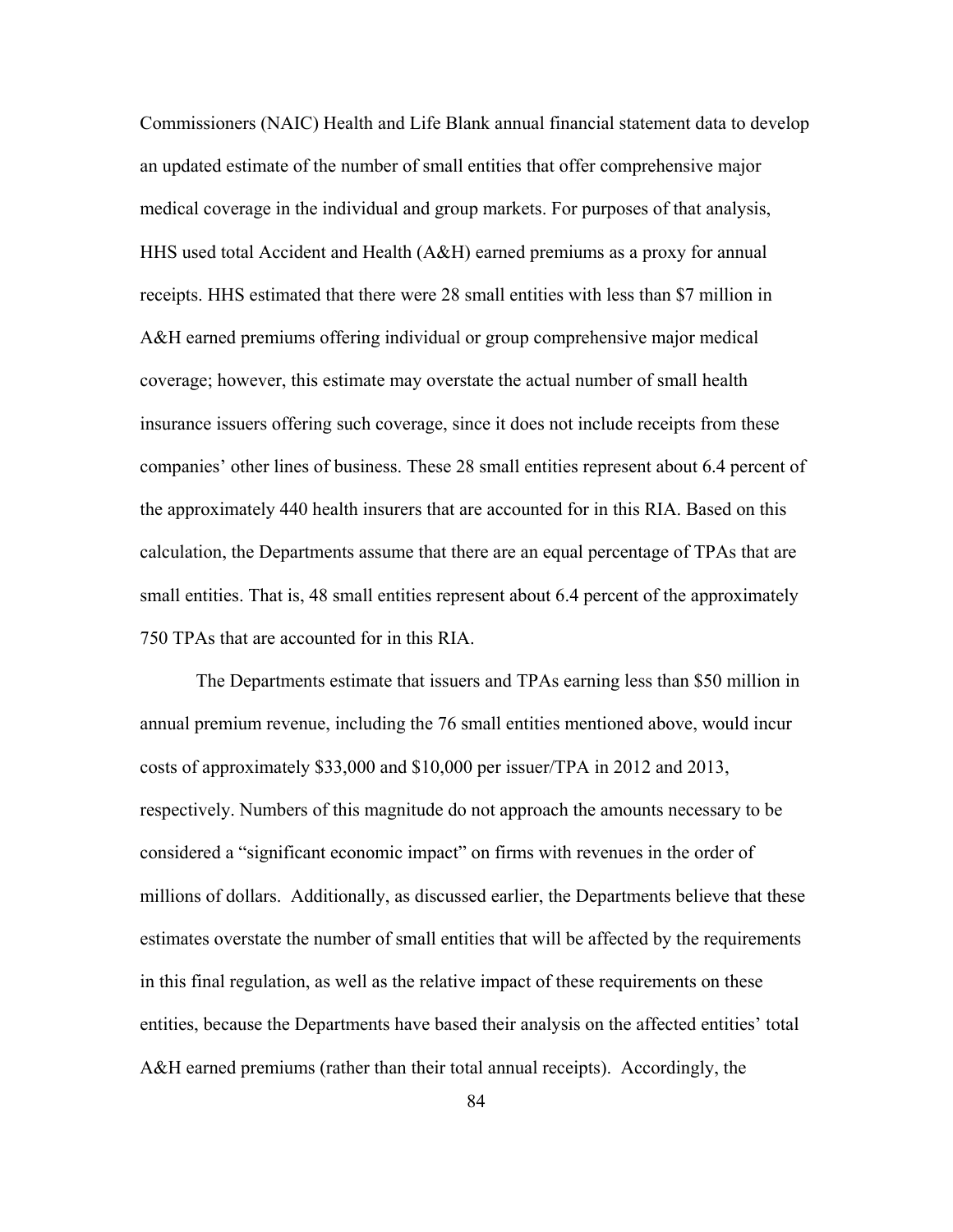Commissioners (NAIC) Health and Life Blank annual financial statement data to develop an updated estimate of the number of small entities that offer comprehensive major medical coverage in the individual and group markets. For purposes of that analysis, HHS used total Accident and Health (A&H) earned premiums as a proxy for annual receipts. HHS estimated that there were 28 small entities with less than $7 million in A&H earned premiums offering individual or group comprehensive major medical coverage; however, this estimate may overstate the actual number of small health insurance issuers offering such coverage, since it does not include receipts from these companies' other lines of business. These 28 small entities represent about 6.4 percent of the approximately 440 health insurers that are accounted for in this RIA. Based on this calculation, the Departments assume that there are an equal percentage of TPAs that are small entities. That is, 48 small entities represent about 6.4 percent of the approximately 750 TPAs that are accounted for in this RIA.

The Departments estimate that issuers and TPAs earning less than $50 million in annual premium revenue, including the 76 small entities mentioned above, would incur costs of approximately $33,000 and $10,000 per issuer/TPA in 2012 and 2013, respectively. Numbers of this magnitude do not approach the amounts necessary to be considered a "significant economic impact" on firms with revenues in the order of millions of dollars. Additionally, as discussed earlier, the Departments believe that these estimates overstate the number of small entities that will be affected by the requirements in this final regulation, as well as the relative impact of these requirements on these entities, because the Departments have based their analysis on the affected entities' total A&H earned premiums (rather than their total annual receipts). Accordingly, the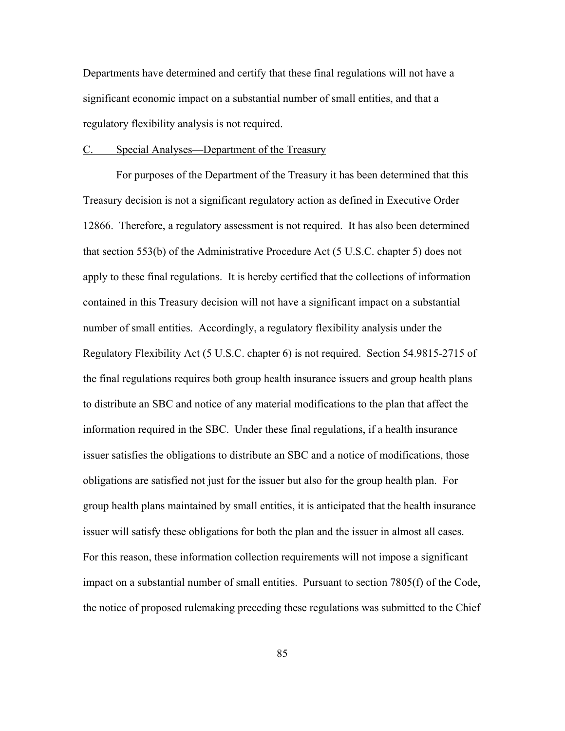Departments have determined and certify that these final regulations will not have a significant economic impact on a substantial number of small entities, and that a regulatory flexibility analysis is not required.

## C. Special Analyses—Department of the Treasury

For purposes of the Department of the Treasury it has been determined that this Treasury decision is not a significant regulatory action as defined in Executive Order 12866. Therefore, a regulatory assessment is not required. It has also been determined that section 553(b) of the Administrative Procedure Act (5 U.S.C. chapter 5) does not apply to these final regulations. It is hereby certified that the collections of information contained in this Treasury decision will not have a significant impact on a substantial number of small entities. Accordingly, a regulatory flexibility analysis under the Regulatory Flexibility Act (5 U.S.C. chapter 6) is not required. Section 54.9815-2715 of the final regulations requires both group health insurance issuers and group health plans to distribute an SBC and notice of any material modifications to the plan that affect the information required in the SBC. Under these final regulations, if a health insurance issuer satisfies the obligations to distribute an SBC and a notice of modifications, those obligations are satisfied not just for the issuer but also for the group health plan. For group health plans maintained by small entities, it is anticipated that the health insurance issuer will satisfy these obligations for both the plan and the issuer in almost all cases. For this reason, these information collection requirements will not impose a significant impact on a substantial number of small entities. Pursuant to section 7805(f) of the Code, the notice of proposed rulemaking preceding these regulations was submitted to the Chief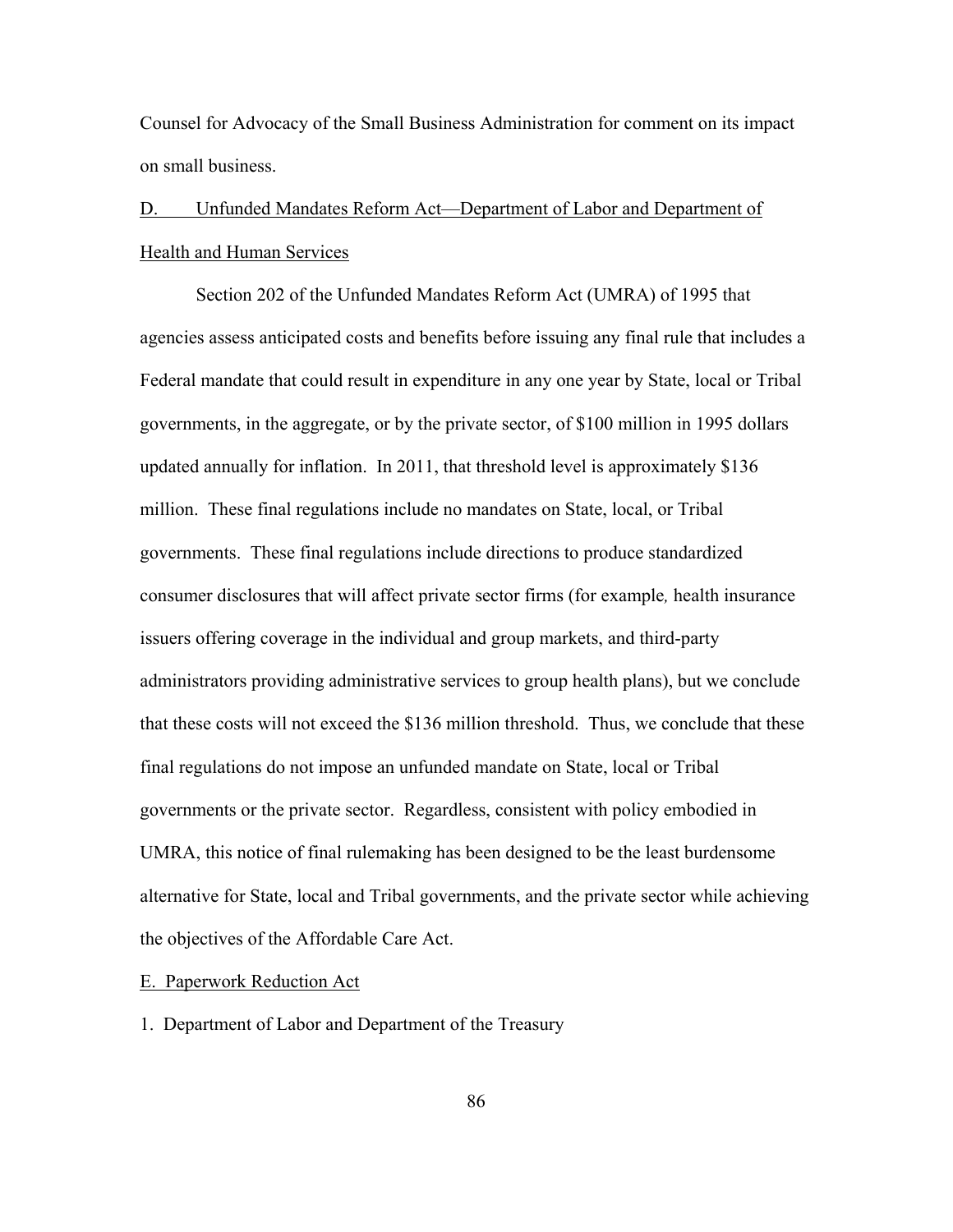Counsel for Advocacy of the Small Business Administration for comment on its impact on small business.

## D. Unfunded Mandates Reform Act—Department of Labor and Department of Health and Human Services

Section 202 of the Unfunded Mandates Reform Act (UMRA) of 1995 that agencies assess anticipated costs and benefits before issuing any final rule that includes a Federal mandate that could result in expenditure in any one year by State, local or Tribal governments, in the aggregate, or by the private sector, of $100 million in 1995 dollars updated annually for inflation. In 2011, that threshold level is approximately $136 million. These final regulations include no mandates on State, local, or Tribal governments. These final regulations include directions to produce standardized consumer disclosures that will affect private sector firms (for example*,* health insurance issuers offering coverage in the individual and group markets, and third-party administrators providing administrative services to group health plans), but we conclude that these costs will not exceed the $136 million threshold. Thus, we conclude that these final regulations do not impose an unfunded mandate on State, local or Tribal governments or the private sector. Regardless, consistent with policy embodied in UMRA, this notice of final rulemaking has been designed to be the least burdensome alternative for State, local and Tribal governments, and the private sector while achieving the objectives of the Affordable Care Act.

## E. Paperwork Reduction Act

### 1. Department of Labor and Department of the Treasury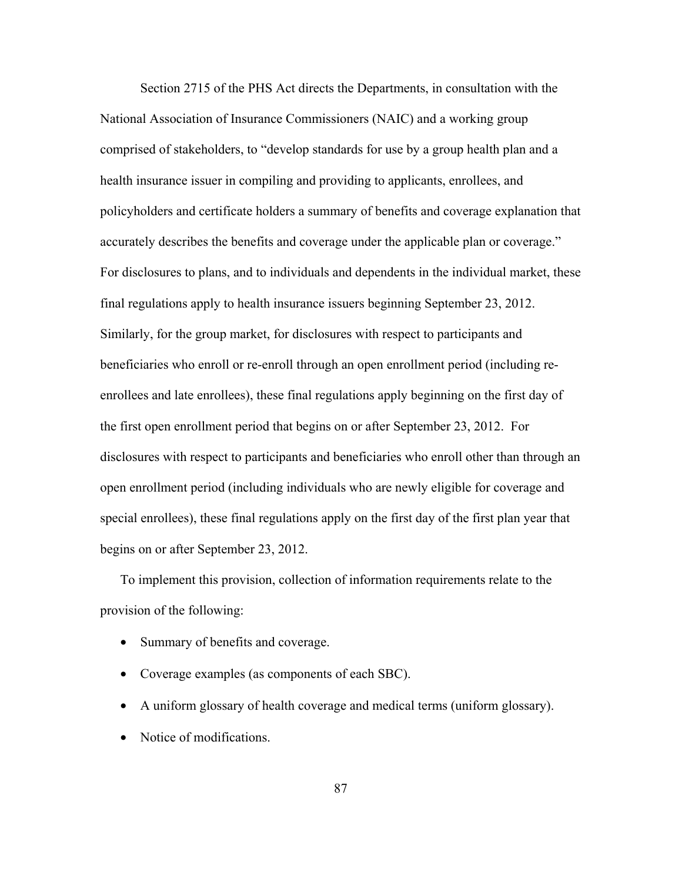Section 2715 of the PHS Act directs the Departments, in consultation with the National Association of Insurance Commissioners (NAIC) and a working group comprised of stakeholders, to "develop standards for use by a group health plan and a health insurance issuer in compiling and providing to applicants, enrollees, and policyholders and certificate holders a summary of benefits and coverage explanation that accurately describes the benefits and coverage under the applicable plan or coverage." For disclosures to plans, and to individuals and dependents in the individual market, these final regulations apply to health insurance issuers beginning September 23, 2012. Similarly, for the group market, for disclosures with respect to participants and beneficiaries who enroll or re-enroll through an open enrollment period (including re-enrollees and late enrollees), these final regulations apply beginning on the first day of the first open enrollment period that begins on or after September 23, 2012. For disclosures with respect to participants and beneficiaries who enroll other than through an open enrollment period (including individuals who are newly eligible for coverage and special enrollees), these final regulations apply on the first day of the first plan year that begins on or after September 23, 2012.

To implement this provision, collection of information requirements relate to the provision of the following:

- Summary of benefits and coverage.
- Coverage examples (as components of each SBC).
- A uniform glossary of health coverage and medical terms (uniform glossary).
- Notice of modifications.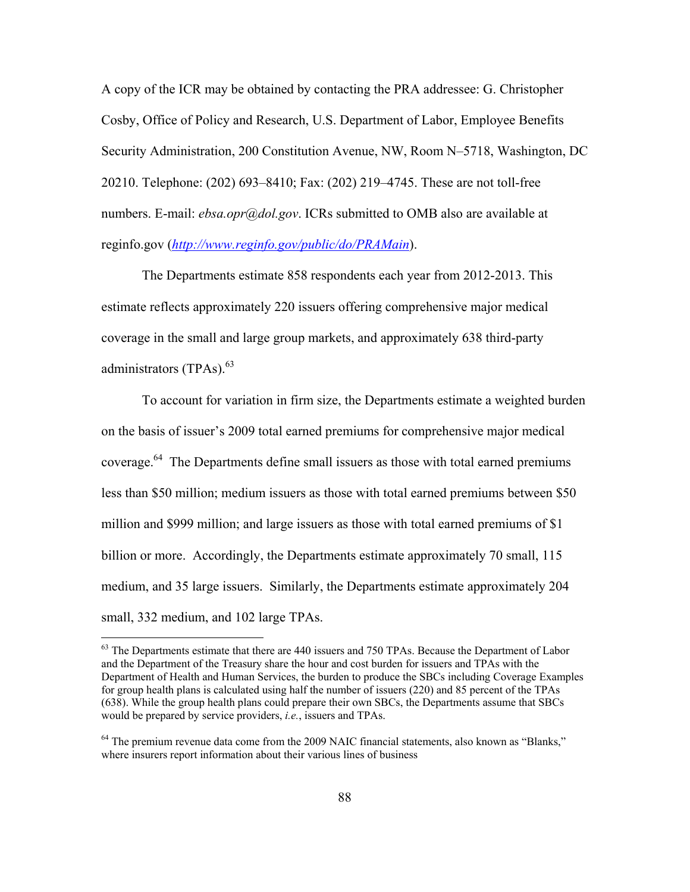A copy of the ICR may be obtained by contacting the PRA addressee: G. Christopher Cosby, Office of Policy and Research, U.S. Department of Labor, Employee Benefits Security Administration, 200 Constitution Avenue, NW, Room N–5718, Washington, DC 20210. Telephone: (202) 693–8410; Fax: (202) 219–4745. These are not toll-free numbers. E-mail: *ebsa.opr@dol.gov*. ICRs submitted to OMB also are available at reginfo.gov (*http://www.reginfo.gov/public/do/PRAMain*).

The Departments estimate 858 respondents each year from 2012-2013. This estimate reflects approximately 220 issuers offering comprehensive major medical coverage in the small and large group markets, and approximately 638 third-party administrators (TPAs).[63]

To account for variation in firm size, the Departments estimate a weighted burden on the basis of issuer's 2009 total earned premiums for comprehensive major medical coverage.[64] The Departments define small issuers as those with total earned premiums less than $50 million; medium issuers as those with total earned premiums between $50 million and $999 million; and large issuers as those with total earned premiums of $1 billion or more. Accordingly, the Departments estimate approximately 70 small, 115 medium, and 35 large issuers. Similarly, the Departments estimate approximately 204 small, 332 medium, and 102 large TPAs.

[63] The Departments estimate that there are 440 issuers and 750 TPAs. Because the Department of Labor and the Department of the Treasury share the hour and cost burden for issuers and TPAs with the Department of Health and Human Services, the burden to produce the SBCs including Coverage Examples for group health plans is calculated using half the number of issuers (220) and 85 percent of the TPAs (638). While the group health plans could prepare their own SBCs, the Departments assume that SBCs would be prepared by service providers, *i.e.*, issuers and TPAs.

[64] The premium revenue data come from the 2009 NAIC financial statements, also known as "Blanks," where insurers report information about their various lines of business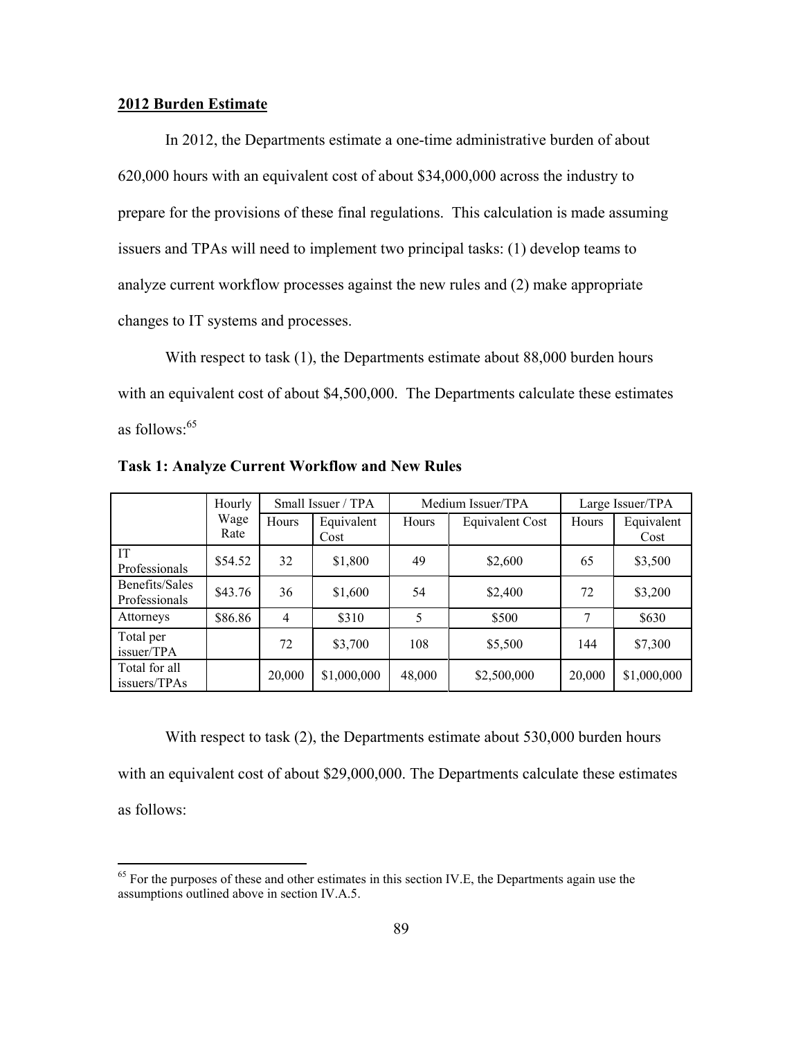**2012 Burden Estimate**

In 2012, the Departments estimate a one-time administrative burden of about 620,000 hours with an equivalent cost of about $34,000,000 across the industry to prepare for the provisions of these final regulations. This calculation is made assuming issuers and TPAs will need to implement two principal tasks: (1) develop teams to analyze current workflow processes against the new rules and (2) make appropriate changes to IT systems and processes.

With respect to task (1), the Departments estimate about 88,000 burden hours with an equivalent cost of about $4,500,000. The Departments calculate these estimates as follows:[65]

**Task 1: Analyze Current Workflow and New Rules**

| | Hourly Wage Rate | Small Issuer / TPA | | Medium Issuer/TPA | | Large Issuer/TPA | |
|---|---|---|---|---|---|---|---|
| | | Hours | Equivalent Cost | Hours | Equivalent Cost | Hours | Equivalent Cost |
| IT Professionals | $54.52 | 32 | $1,800 | 49 | $2,600 | 65 | $3,500 |
| Benefits/Sales Professionals | $43.76 | 36 | $1,600 | 54 | $2,400 | 72 | $3,200 |
| Attorneys | $86.86 | 4 | $310 | 5 | $500 | 7 | $630 |
| Total per issuer/TPA | | 72 | $3,700 | 108 | $5,500 | 144 | $7,300 |
| Total for all issuers/TPAs | | 20,000 | $1,000,000 | 48,000 | $2,500,000 | 20,000 | $1,000,000 |

With respect to task (2), the Departments estimate about 530,000 burden hours with an equivalent cost of about $29,000,000. The Departments calculate these estimates as follows:

[65] For the purposes of these and other estimates in this section IV.E, the Departments again use the assumptions outlined above in section IV.A.5.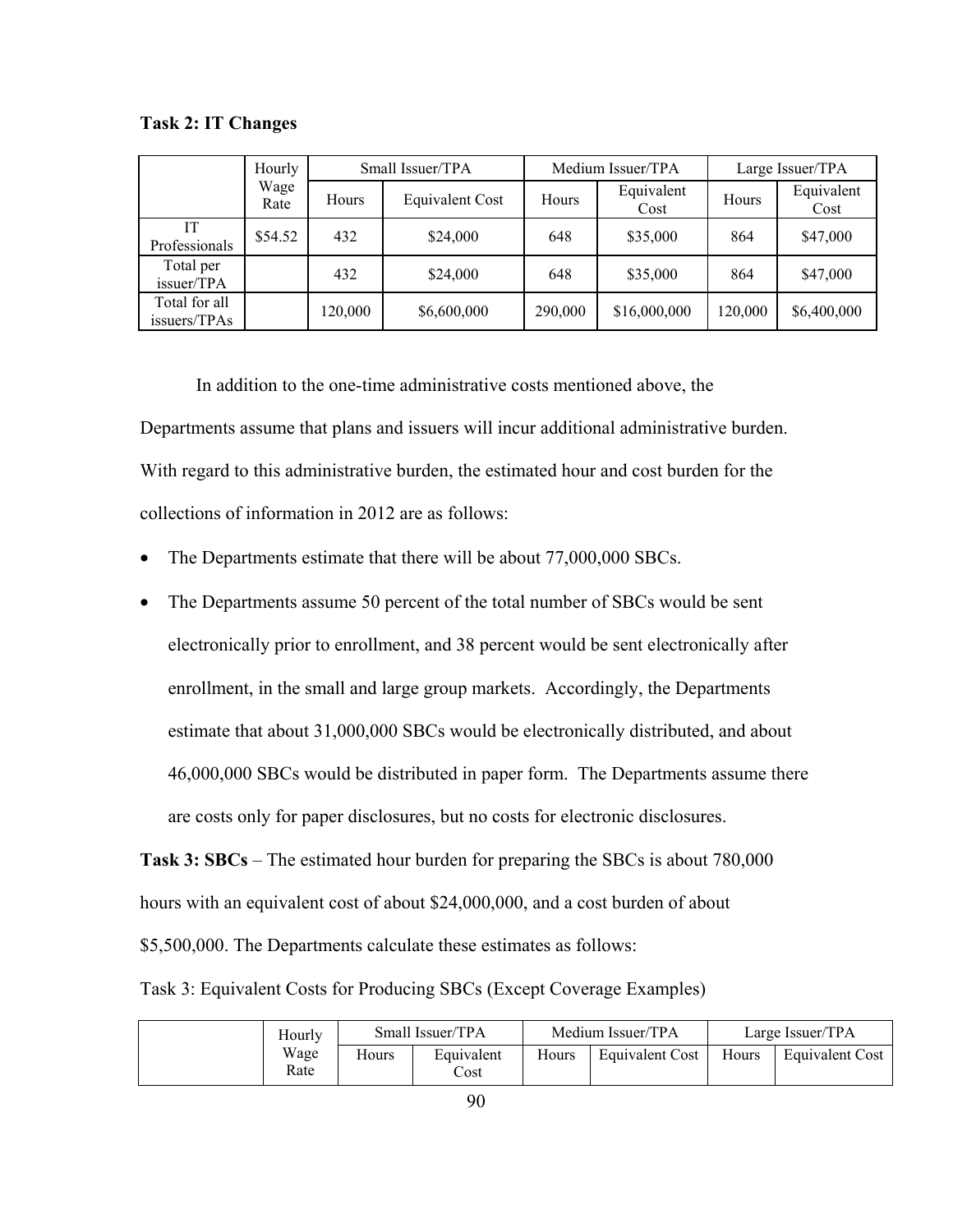**Task 2: IT Changes**

| | Hourly Wage Rate | Small Issuer/TPA | | Medium Issuer/TPA | | Large Issuer/TPA | |
|---|---|---|---|---|---|---|---|
| | | Hours | Equivalent Cost | Hours | Equivalent Cost | Hours | Equivalent Cost |
| IT Professionals | $54.52 | 432 | $24,000 | 648 | $35,000 | 864 | $47,000 |
| Total per issuer/TPA | | 432 | $24,000 | 648 | $35,000 | 864 | $47,000 |
| Total for all issuers/TPAs | | 120,000 | $6,600,000 | 290,000 | $16,000,000 | 120,000 | $6,400,000 |

In addition to the one-time administrative costs mentioned above, the Departments assume that plans and issuers will incur additional administrative burden. With regard to this administrative burden, the estimated hour and cost burden for the collections of information in 2012 are as follows:

- The Departments estimate that there will be about 77,000,000 SBCs.
- The Departments assume 50 percent of the total number of SBCs would be sent electronically prior to enrollment, and 38 percent would be sent electronically after enrollment, in the small and large group markets. Accordingly, the Departments estimate that about 31,000,000 SBCs would be electronically distributed, and about 46,000,000 SBCs would be distributed in paper form. The Departments assume there are costs only for paper disclosures, but no costs for electronic disclosures.

**Task 3: SBCs** – The estimated hour burden for preparing the SBCs is about 780,000 hours with an equivalent cost of about $24,000,000, and a cost burden of about $5,500,000. The Departments calculate these estimates as follows:

Task 3: Equivalent Costs for Producing SBCs (Except Coverage Examples)

| | Hourly Wage Rate | Small Issuer/TPA | | Medium Issuer/TPA | | Large Issuer/TPA | |
|---|---|---|---|---|---|---|---|
| | | Hours | Equivalent Cost | Hours | Equivalent Cost | Hours | Equivalent Cost |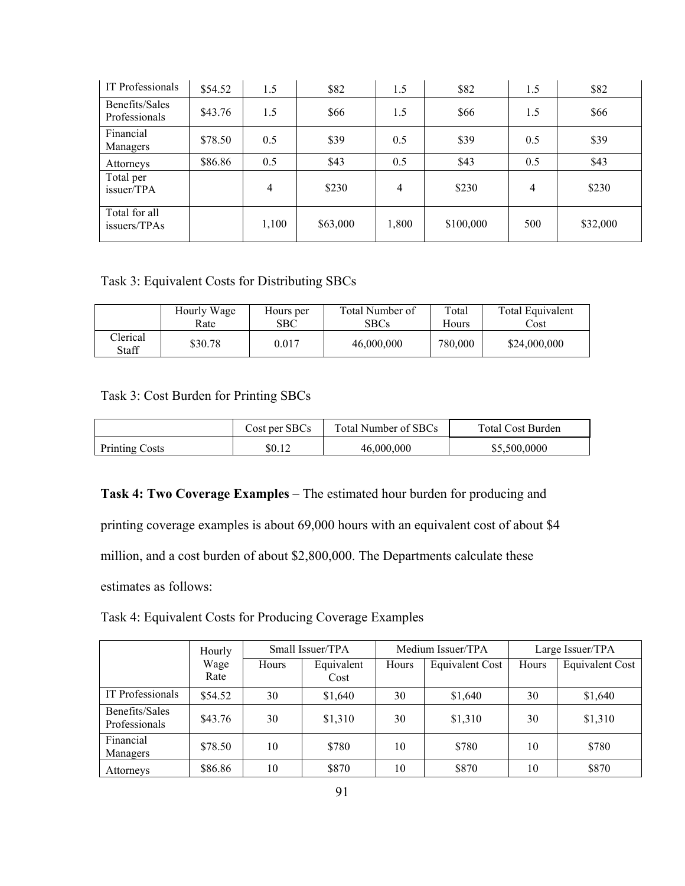| IT Professionals | $54.52 | 1.5 | $82 | 1.5 | $82 | 1.5 | $82 |
|---|---|---|---|---|---|---|---|
| Benefits/Sales Professionals | $43.76 | 1.5 | $66 | 1.5 | $66 | 1.5 | $66 |
| Financial Managers | $78.50 | 0.5 | $39 | 0.5 | $39 | 0.5 | $39 |
| Attorneys | $86.86 | 0.5 | $43 | 0.5 | $43 | 0.5 | $43 |
| Total per issuer/TPA | | 4 | $230 | 4 | $230 | 4 | $230 |
| Total for all issuers/TPAs | | 1,100 | $63,000 | 1,800 | $100,000 | 500 | $32,000 |

Task 3: Equivalent Costs for Distributing SBCs

| | Hourly Wage Rate | Hours per SBC | Total Number of SBCs | Total Hours | Total Equivalent Cost |
|---|---|---|---|---|---|
| Clerical Staff | $30.78 | 0.017 | 46,000,000 | 780,000 | $24,000,000 |

Task 3: Cost Burden for Printing SBCs

| | Cost per SBCs | Total Number of SBCs | Total Cost Burden |
|---|---|---|---|
| Printing Costs | $0.12 | 46,000,000 | $5,500,0000 |

**Task 4: Two Coverage Examples** – The estimated hour burden for producing and printing coverage examples is about 69,000 hours with an equivalent cost of about $4 million, and a cost burden of about $2,800,000. The Departments calculate these estimates as follows:

Task 4: Equivalent Costs for Producing Coverage Examples

| | Hourly Wage Rate | Small Issuer/TPA | | Medium Issuer/TPA | | Large Issuer/TPA | |
|---|---|---|---|---|---|---|---|
| | | Hours | Equivalent Cost | Hours | Equivalent Cost | Hours | Equivalent Cost |
| IT Professionals | $54.52 | 30 | $1,640 | 30 | $1,640 | 30 | $1,640 |
| Benefits/Sales Professionals | $43.76 | 30 | $1,310 | 30 | $1,310 | 30 | $1,310 |
| Financial Managers | $78.50 | 10 | $780 | 10 | $780 | 10 | $780 |
| Attorneys | $86.86 | 10 | $870 | 10 | $870 | 10 | $870 |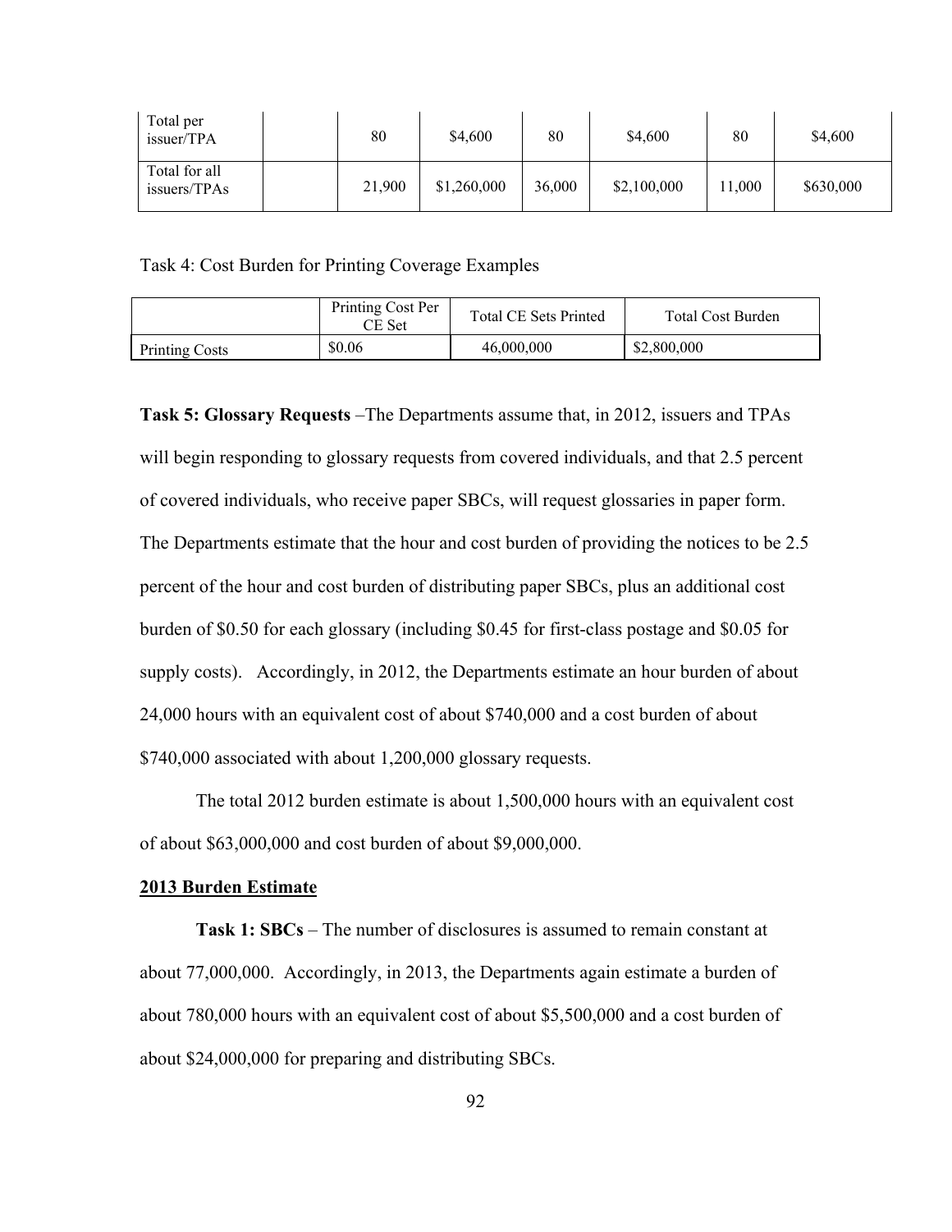| Total per issuer/TPA | | 80 | $4,600 | 80 | $4,600 | 80 | $4,600 |
|---|---|---|---|---|---|---|---|
| Total for all issuers/TPAs | | 21,900 | $1,260,000 | 36,000 | $2,100,000 | 11,000 | $630,000 |

Task 4: Cost Burden for Printing Coverage Examples

| | Printing Cost Per CE Set | Total CE Sets Printed | Total Cost Burden |
|---|---|---|---|
| Printing Costs | $0.06 | 46,000,000 | $2,800,000 |

**Task 5: Glossary Requests** –The Departments assume that, in 2012, issuers and TPAs will begin responding to glossary requests from covered individuals, and that 2.5 percent of covered individuals, who receive paper SBCs, will request glossaries in paper form. The Departments estimate that the hour and cost burden of providing the notices to be 2.5 percent of the hour and cost burden of distributing paper SBCs, plus an additional cost burden of $0.50 for each glossary (including $0.45 for first-class postage and $0.05 for supply costs). Accordingly, in 2012, the Departments estimate an hour burden of about 24,000 hours with an equivalent cost of about $740,000 and a cost burden of about $740,000 associated with about 1,200,000 glossary requests.

The total 2012 burden estimate is about 1,500,000 hours with an equivalent cost of about $63,000,000 and cost burden of about $9,000,000.

**2013 Burden Estimate**

**Task 1: SBCs** – The number of disclosures is assumed to remain constant at about 77,000,000. Accordingly, in 2013, the Departments again estimate a burden of about 780,000 hours with an equivalent cost of about $5,500,000 and a cost burden of about $24,000,000 for preparing and distributing SBCs.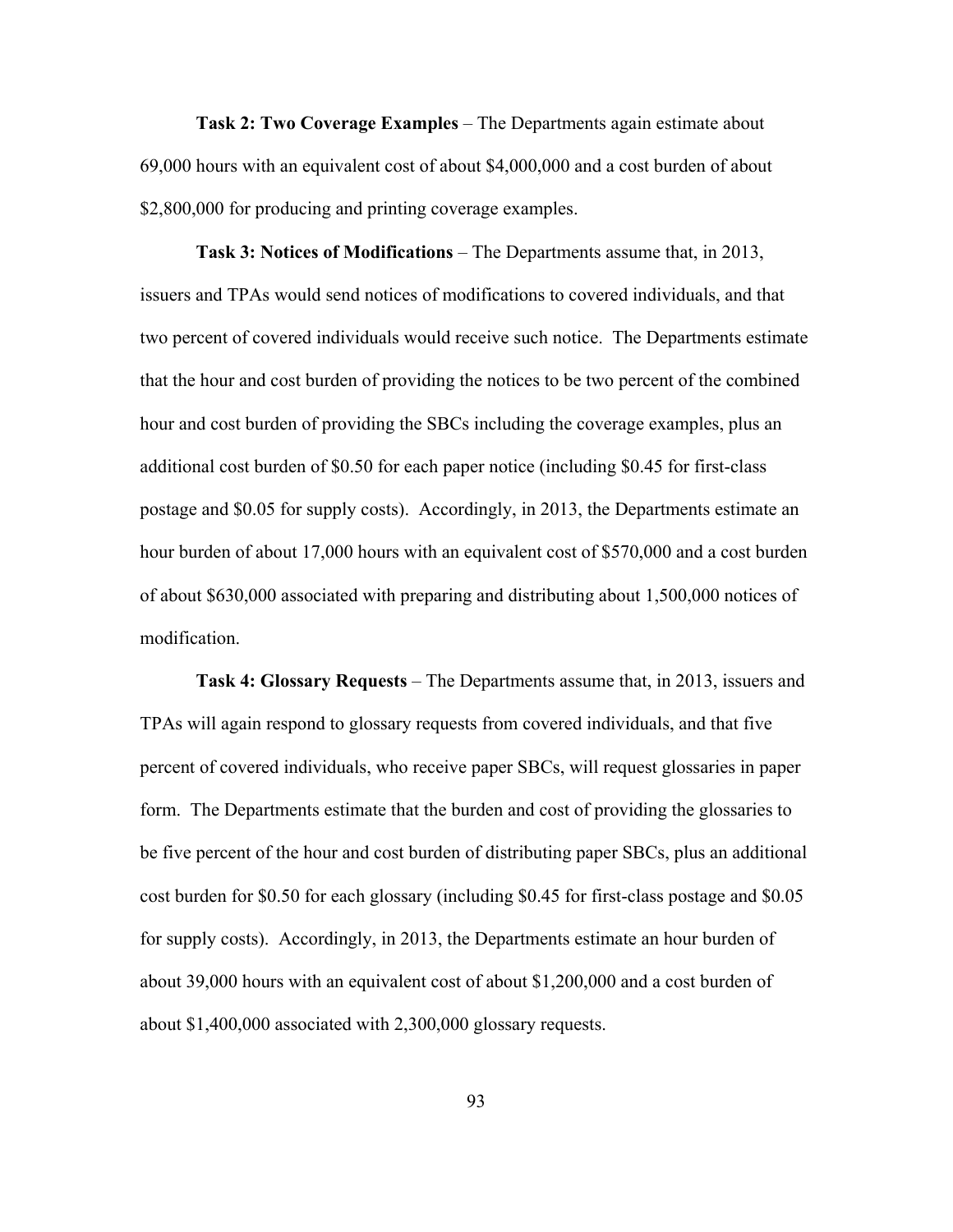**Task 2: Two Coverage Examples** – The Departments again estimate about 69,000 hours with an equivalent cost of about $4,000,000 and a cost burden of about $2,800,000 for producing and printing coverage examples.

**Task 3: Notices of Modifications** – The Departments assume that, in 2013, issuers and TPAs would send notices of modifications to covered individuals, and that two percent of covered individuals would receive such notice. The Departments estimate that the hour and cost burden of providing the notices to be two percent of the combined hour and cost burden of providing the SBCs including the coverage examples, plus an additional cost burden of $0.50 for each paper notice (including $0.45 for first-class postage and $0.05 for supply costs). Accordingly, in 2013, the Departments estimate an hour burden of about 17,000 hours with an equivalent cost of $570,000 and a cost burden of about $630,000 associated with preparing and distributing about 1,500,000 notices of modification.

**Task 4: Glossary Requests** – The Departments assume that, in 2013, issuers and TPAs will again respond to glossary requests from covered individuals, and that five percent of covered individuals, who receive paper SBCs, will request glossaries in paper form. The Departments estimate that the burden and cost of providing the glossaries to be five percent of the hour and cost burden of distributing paper SBCs, plus an additional cost burden for $0.50 for each glossary (including $0.45 for first-class postage and $0.05 for supply costs). Accordingly, in 2013, the Departments estimate an hour burden of about 39,000 hours with an equivalent cost of about $1,200,000 and a cost burden of about $1,400,000 associated with 2,300,000 glossary requests.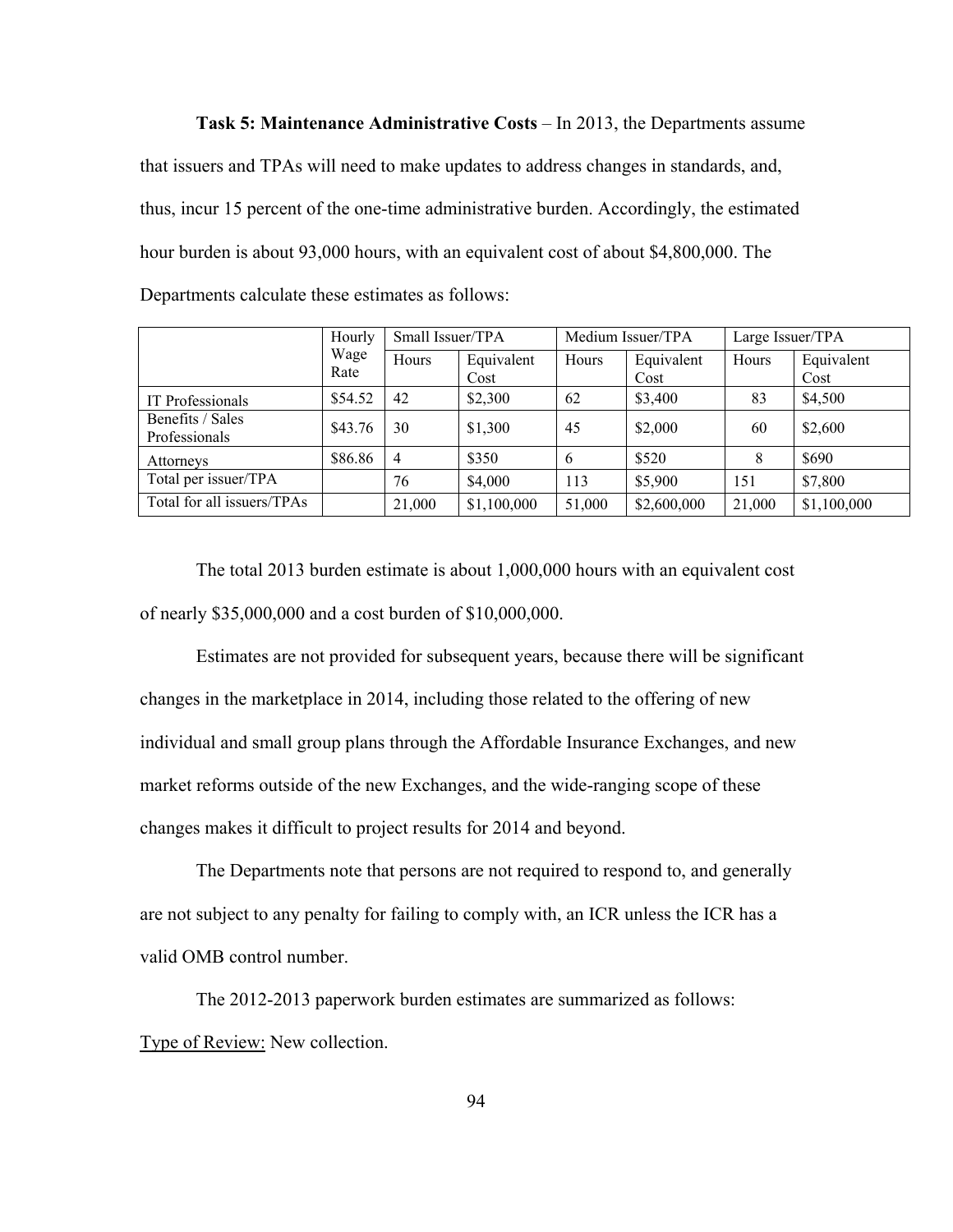**Task 5: Maintenance Administrative Costs** – In 2013, the Departments assume that issuers and TPAs will need to make updates to address changes in standards, and, thus, incur 15 percent of the one-time administrative burden. Accordingly, the estimated hour burden is about 93,000 hours, with an equivalent cost of about $4,800,000. The Departments calculate these estimates as follows:

| | Hourly Wage Rate | Small Issuer/TPA | | Medium Issuer/TPA | | Large Issuer/TPA | |
|---|---|---|---|---|---|---|---|
| | | Hours | Equivalent Cost | Hours | Equivalent Cost | Hours | Equivalent Cost |
| IT Professionals | $54.52 | 42 | $2,300 | 62 | $3,400 | 83 | $4,500 |
| Benefits / Sales Professionals | $43.76 | 30 | $1,300 | 45 | $2,000 | 60 | $2,600 |
| Attorneys | $86.86 | 4 | $350 | 6 | $520 | 8 | $690 |
| Total per issuer/TPA | | 76 | $4,000 | 113 | $5,900 | 151 | $7,800 |
| Total for all issuers/TPAs | | 21,000 | $1,100,000 | 51,000 | $2,600,000 | 21,000 | $1,100,000 |

The total 2013 burden estimate is about 1,000,000 hours with an equivalent cost of nearly $35,000,000 and a cost burden of $10,000,000.

Estimates are not provided for subsequent years, because there will be significant changes in the marketplace in 2014, including those related to the offering of new individual and small group plans through the Affordable Insurance Exchanges, and new market reforms outside of the new Exchanges, and the wide-ranging scope of these changes makes it difficult to project results for 2014 and beyond.

The Departments note that persons are not required to respond to, and generally are not subject to any penalty for failing to comply with, an ICR unless the ICR has a valid OMB control number.

The 2012-2013 paperwork burden estimates are summarized as follows:

Type of Review: New collection.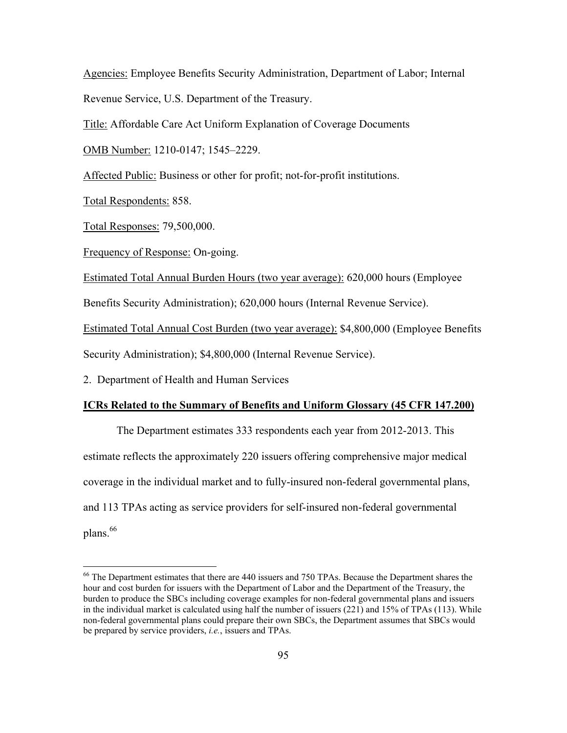Agencies: Employee Benefits Security Administration, Department of Labor; Internal Revenue Service, U.S. Department of the Treasury.

Title: Affordable Care Act Uniform Explanation of Coverage Documents

OMB Number: 1210-0147; 1545–2229.

Affected Public: Business or other for profit; not-for-profit institutions.

Total Respondents: 858.

Total Responses: 79,500,000.

Frequency of Response: On-going.

Estimated Total Annual Burden Hours (two year average): 620,000 hours (Employee Benefits Security Administration); 620,000 hours (Internal Revenue Service).

Estimated Total Annual Cost Burden (two year average): $4,800,000 (Employee Benefits Security Administration); $4,800,000 (Internal Revenue Service).

2. Department of Health and Human Services

**ICRs Related to the Summary of Benefits and Uniform Glossary (45 CFR 147.200)**

The Department estimates 333 respondents each year from 2012-2013. This estimate reflects the approximately 220 issuers offering comprehensive major medical coverage in the individual market and to fully-insured non-federal governmental plans, and 113 TPAs acting as service providers for self-insured non-federal governmental plans.[66]

[66] The Department estimates that there are 440 issuers and 750 TPAs. Because the Department shares the hour and cost burden for issuers with the Department of Labor and the Department of the Treasury, the burden to produce the SBCs including coverage examples for non-federal governmental plans and issuers in the individual market is calculated using half the number of issuers (221) and 15% of TPAs (113). While non-federal governmental plans could prepare their own SBCs, the Department assumes that SBCs would be prepared by service providers, *i.e.*, issuers and TPAs.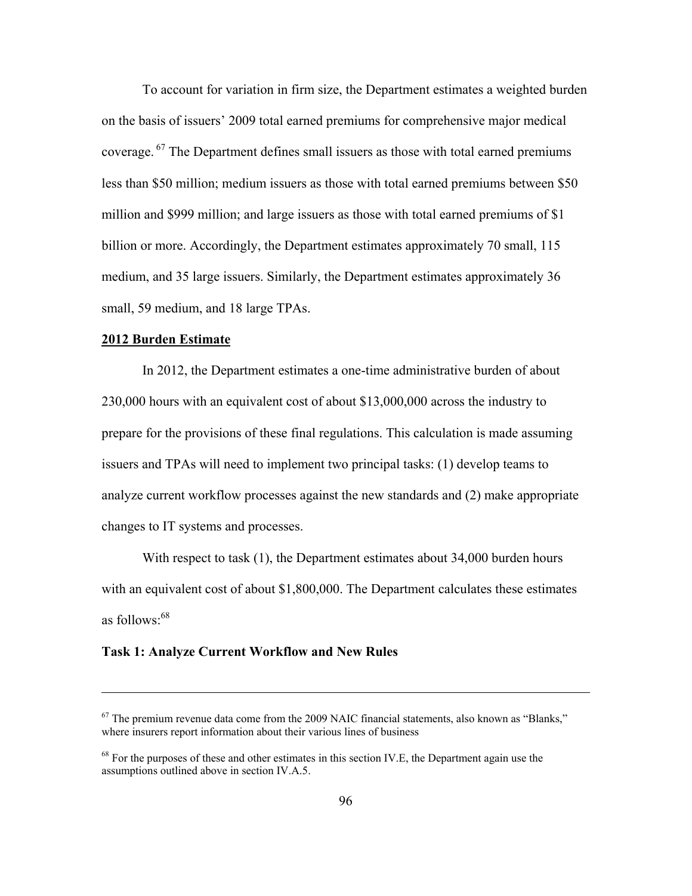To account for variation in firm size, the Department estimates a weighted burden on the basis of issuers' 2009 total earned premiums for comprehensive major medical coverage. [67] The Department defines small issuers as those with total earned premiums less than $50 million; medium issuers as those with total earned premiums between $50 million and $999 million; and large issuers as those with total earned premiums of $1 billion or more. Accordingly, the Department estimates approximately 70 small, 115 medium, and 35 large issuers. Similarly, the Department estimates approximately 36 small, 59 medium, and 18 large TPAs.

**2012 Burden Estimate**

In 2012, the Department estimates a one-time administrative burden of about 230,000 hours with an equivalent cost of about $13,000,000 across the industry to prepare for the provisions of these final regulations. This calculation is made assuming issuers and TPAs will need to implement two principal tasks: (1) develop teams to analyze current workflow processes against the new standards and (2) make appropriate changes to IT systems and processes.

With respect to task (1), the Department estimates about 34,000 burden hours with an equivalent cost of about $1,800,000. The Department calculates these estimates as follows:[68]

**Task 1: Analyze Current Workflow and New Rules**

---

[67] The premium revenue data come from the 2009 NAIC financial statements, also known as "Blanks," where insurers report information about their various lines of business

[68] For the purposes of these and other estimates in this section IV.E, the Department again use the assumptions outlined above in section IV.A.5.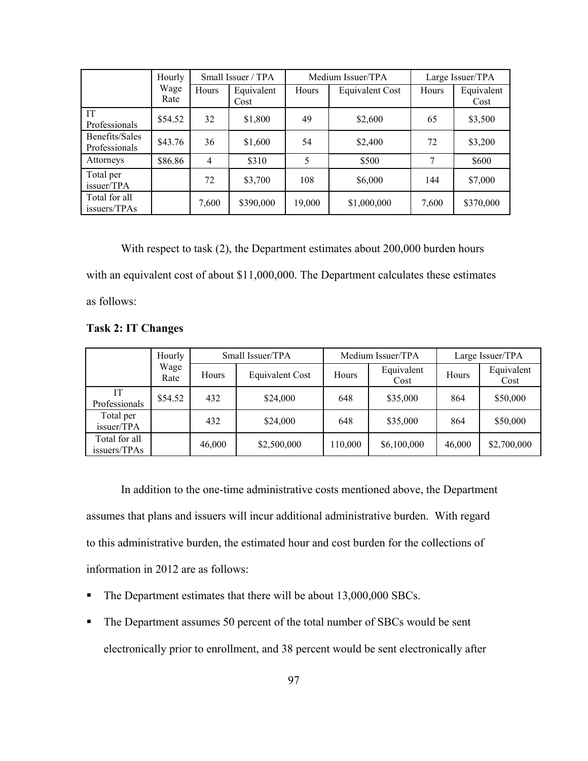| | Hourly Wage Rate | Small Issuer / TPA | | Medium Issuer/TPA | | Large Issuer/TPA | |
|---|---|---|---|---|---|---|---|
| | | Hours | Equivalent Cost | Hours | Equivalent Cost | Hours | Equivalent Cost |
| IT Professionals | $54.52 | 32 | $1,800 | 49 | $2,600 | 65 | $3,500 |
| Benefits/Sales Professionals | $43.76 | 36 | $1,600 | 54 | $2,400 | 72 | $3,200 |
| Attorneys | $86.86 | 4 | $310 | 5 | $500 | 7 | $600 |
| Total per issuer/TPA | | 72 | $3,700 | 108 | $6,000 | 144 | $7,000 |
| Total for all issuers/TPAs | | 7,600 | $390,000 | 19,000 | $1,000,000 | 7,600 | $370,000 |

With respect to task (2), the Department estimates about 200,000 burden hours with an equivalent cost of about $11,000,000. The Department calculates these estimates as follows:

**Task 2: IT Changes**

| | Hourly Wage Rate | Small Issuer/TPA | | Medium Issuer/TPA | | Large Issuer/TPA | |
|---|---|---|---|---|---|---|---|
| | | Hours | Equivalent Cost | Hours | Equivalent Cost | Hours | Equivalent Cost |
| IT Professionals | $54.52 | 432 | $24,000 | 648 | $35,000 | 864 | $50,000 |
| Total per issuer/TPA | | 432 | $24,000 | 648 | $35,000 | 864 | $50,000 |
| Total for all issuers/TPAs | | 46,000 | $2,500,000 | 110,000 | $6,100,000 | 46,000 | $2,700,000 |

In addition to the one-time administrative costs mentioned above, the Department assumes that plans and issuers will incur additional administrative burden. With regard to this administrative burden, the estimated hour and cost burden for the collections of information in 2012 are as follows:

- The Department estimates that there will be about 13,000,000 SBCs.
- The Department assumes 50 percent of the total number of SBCs would be sent electronically prior to enrollment, and 38 percent would be sent electronically after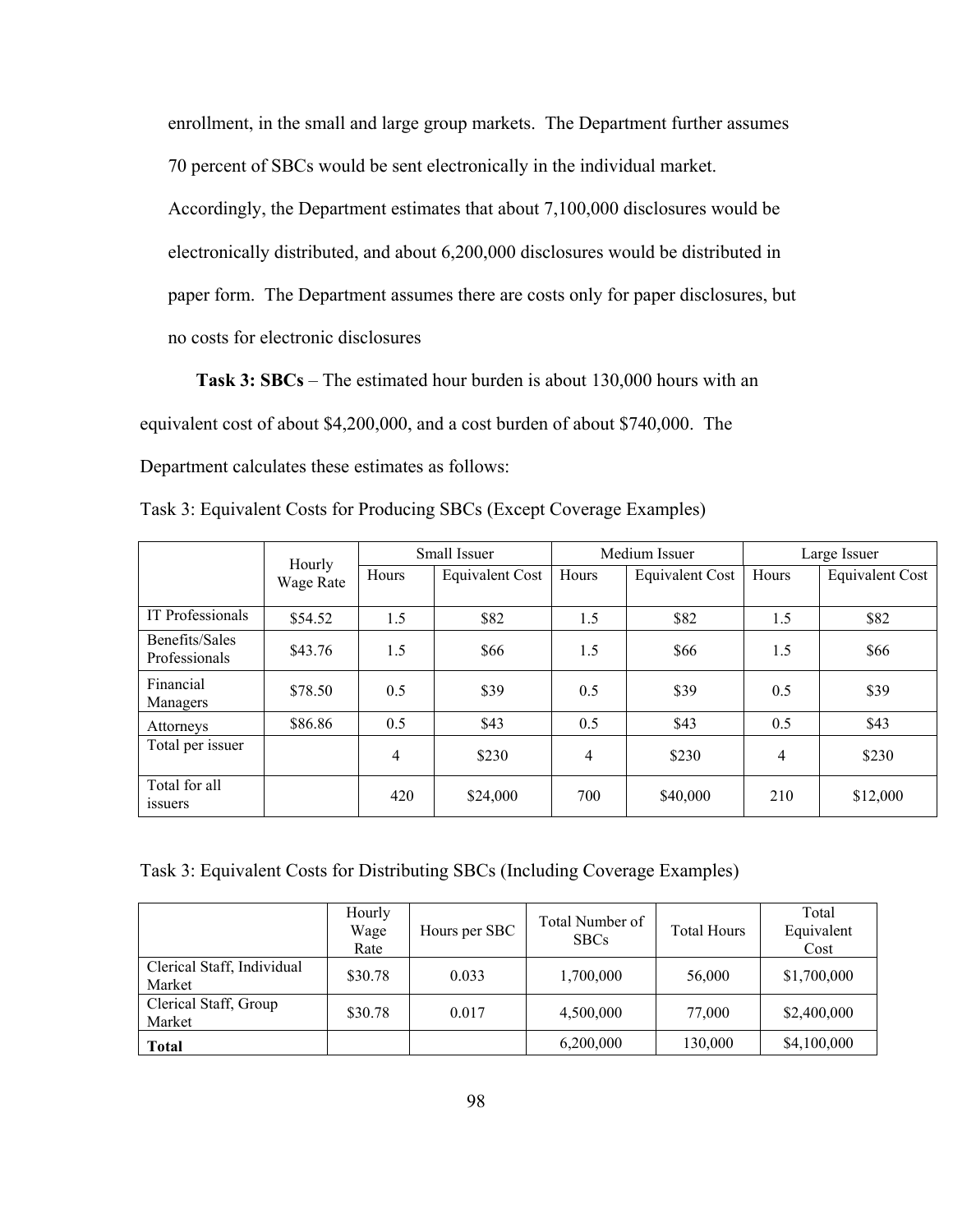enrollment, in the small and large group markets. The Department further assumes 70 percent of SBCs would be sent electronically in the individual market. Accordingly, the Department estimates that about 7,100,000 disclosures would be electronically distributed, and about 6,200,000 disclosures would be distributed in paper form. The Department assumes there are costs only for paper disclosures, but no costs for electronic disclosures

**Task 3: SBCs** – The estimated hour burden is about 130,000 hours with an equivalent cost of about $4,200,000, and a cost burden of about $740,000. The Department calculates these estimates as follows:

Task 3: Equivalent Costs for Producing SBCs (Except Coverage Examples)

| | Hourly Wage Rate | Small Issuer | | Medium Issuer | | Large Issuer | |
|---|---|---|---|---|---|---|---|
| | | Hours | Equivalent Cost | Hours | Equivalent Cost | Hours | Equivalent Cost |
| IT Professionals | $54.52 | 1.5 | $82 | 1.5 | $82 | 1.5 | $82 |
| Benefits/Sales Professionals | $43.76 | 1.5 | $66 | 1.5 | $66 | 1.5 | $66 |
| Financial Managers | $78.50 | 0.5 | $39 | 0.5 | $39 | 0.5 | $39 |
| Attorneys | $86.86 | 0.5 | $43 | 0.5 | $43 | 0.5 | $43 |
| Total per issuer | | 4 | $230 | 4 | $230 | 4 | $230 |
| Total for all issuers | | 420 | $24,000 | 700 | $40,000 | 210 | $12,000 |

Task 3: Equivalent Costs for Distributing SBCs (Including Coverage Examples)

| | Hourly Wage Rate | Hours per SBC | Total Number of SBCs | Total Hours | Total Equivalent Cost |
|---|---|---|---|---|---|
| Clerical Staff, Individual Market | $30.78 | 0.033 | 1,700,000 | 56,000 | $1,700,000 |
| Clerical Staff, Group Market | $30.78 | 0.017 | 4,500,000 | 77,000 | $2,400,000 |
| **Total** | | | 6,200,000 | 130,000 | $4,100,000 |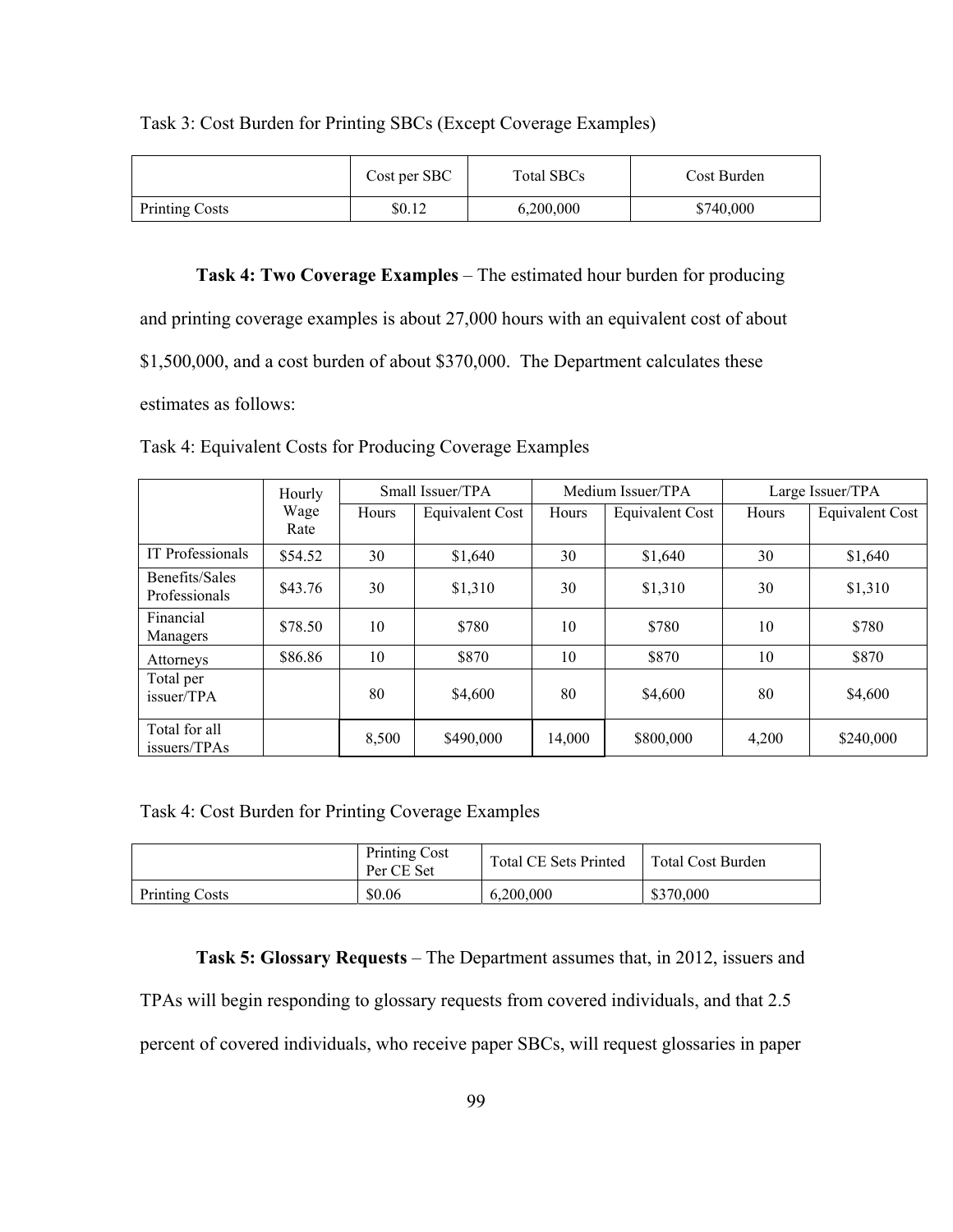Task 3: Cost Burden for Printing SBCs (Except Coverage Examples)

| | Cost per SBC | Total SBCs | Cost Burden |
|---|---|---|---|
| Printing Costs | $0.12 | 6,200,000 | $740,000 |

**Task 4: Two Coverage Examples** – The estimated hour burden for producing and printing coverage examples is about 27,000 hours with an equivalent cost of about $1,500,000, and a cost burden of about $370,000. The Department calculates these estimates as follows:

Task 4: Equivalent Costs for Producing Coverage Examples

| | Hourly Wage Rate | Small Issuer/TPA | | Medium Issuer/TPA | | Large Issuer/TPA | |
|---|---|---|---|---|---|---|---|
| | | Hours | Equivalent Cost | Hours | Equivalent Cost | Hours | Equivalent Cost |
| IT Professionals | $54.52 | 30 | $1,640 | 30 | $1,640 | 30 | $1,640 |
| Benefits/Sales Professionals | $43.76 | 30 | $1,310 | 30 | $1,310 | 30 | $1,310 |
| Financial Managers | $78.50 | 10 | $780 | 10 | $780 | 10 | $780 |
| Attorneys | $86.86 | 10 | $870 | 10 | $870 | 10 | $870 |
| Total per issuer/TPA | | 80 | $4,600 | 80 | $4,600 | 80 | $4,600 |
| Total for all issuers/TPAs | | 8,500 | $490,000 | 14,000 | $800,000 | 4,200 | $240,000 |

Task 4: Cost Burden for Printing Coverage Examples

| | Printing Cost Per CE Set | Total CE Sets Printed | Total Cost Burden |
|---|---|---|---|
| Printing Costs | $0.06 | 6,200,000 | $370,000 |

**Task 5: Glossary Requests** – The Department assumes that, in 2012, issuers and TPAs will begin responding to glossary requests from covered individuals, and that 2.5 percent of covered individuals, who receive paper SBCs, will request glossaries in paper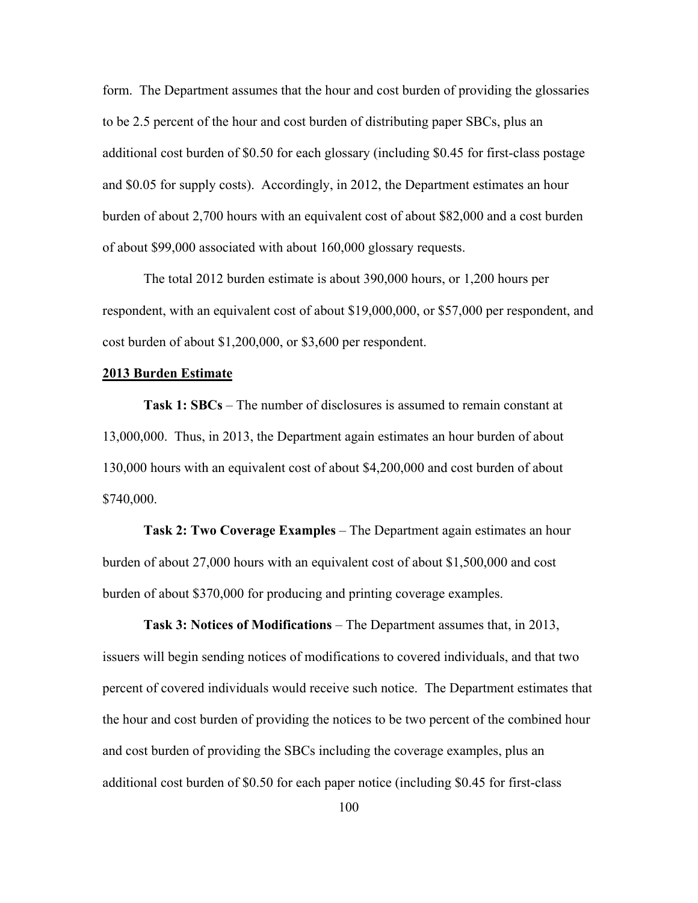form. The Department assumes that the hour and cost burden of providing the glossaries to be 2.5 percent of the hour and cost burden of distributing paper SBCs, plus an additional cost burden of $0.50 for each glossary (including $0.45 for first-class postage and $0.05 for supply costs). Accordingly, in 2012, the Department estimates an hour burden of about 2,700 hours with an equivalent cost of about $82,000 and a cost burden of about $99,000 associated with about 160,000 glossary requests.

The total 2012 burden estimate is about 390,000 hours, or 1,200 hours per respondent, with an equivalent cost of about $19,000,000, or $57,000 per respondent, and cost burden of about $1,200,000, or $3,600 per respondent.

**2013 Burden Estimate**

**Task 1: SBCs** – The number of disclosures is assumed to remain constant at 13,000,000. Thus, in 2013, the Department again estimates an hour burden of about 130,000 hours with an equivalent cost of about $4,200,000 and cost burden of about $740,000.

**Task 2: Two Coverage Examples** – The Department again estimates an hour burden of about 27,000 hours with an equivalent cost of about $1,500,000 and cost burden of about $370,000 for producing and printing coverage examples.

**Task 3: Notices of Modifications** – The Department assumes that, in 2013, issuers will begin sending notices of modifications to covered individuals, and that two percent of covered individuals would receive such notice. The Department estimates that the hour and cost burden of providing the notices to be two percent of the combined hour and cost burden of providing the SBCs including the coverage examples, plus an additional cost burden of $0.50 for each paper notice (including $0.45 for first-class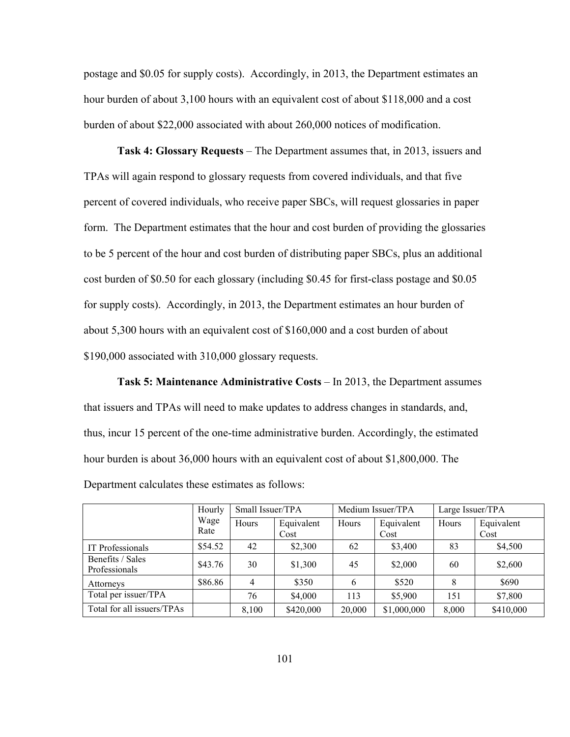postage and $0.05 for supply costs). Accordingly, in 2013, the Department estimates an hour burden of about 3,100 hours with an equivalent cost of about $118,000 and a cost burden of about $22,000 associated with about 260,000 notices of modification.

**Task 4: Glossary Requests** – The Department assumes that, in 2013, issuers and TPAs will again respond to glossary requests from covered individuals, and that five percent of covered individuals, who receive paper SBCs, will request glossaries in paper form. The Department estimates that the hour and cost burden of providing the glossaries to be 5 percent of the hour and cost burden of distributing paper SBCs, plus an additional cost burden of $0.50 for each glossary (including $0.45 for first-class postage and $0.05 for supply costs). Accordingly, in 2013, the Department estimates an hour burden of about 5,300 hours with an equivalent cost of $160,000 and a cost burden of about $190,000 associated with 310,000 glossary requests.

**Task 5: Maintenance Administrative Costs** – In 2013, the Department assumes that issuers and TPAs will need to make updates to address changes in standards, and, thus, incur 15 percent of the one-time administrative burden. Accordingly, the estimated hour burden is about 36,000 hours with an equivalent cost of about $1,800,000. The Department calculates these estimates as follows:

| | Hourly Wage Rate | Small Issuer/TPA | | Medium Issuer/TPA | | Large Issuer/TPA | |
|---|---|---|---|---|---|---|---|
| | | Hours | Equivalent Cost | Hours | Equivalent Cost | Hours | Equivalent Cost |
| IT Professionals | $54.52 | 42 | $2,300 | 62 | $3,400 | 83 | $4,500 |
| Benefits / Sales Professionals | $43.76 | 30 | $1,300 | 45 | $2,000 | 60 | $2,600 |
| Attorneys | $86.86 | 4 | $350 | 6 | $520 | 8 | $690 |
| Total per issuer/TPA | | 76 | $4,000 | 113 | $5,900 | 151 | $7,800 |
| Total for all issuers/TPAs | | 8,100 | $420,000 | 20,000 | $1,000,000 | 8,000 | $410,000 |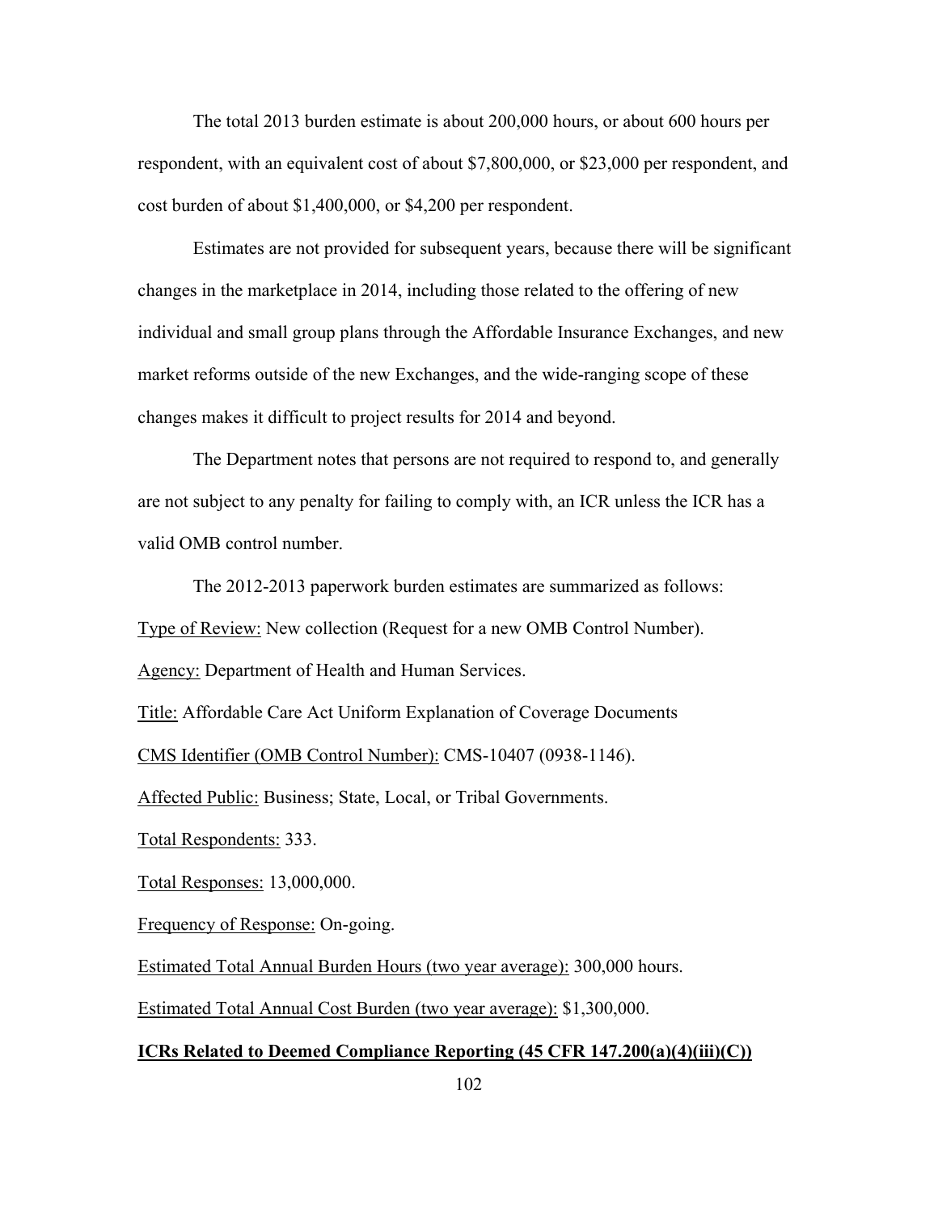The total 2013 burden estimate is about 200,000 hours, or about 600 hours per respondent, with an equivalent cost of about $7,800,000, or $23,000 per respondent, and cost burden of about $1,400,000, or $4,200 per respondent.

Estimates are not provided for subsequent years, because there will be significant changes in the marketplace in 2014, including those related to the offering of new individual and small group plans through the Affordable Insurance Exchanges, and new market reforms outside of the new Exchanges, and the wide-ranging scope of these changes makes it difficult to project results for 2014 and beyond.

The Department notes that persons are not required to respond to, and generally are not subject to any penalty for failing to comply with, an ICR unless the ICR has a valid OMB control number.

The 2012-2013 paperwork burden estimates are summarized as follows:

Type of Review: New collection (Request for a new OMB Control Number).

Agency: Department of Health and Human Services.

Title: Affordable Care Act Uniform Explanation of Coverage Documents

CMS Identifier (OMB Control Number): CMS-10407 (0938-1146).

Affected Public: Business; State, Local, or Tribal Governments.

Total Respondents: 333.

Total Responses: 13,000,000.

Frequency of Response: On-going.

Estimated Total Annual Burden Hours (two year average): 300,000 hours.

Estimated Total Annual Cost Burden (two year average): $1,300,000.

**ICRs Related to Deemed Compliance Reporting (45 CFR 147.200(a)(4)(iii)(C))**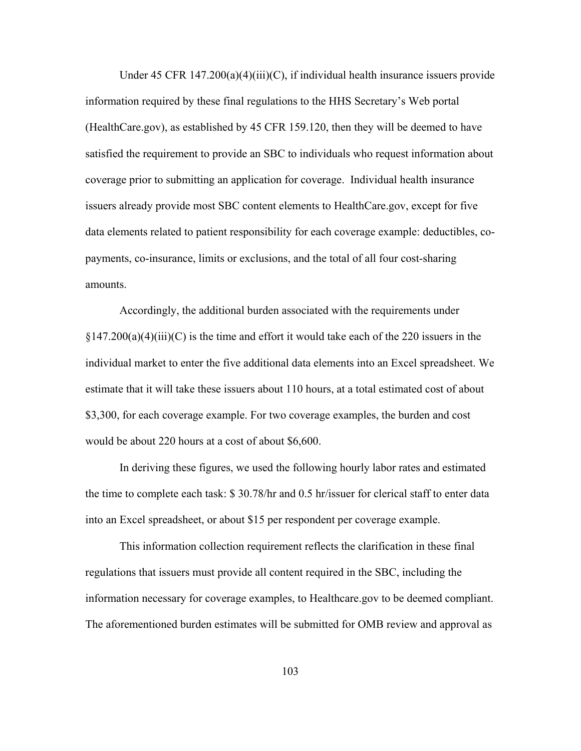Under 45 CFR 147.200(a)(4)(iii)(C), if individual health insurance issuers provide information required by these final regulations to the HHS Secretary's Web portal (HealthCare.gov), as established by 45 CFR 159.120, then they will be deemed to have satisfied the requirement to provide an SBC to individuals who request information about coverage prior to submitting an application for coverage. Individual health insurance issuers already provide most SBC content elements to HealthCare.gov, except for five data elements related to patient responsibility for each coverage example: deductibles, co-payments, co-insurance, limits or exclusions, and the total of all four cost-sharing amounts.

Accordingly, the additional burden associated with the requirements under §147.200(a)(4)(iii)(C) is the time and effort it would take each of the 220 issuers in the individual market to enter the five additional data elements into an Excel spreadsheet. We estimate that it will take these issuers about 110 hours, at a total estimated cost of about $3,300, for each coverage example. For two coverage examples, the burden and cost would be about 220 hours at a cost of about $6,600.

In deriving these figures, we used the following hourly labor rates and estimated the time to complete each task: $ 30.78/hr and 0.5 hr/issuer for clerical staff to enter data into an Excel spreadsheet, or about $15 per respondent per coverage example.

This information collection requirement reflects the clarification in these final regulations that issuers must provide all content required in the SBC, including the information necessary for coverage examples, to Healthcare.gov to be deemed compliant. The aforementioned burden estimates will be submitted for OMB review and approval as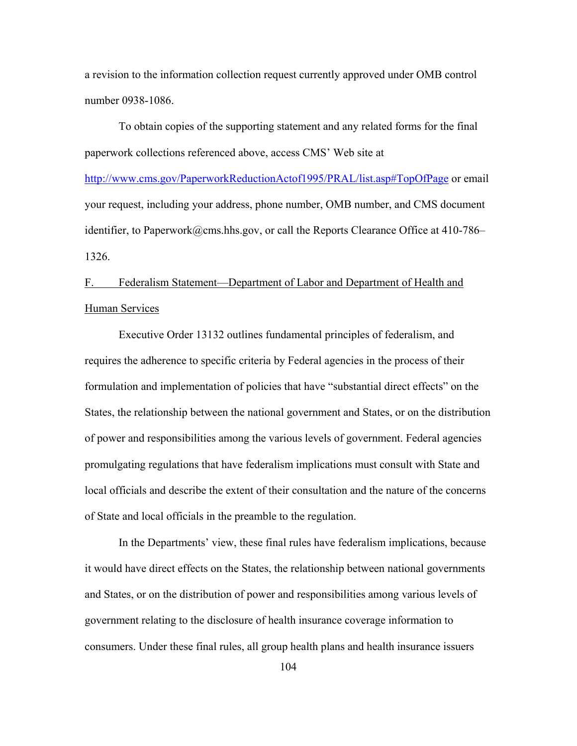a revision to the information collection request currently approved under OMB control number 0938-1086.

To obtain copies of the supporting statement and any related forms for the final paperwork collections referenced above, access CMS' Web site at http://www.cms.gov/PaperworkReductionActof1995/PRAL/list.asp#TopOfPage or email your request, including your address, phone number, OMB number, and CMS document identifier, to Paperwork@cms.hhs.gov, or call the Reports Clearance Office at 410-786–1326.

## F. Federalism Statement—Department of Labor and Department of Health and Human Services

Executive Order 13132 outlines fundamental principles of federalism, and requires the adherence to specific criteria by Federal agencies in the process of their formulation and implementation of policies that have "substantial direct effects" on the States, the relationship between the national government and States, or on the distribution of power and responsibilities among the various levels of government. Federal agencies promulgating regulations that have federalism implications must consult with State and local officials and describe the extent of their consultation and the nature of the concerns of State and local officials in the preamble to the regulation.

In the Departments' view, these final rules have federalism implications, because it would have direct effects on the States, the relationship between national governments and States, or on the distribution of power and responsibilities among various levels of government relating to the disclosure of health insurance coverage information to consumers. Under these final rules, all group health plans and health insurance issuers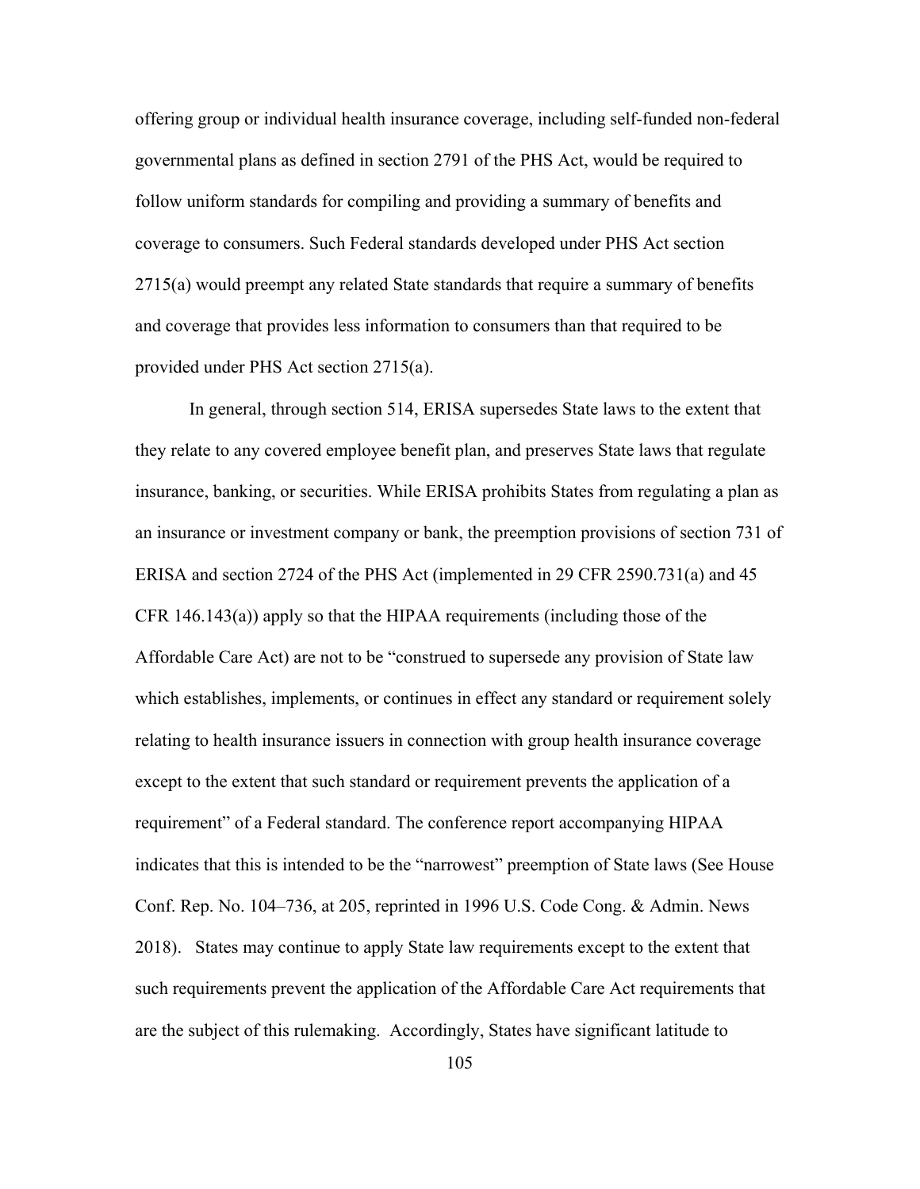offering group or individual health insurance coverage, including self-funded non-federal governmental plans as defined in section 2791 of the PHS Act, would be required to follow uniform standards for compiling and providing a summary of benefits and coverage to consumers. Such Federal standards developed under PHS Act section 2715(a) would preempt any related State standards that require a summary of benefits and coverage that provides less information to consumers than that required to be provided under PHS Act section 2715(a).

In general, through section 514, ERISA supersedes State laws to the extent that they relate to any covered employee benefit plan, and preserves State laws that regulate insurance, banking, or securities. While ERISA prohibits States from regulating a plan as an insurance or investment company or bank, the preemption provisions of section 731 of ERISA and section 2724 of the PHS Act (implemented in 29 CFR 2590.731(a) and 45 CFR 146.143(a)) apply so that the HIPAA requirements (including those of the Affordable Care Act) are not to be "construed to supersede any provision of State law which establishes, implements, or continues in effect any standard or requirement solely relating to health insurance issuers in connection with group health insurance coverage except to the extent that such standard or requirement prevents the application of a requirement" of a Federal standard. The conference report accompanying HIPAA indicates that this is intended to be the "narrowest" preemption of State laws (See House Conf. Rep. No. 104–736, at 205, reprinted in 1996 U.S. Code Cong. & Admin. News 2018). States may continue to apply State law requirements except to the extent that such requirements prevent the application of the Affordable Care Act requirements that are the subject of this rulemaking. Accordingly, States have significant latitude to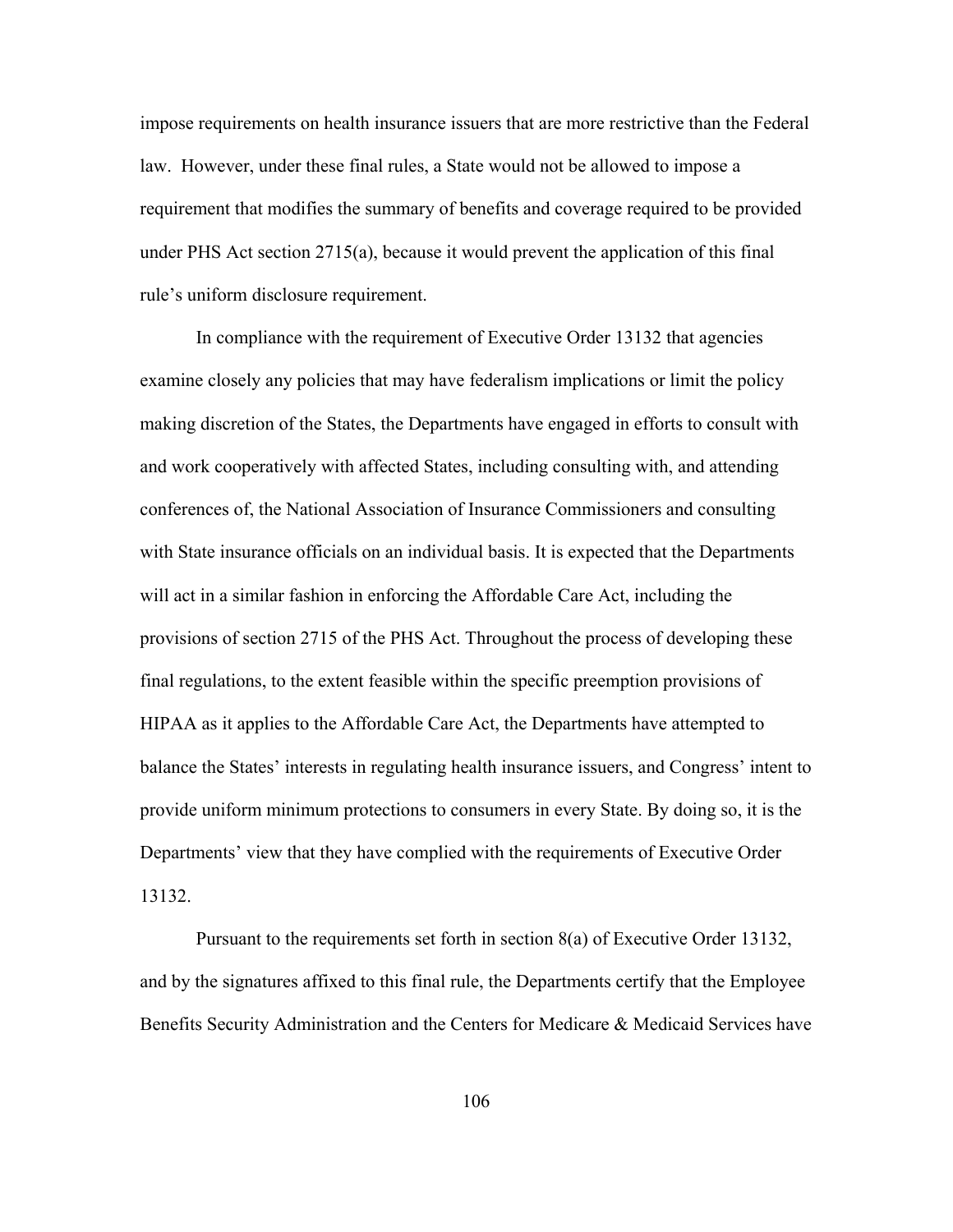impose requirements on health insurance issuers that are more restrictive than the Federal law. However, under these final rules, a State would not be allowed to impose a requirement that modifies the summary of benefits and coverage required to be provided under PHS Act section 2715(a), because it would prevent the application of this final rule's uniform disclosure requirement.

In compliance with the requirement of Executive Order 13132 that agencies examine closely any policies that may have federalism implications or limit the policy making discretion of the States, the Departments have engaged in efforts to consult with and work cooperatively with affected States, including consulting with, and attending conferences of, the National Association of Insurance Commissioners and consulting with State insurance officials on an individual basis. It is expected that the Departments will act in a similar fashion in enforcing the Affordable Care Act, including the provisions of section 2715 of the PHS Act. Throughout the process of developing these final regulations, to the extent feasible within the specific preemption provisions of HIPAA as it applies to the Affordable Care Act, the Departments have attempted to balance the States' interests in regulating health insurance issuers, and Congress' intent to provide uniform minimum protections to consumers in every State. By doing so, it is the Departments' view that they have complied with the requirements of Executive Order 13132.

Pursuant to the requirements set forth in section 8(a) of Executive Order 13132, and by the signatures affixed to this final rule, the Departments certify that the Employee Benefits Security Administration and the Centers for Medicare & Medicaid Services have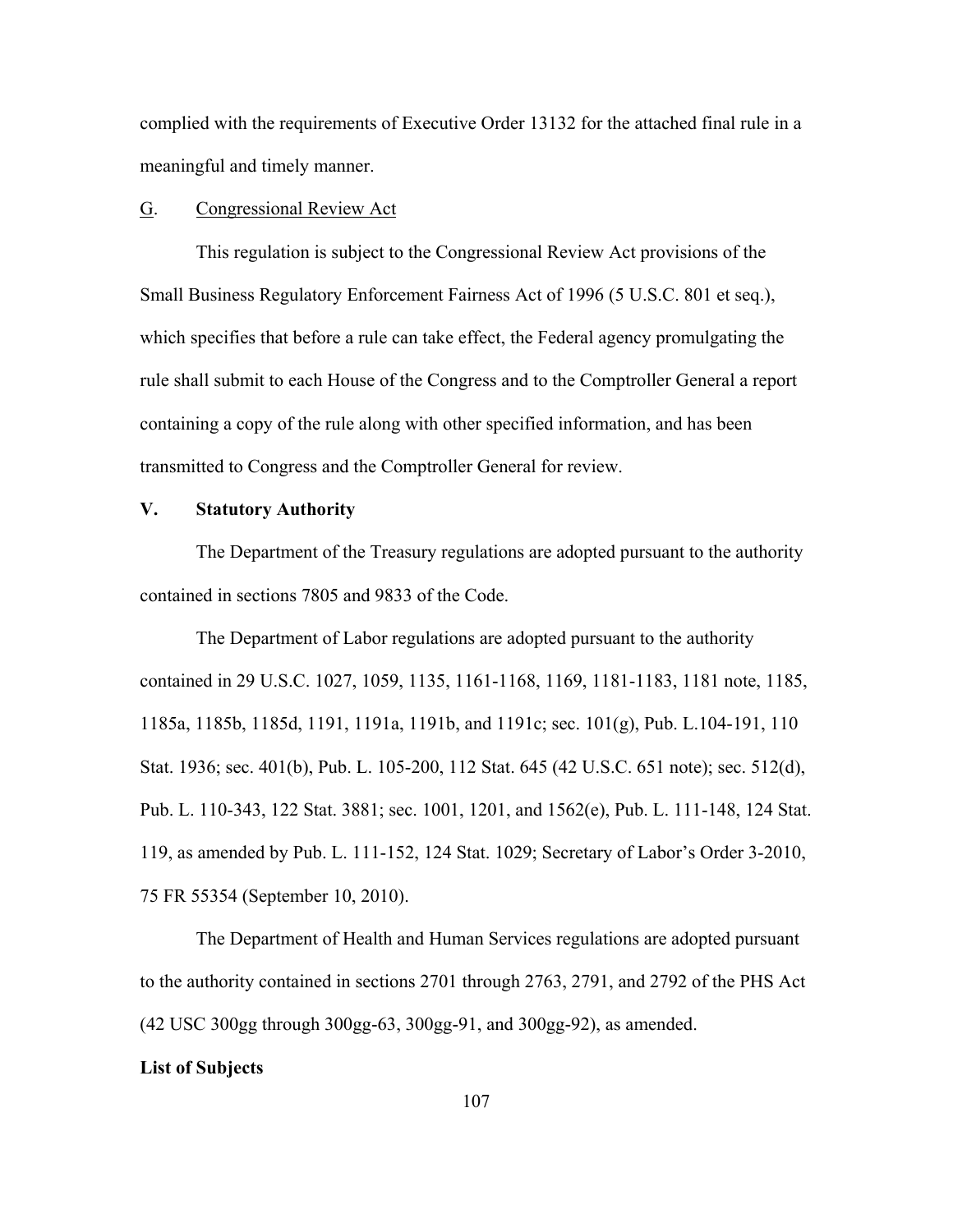complied with the requirements of Executive Order 13132 for the attached final rule in a meaningful and timely manner.

### G. Congressional Review Act

This regulation is subject to the Congressional Review Act provisions of the Small Business Regulatory Enforcement Fairness Act of 1996 (5 U.S.C. 801 et seq.), which specifies that before a rule can take effect, the Federal agency promulgating the rule shall submit to each House of the Congress and to the Comptroller General a report containing a copy of the rule along with other specified information, and has been transmitted to Congress and the Comptroller General for review.

## V. Statutory Authority

The Department of the Treasury regulations are adopted pursuant to the authority contained in sections 7805 and 9833 of the Code.

The Department of Labor regulations are adopted pursuant to the authority contained in 29 U.S.C. 1027, 1059, 1135, 1161-1168, 1169, 1181-1183, 1181 note, 1185, 1185a, 1185b, 1185d, 1191, 1191a, 1191b, and 1191c; sec. 101(g), Pub. L.104-191, 110 Stat. 1936; sec. 401(b), Pub. L. 105-200, 112 Stat. 645 (42 U.S.C. 651 note); sec. 512(d), Pub. L. 110-343, 122 Stat. 3881; sec. 1001, 1201, and 1562(e), Pub. L. 111-148, 124 Stat. 119, as amended by Pub. L. 111-152, 124 Stat. 1029; Secretary of Labor's Order 3-2010, 75 FR 55354 (September 10, 2010).

The Department of Health and Human Services regulations are adopted pursuant to the authority contained in sections 2701 through 2763, 2791, and 2792 of the PHS Act (42 USC 300gg through 300gg-63, 300gg-91, and 300gg-92), as amended.

**List of Subjects**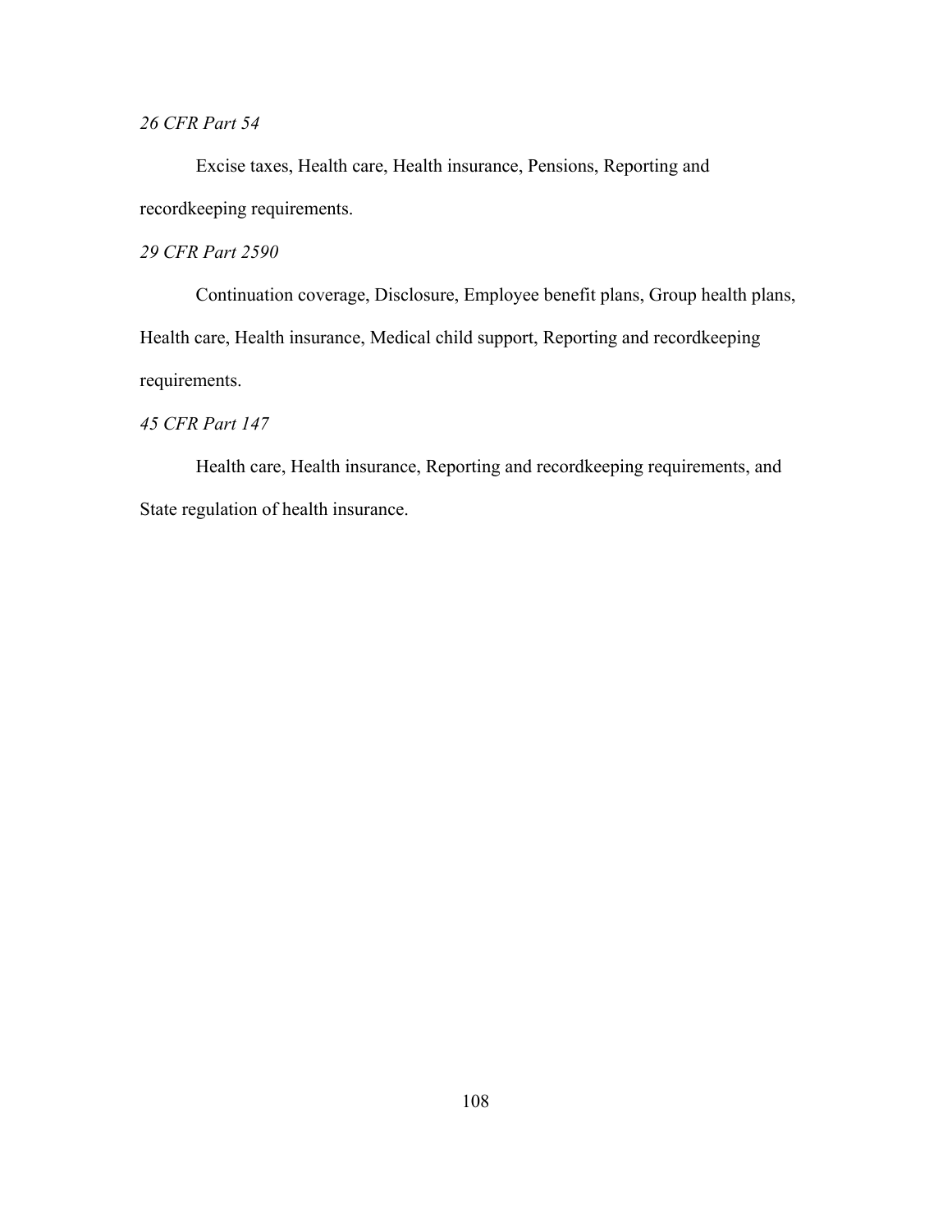*26 CFR Part 54*

Excise taxes, Health care, Health insurance, Pensions, Reporting and recordkeeping requirements.

*29 CFR Part 2590*

Continuation coverage, Disclosure, Employee benefit plans, Group health plans, Health care, Health insurance, Medical child support, Reporting and recordkeeping requirements.

*45 CFR Part 147*

Health care, Health insurance, Reporting and recordkeeping requirements, and State regulation of health insurance.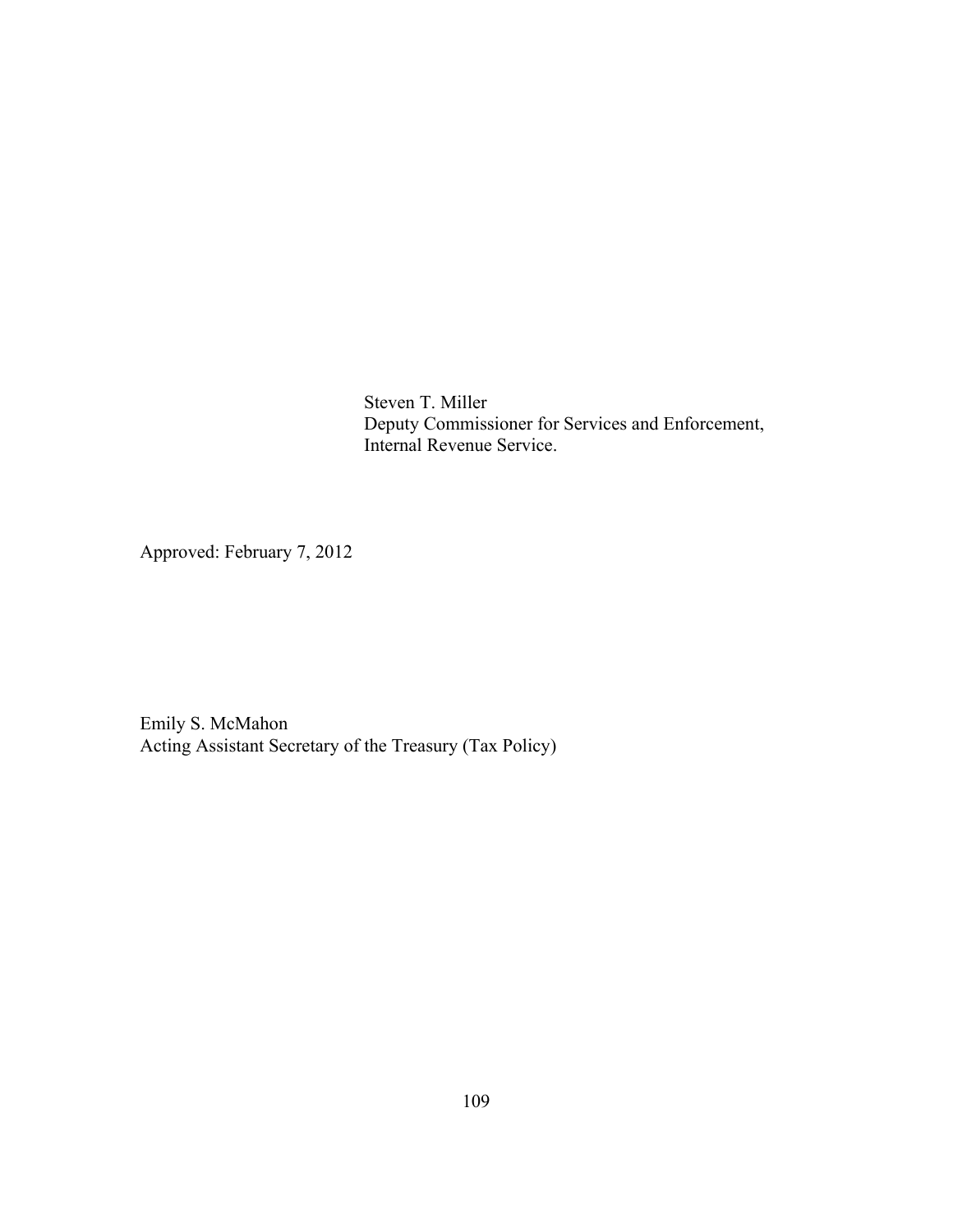Steven T. Miller
Deputy Commissioner for Services and Enforcement,
Internal Revenue Service.

Approved: February 7, 2012

Emily S. McMahon
Acting Assistant Secretary of the Treasury (Tax Policy)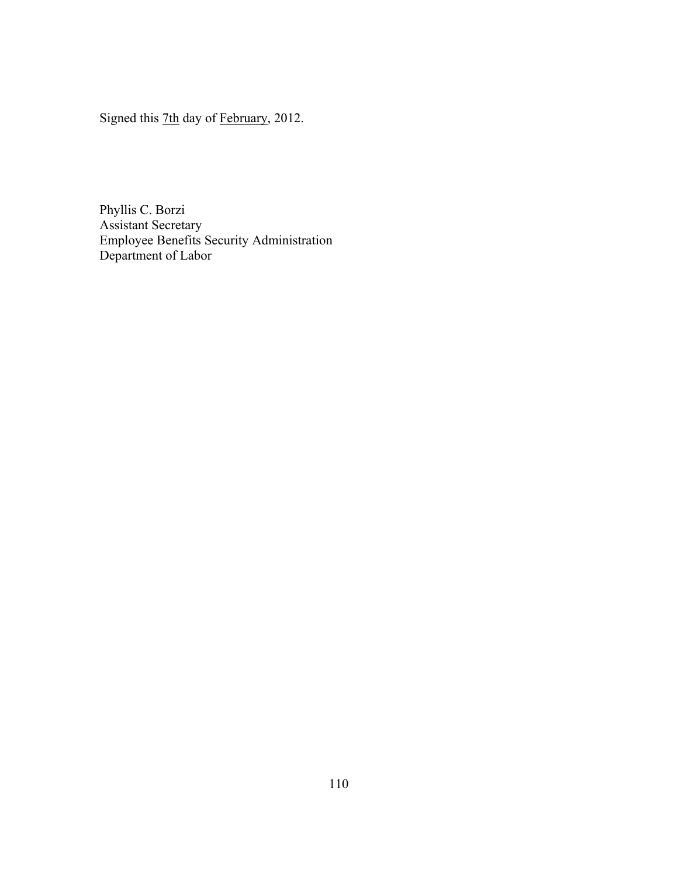Signed this 7th day of February, 2012.

Phyllis C. Borzi  
Assistant Secretary  
Employee Benefits Security Administration  
Department of Labor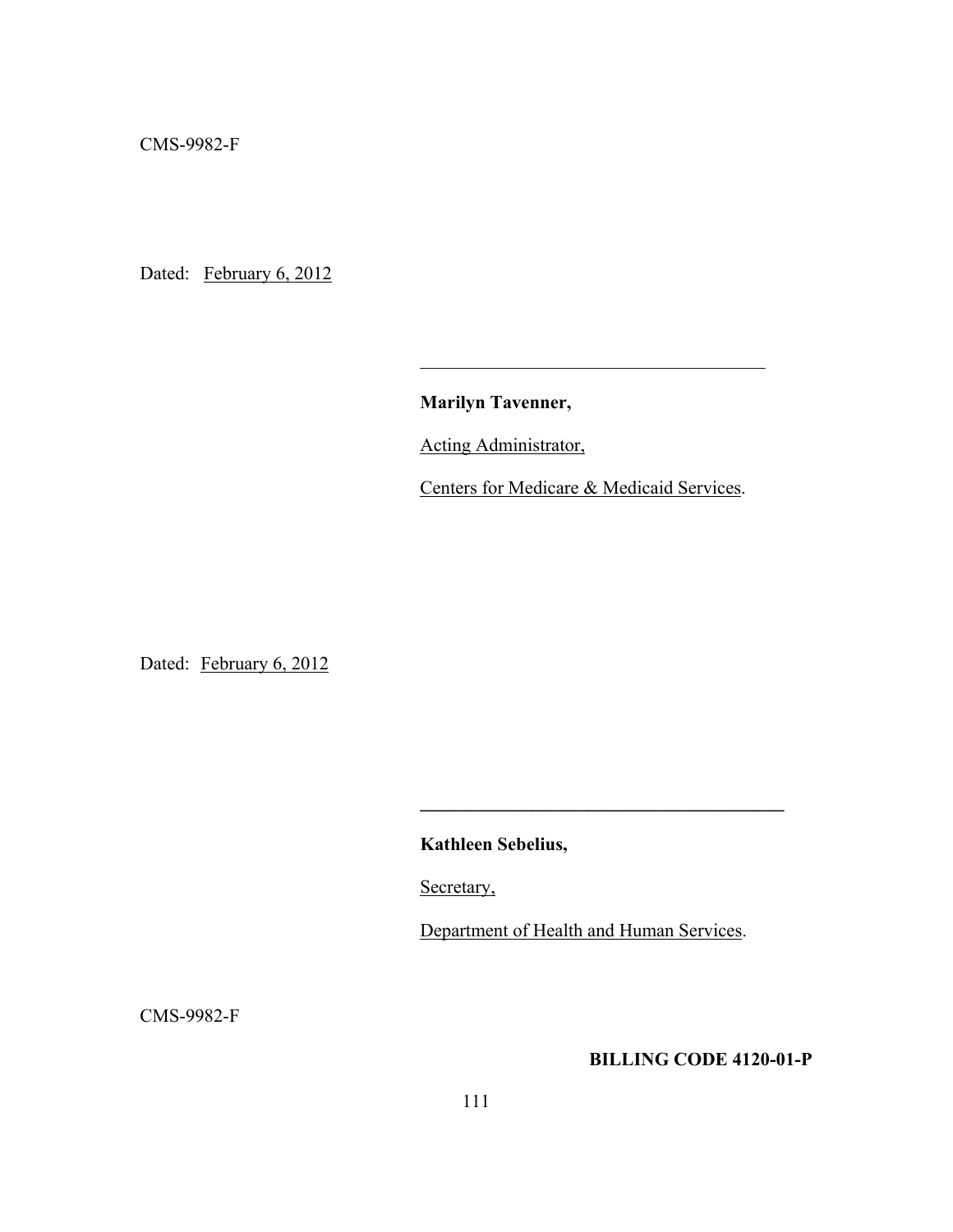CMS-9982-F

Dated: February 6, 2012

\_\_\_\_\_\_\_\_\_\_\_\_\_\_\_\_\_\_\_\_\_\_\_\_\_\_\_\_\_\_\_\_\_\_\_\_\_\_

**Marilyn Tavenner,**

Acting Administrator,

Centers for Medicare & Medicaid Services.

Dated: February 6, 2012

\_\_\_\_\_\_\_\_\_\_\_\_\_\_\_\_\_\_\_\_\_\_\_\_\_\_\_\_\_\_\_\_\_\_\_\_\_\_

**Kathleen Sebelius,**

Secretary,

Department of Health and Human Services.

CMS-9982-F

**BILLING CODE 4120-01-P**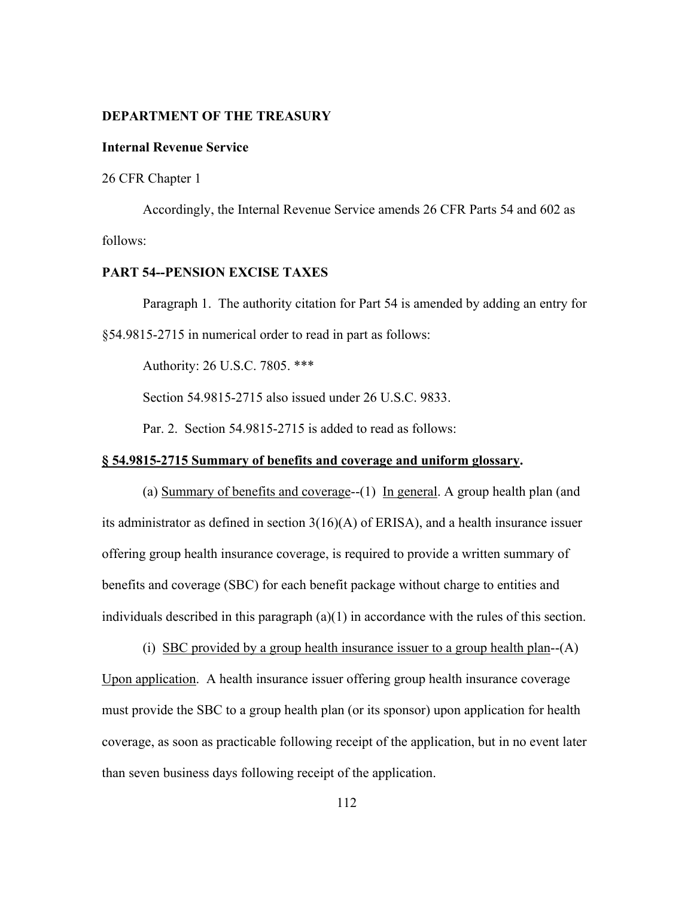**DEPARTMENT OF THE TREASURY**

**Internal Revenue Service**

26 CFR Chapter 1

Accordingly, the Internal Revenue Service amends 26 CFR Parts 54 and 602 as follows:

**PART 54--PENSION EXCISE TAXES**

Paragraph 1. The authority citation for Part 54 is amended by adding an entry for §54.9815-2715 in numerical order to read in part as follows:

Authority: 26 U.S.C. 7805. ***

Section 54.9815-2715 also issued under 26 U.S.C. 9833.

Par. 2. Section 54.9815-2715 is added to read as follows:

**§ 54.9815-2715 Summary of benefits and coverage and uniform glossary.**

(a) Summary of benefits and coverage--(1) In general. A group health plan (and its administrator as defined in section 3(16)(A) of ERISA), and a health insurance issuer offering group health insurance coverage, is required to provide a written summary of benefits and coverage (SBC) for each benefit package without charge to entities and individuals described in this paragraph (a)(1) in accordance with the rules of this section.

(i) SBC provided by a group health insurance issuer to a group health plan--(A) Upon application. A health insurance issuer offering group health insurance coverage must provide the SBC to a group health plan (or its sponsor) upon application for health coverage, as soon as practicable following receipt of the application, but in no event later than seven business days following receipt of the application.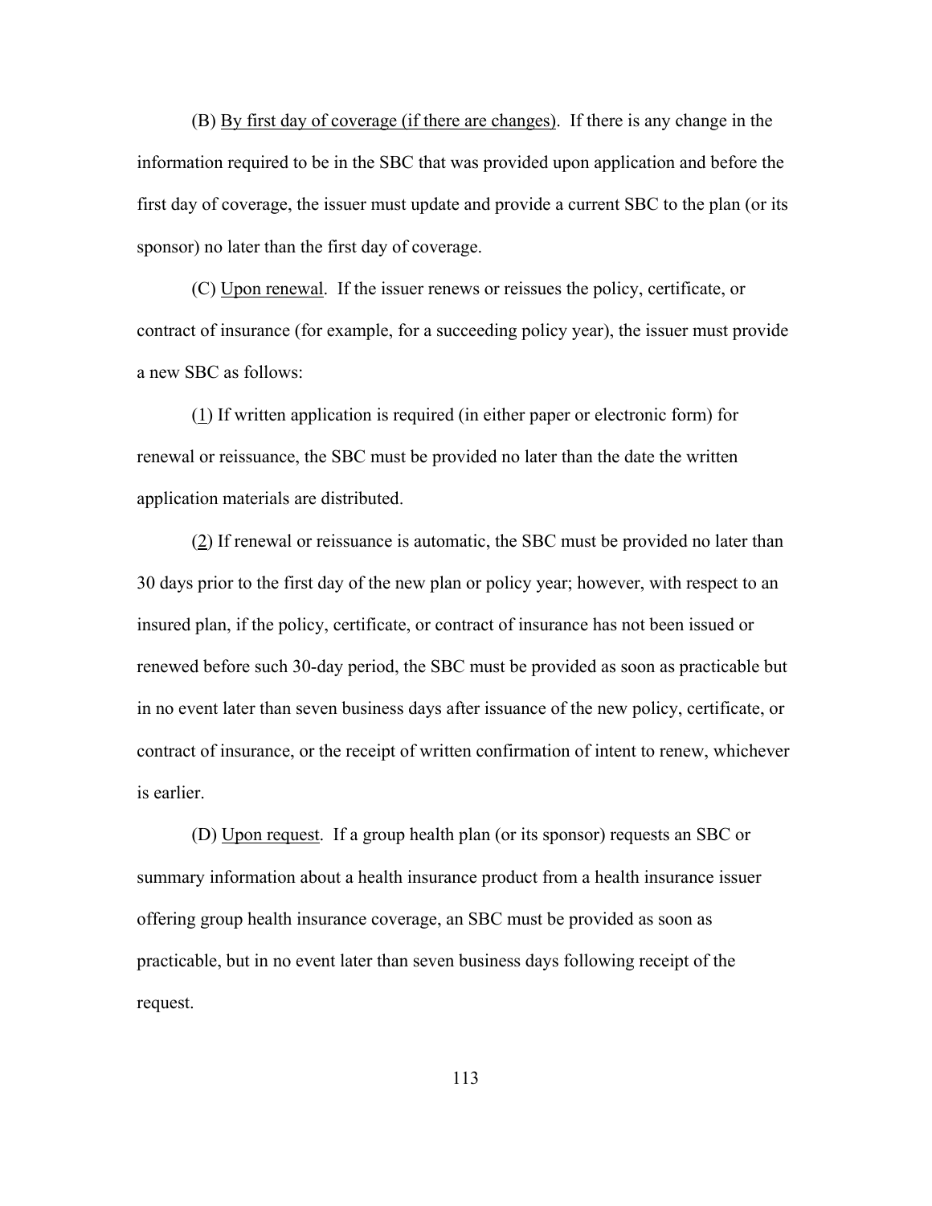(B) By first day of coverage (if there are changes). If there is any change in the information required to be in the SBC that was provided upon application and before the first day of coverage, the issuer must update and provide a current SBC to the plan (or its sponsor) no later than the first day of coverage.

(C) Upon renewal. If the issuer renews or reissues the policy, certificate, or contract of insurance (for example, for a succeeding policy year), the issuer must provide a new SBC as follows:

(1) If written application is required (in either paper or electronic form) for renewal or reissuance, the SBC must be provided no later than the date the written application materials are distributed.

(2) If renewal or reissuance is automatic, the SBC must be provided no later than 30 days prior to the first day of the new plan or policy year; however, with respect to an insured plan, if the policy, certificate, or contract of insurance has not been issued or renewed before such 30-day period, the SBC must be provided as soon as practicable but in no event later than seven business days after issuance of the new policy, certificate, or contract of insurance, or the receipt of written confirmation of intent to renew, whichever is earlier.

(D) Upon request. If a group health plan (or its sponsor) requests an SBC or summary information about a health insurance product from a health insurance issuer offering group health insurance coverage, an SBC must be provided as soon as practicable, but in no event later than seven business days following receipt of the request.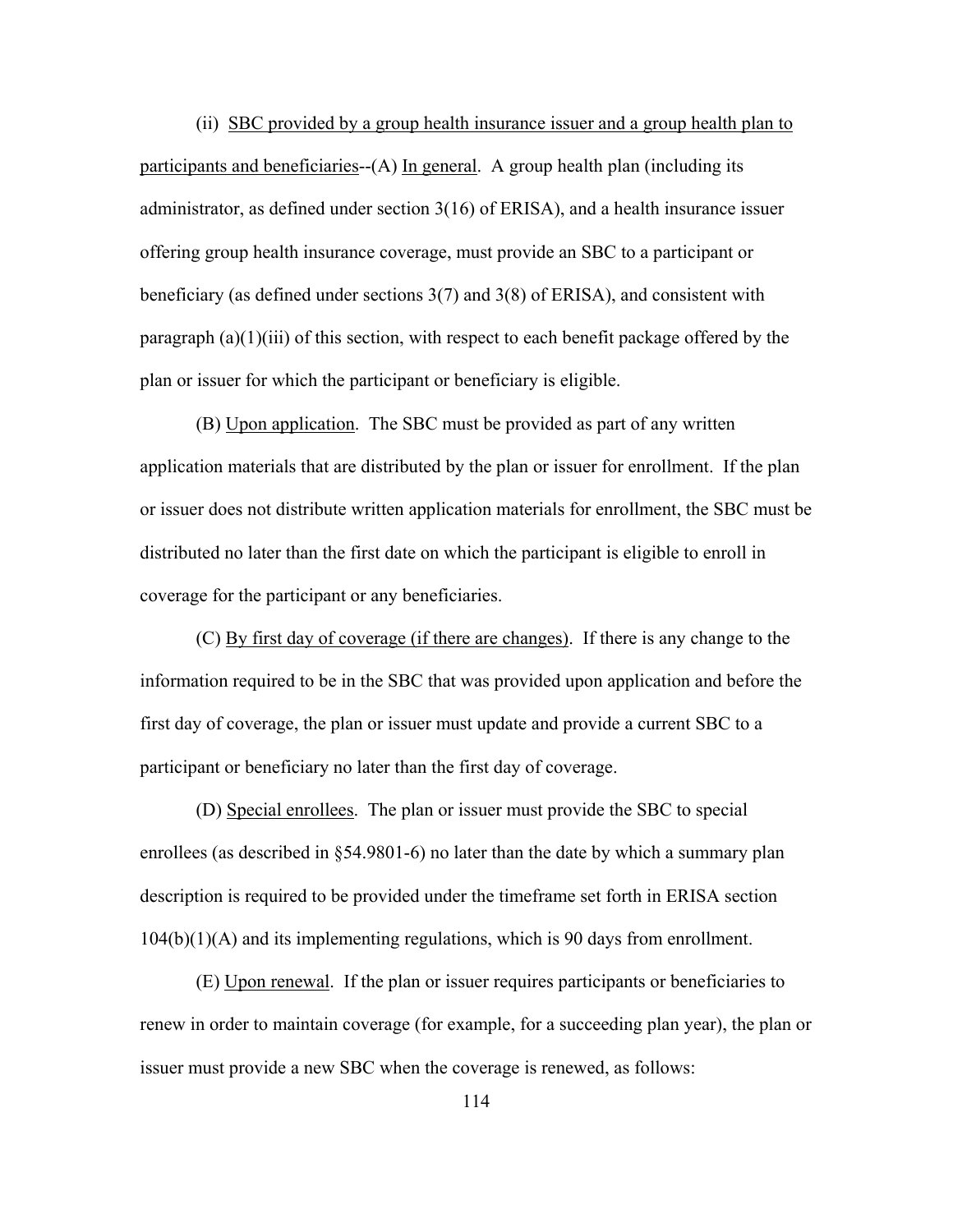(ii) SBC provided by a group health insurance issuer and a group health plan to participants and beneficiaries--(A) In general. A group health plan (including its administrator, as defined under section 3(16) of ERISA), and a health insurance issuer offering group health insurance coverage, must provide an SBC to a participant or beneficiary (as defined under sections 3(7) and 3(8) of ERISA), and consistent with paragraph (a)(1)(iii) of this section, with respect to each benefit package offered by the plan or issuer for which the participant or beneficiary is eligible.

(B) Upon application. The SBC must be provided as part of any written application materials that are distributed by the plan or issuer for enrollment. If the plan or issuer does not distribute written application materials for enrollment, the SBC must be distributed no later than the first date on which the participant is eligible to enroll in coverage for the participant or any beneficiaries.

(C) By first day of coverage (if there are changes). If there is any change to the information required to be in the SBC that was provided upon application and before the first day of coverage, the plan or issuer must update and provide a current SBC to a participant or beneficiary no later than the first day of coverage.

(D) Special enrollees. The plan or issuer must provide the SBC to special enrollees (as described in §54.9801-6) no later than the date by which a summary plan description is required to be provided under the timeframe set forth in ERISA section 104(b)(1)(A) and its implementing regulations, which is 90 days from enrollment.

(E) Upon renewal. If the plan or issuer requires participants or beneficiaries to renew in order to maintain coverage (for example, for a succeeding plan year), the plan or issuer must provide a new SBC when the coverage is renewed, as follows: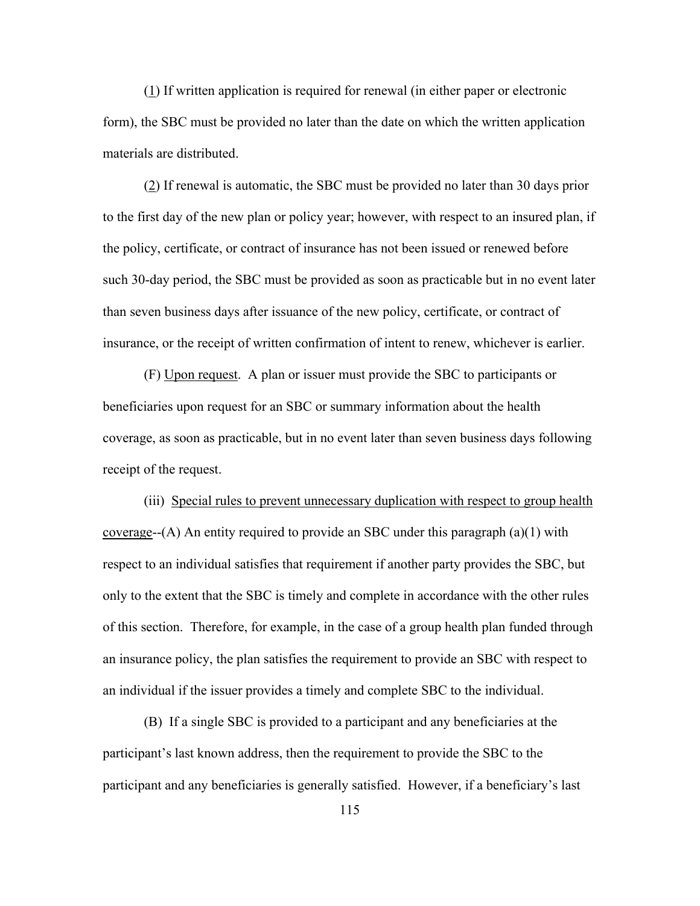(1) If written application is required for renewal (in either paper or electronic form), the SBC must be provided no later than the date on which the written application materials are distributed.

(2) If renewal is automatic, the SBC must be provided no later than 30 days prior to the first day of the new plan or policy year; however, with respect to an insured plan, if the policy, certificate, or contract of insurance has not been issued or renewed before such 30-day period, the SBC must be provided as soon as practicable but in no event later than seven business days after issuance of the new policy, certificate, or contract of insurance, or the receipt of written confirmation of intent to renew, whichever is earlier.

(F) Upon request. A plan or issuer must provide the SBC to participants or beneficiaries upon request for an SBC or summary information about the health coverage, as soon as practicable, but in no event later than seven business days following receipt of the request.

(iii) Special rules to prevent unnecessary duplication with respect to group health coverage--(A) An entity required to provide an SBC under this paragraph (a)(1) with respect to an individual satisfies that requirement if another party provides the SBC, but only to the extent that the SBC is timely and complete in accordance with the other rules of this section. Therefore, for example, in the case of a group health plan funded through an insurance policy, the plan satisfies the requirement to provide an SBC with respect to an individual if the issuer provides a timely and complete SBC to the individual.

(B) If a single SBC is provided to a participant and any beneficiaries at the participant's last known address, then the requirement to provide the SBC to the participant and any beneficiaries is generally satisfied. However, if a beneficiary's last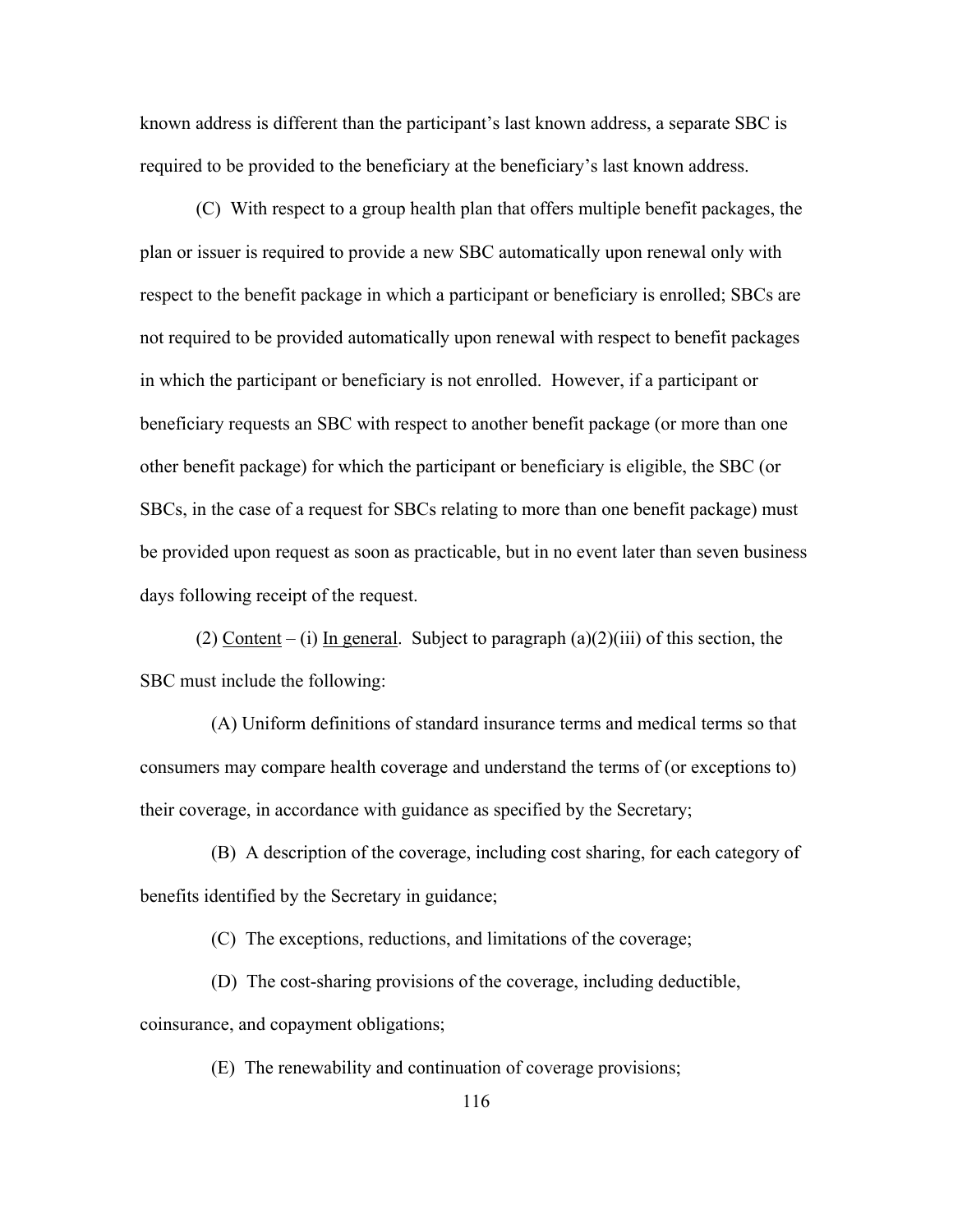known address is different than the participant's last known address, a separate SBC is required to be provided to the beneficiary at the beneficiary's last known address.

(C) With respect to a group health plan that offers multiple benefit packages, the plan or issuer is required to provide a new SBC automatically upon renewal only with respect to the benefit package in which a participant or beneficiary is enrolled; SBCs are not required to be provided automatically upon renewal with respect to benefit packages in which the participant or beneficiary is not enrolled. However, if a participant or beneficiary requests an SBC with respect to another benefit package (or more than one other benefit package) for which the participant or beneficiary is eligible, the SBC (or SBCs, in the case of a request for SBCs relating to more than one benefit package) must be provided upon request as soon as practicable, but in no event later than seven business days following receipt of the request.

(2) Content – (i) In general. Subject to paragraph (a)(2)(iii) of this section, the SBC must include the following:

(A) Uniform definitions of standard insurance terms and medical terms so that consumers may compare health coverage and understand the terms of (or exceptions to) their coverage, in accordance with guidance as specified by the Secretary;

(B) A description of the coverage, including cost sharing, for each category of benefits identified by the Secretary in guidance;

(C) The exceptions, reductions, and limitations of the coverage;

(D) The cost-sharing provisions of the coverage, including deductible, coinsurance, and copayment obligations;

(E) The renewability and continuation of coverage provisions;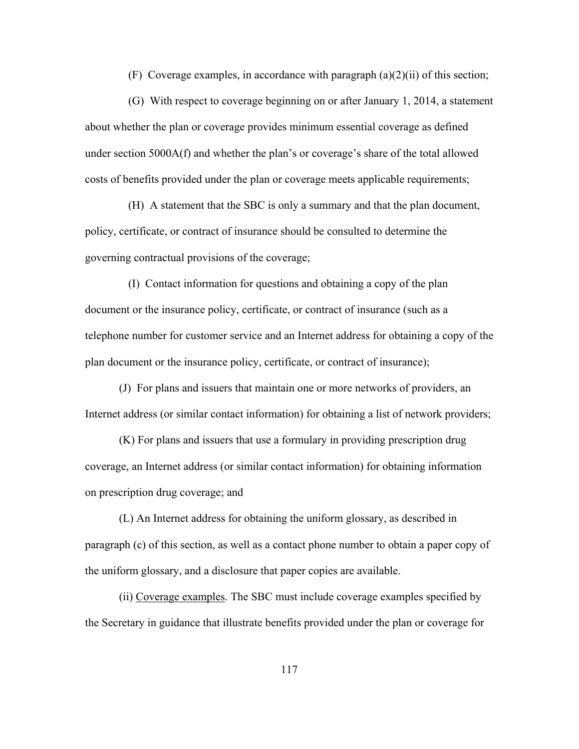(F) Coverage examples, in accordance with paragraph (a)(2)(ii) of this section;

(G) With respect to coverage beginning on or after January 1, 2014, a statement about whether the plan or coverage provides minimum essential coverage as defined under section 5000A(f) and whether the plan's or coverage's share of the total allowed costs of benefits provided under the plan or coverage meets applicable requirements;

(H) A statement that the SBC is only a summary and that the plan document, policy, certificate, or contract of insurance should be consulted to determine the governing contractual provisions of the coverage;

(I) Contact information for questions and obtaining a copy of the plan document or the insurance policy, certificate, or contract of insurance (such as a telephone number for customer service and an Internet address for obtaining a copy of the plan document or the insurance policy, certificate, or contract of insurance);

(J) For plans and issuers that maintain one or more networks of providers, an Internet address (or similar contact information) for obtaining a list of network providers;

(K) For plans and issuers that use a formulary in providing prescription drug coverage, an Internet address (or similar contact information) for obtaining information on prescription drug coverage; and

(L) An Internet address for obtaining the uniform glossary, as described in paragraph (c) of this section, as well as a contact phone number to obtain a paper copy of the uniform glossary, and a disclosure that paper copies are available.

(ii) Coverage examples. The SBC must include coverage examples specified by the Secretary in guidance that illustrate benefits provided under the plan or coverage for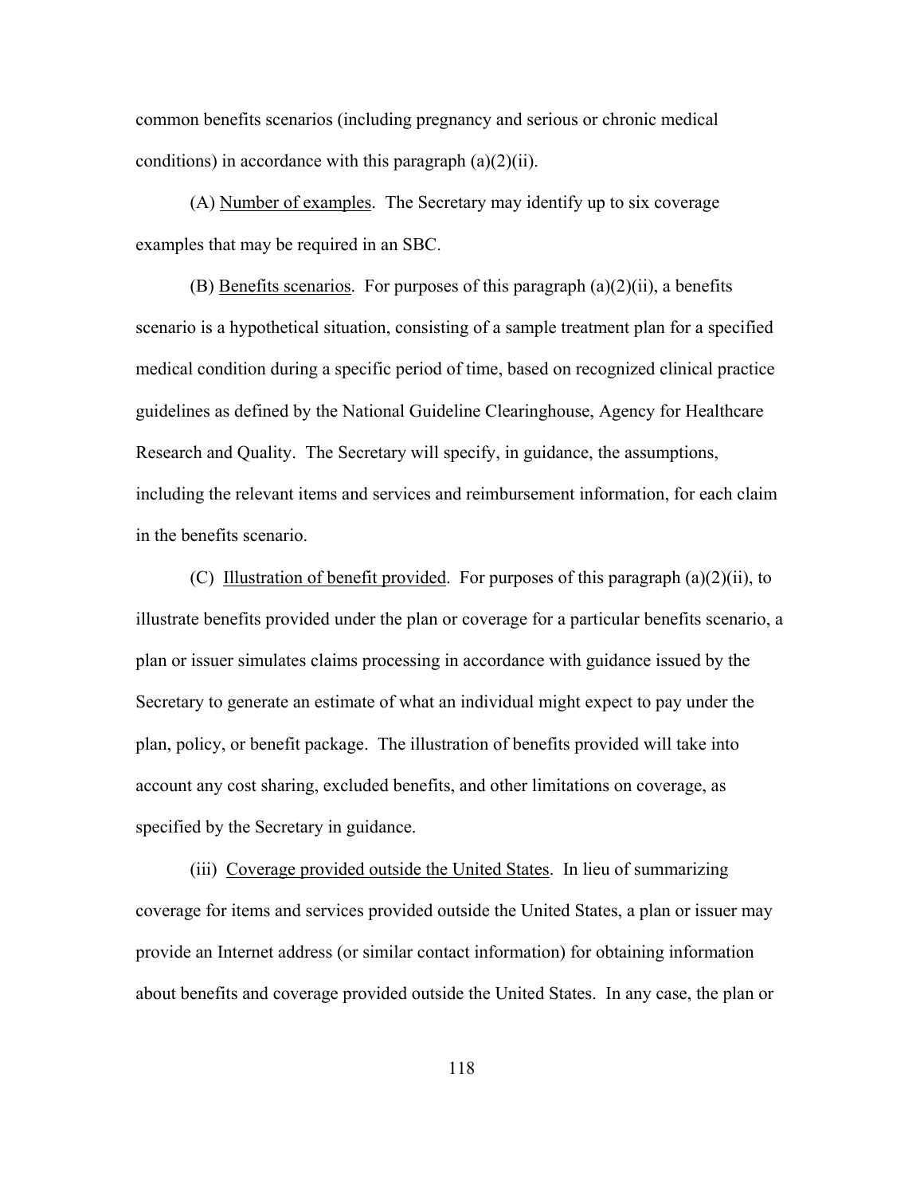common benefits scenarios (including pregnancy and serious or chronic medical conditions) in accordance with this paragraph (a)(2)(ii).

(A) Number of examples. The Secretary may identify up to six coverage examples that may be required in an SBC.

(B) Benefits scenarios. For purposes of this paragraph (a)(2)(ii), a benefits scenario is a hypothetical situation, consisting of a sample treatment plan for a specified medical condition during a specific period of time, based on recognized clinical practice guidelines as defined by the National Guideline Clearinghouse, Agency for Healthcare Research and Quality. The Secretary will specify, in guidance, the assumptions, including the relevant items and services and reimbursement information, for each claim in the benefits scenario.

(C) Illustration of benefit provided. For purposes of this paragraph (a)(2)(ii), to illustrate benefits provided under the plan or coverage for a particular benefits scenario, a plan or issuer simulates claims processing in accordance with guidance issued by the Secretary to generate an estimate of what an individual might expect to pay under the plan, policy, or benefit package. The illustration of benefits provided will take into account any cost sharing, excluded benefits, and other limitations on coverage, as specified by the Secretary in guidance.

(iii) Coverage provided outside the United States. In lieu of summarizing coverage for items and services provided outside the United States, a plan or issuer may provide an Internet address (or similar contact information) for obtaining information about benefits and coverage provided outside the United States. In any case, the plan or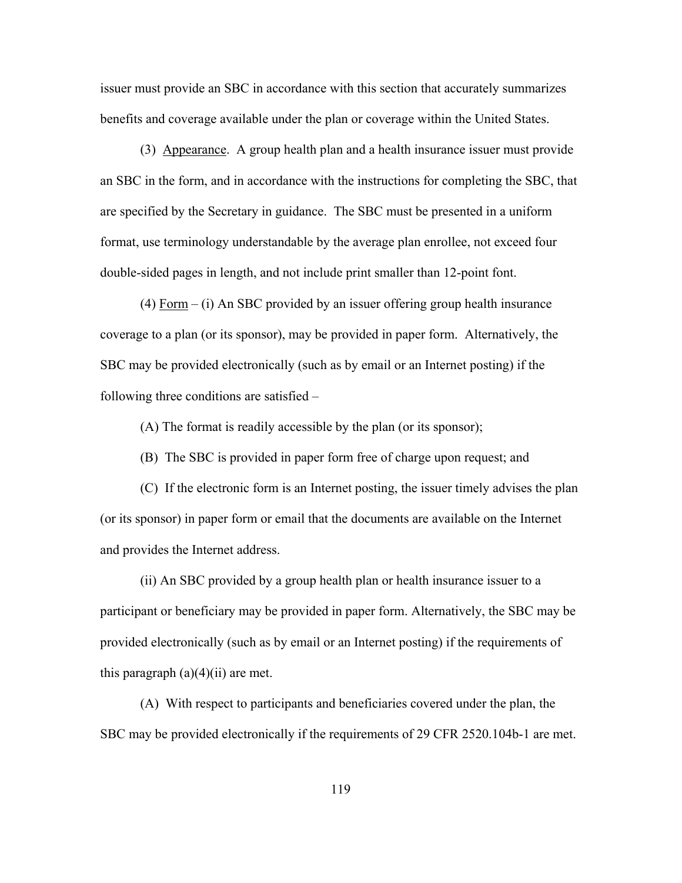issuer must provide an SBC in accordance with this section that accurately summarizes benefits and coverage available under the plan or coverage within the United States.

(3) Appearance. A group health plan and a health insurance issuer must provide an SBC in the form, and in accordance with the instructions for completing the SBC, that are specified by the Secretary in guidance. The SBC must be presented in a uniform format, use terminology understandable by the average plan enrollee, not exceed four double-sided pages in length, and not include print smaller than 12-point font.

(4) Form – (i) An SBC provided by an issuer offering group health insurance coverage to a plan (or its sponsor), may be provided in paper form. Alternatively, the SBC may be provided electronically (such as by email or an Internet posting) if the following three conditions are satisfied –

(A) The format is readily accessible by the plan (or its sponsor);

(B) The SBC is provided in paper form free of charge upon request; and

(C) If the electronic form is an Internet posting, the issuer timely advises the plan (or its sponsor) in paper form or email that the documents are available on the Internet and provides the Internet address.

(ii) An SBC provided by a group health plan or health insurance issuer to a participant or beneficiary may be provided in paper form. Alternatively, the SBC may be provided electronically (such as by email or an Internet posting) if the requirements of this paragraph (a)(4)(ii) are met.

(A) With respect to participants and beneficiaries covered under the plan, the SBC may be provided electronically if the requirements of 29 CFR 2520.104b-1 are met.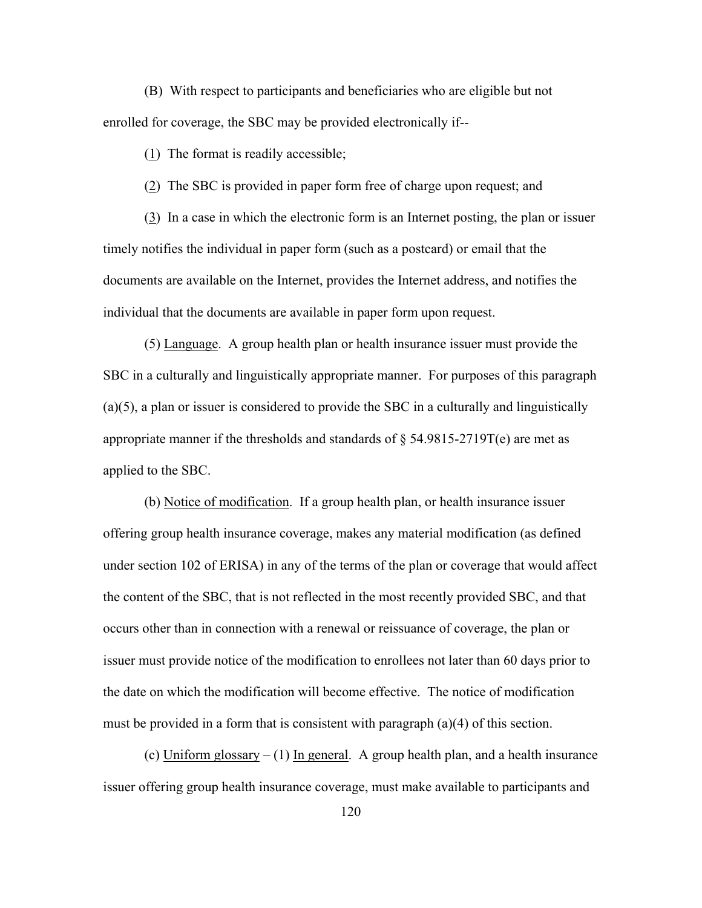(B) With respect to participants and beneficiaries who are eligible but not enrolled for coverage, the SBC may be provided electronically if--

(1) The format is readily accessible;

(2) The SBC is provided in paper form free of charge upon request; and

(3) In a case in which the electronic form is an Internet posting, the plan or issuer timely notifies the individual in paper form (such as a postcard) or email that the documents are available on the Internet, provides the Internet address, and notifies the individual that the documents are available in paper form upon request.

(5) Language. A group health plan or health insurance issuer must provide the SBC in a culturally and linguistically appropriate manner. For purposes of this paragraph (a)(5), a plan or issuer is considered to provide the SBC in a culturally and linguistically appropriate manner if the thresholds and standards of § 54.9815-2719T(e) are met as applied to the SBC.

(b) Notice of modification. If a group health plan, or health insurance issuer offering group health insurance coverage, makes any material modification (as defined under section 102 of ERISA) in any of the terms of the plan or coverage that would affect the content of the SBC, that is not reflected in the most recently provided SBC, and that occurs other than in connection with a renewal or reissuance of coverage, the plan or issuer must provide notice of the modification to enrollees not later than 60 days prior to the date on which the modification will become effective. The notice of modification must be provided in a form that is consistent with paragraph (a)(4) of this section.

(c) Uniform glossary – (1) In general. A group health plan, and a health insurance issuer offering group health insurance coverage, must make available to participants and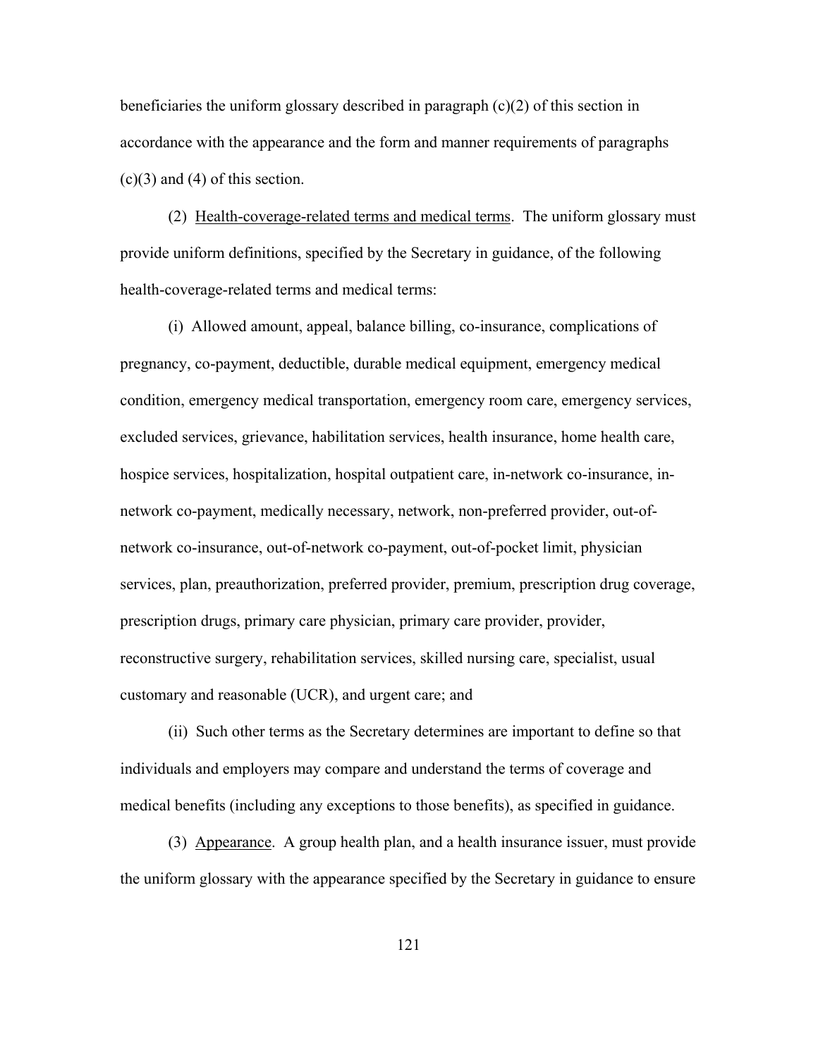beneficiaries the uniform glossary described in paragraph (c)(2) of this section in accordance with the appearance and the form and manner requirements of paragraphs (c)(3) and (4) of this section.

(2) Health-coverage-related terms and medical terms. The uniform glossary must provide uniform definitions, specified by the Secretary in guidance, of the following health-coverage-related terms and medical terms:

(i) Allowed amount, appeal, balance billing, co-insurance, complications of pregnancy, co-payment, deductible, durable medical equipment, emergency medical condition, emergency medical transportation, emergency room care, emergency services, excluded services, grievance, habilitation services, health insurance, home health care, hospice services, hospitalization, hospital outpatient care, in-network co-insurance, in-network co-payment, medically necessary, network, non-preferred provider, out-of-network co-insurance, out-of-network co-payment, out-of-pocket limit, physician services, plan, preauthorization, preferred provider, premium, prescription drug coverage, prescription drugs, primary care physician, primary care provider, provider, reconstructive surgery, rehabilitation services, skilled nursing care, specialist, usual customary and reasonable (UCR), and urgent care; and

(ii) Such other terms as the Secretary determines are important to define so that individuals and employers may compare and understand the terms of coverage and medical benefits (including any exceptions to those benefits), as specified in guidance.

(3) Appearance. A group health plan, and a health insurance issuer, must provide the uniform glossary with the appearance specified by the Secretary in guidance to ensure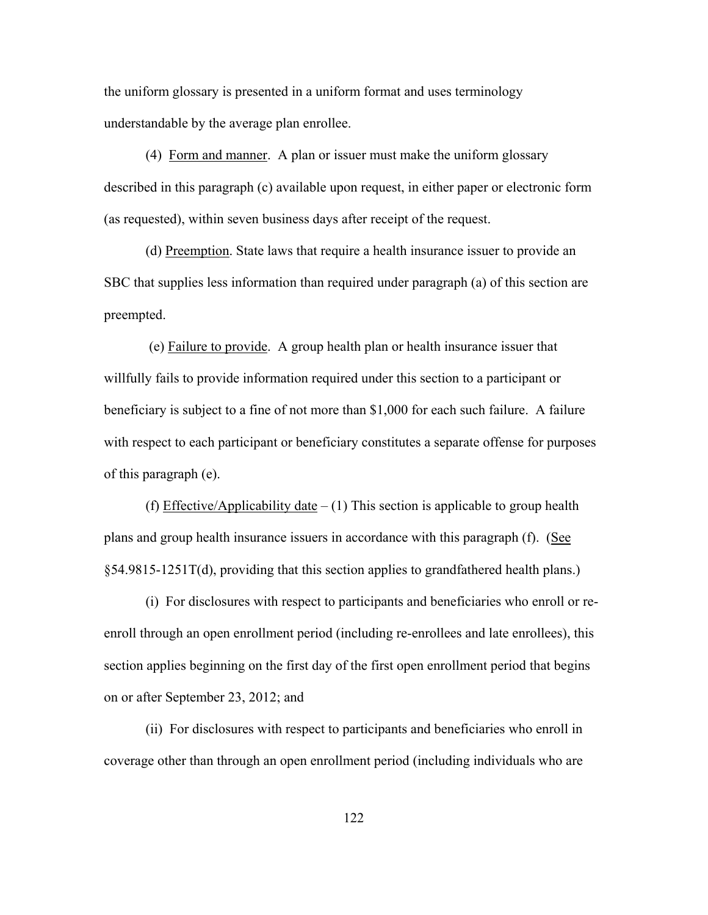the uniform glossary is presented in a uniform format and uses terminology understandable by the average plan enrollee.

(4) Form and manner. A plan or issuer must make the uniform glossary described in this paragraph (c) available upon request, in either paper or electronic form (as requested), within seven business days after receipt of the request.

(d) Preemption. State laws that require a health insurance issuer to provide an SBC that supplies less information than required under paragraph (a) of this section are preempted.

(e) Failure to provide. A group health plan or health insurance issuer that willfully fails to provide information required under this section to a participant or beneficiary is subject to a fine of not more than $1,000 for each such failure. A failure with respect to each participant or beneficiary constitutes a separate offense for purposes of this paragraph (e).

(f) Effective/Applicability date – (1) This section is applicable to group health plans and group health insurance issuers in accordance with this paragraph (f). (See §54.9815-1251T(d), providing that this section applies to grandfathered health plans.)

(i) For disclosures with respect to participants and beneficiaries who enroll or re-enroll through an open enrollment period (including re-enrollees and late enrollees), this section applies beginning on the first day of the first open enrollment period that begins on or after September 23, 2012; and

(ii) For disclosures with respect to participants and beneficiaries who enroll in coverage other than through an open enrollment period (including individuals who are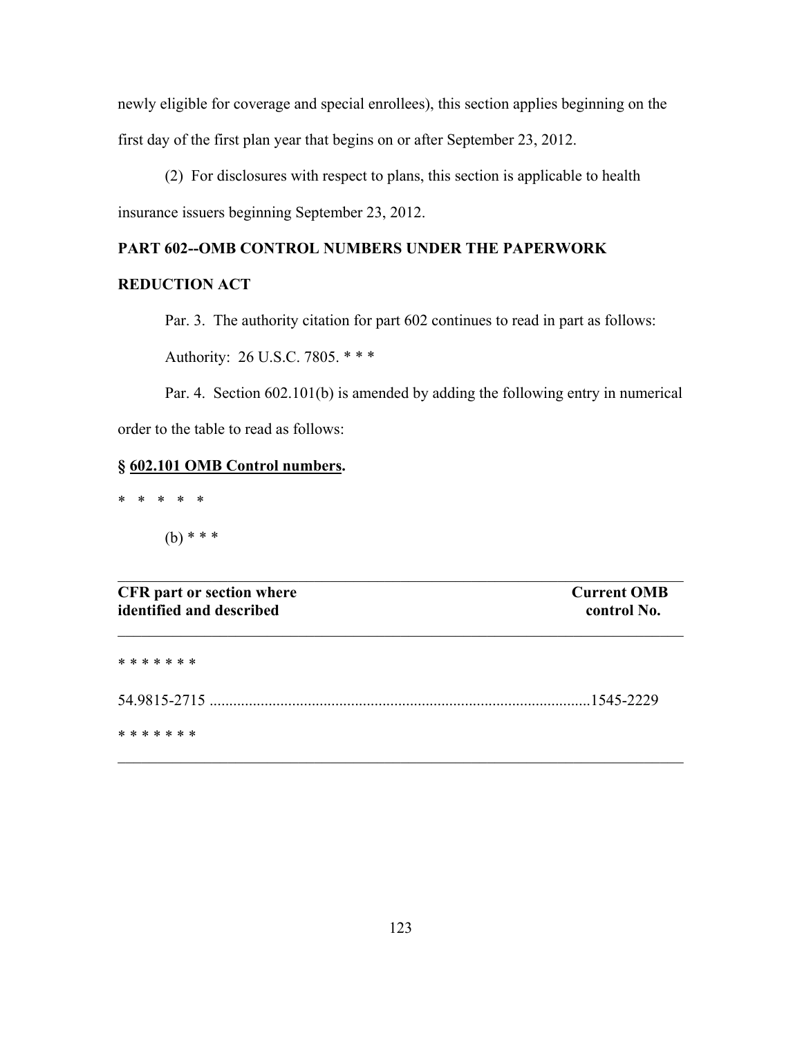newly eligible for coverage and special enrollees), this section applies beginning on the first day of the first plan year that begins on or after September 23, 2012.

(2) For disclosures with respect to plans, this section is applicable to health insurance issuers beginning September 23, 2012.

**PART 602--OMB CONTROL NUMBERS UNDER THE PAPERWORK REDUCTION ACT**

Par. 3. The authority citation for part 602 continues to read in part as follows:

Authority: 26 U.S.C. 7805. * * *

Par. 4. Section 602.101(b) is amended by adding the following entry in numerical order to the table to read as follows:

**§ 602.101 OMB Control numbers.**

* * * * *

(b) * * *

| CFR part or section where identified and described | Current OMB control No. |
|---|---|
| * * * * * * * | |
| 54.9815-2715 | 1545-2229 |
| * * * * * * * | |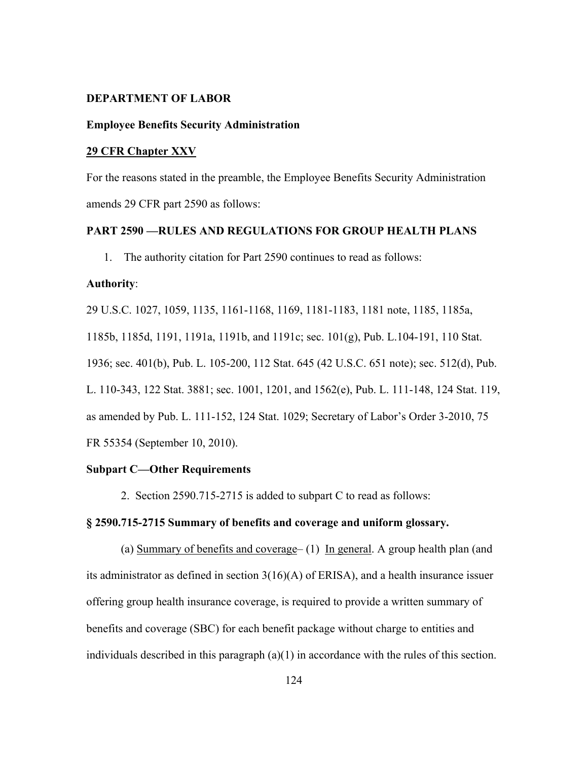**DEPARTMENT OF LABOR**

**Employee Benefits Security Administration**

**29 CFR Chapter XXV**

For the reasons stated in the preamble, the Employee Benefits Security Administration amends 29 CFR part 2590 as follows:

**PART 2590 —RULES AND REGULATIONS FOR GROUP HEALTH PLANS**

1. The authority citation for Part 2590 continues to read as follows:

**Authority**:

29 U.S.C. 1027, 1059, 1135, 1161-1168, 1169, 1181-1183, 1181 note, 1185, 1185a, 1185b, 1185d, 1191, 1191a, 1191b, and 1191c; sec. 101(g), Pub. L.104-191, 110 Stat. 1936; sec. 401(b), Pub. L. 105-200, 112 Stat. 645 (42 U.S.C. 651 note); sec. 512(d), Pub. L. 110-343, 122 Stat. 3881; sec. 1001, 1201, and 1562(e), Pub. L. 111-148, 124 Stat. 119, as amended by Pub. L. 111-152, 124 Stat. 1029; Secretary of Labor's Order 3-2010, 75 FR 55354 (September 10, 2010).

**Subpart C—Other Requirements**

2. Section 2590.715-2715 is added to subpart C to read as follows:

**§ 2590.715-2715 Summary of benefits and coverage and uniform glossary.**

(a) Summary of benefits and coverage– (1) In general. A group health plan (and its administrator as defined in section 3(16)(A) of ERISA), and a health insurance issuer offering group health insurance coverage, is required to provide a written summary of benefits and coverage (SBC) for each benefit package without charge to entities and individuals described in this paragraph (a)(1) in accordance with the rules of this section.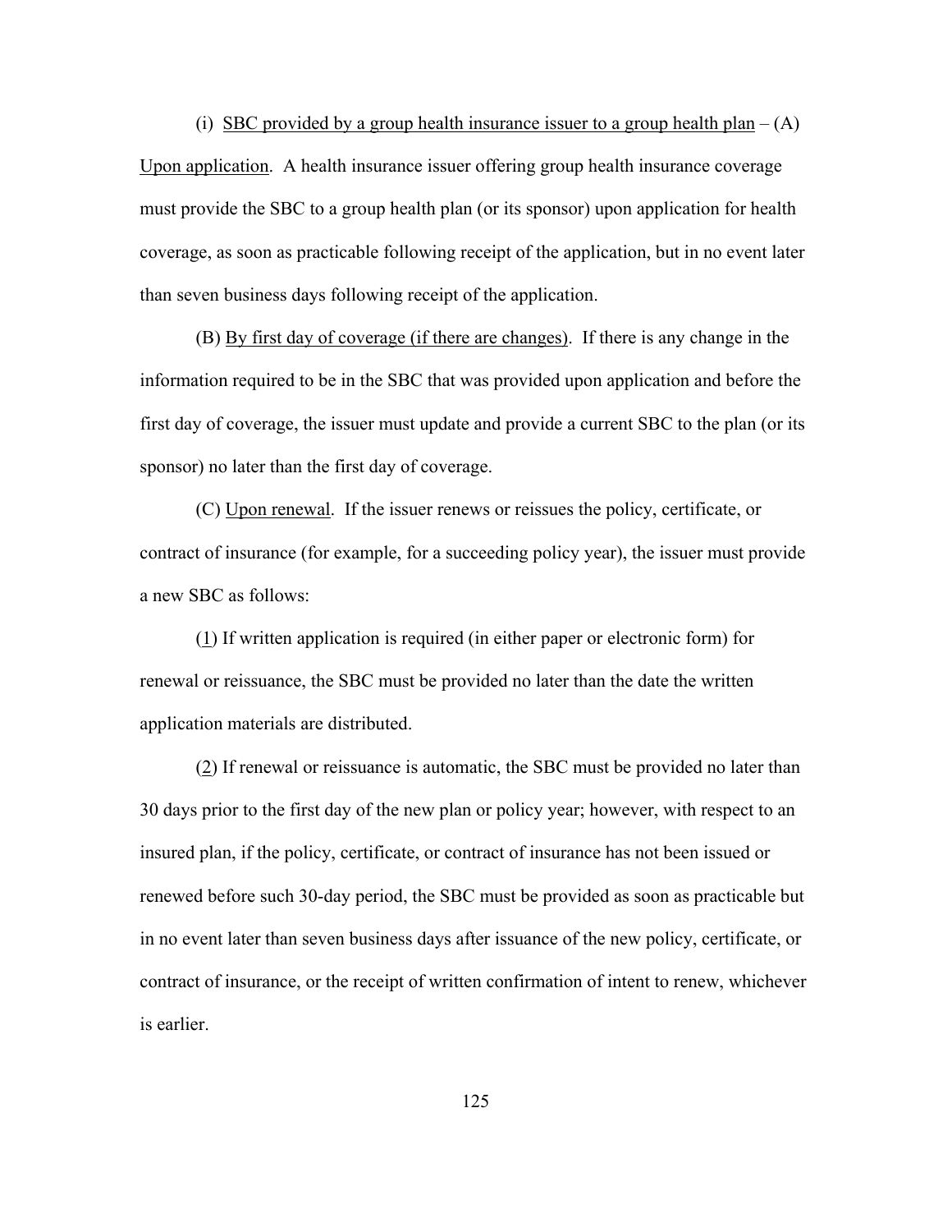(i) <u>SBC provided by a group health insurance issuer to a group health plan</u> – (A) <u>Upon application</u>. A health insurance issuer offering group health insurance coverage must provide the SBC to a group health plan (or its sponsor) upon application for health coverage, as soon as practicable following receipt of the application, but in no event later than seven business days following receipt of the application.

(B) <u>By first day of coverage (if there are changes)</u>. If there is any change in the information required to be in the SBC that was provided upon application and before the first day of coverage, the issuer must update and provide a current SBC to the plan (or its sponsor) no later than the first day of coverage.

(C) <u>Upon renewal</u>. If the issuer renews or reissues the policy, certificate, or contract of insurance (for example, for a succeeding policy year), the issuer must provide a new SBC as follows:

(<u>1</u>) If written application is required (in either paper or electronic form) for renewal or reissuance, the SBC must be provided no later than the date the written application materials are distributed.

(<u>2</u>) If renewal or reissuance is automatic, the SBC must be provided no later than 30 days prior to the first day of the new plan or policy year; however, with respect to an insured plan, if the policy, certificate, or contract of insurance has not been issued or renewed before such 30-day period, the SBC must be provided as soon as practicable but in no event later than seven business days after issuance of the new policy, certificate, or contract of insurance, or the receipt of written confirmation of intent to renew, whichever is earlier.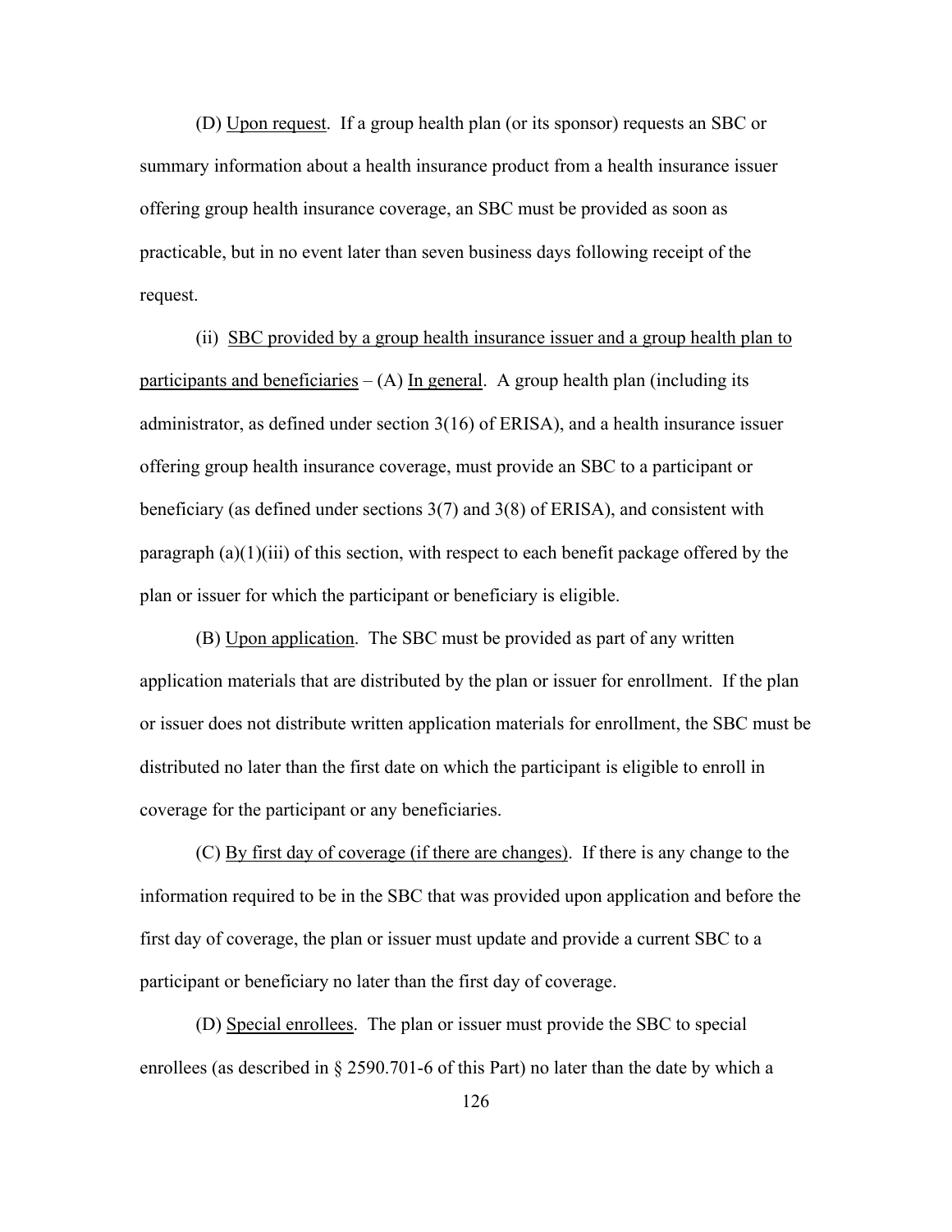(D) Upon request. If a group health plan (or its sponsor) requests an SBC or summary information about a health insurance product from a health insurance issuer offering group health insurance coverage, an SBC must be provided as soon as practicable, but in no event later than seven business days following receipt of the request.

(ii) SBC provided by a group health insurance issuer and a group health plan to participants and beneficiaries – (A) In general. A group health plan (including its administrator, as defined under section 3(16) of ERISA), and a health insurance issuer offering group health insurance coverage, must provide an SBC to a participant or beneficiary (as defined under sections 3(7) and 3(8) of ERISA), and consistent with paragraph (a)(1)(iii) of this section, with respect to each benefit package offered by the plan or issuer for which the participant or beneficiary is eligible.

(B) Upon application. The SBC must be provided as part of any written application materials that are distributed by the plan or issuer for enrollment. If the plan or issuer does not distribute written application materials for enrollment, the SBC must be distributed no later than the first date on which the participant is eligible to enroll in coverage for the participant or any beneficiaries.

(C) By first day of coverage (if there are changes). If there is any change to the information required to be in the SBC that was provided upon application and before the first day of coverage, the plan or issuer must update and provide a current SBC to a participant or beneficiary no later than the first day of coverage.

(D) Special enrollees. The plan or issuer must provide the SBC to special enrollees (as described in § 2590.701-6 of this Part) no later than the date by which a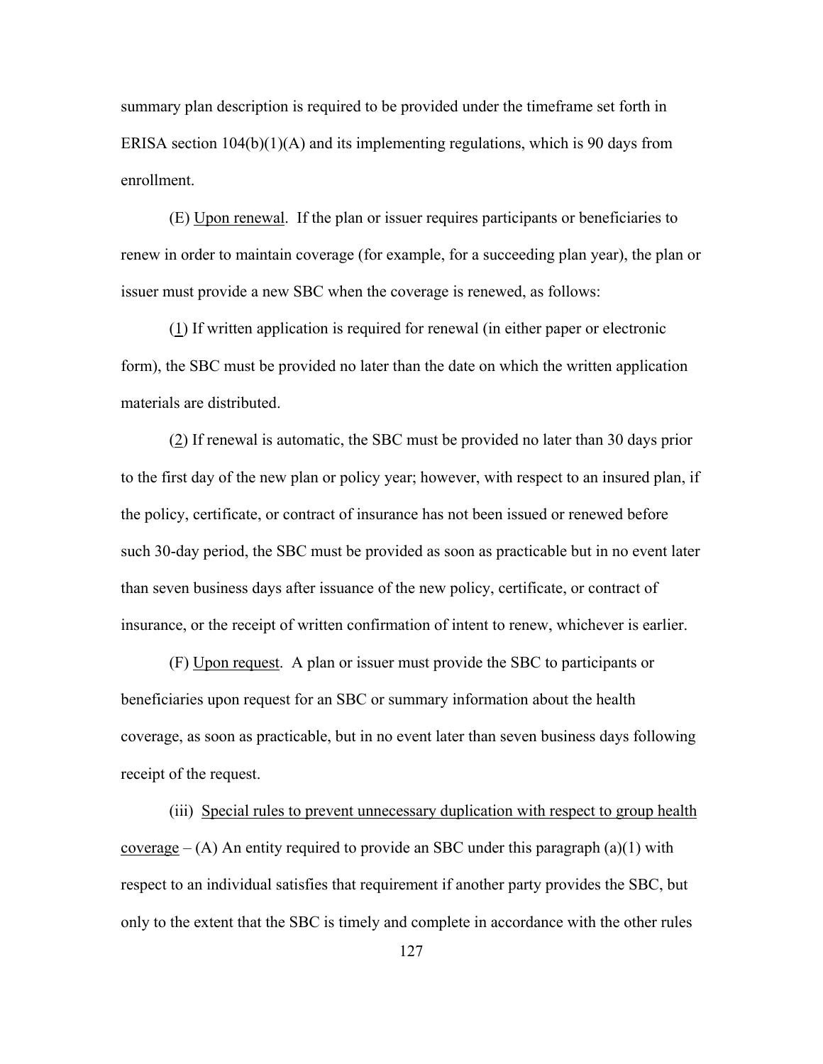summary plan description is required to be provided under the timeframe set forth in ERISA section 104(b)(1)(A) and its implementing regulations, which is 90 days from enrollment.

(E) Upon renewal. If the plan or issuer requires participants or beneficiaries to renew in order to maintain coverage (for example, for a succeeding plan year), the plan or issuer must provide a new SBC when the coverage is renewed, as follows:

(1) If written application is required for renewal (in either paper or electronic form), the SBC must be provided no later than the date on which the written application materials are distributed.

(2) If renewal is automatic, the SBC must be provided no later than 30 days prior to the first day of the new plan or policy year; however, with respect to an insured plan, if the policy, certificate, or contract of insurance has not been issued or renewed before such 30-day period, the SBC must be provided as soon as practicable but in no event later than seven business days after issuance of the new policy, certificate, or contract of insurance, or the receipt of written confirmation of intent to renew, whichever is earlier.

(F) Upon request. A plan or issuer must provide the SBC to participants or beneficiaries upon request for an SBC or summary information about the health coverage, as soon as practicable, but in no event later than seven business days following receipt of the request.

(iii) Special rules to prevent unnecessary duplication with respect to group health coverage – (A) An entity required to provide an SBC under this paragraph (a)(1) with respect to an individual satisfies that requirement if another party provides the SBC, but only to the extent that the SBC is timely and complete in accordance with the other rules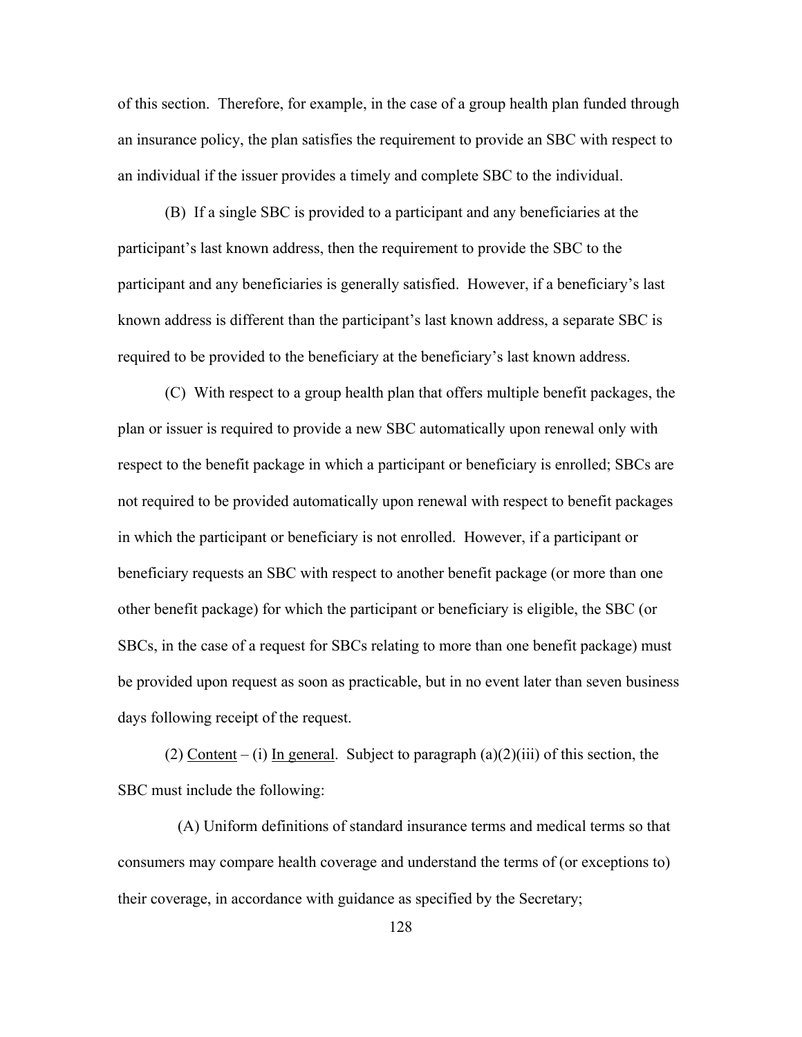of this section. Therefore, for example, in the case of a group health plan funded through an insurance policy, the plan satisfies the requirement to provide an SBC with respect to an individual if the issuer provides a timely and complete SBC to the individual.

(B) If a single SBC is provided to a participant and any beneficiaries at the participant's last known address, then the requirement to provide the SBC to the participant and any beneficiaries is generally satisfied. However, if a beneficiary's last known address is different than the participant's last known address, a separate SBC is required to be provided to the beneficiary at the beneficiary's last known address.

(C) With respect to a group health plan that offers multiple benefit packages, the plan or issuer is required to provide a new SBC automatically upon renewal only with respect to the benefit package in which a participant or beneficiary is enrolled; SBCs are not required to be provided automatically upon renewal with respect to benefit packages in which the participant or beneficiary is not enrolled. However, if a participant or beneficiary requests an SBC with respect to another benefit package (or more than one other benefit package) for which the participant or beneficiary is eligible, the SBC (or SBCs, in the case of a request for SBCs relating to more than one benefit package) must be provided upon request as soon as practicable, but in no event later than seven business days following receipt of the request.

(2) Content – (i) In general. Subject to paragraph (a)(2)(iii) of this section, the SBC must include the following:

(A) Uniform definitions of standard insurance terms and medical terms so that consumers may compare health coverage and understand the terms of (or exceptions to) their coverage, in accordance with guidance as specified by the Secretary;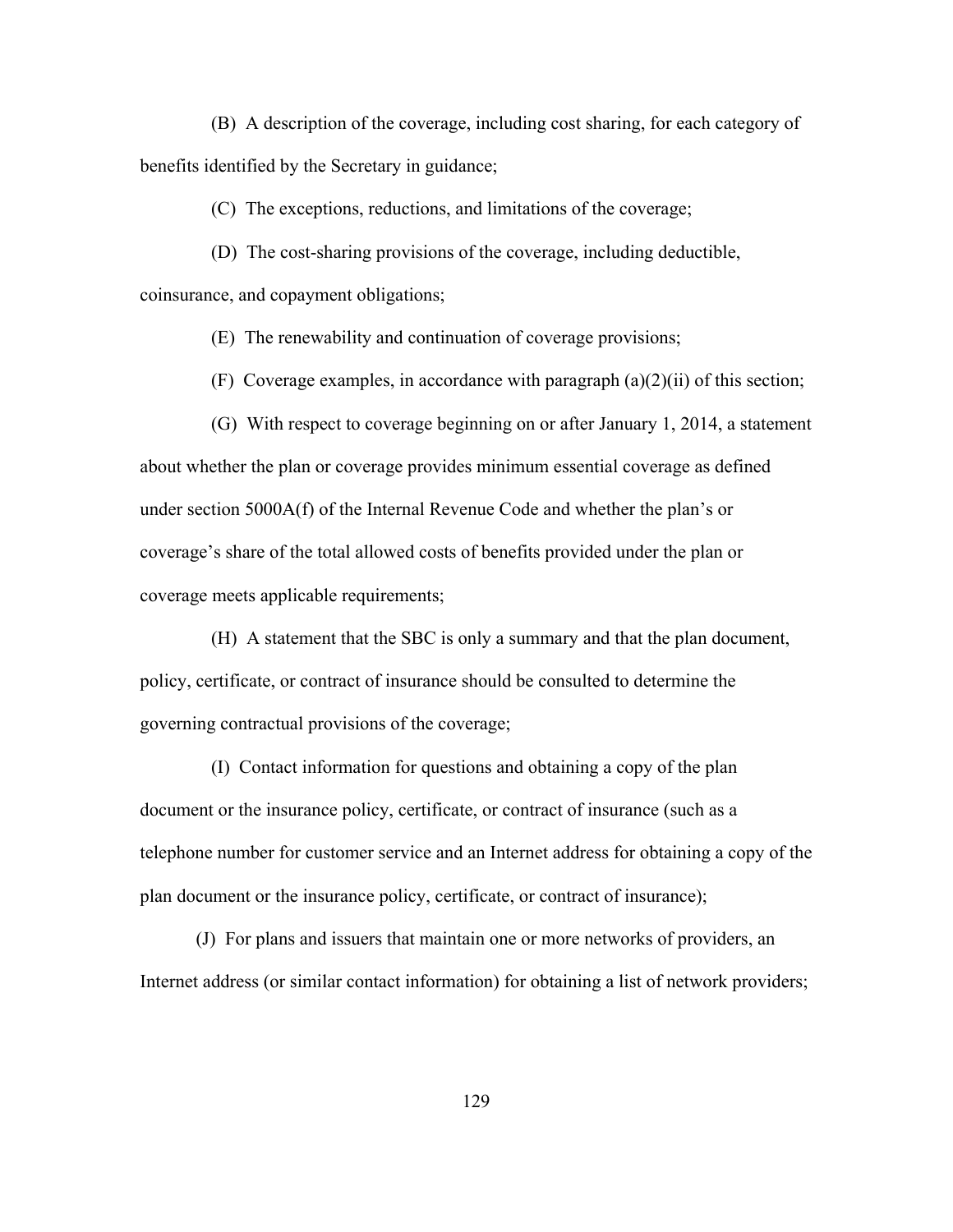(B) A description of the coverage, including cost sharing, for each category of benefits identified by the Secretary in guidance;

(C) The exceptions, reductions, and limitations of the coverage;

(D) The cost-sharing provisions of the coverage, including deductible, coinsurance, and copayment obligations;

(E) The renewability and continuation of coverage provisions;

(F) Coverage examples, in accordance with paragraph (a)(2)(ii) of this section;

(G) With respect to coverage beginning on or after January 1, 2014, a statement about whether the plan or coverage provides minimum essential coverage as defined under section 5000A(f) of the Internal Revenue Code and whether the plan's or coverage's share of the total allowed costs of benefits provided under the plan or coverage meets applicable requirements;

(H) A statement that the SBC is only a summary and that the plan document, policy, certificate, or contract of insurance should be consulted to determine the governing contractual provisions of the coverage;

(I) Contact information for questions and obtaining a copy of the plan document or the insurance policy, certificate, or contract of insurance (such as a telephone number for customer service and an Internet address for obtaining a copy of the plan document or the insurance policy, certificate, or contract of insurance);

(J) For plans and issuers that maintain one or more networks of providers, an Internet address (or similar contact information) for obtaining a list of network providers;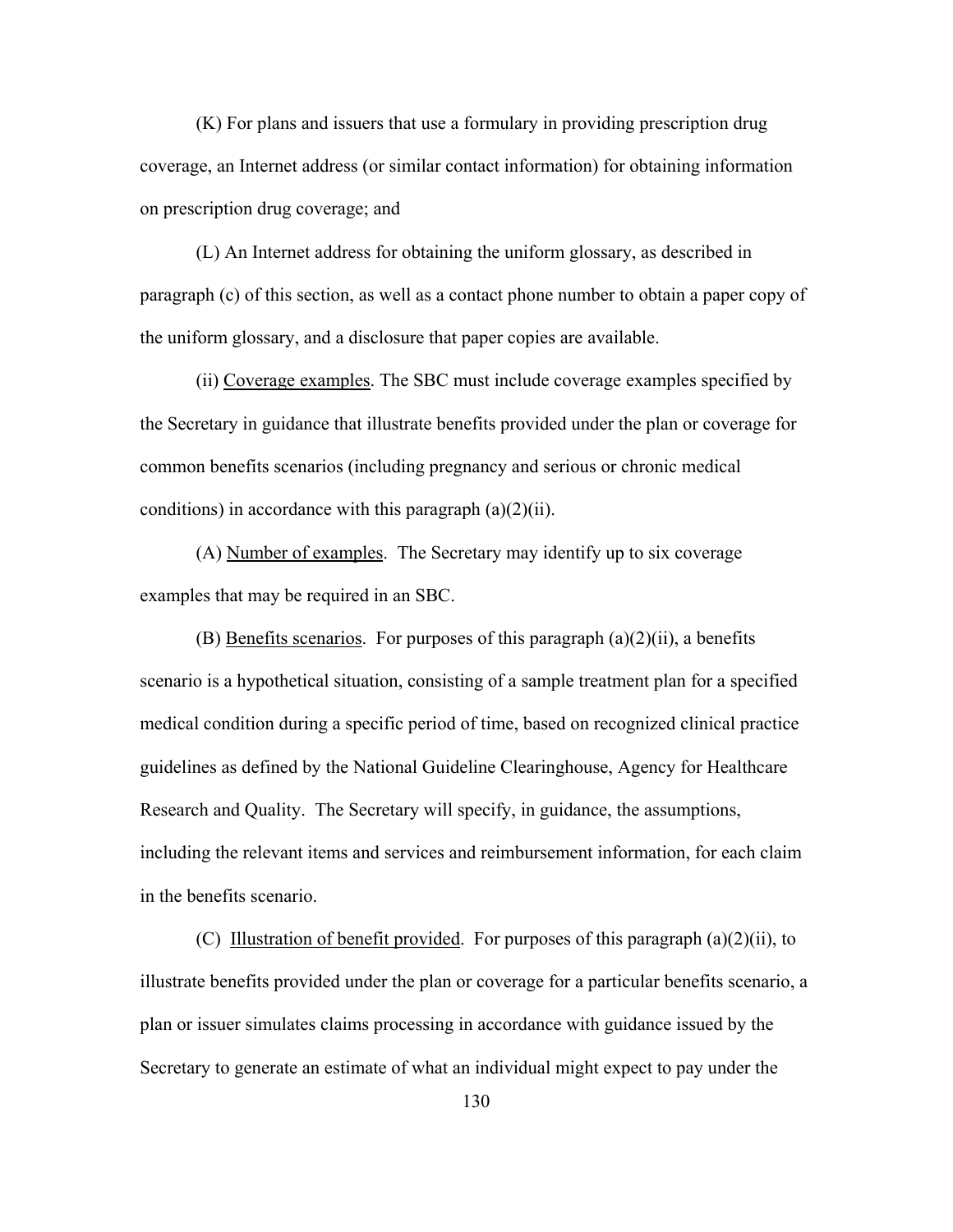(K) For plans and issuers that use a formulary in providing prescription drug coverage, an Internet address (or similar contact information) for obtaining information on prescription drug coverage; and

(L) An Internet address for obtaining the uniform glossary, as described in paragraph (c) of this section, as well as a contact phone number to obtain a paper copy of the uniform glossary, and a disclosure that paper copies are available.

(ii) Coverage examples. The SBC must include coverage examples specified by the Secretary in guidance that illustrate benefits provided under the plan or coverage for common benefits scenarios (including pregnancy and serious or chronic medical conditions) in accordance with this paragraph (a)(2)(ii).

(A) Number of examples. The Secretary may identify up to six coverage examples that may be required in an SBC.

(B) Benefits scenarios. For purposes of this paragraph (a)(2)(ii), a benefits scenario is a hypothetical situation, consisting of a sample treatment plan for a specified medical condition during a specific period of time, based on recognized clinical practice guidelines as defined by the National Guideline Clearinghouse, Agency for Healthcare Research and Quality. The Secretary will specify, in guidance, the assumptions, including the relevant items and services and reimbursement information, for each claim in the benefits scenario.

(C) Illustration of benefit provided. For purposes of this paragraph (a)(2)(ii), to illustrate benefits provided under the plan or coverage for a particular benefits scenario, a plan or issuer simulates claims processing in accordance with guidance issued by the Secretary to generate an estimate of what an individual might expect to pay under the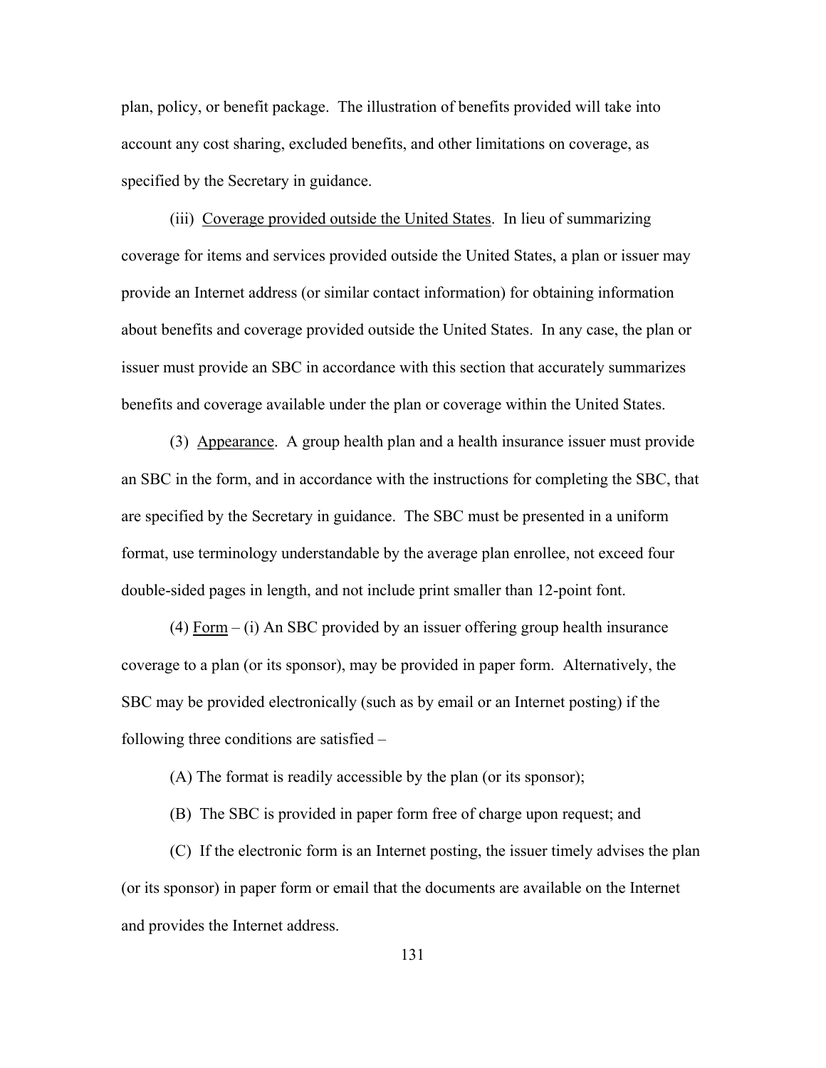plan, policy, or benefit package. The illustration of benefits provided will take into account any cost sharing, excluded benefits, and other limitations on coverage, as specified by the Secretary in guidance.

(iii) Coverage provided outside the United States. In lieu of summarizing coverage for items and services provided outside the United States, a plan or issuer may provide an Internet address (or similar contact information) for obtaining information about benefits and coverage provided outside the United States. In any case, the plan or issuer must provide an SBC in accordance with this section that accurately summarizes benefits and coverage available under the plan or coverage within the United States.

(3) Appearance. A group health plan and a health insurance issuer must provide an SBC in the form, and in accordance with the instructions for completing the SBC, that are specified by the Secretary in guidance. The SBC must be presented in a uniform format, use terminology understandable by the average plan enrollee, not exceed four double-sided pages in length, and not include print smaller than 12-point font.

(4) Form – (i) An SBC provided by an issuer offering group health insurance coverage to a plan (or its sponsor), may be provided in paper form. Alternatively, the SBC may be provided electronically (such as by email or an Internet posting) if the following three conditions are satisfied –

(A) The format is readily accessible by the plan (or its sponsor);

(B) The SBC is provided in paper form free of charge upon request; and

(C) If the electronic form is an Internet posting, the issuer timely advises the plan (or its sponsor) in paper form or email that the documents are available on the Internet and provides the Internet address.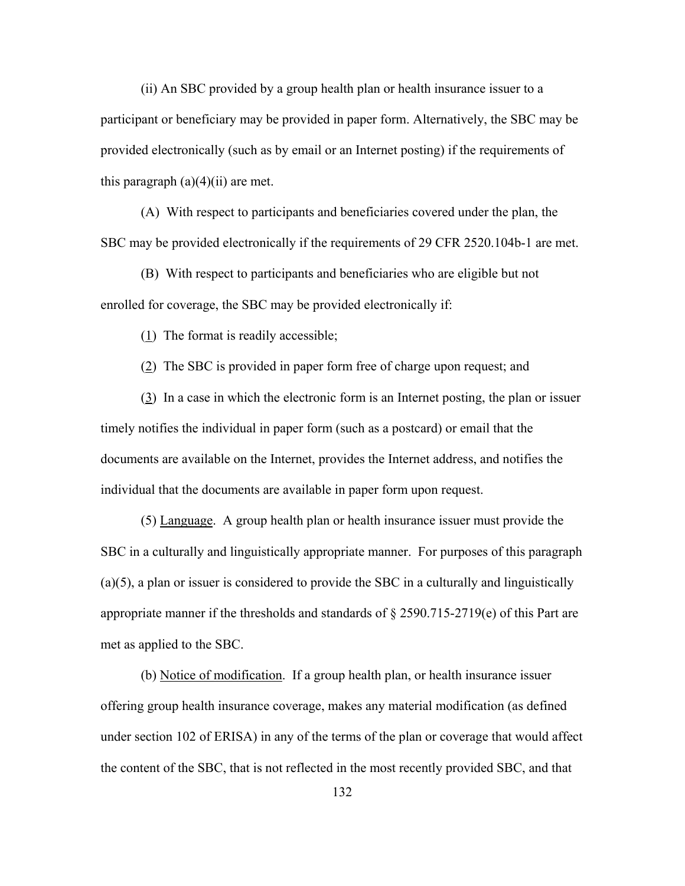(ii) An SBC provided by a group health plan or health insurance issuer to a participant or beneficiary may be provided in paper form. Alternatively, the SBC may be provided electronically (such as by email or an Internet posting) if the requirements of this paragraph (a)(4)(ii) are met.

(A) With respect to participants and beneficiaries covered under the plan, the SBC may be provided electronically if the requirements of 29 CFR 2520.104b-1 are met.

(B) With respect to participants and beneficiaries who are eligible but not enrolled for coverage, the SBC may be provided electronically if:

(1) The format is readily accessible;

(2) The SBC is provided in paper form free of charge upon request; and

(3) In a case in which the electronic form is an Internet posting, the plan or issuer timely notifies the individual in paper form (such as a postcard) or email that the documents are available on the Internet, provides the Internet address, and notifies the individual that the documents are available in paper form upon request.

(5) Language. A group health plan or health insurance issuer must provide the SBC in a culturally and linguistically appropriate manner. For purposes of this paragraph (a)(5), a plan or issuer is considered to provide the SBC in a culturally and linguistically appropriate manner if the thresholds and standards of § 2590.715-2719(e) of this Part are met as applied to the SBC.

(b) Notice of modification. If a group health plan, or health insurance issuer offering group health insurance coverage, makes any material modification (as defined under section 102 of ERISA) in any of the terms of the plan or coverage that would affect the content of the SBC, that is not reflected in the most recently provided SBC, and that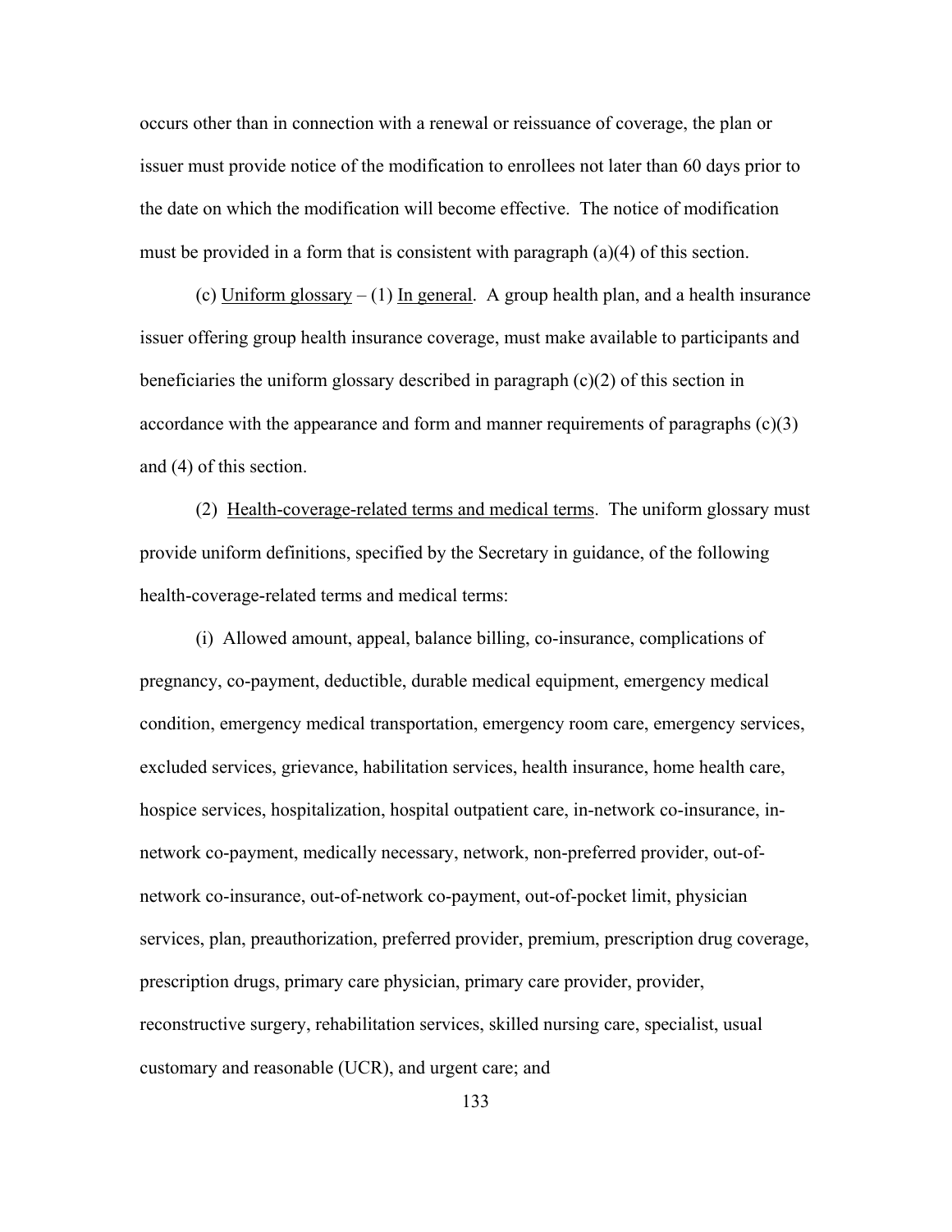occurs other than in connection with a renewal or reissuance of coverage, the plan or issuer must provide notice of the modification to enrollees not later than 60 days prior to the date on which the modification will become effective. The notice of modification must be provided in a form that is consistent with paragraph (a)(4) of this section.

(c) Uniform glossary – (1) In general. A group health plan, and a health insurance issuer offering group health insurance coverage, must make available to participants and beneficiaries the uniform glossary described in paragraph (c)(2) of this section in accordance with the appearance and form and manner requirements of paragraphs (c)(3) and (4) of this section.

(2) Health-coverage-related terms and medical terms. The uniform glossary must provide uniform definitions, specified by the Secretary in guidance, of the following health-coverage-related terms and medical terms:

(i) Allowed amount, appeal, balance billing, co-insurance, complications of pregnancy, co-payment, deductible, durable medical equipment, emergency medical condition, emergency medical transportation, emergency room care, emergency services, excluded services, grievance, habilitation services, health insurance, home health care, hospice services, hospitalization, hospital outpatient care, in-network co-insurance, in-network co-payment, medically necessary, network, non-preferred provider, out-of-network co-insurance, out-of-network co-payment, out-of-pocket limit, physician services, plan, preauthorization, preferred provider, premium, prescription drug coverage, prescription drugs, primary care physician, primary care provider, provider, reconstructive surgery, rehabilitation services, skilled nursing care, specialist, usual customary and reasonable (UCR), and urgent care; and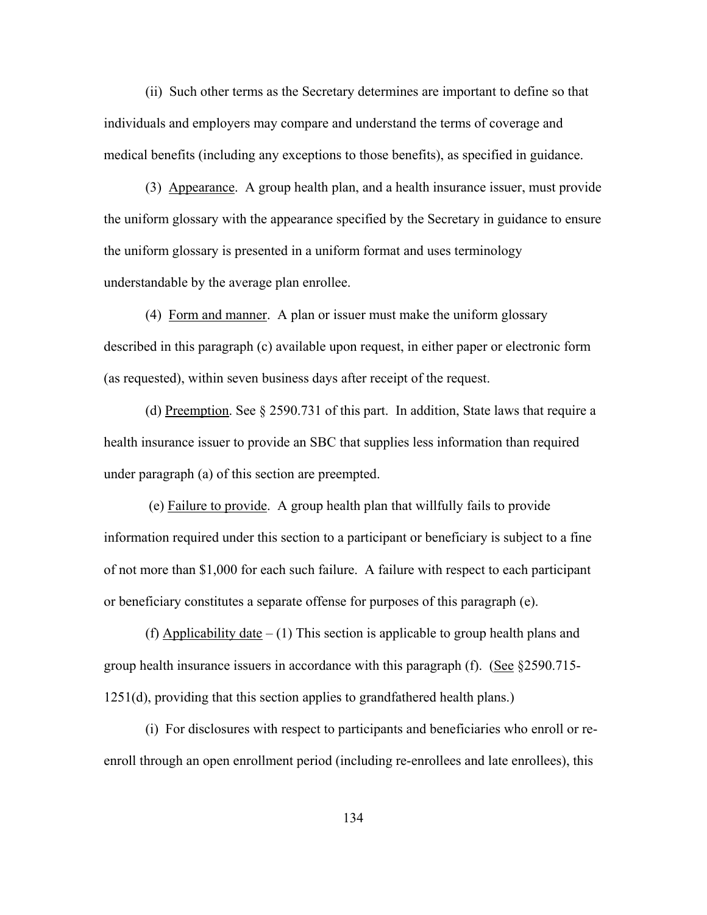(ii) Such other terms as the Secretary determines are important to define so that individuals and employers may compare and understand the terms of coverage and medical benefits (including any exceptions to those benefits), as specified in guidance.

(3) Appearance. A group health plan, and a health insurance issuer, must provide the uniform glossary with the appearance specified by the Secretary in guidance to ensure the uniform glossary is presented in a uniform format and uses terminology understandable by the average plan enrollee.

(4) Form and manner. A plan or issuer must make the uniform glossary described in this paragraph (c) available upon request, in either paper or electronic form (as requested), within seven business days after receipt of the request.

(d) Preemption. See § 2590.731 of this part. In addition, State laws that require a health insurance issuer to provide an SBC that supplies less information than required under paragraph (a) of this section are preempted.

(e) Failure to provide. A group health plan that willfully fails to provide information required under this section to a participant or beneficiary is subject to a fine of not more than $1,000 for each such failure. A failure with respect to each participant or beneficiary constitutes a separate offense for purposes of this paragraph (e).

(f) Applicability date – (1) This section is applicable to group health plans and group health insurance issuers in accordance with this paragraph (f). (See §2590.715-1251(d), providing that this section applies to grandfathered health plans.)

(i) For disclosures with respect to participants and beneficiaries who enroll or re-enroll through an open enrollment period (including re-enrollees and late enrollees), this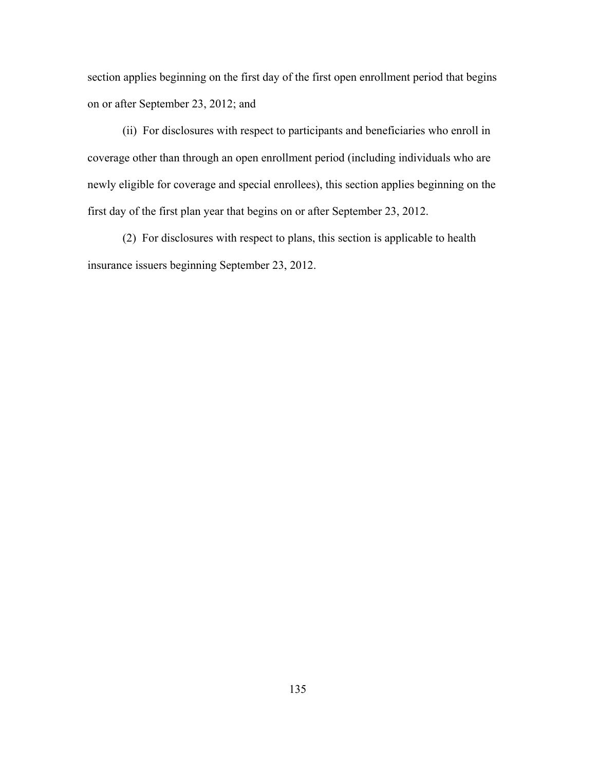section applies beginning on the first day of the first open enrollment period that begins on or after September 23, 2012; and

(ii) For disclosures with respect to participants and beneficiaries who enroll in coverage other than through an open enrollment period (including individuals who are newly eligible for coverage and special enrollees), this section applies beginning on the first day of the first plan year that begins on or after September 23, 2012.

(2) For disclosures with respect to plans, this section is applicable to health insurance issuers beginning September 23, 2012.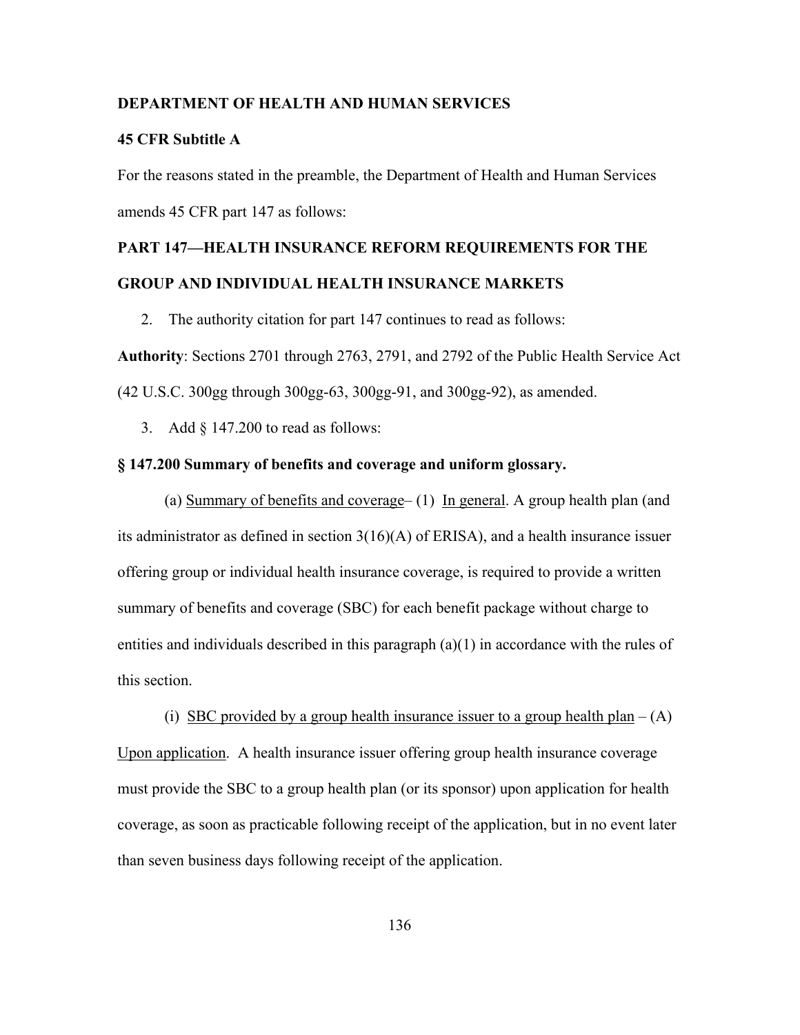**DEPARTMENT OF HEALTH AND HUMAN SERVICES**

**45 CFR Subtitle A**

For the reasons stated in the preamble, the Department of Health and Human Services amends 45 CFR part 147 as follows:

**PART 147—HEALTH INSURANCE REFORM REQUIREMENTS FOR THE GROUP AND INDIVIDUAL HEALTH INSURANCE MARKETS**

2. The authority citation for part 147 continues to read as follows:

**Authority**: Sections 2701 through 2763, 2791, and 2792 of the Public Health Service Act (42 U.S.C. 300gg through 300gg-63, 300gg-91, and 300gg-92), as amended.

3. Add § 147.200 to read as follows:

**§ 147.200 Summary of benefits and coverage and uniform glossary.**

(a) Summary of benefits and coverage– (1) In general. A group health plan (and its administrator as defined in section 3(16)(A) of ERISA), and a health insurance issuer offering group or individual health insurance coverage, is required to provide a written summary of benefits and coverage (SBC) for each benefit package without charge to entities and individuals described in this paragraph (a)(1) in accordance with the rules of this section.

(i) SBC provided by a group health insurance issuer to a group health plan – (A) Upon application. A health insurance issuer offering group health insurance coverage must provide the SBC to a group health plan (or its sponsor) upon application for health coverage, as soon as practicable following receipt of the application, but in no event later than seven business days following receipt of the application.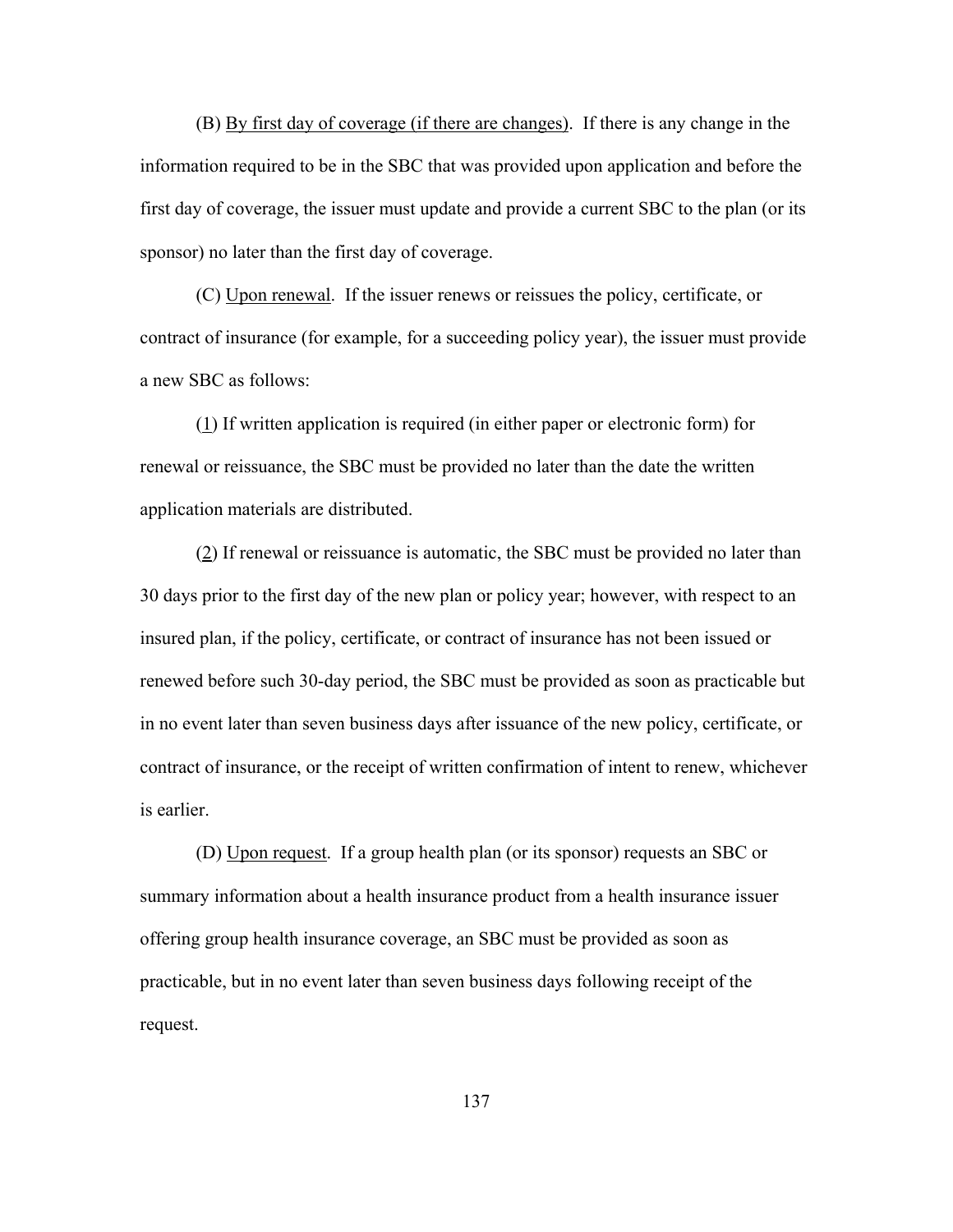(B) By first day of coverage (if there are changes). If there is any change in the information required to be in the SBC that was provided upon application and before the first day of coverage, the issuer must update and provide a current SBC to the plan (or its sponsor) no later than the first day of coverage.

(C) Upon renewal. If the issuer renews or reissues the policy, certificate, or contract of insurance (for example, for a succeeding policy year), the issuer must provide a new SBC as follows:

(1) If written application is required (in either paper or electronic form) for renewal or reissuance, the SBC must be provided no later than the date the written application materials are distributed.

(2) If renewal or reissuance is automatic, the SBC must be provided no later than 30 days prior to the first day of the new plan or policy year; however, with respect to an insured plan, if the policy, certificate, or contract of insurance has not been issued or renewed before such 30-day period, the SBC must be provided as soon as practicable but in no event later than seven business days after issuance of the new policy, certificate, or contract of insurance, or the receipt of written confirmation of intent to renew, whichever is earlier.

(D) Upon request. If a group health plan (or its sponsor) requests an SBC or summary information about a health insurance product from a health insurance issuer offering group health insurance coverage, an SBC must be provided as soon as practicable, but in no event later than seven business days following receipt of the request.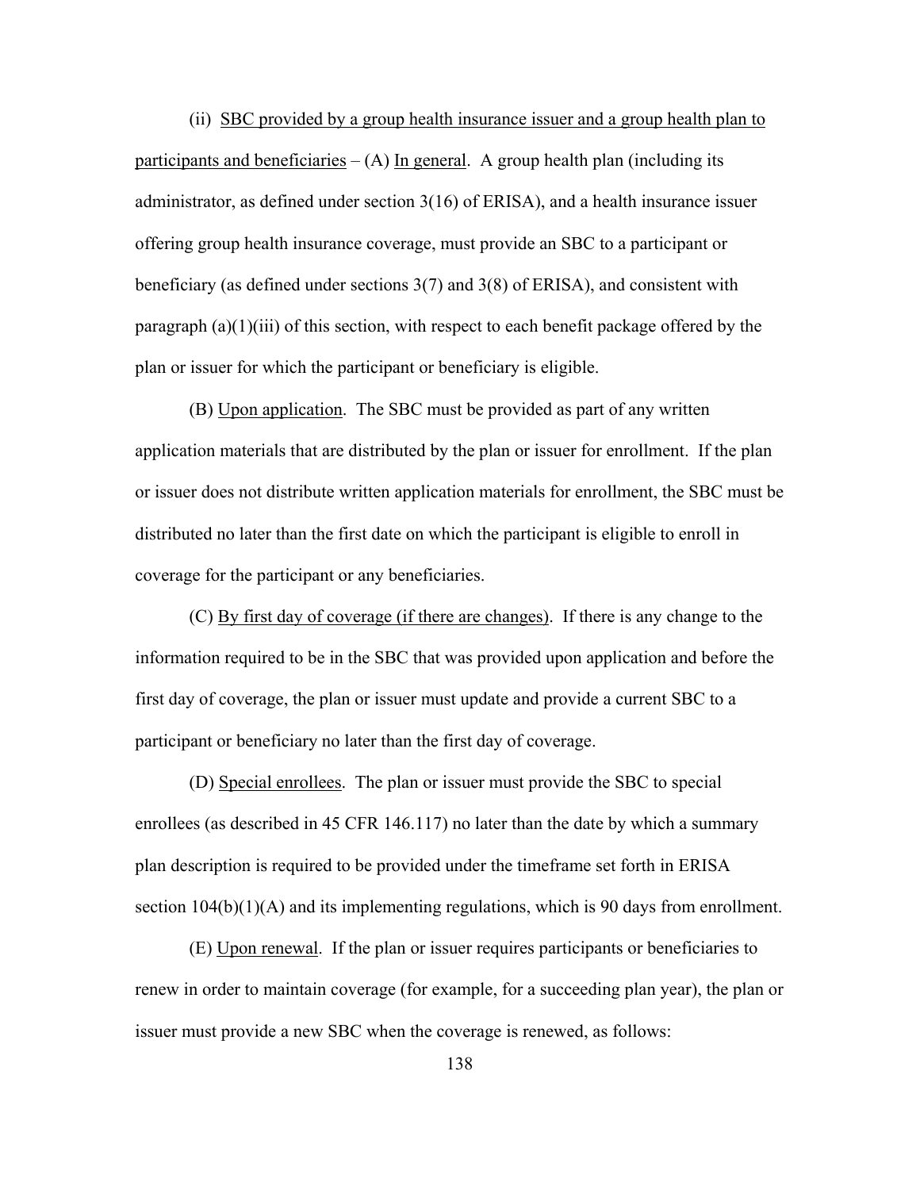(ii) <u>SBC provided by a group health insurance issuer and a group health plan to participants and beneficiaries</u> – (A) <u>In general</u>. A group health plan (including its administrator, as defined under section 3(16) of ERISA), and a health insurance issuer offering group health insurance coverage, must provide an SBC to a participant or beneficiary (as defined under sections 3(7) and 3(8) of ERISA), and consistent with paragraph (a)(1)(iii) of this section, with respect to each benefit package offered by the plan or issuer for which the participant or beneficiary is eligible.

(B) <u>Upon application</u>. The SBC must be provided as part of any written application materials that are distributed by the plan or issuer for enrollment. If the plan or issuer does not distribute written application materials for enrollment, the SBC must be distributed no later than the first date on which the participant is eligible to enroll in coverage for the participant or any beneficiaries.

(C) <u>By first day of coverage (if there are changes)</u>. If there is any change to the information required to be in the SBC that was provided upon application and before the first day of coverage, the plan or issuer must update and provide a current SBC to a participant or beneficiary no later than the first day of coverage.

(D) <u>Special enrollees</u>. The plan or issuer must provide the SBC to special enrollees (as described in 45 CFR 146.117) no later than the date by which a summary plan description is required to be provided under the timeframe set forth in ERISA section 104(b)(1)(A) and its implementing regulations, which is 90 days from enrollment.

(E) <u>Upon renewal</u>. If the plan or issuer requires participants or beneficiaries to renew in order to maintain coverage (for example, for a succeeding plan year), the plan or issuer must provide a new SBC when the coverage is renewed, as follows: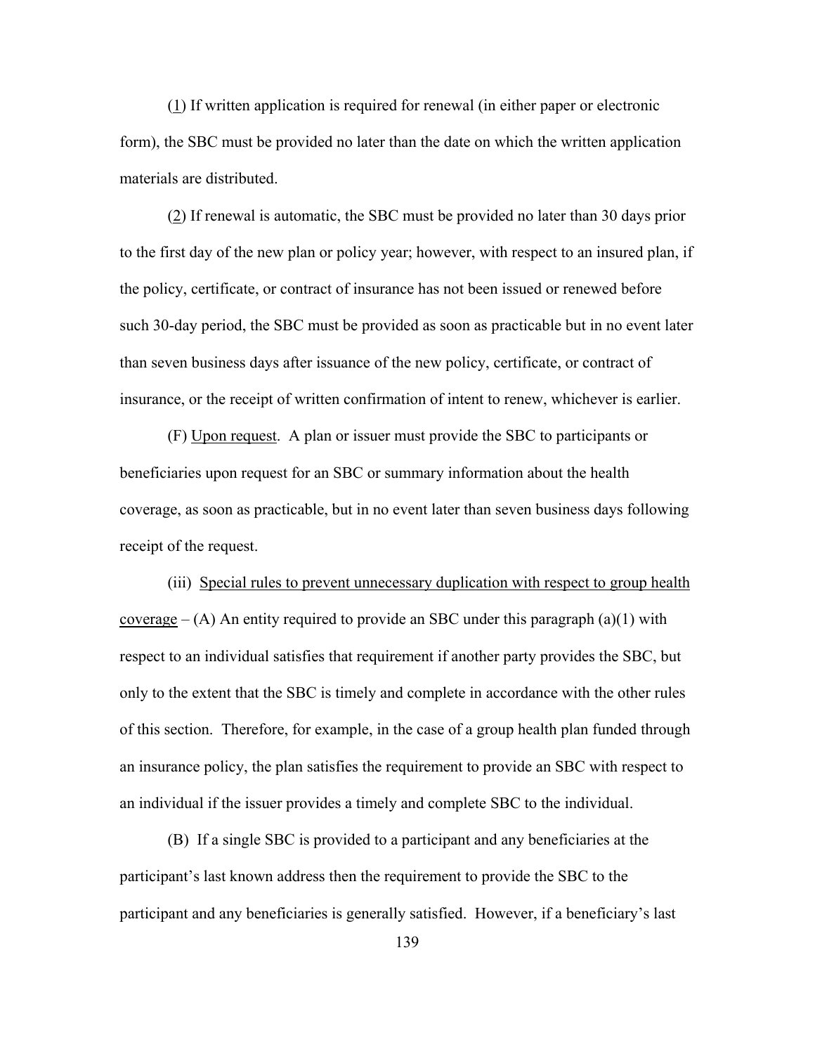(1) If written application is required for renewal (in either paper or electronic form), the SBC must be provided no later than the date on which the written application materials are distributed.

(2) If renewal is automatic, the SBC must be provided no later than 30 days prior to the first day of the new plan or policy year; however, with respect to an insured plan, if the policy, certificate, or contract of insurance has not been issued or renewed before such 30-day period, the SBC must be provided as soon as practicable but in no event later than seven business days after issuance of the new policy, certificate, or contract of insurance, or the receipt of written confirmation of intent to renew, whichever is earlier.

(F) Upon request. A plan or issuer must provide the SBC to participants or beneficiaries upon request for an SBC or summary information about the health coverage, as soon as practicable, but in no event later than seven business days following receipt of the request.

(iii) Special rules to prevent unnecessary duplication with respect to group health coverage – (A) An entity required to provide an SBC under this paragraph (a)(1) with respect to an individual satisfies that requirement if another party provides the SBC, but only to the extent that the SBC is timely and complete in accordance with the other rules of this section. Therefore, for example, in the case of a group health plan funded through an insurance policy, the plan satisfies the requirement to provide an SBC with respect to an individual if the issuer provides a timely and complete SBC to the individual.

(B) If a single SBC is provided to a participant and any beneficiaries at the participant's last known address then the requirement to provide the SBC to the participant and any beneficiaries is generally satisfied. However, if a beneficiary's last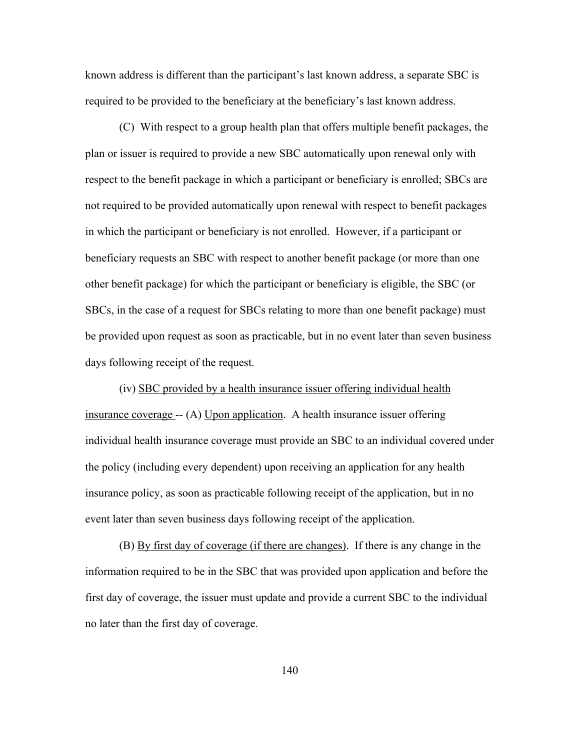known address is different than the participant's last known address, a separate SBC is required to be provided to the beneficiary at the beneficiary's last known address.

(C) With respect to a group health plan that offers multiple benefit packages, the plan or issuer is required to provide a new SBC automatically upon renewal only with respect to the benefit package in which a participant or beneficiary is enrolled; SBCs are not required to be provided automatically upon renewal with respect to benefit packages in which the participant or beneficiary is not enrolled. However, if a participant or beneficiary requests an SBC with respect to another benefit package (or more than one other benefit package) for which the participant or beneficiary is eligible, the SBC (or SBCs, in the case of a request for SBCs relating to more than one benefit package) must be provided upon request as soon as practicable, but in no event later than seven business days following receipt of the request.

(iv) SBC provided by a health insurance issuer offering individual health insurance coverage -- (A) Upon application. A health insurance issuer offering individual health insurance coverage must provide an SBC to an individual covered under the policy (including every dependent) upon receiving an application for any health insurance policy, as soon as practicable following receipt of the application, but in no event later than seven business days following receipt of the application.

(B) By first day of coverage (if there are changes). If there is any change in the information required to be in the SBC that was provided upon application and before the first day of coverage, the issuer must update and provide a current SBC to the individual no later than the first day of coverage.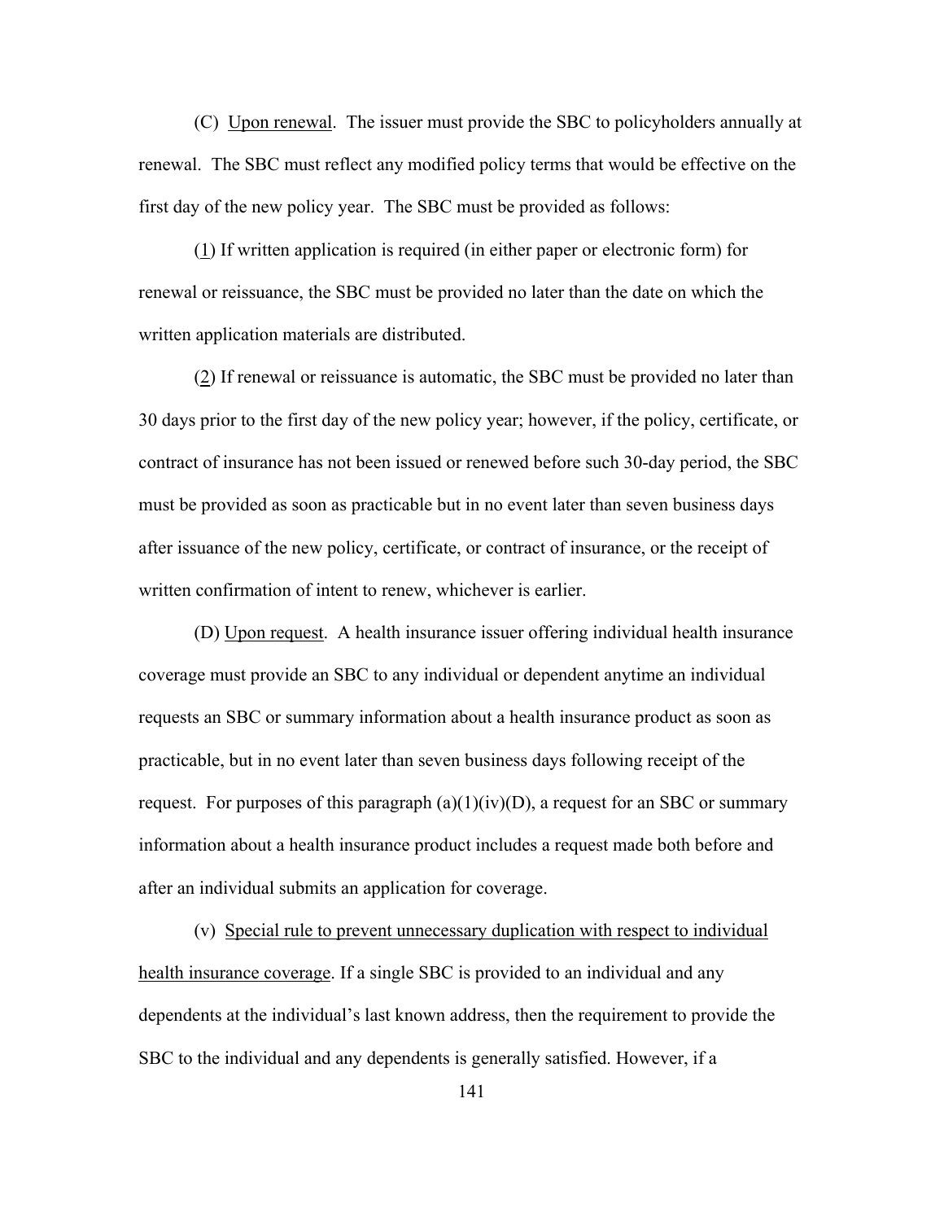(C) Upon renewal. The issuer must provide the SBC to policyholders annually at renewal. The SBC must reflect any modified policy terms that would be effective on the first day of the new policy year. The SBC must be provided as follows:

(1) If written application is required (in either paper or electronic form) for renewal or reissuance, the SBC must be provided no later than the date on which the written application materials are distributed.

(2) If renewal or reissuance is automatic, the SBC must be provided no later than 30 days prior to the first day of the new policy year; however, if the policy, certificate, or contract of insurance has not been issued or renewed before such 30-day period, the SBC must be provided as soon as practicable but in no event later than seven business days after issuance of the new policy, certificate, or contract of insurance, or the receipt of written confirmation of intent to renew, whichever is earlier.

(D) Upon request. A health insurance issuer offering individual health insurance coverage must provide an SBC to any individual or dependent anytime an individual requests an SBC or summary information about a health insurance product as soon as practicable, but in no event later than seven business days following receipt of the request. For purposes of this paragraph (a)(1)(iv)(D), a request for an SBC or summary information about a health insurance product includes a request made both before and after an individual submits an application for coverage.

(v) Special rule to prevent unnecessary duplication with respect to individual health insurance coverage. If a single SBC is provided to an individual and any dependents at the individual's last known address, then the requirement to provide the SBC to the individual and any dependents is generally satisfied. However, if a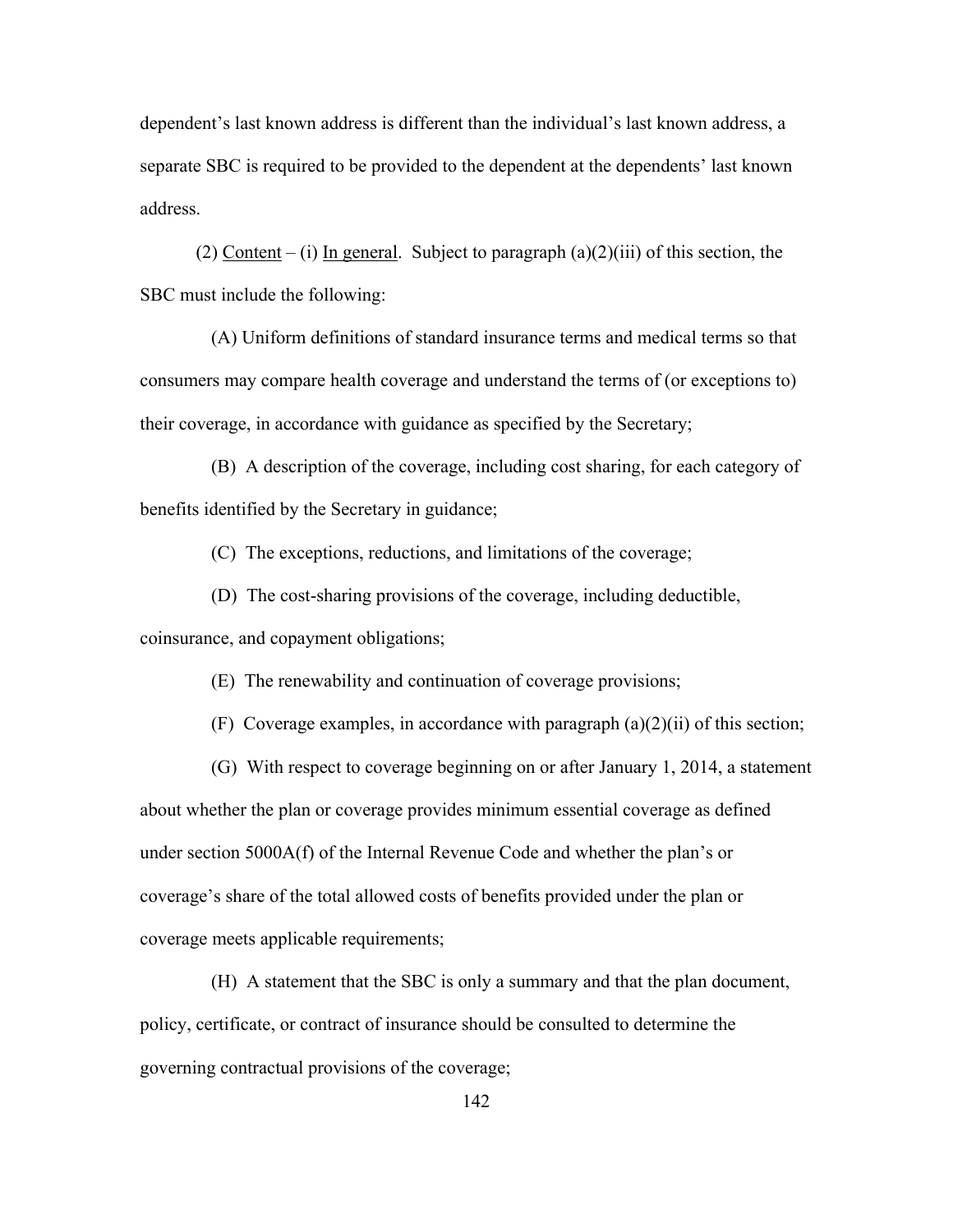dependent's last known address is different than the individual's last known address, a separate SBC is required to be provided to the dependent at the dependents' last known address.

(2) Content – (i) In general. Subject to paragraph (a)(2)(iii) of this section, the SBC must include the following:

(A) Uniform definitions of standard insurance terms and medical terms so that consumers may compare health coverage and understand the terms of (or exceptions to) their coverage, in accordance with guidance as specified by the Secretary;

(B) A description of the coverage, including cost sharing, for each category of benefits identified by the Secretary in guidance;

(C) The exceptions, reductions, and limitations of the coverage;

(D) The cost-sharing provisions of the coverage, including deductible, coinsurance, and copayment obligations;

(E) The renewability and continuation of coverage provisions;

(F) Coverage examples, in accordance with paragraph (a)(2)(ii) of this section;

(G) With respect to coverage beginning on or after January 1, 2014, a statement about whether the plan or coverage provides minimum essential coverage as defined under section 5000A(f) of the Internal Revenue Code and whether the plan's or coverage's share of the total allowed costs of benefits provided under the plan or coverage meets applicable requirements;

(H) A statement that the SBC is only a summary and that the plan document, policy, certificate, or contract of insurance should be consulted to determine the governing contractual provisions of the coverage;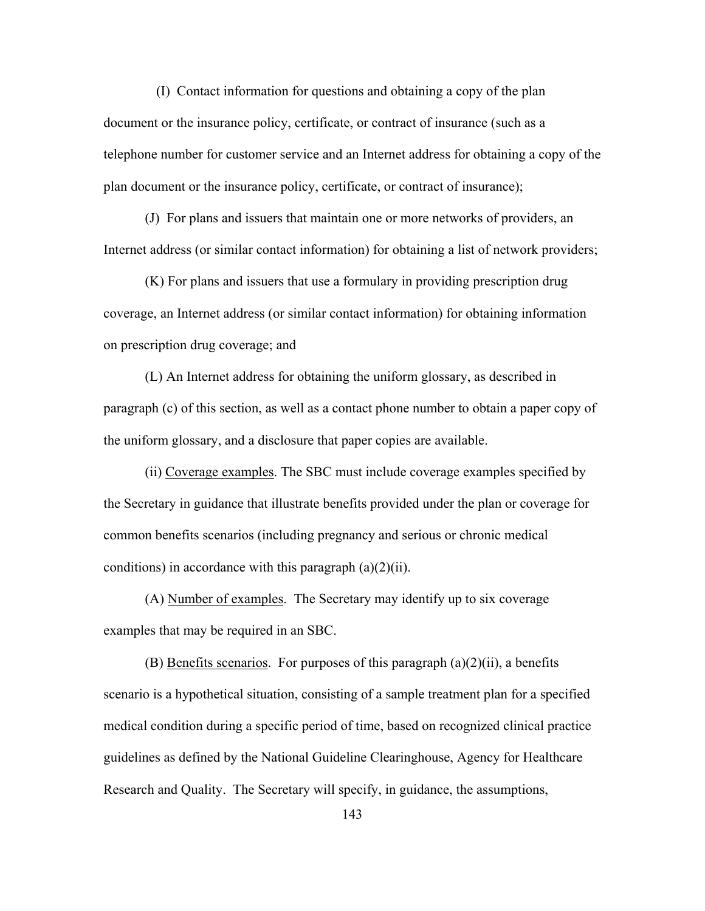(I) Contact information for questions and obtaining a copy of the plan document or the insurance policy, certificate, or contract of insurance (such as a telephone number for customer service and an Internet address for obtaining a copy of the plan document or the insurance policy, certificate, or contract of insurance);

(J) For plans and issuers that maintain one or more networks of providers, an Internet address (or similar contact information) for obtaining a list of network providers;

(K) For plans and issuers that use a formulary in providing prescription drug coverage, an Internet address (or similar contact information) for obtaining information on prescription drug coverage; and

(L) An Internet address for obtaining the uniform glossary, as described in paragraph (c) of this section, as well as a contact phone number to obtain a paper copy of the uniform glossary, and a disclosure that paper copies are available.

(ii) Coverage examples. The SBC must include coverage examples specified by the Secretary in guidance that illustrate benefits provided under the plan or coverage for common benefits scenarios (including pregnancy and serious or chronic medical conditions) in accordance with this paragraph (a)(2)(ii).

(A) Number of examples. The Secretary may identify up to six coverage examples that may be required in an SBC.

(B) Benefits scenarios. For purposes of this paragraph (a)(2)(ii), a benefits scenario is a hypothetical situation, consisting of a sample treatment plan for a specified medical condition during a specific period of time, based on recognized clinical practice guidelines as defined by the National Guideline Clearinghouse, Agency for Healthcare Research and Quality. The Secretary will specify, in guidance, the assumptions,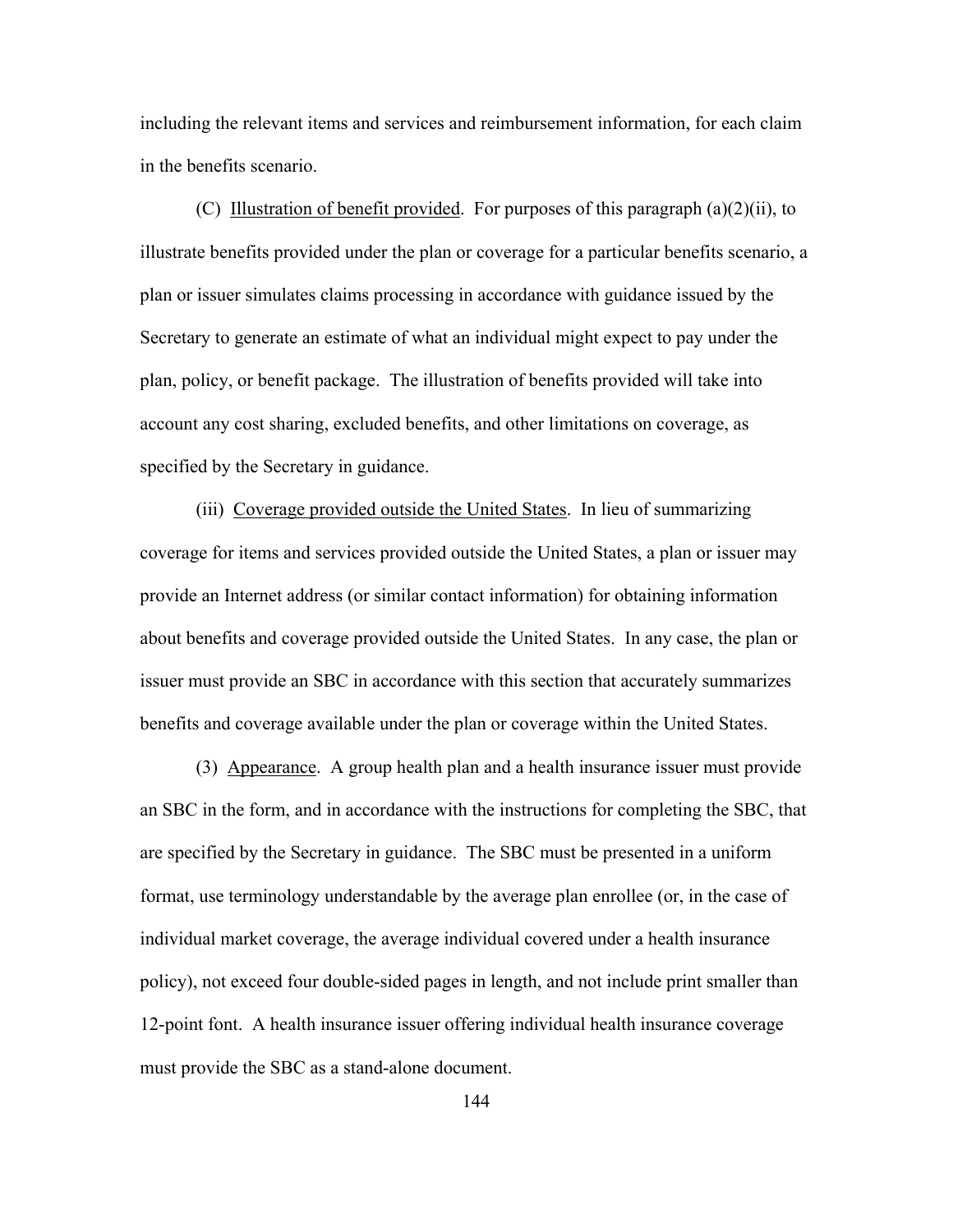including the relevant items and services and reimbursement information, for each claim in the benefits scenario.

(C) Illustration of benefit provided. For purposes of this paragraph (a)(2)(ii), to illustrate benefits provided under the plan or coverage for a particular benefits scenario, a plan or issuer simulates claims processing in accordance with guidance issued by the Secretary to generate an estimate of what an individual might expect to pay under the plan, policy, or benefit package. The illustration of benefits provided will take into account any cost sharing, excluded benefits, and other limitations on coverage, as specified by the Secretary in guidance.

(iii) Coverage provided outside the United States. In lieu of summarizing coverage for items and services provided outside the United States, a plan or issuer may provide an Internet address (or similar contact information) for obtaining information about benefits and coverage provided outside the United States. In any case, the plan or issuer must provide an SBC in accordance with this section that accurately summarizes benefits and coverage available under the plan or coverage within the United States.

(3) Appearance. A group health plan and a health insurance issuer must provide an SBC in the form, and in accordance with the instructions for completing the SBC, that are specified by the Secretary in guidance. The SBC must be presented in a uniform format, use terminology understandable by the average plan enrollee (or, in the case of individual market coverage, the average individual covered under a health insurance policy), not exceed four double-sided pages in length, and not include print smaller than 12-point font. A health insurance issuer offering individual health insurance coverage must provide the SBC as a stand-alone document.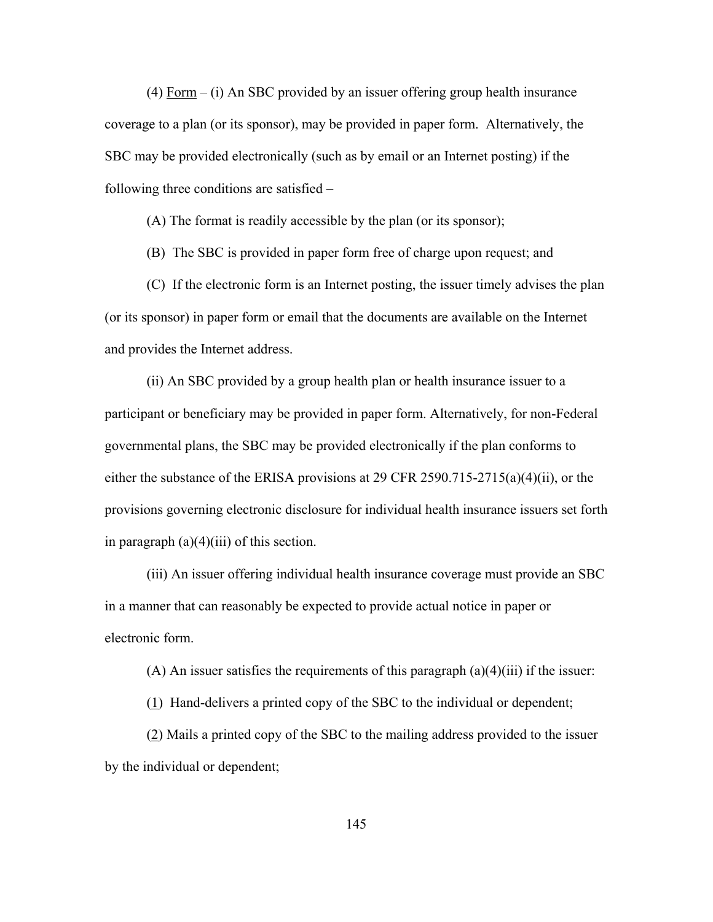(4) Form – (i) An SBC provided by an issuer offering group health insurance coverage to a plan (or its sponsor), may be provided in paper form. Alternatively, the SBC may be provided electronically (such as by email or an Internet posting) if the following three conditions are satisfied –

(A) The format is readily accessible by the plan (or its sponsor);

(B) The SBC is provided in paper form free of charge upon request; and

(C) If the electronic form is an Internet posting, the issuer timely advises the plan (or its sponsor) in paper form or email that the documents are available on the Internet and provides the Internet address.

(ii) An SBC provided by a group health plan or health insurance issuer to a participant or beneficiary may be provided in paper form. Alternatively, for non-Federal governmental plans, the SBC may be provided electronically if the plan conforms to either the substance of the ERISA provisions at 29 CFR 2590.715-2715(a)(4)(ii), or the provisions governing electronic disclosure for individual health insurance issuers set forth in paragraph (a)(4)(iii) of this section.

(iii) An issuer offering individual health insurance coverage must provide an SBC in a manner that can reasonably be expected to provide actual notice in paper or electronic form.

(A) An issuer satisfies the requirements of this paragraph (a)(4)(iii) if the issuer:

(1) Hand-delivers a printed copy of the SBC to the individual or dependent;

(2) Mails a printed copy of the SBC to the mailing address provided to the issuer by the individual or dependent;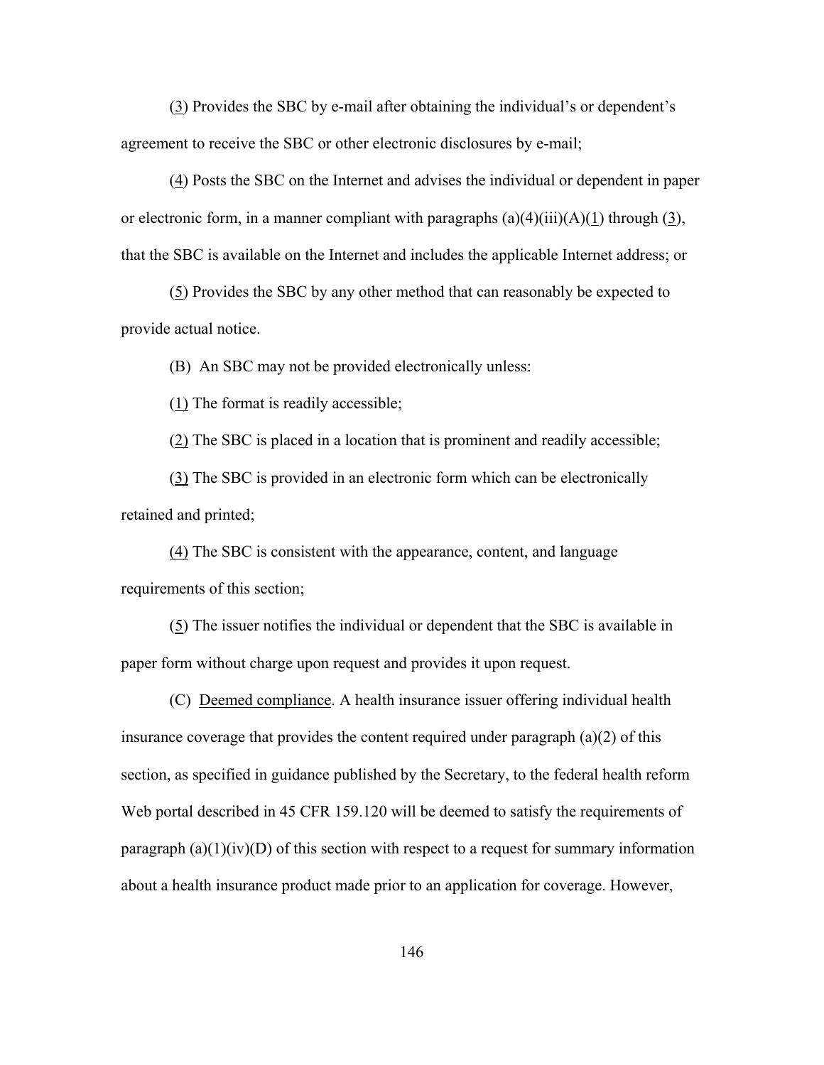(3) Provides the SBC by e-mail after obtaining the individual's or dependent's agreement to receive the SBC or other electronic disclosures by e-mail;

(4) Posts the SBC on the Internet and advises the individual or dependent in paper or electronic form, in a manner compliant with paragraphs (a)(4)(iii)(A)(1) through (3), that the SBC is available on the Internet and includes the applicable Internet address; or

(5) Provides the SBC by any other method that can reasonably be expected to provide actual notice.

(B) An SBC may not be provided electronically unless:

(1) The format is readily accessible;

(2) The SBC is placed in a location that is prominent and readily accessible;

(3) The SBC is provided in an electronic form which can be electronically retained and printed;

(4) The SBC is consistent with the appearance, content, and language requirements of this section;

(5) The issuer notifies the individual or dependent that the SBC is available in paper form without charge upon request and provides it upon request.

(C) Deemed compliance. A health insurance issuer offering individual health insurance coverage that provides the content required under paragraph (a)(2) of this section, as specified in guidance published by the Secretary, to the federal health reform Web portal described in 45 CFR 159.120 will be deemed to satisfy the requirements of paragraph (a)(1)(iv)(D) of this section with respect to a request for summary information about a health insurance product made prior to an application for coverage. However,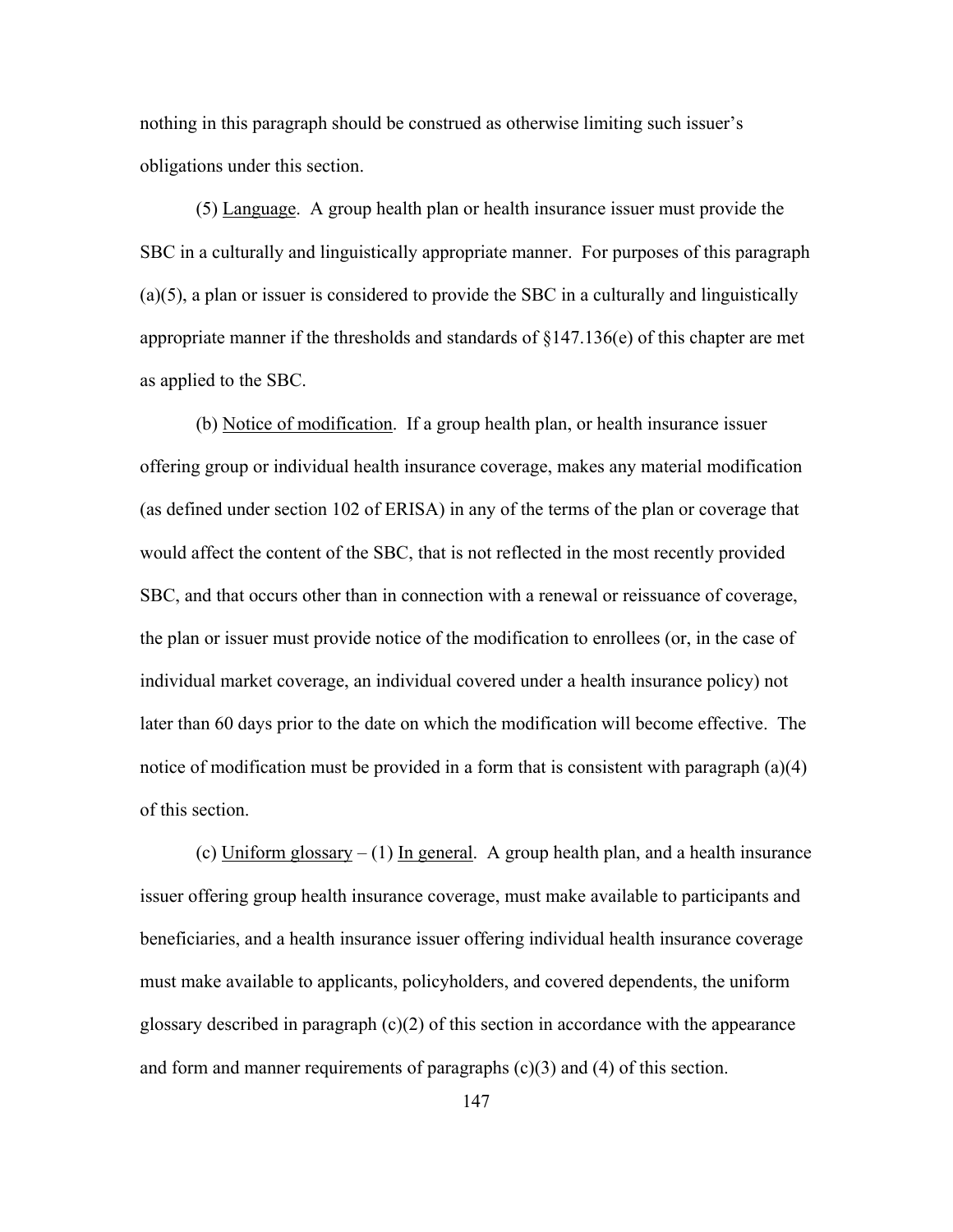nothing in this paragraph should be construed as otherwise limiting such issuer's obligations under this section.

(5) Language. A group health plan or health insurance issuer must provide the SBC in a culturally and linguistically appropriate manner. For purposes of this paragraph (a)(5), a plan or issuer is considered to provide the SBC in a culturally and linguistically appropriate manner if the thresholds and standards of §147.136(e) of this chapter are met as applied to the SBC.

(b) Notice of modification. If a group health plan, or health insurance issuer offering group or individual health insurance coverage, makes any material modification (as defined under section 102 of ERISA) in any of the terms of the plan or coverage that would affect the content of the SBC, that is not reflected in the most recently provided SBC, and that occurs other than in connection with a renewal or reissuance of coverage, the plan or issuer must provide notice of the modification to enrollees (or, in the case of individual market coverage, an individual covered under a health insurance policy) not later than 60 days prior to the date on which the modification will become effective. The notice of modification must be provided in a form that is consistent with paragraph (a)(4) of this section.

(c) Uniform glossary – (1) In general. A group health plan, and a health insurance issuer offering group health insurance coverage, must make available to participants and beneficiaries, and a health insurance issuer offering individual health insurance coverage must make available to applicants, policyholders, and covered dependents, the uniform glossary described in paragraph (c)(2) of this section in accordance with the appearance and form and manner requirements of paragraphs (c)(3) and (4) of this section.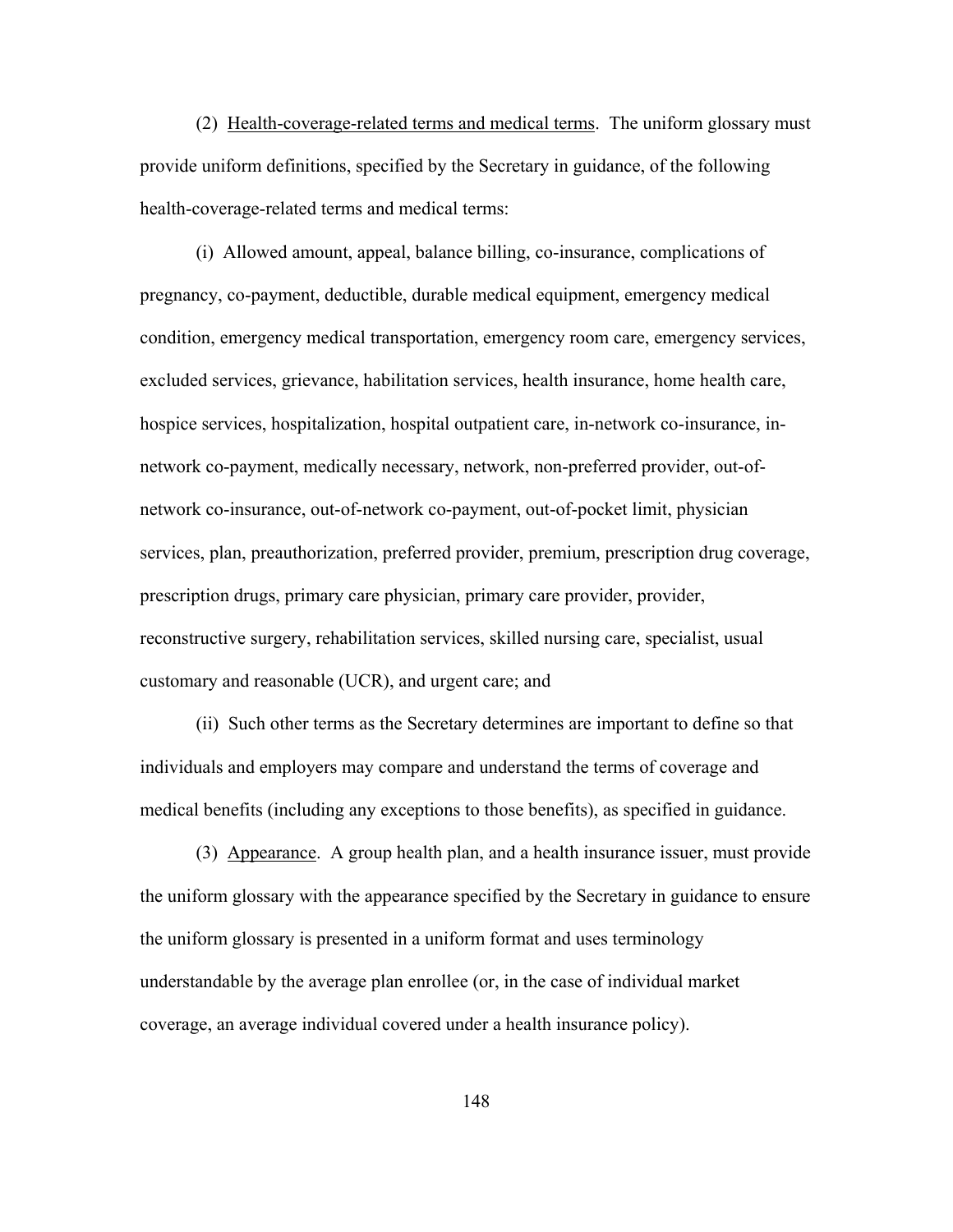(2) Health-coverage-related terms and medical terms. The uniform glossary must provide uniform definitions, specified by the Secretary in guidance, of the following health-coverage-related terms and medical terms:

(i) Allowed amount, appeal, balance billing, co-insurance, complications of pregnancy, co-payment, deductible, durable medical equipment, emergency medical condition, emergency medical transportation, emergency room care, emergency services, excluded services, grievance, habilitation services, health insurance, home health care, hospice services, hospitalization, hospital outpatient care, in-network co-insurance, in-network co-payment, medically necessary, network, non-preferred provider, out-of-network co-insurance, out-of-network co-payment, out-of-pocket limit, physician services, plan, preauthorization, preferred provider, premium, prescription drug coverage, prescription drugs, primary care physician, primary care provider, provider, reconstructive surgery, rehabilitation services, skilled nursing care, specialist, usual customary and reasonable (UCR), and urgent care; and

(ii) Such other terms as the Secretary determines are important to define so that individuals and employers may compare and understand the terms of coverage and medical benefits (including any exceptions to those benefits), as specified in guidance.

(3) Appearance. A group health plan, and a health insurance issuer, must provide the uniform glossary with the appearance specified by the Secretary in guidance to ensure the uniform glossary is presented in a uniform format and uses terminology understandable by the average plan enrollee (or, in the case of individual market coverage, an average individual covered under a health insurance policy).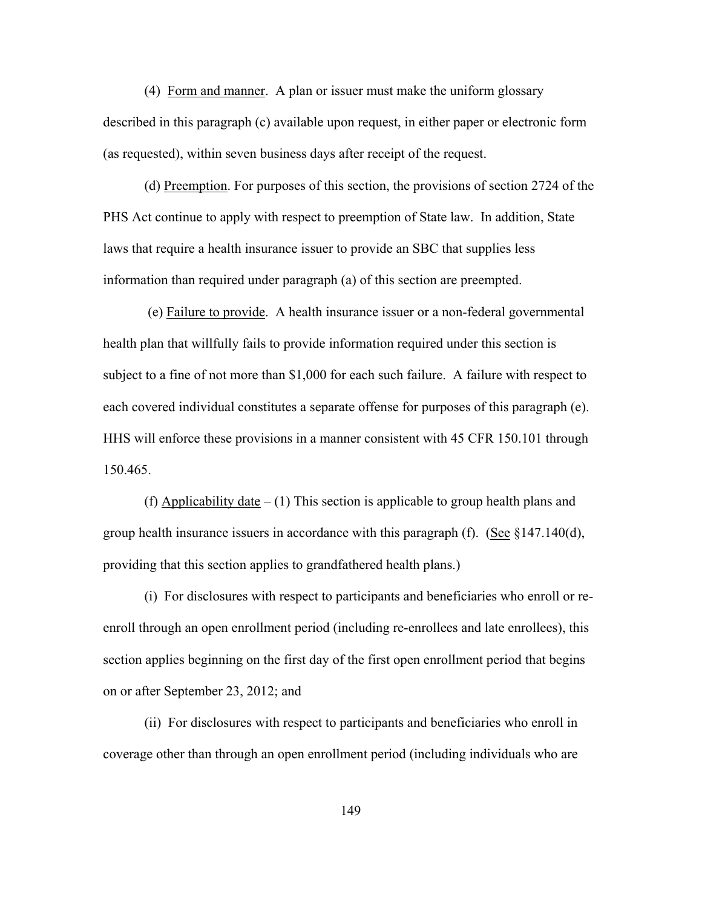(4) Form and manner. A plan or issuer must make the uniform glossary described in this paragraph (c) available upon request, in either paper or electronic form (as requested), within seven business days after receipt of the request.

(d) Preemption. For purposes of this section, the provisions of section 2724 of the PHS Act continue to apply with respect to preemption of State law. In addition, State laws that require a health insurance issuer to provide an SBC that supplies less information than required under paragraph (a) of this section are preempted.

(e) Failure to provide. A health insurance issuer or a non-federal governmental health plan that willfully fails to provide information required under this section is subject to a fine of not more than $1,000 for each such failure. A failure with respect to each covered individual constitutes a separate offense for purposes of this paragraph (e). HHS will enforce these provisions in a manner consistent with 45 CFR 150.101 through 150.465.

(f) Applicability date – (1) This section is applicable to group health plans and group health insurance issuers in accordance with this paragraph (f). (See §147.140(d), providing that this section applies to grandfathered health plans.)

(i) For disclosures with respect to participants and beneficiaries who enroll or re-enroll through an open enrollment period (including re-enrollees and late enrollees), this section applies beginning on the first day of the first open enrollment period that begins on or after September 23, 2012; and

(ii) For disclosures with respect to participants and beneficiaries who enroll in coverage other than through an open enrollment period (including individuals who are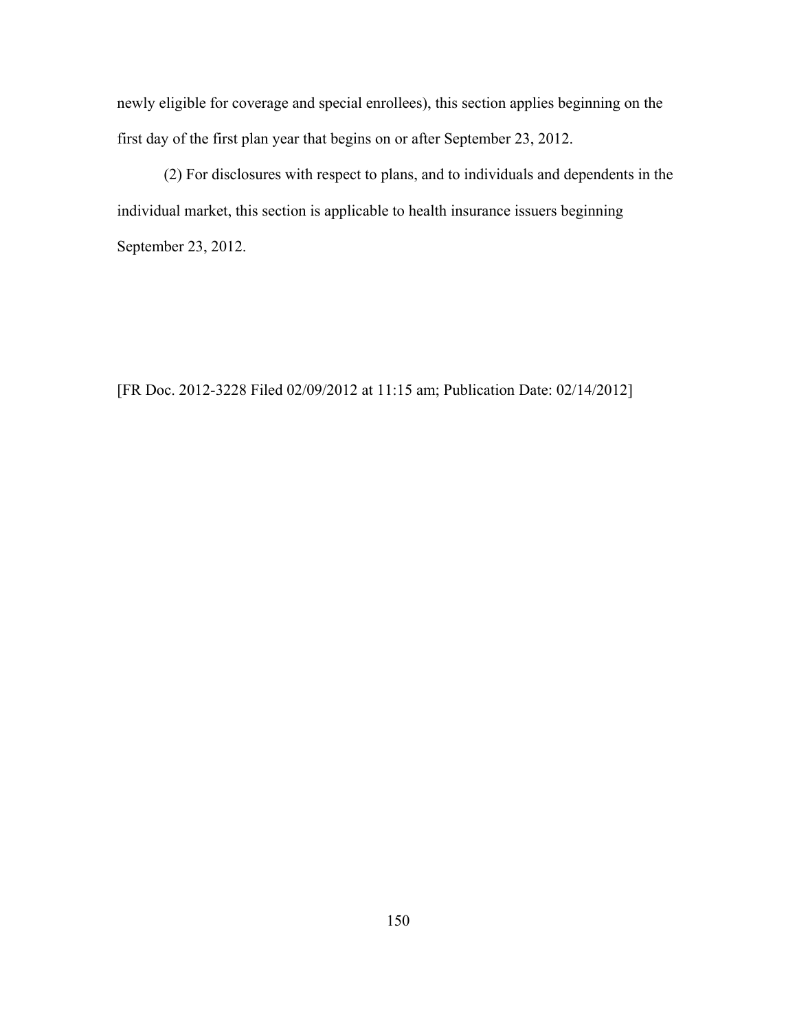newly eligible for coverage and special enrollees), this section applies beginning on the first day of the first plan year that begins on or after September 23, 2012.

(2) For disclosures with respect to plans, and to individuals and dependents in the individual market, this section is applicable to health insurance issuers beginning September 23, 2012.

[FR Doc. 2012-3228 Filed 02/09/2012 at 11:15 am; Publication Date: 02/14/2012]